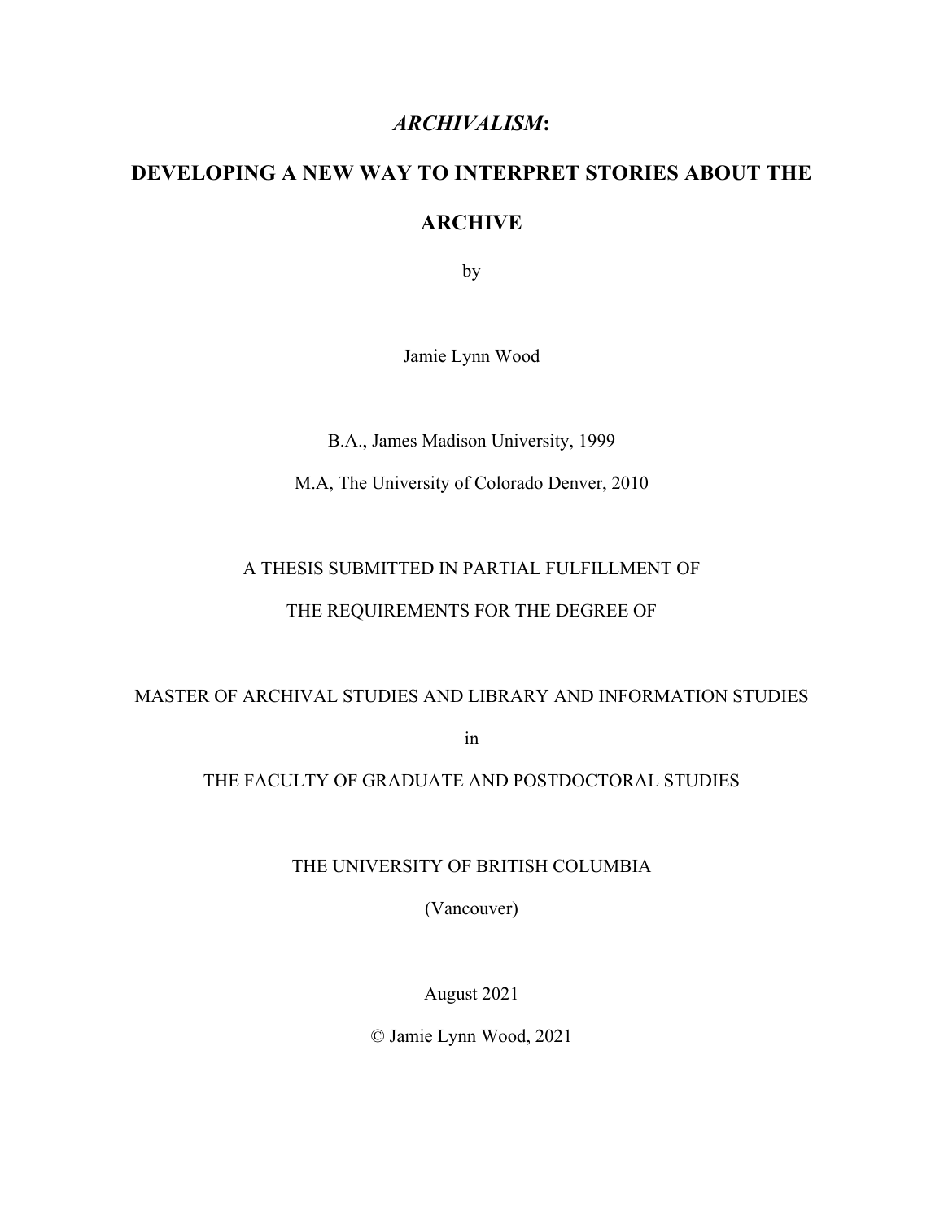# *ARCHIVALISM*:

# DEVELOPING A NEW WAY TO INTERPRET STORIES ABOUT THE ARCHIVE

by

Jamie Lynn Wood

B.A., James Madison University, 1999

M.A, The University of Colorado Denver, 2010

A THESIS SUBMITTED IN PARTIAL FULFILLMENT OF

THE REQUIREMENTS FOR THE DEGREE OF

MASTER OF ARCHIVAL STUDIES AND LIBRARY AND INFORMATION STUDIES

in

THE FACULTY OF GRADUATE AND POSTDOCTORAL STUDIES

THE UNIVERSITY OF BRITISH COLUMBIA

(Vancouver)

August 2021

© Jamie Lynn Wood, 2021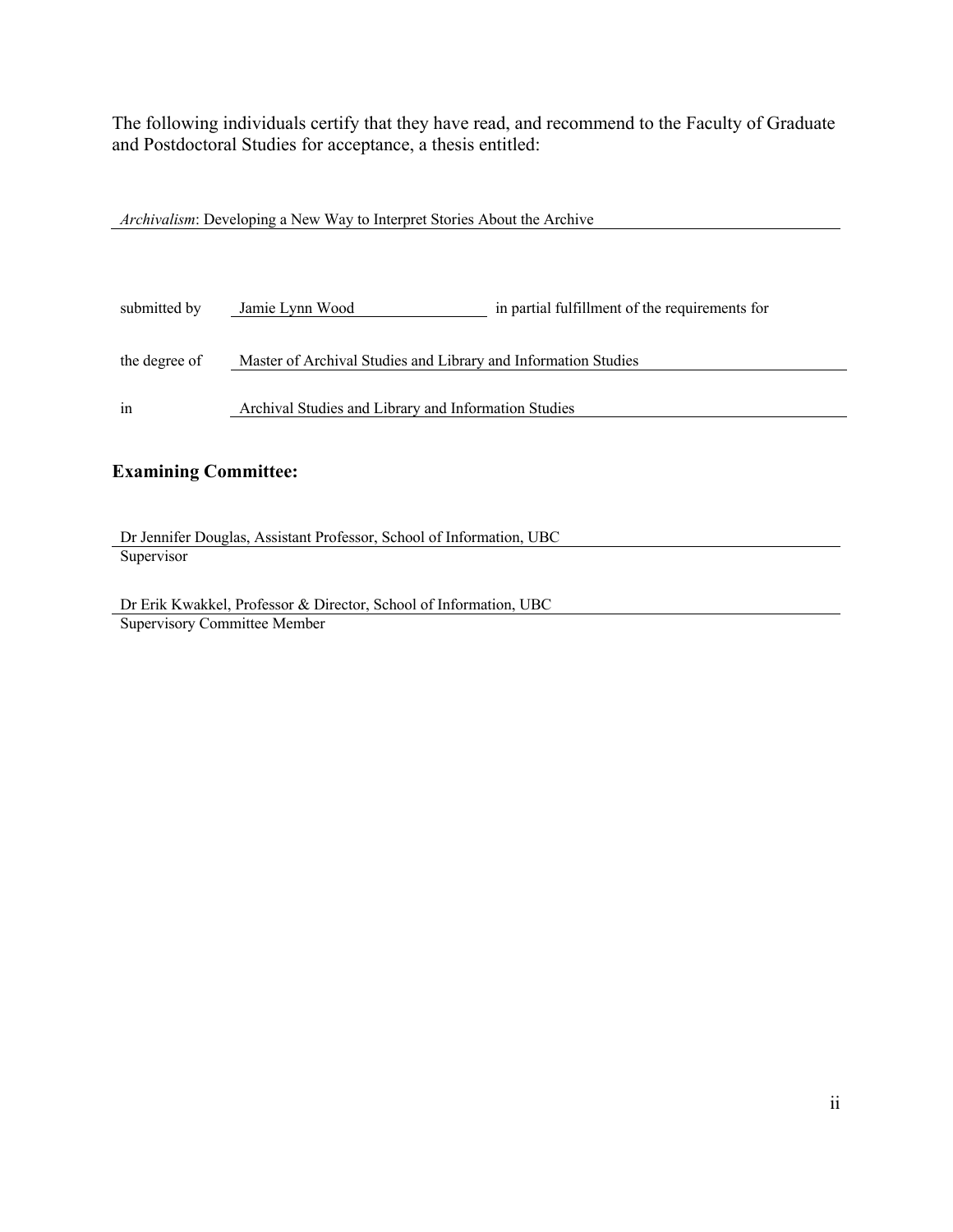The following individuals certify that they have read, and recommend to the Faculty of Graduate and Postdoctoral Studies for acceptance, a thesis entitled:

*Archivalism*: Developing a New Way to Interpret Stories About the Archive

submitted by Jamie Lynn Wood in partial fulfillment of the requirements for

the degree of Master of Archival Studies and Library and Information Studies

in Archival Studies and Library and Information Studies

**Examining Committee:**

Dr Jennifer Douglas, Assistant Professor, School of Information, UBC
Supervisor

Dr Erik Kwakkel, Professor & Director, School of Information, UBC
Supervisory Committee Member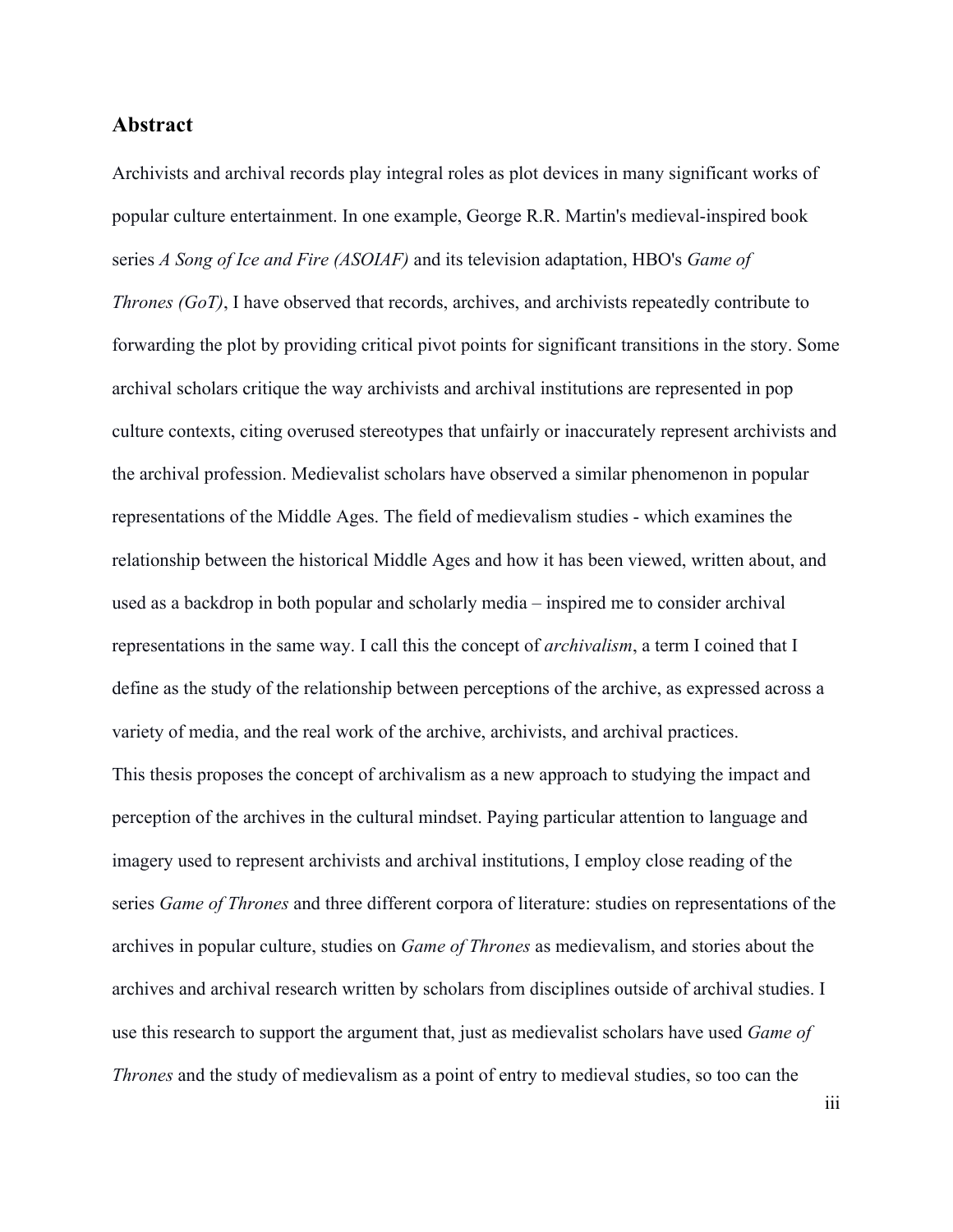## Abstract

Archivists and archival records play integral roles as plot devices in many significant works of popular culture entertainment. In one example, George R.R. Martin's medieval-inspired book series *A Song of Ice and Fire (ASOIAF)* and its television adaptation, HBO's *Game of Thrones (GoT)*, I have observed that records, archives, and archivists repeatedly contribute to forwarding the plot by providing critical pivot points for significant transitions in the story. Some archival scholars critique the way archivists and archival institutions are represented in pop culture contexts, citing overused stereotypes that unfairly or inaccurately represent archivists and the archival profession. Medievalist scholars have observed a similar phenomenon in popular representations of the Middle Ages. The field of medievalism studies - which examines the relationship between the historical Middle Ages and how it has been viewed, written about, and used as a backdrop in both popular and scholarly media – inspired me to consider archival representations in the same way. I call this the concept of *archivalism*, a term I coined that I define as the study of the relationship between perceptions of the archive, as expressed across a variety of media, and the real work of the archive, archivists, and archival practices.

This thesis proposes the concept of archivalism as a new approach to studying the impact and perception of the archives in the cultural mindset. Paying particular attention to language and imagery used to represent archivists and archival institutions, I employ close reading of the series *Game of Thrones* and three different corpora of literature: studies on representations of the archives in popular culture, studies on *Game of Thrones* as medievalism, and stories about the archives and archival research written by scholars from disciplines outside of archival studies. I use this research to support the argument that, just as medievalist scholars have used *Game of Thrones* and the study of medievalism as a point of entry to medieval studies, so too can the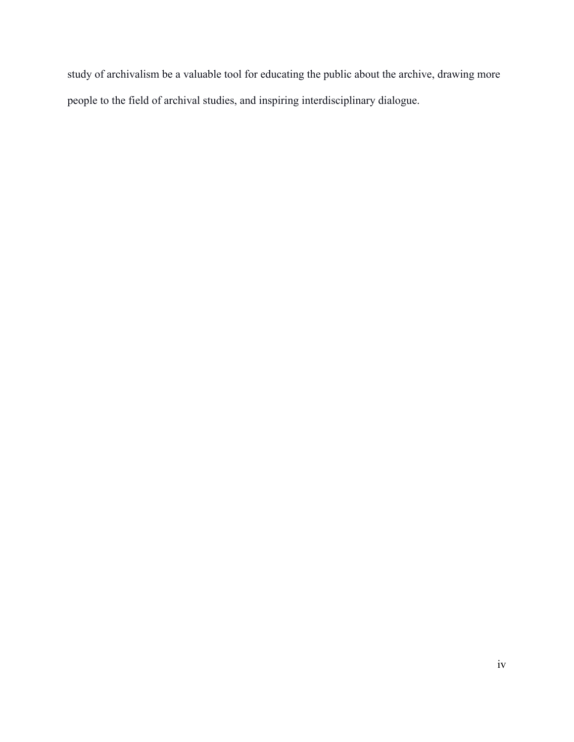study of archivalism be a valuable tool for educating the public about the archive, drawing more people to the field of archival studies, and inspiring interdisciplinary dialogue.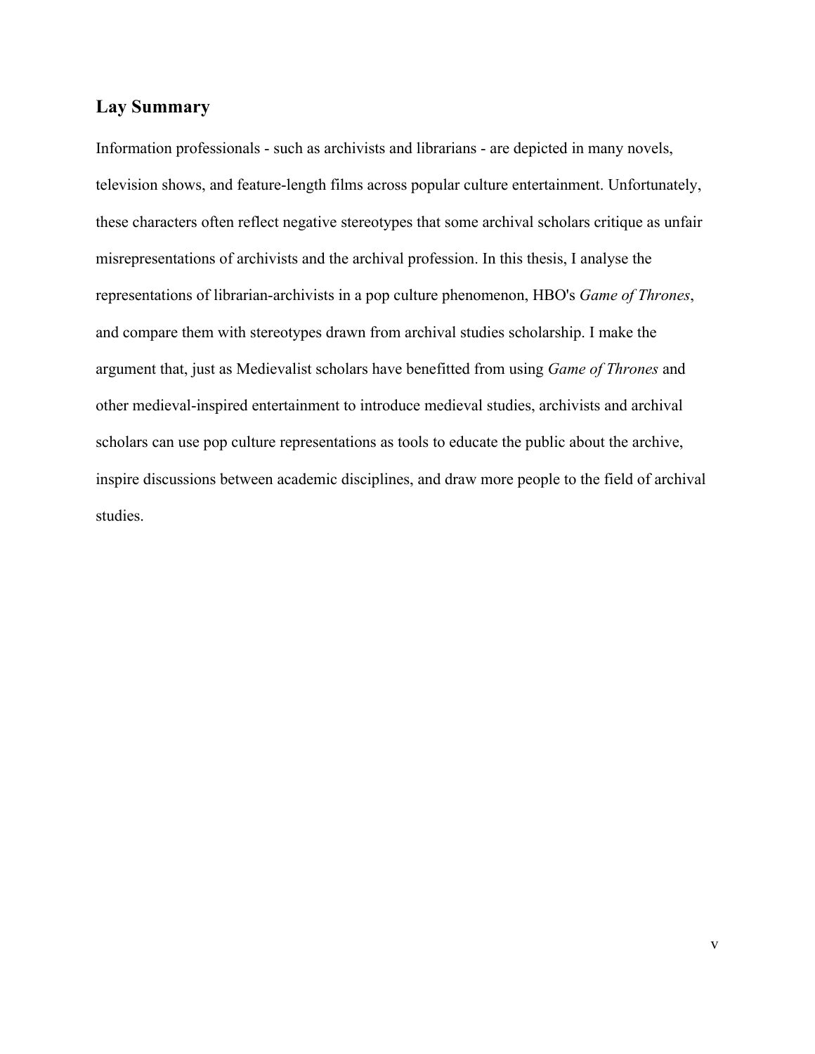## Lay Summary

Information professionals - such as archivists and librarians - are depicted in many novels, television shows, and feature-length films across popular culture entertainment. Unfortunately, these characters often reflect negative stereotypes that some archival scholars critique as unfair misrepresentations of archivists and the archival profession. In this thesis, I analyse the representations of librarian-archivists in a pop culture phenomenon, HBO's *Game of Thrones*, and compare them with stereotypes drawn from archival studies scholarship. I make the argument that, just as Medievalist scholars have benefitted from using *Game of Thrones* and other medieval-inspired entertainment to introduce medieval studies, archivists and archival scholars can use pop culture representations as tools to educate the public about the archive, inspire discussions between academic disciplines, and draw more people to the field of archival studies.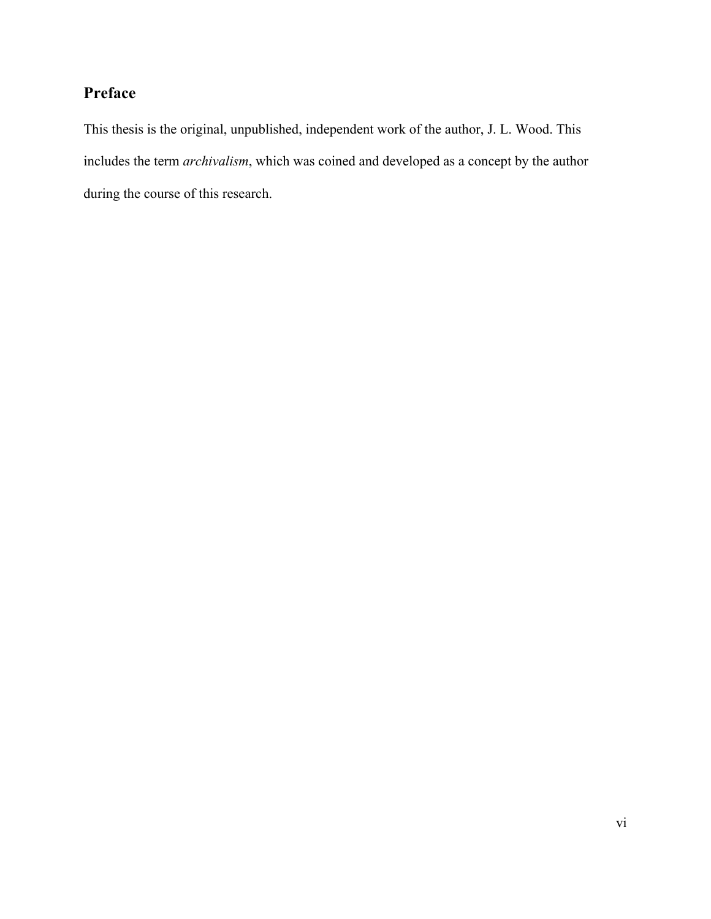## Preface

This thesis is the original, unpublished, independent work of the author, J. L. Wood. This includes the term *archivalism*, which was coined and developed as a concept by the author during the course of this research.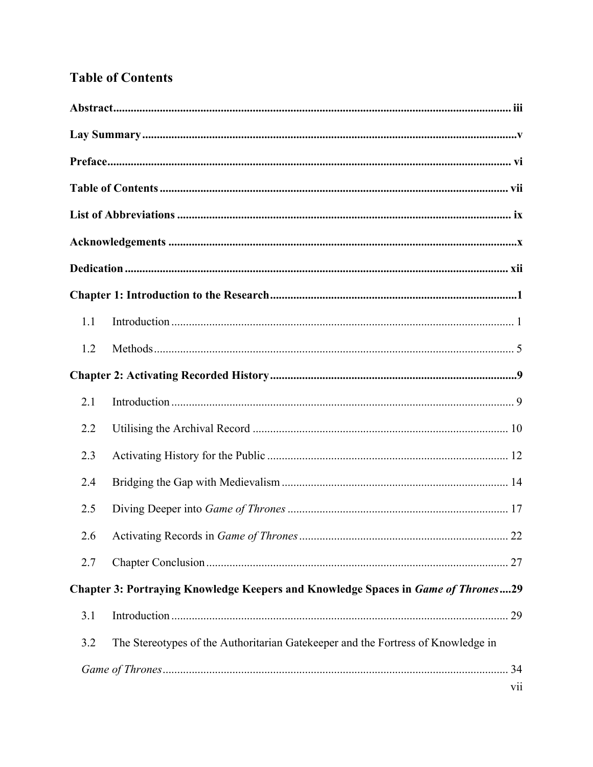# Table of Contents

**Abstract** ........................................................................................................................ **iii**

**Lay Summary** ................................................................................................................ **v**

**Preface** ........................................................................................................................... **vi**

**Table of Contents** .......................................................................................................... **vii**

**List of Abbreviations** .................................................................................................... **ix**

**Acknowledgements** ....................................................................................................... **x**

**Dedication** ...................................................................................................................... **xii**

**Chapter 1: Introduction to the Research** ...................................................................... **1**

1.1 Introduction ................................................................................................................ 1

1.2 Methods ...................................................................................................................... 5

**Chapter 2: Activating Recorded History** ...................................................................... **9**

2.1 Introduction ................................................................................................................ 9

2.2 Utilising the Archival Record ................................................................................... 10

2.3 Activating History for the Public .............................................................................. 12

2.4 Bridging the Gap with Medievalism ......................................................................... 14

2.5 Diving Deeper into *Game of Thrones* ..................................................................... 17

2.6 Activating Records in *Game of Thrones* ................................................................. 22

2.7 Chapter Conclusion ................................................................................................... 27

**Chapter 3: Portraying Knowledge Keepers and Knowledge Spaces in *Game of Thrones*** .... **29**

3.1 Introduction ................................................................................................................ 29

3.2 The Stereotypes of the Authoritarian Gatekeeper and the Fortress of Knowledge in *Game of Thrones* ........................................................................................................... 34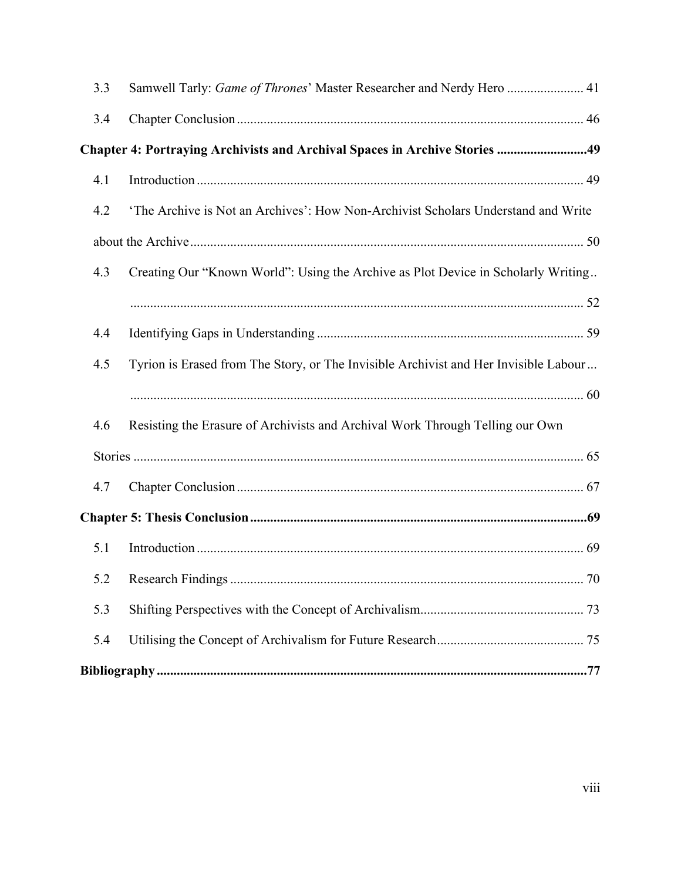3.3 Samwell Tarly: *Game of Thrones*' Master Researcher and Nerdy Hero ....................... 41

3.4 Chapter Conclusion ....................................................................................................... 46

**Chapter 4: Portraying Archivists and Archival Spaces in Archive Stories ...........................49**

4.1 Introduction ................................................................................................................... 49

4.2 'The Archive is Not an Archives': How Non-Archivist Scholars Understand and Write about the Archive ..................................................................................................................... 50

4.3 Creating Our "Known World": Using the Archive as Plot Device in Scholarly Writing ........................................................................................................................................ 52

4.4 Identifying Gaps in Understanding ................................................................................ 59

4.5 Tyrion is Erased from The Story, or The Invisible Archivist and Her Invisible Labour ........................................................................................................................................ 60

4.6 Resisting the Erasure of Archivists and Archival Work Through Telling our Own Stories ....................................................................................................................................... 65

4.7 Chapter Conclusion ....................................................................................................... 67

**Chapter 5: Thesis Conclusion ....................................................................................................69**

5.1 Introduction ................................................................................................................... 69

5.2 Research Findings ......................................................................................................... 70

5.3 Shifting Perspectives with the Concept of Archivalism................................................. 73

5.4 Utilising the Concept of Archivalism for Future Research............................................ 75

**Bibliography ................................................................................................................................77**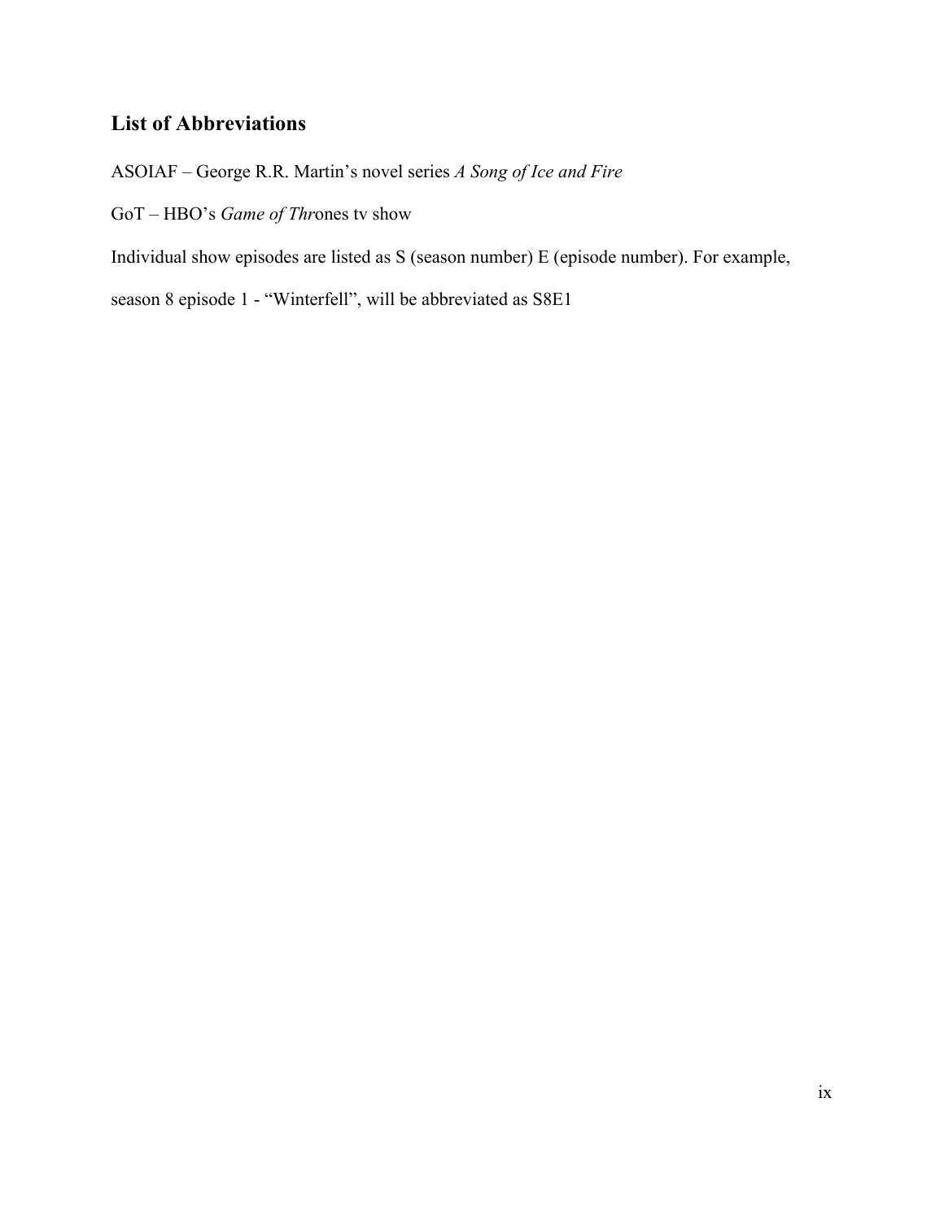## List of Abbreviations

ASOIAF – George R.R. Martin's novel series *A Song of Ice and Fire*

GoT – HBO's *Game of Thr*ones tv show

Individual show episodes are listed as S (season number) E (episode number). For example, season 8 episode 1 - "Winterfell", will be abbreviated as S8E1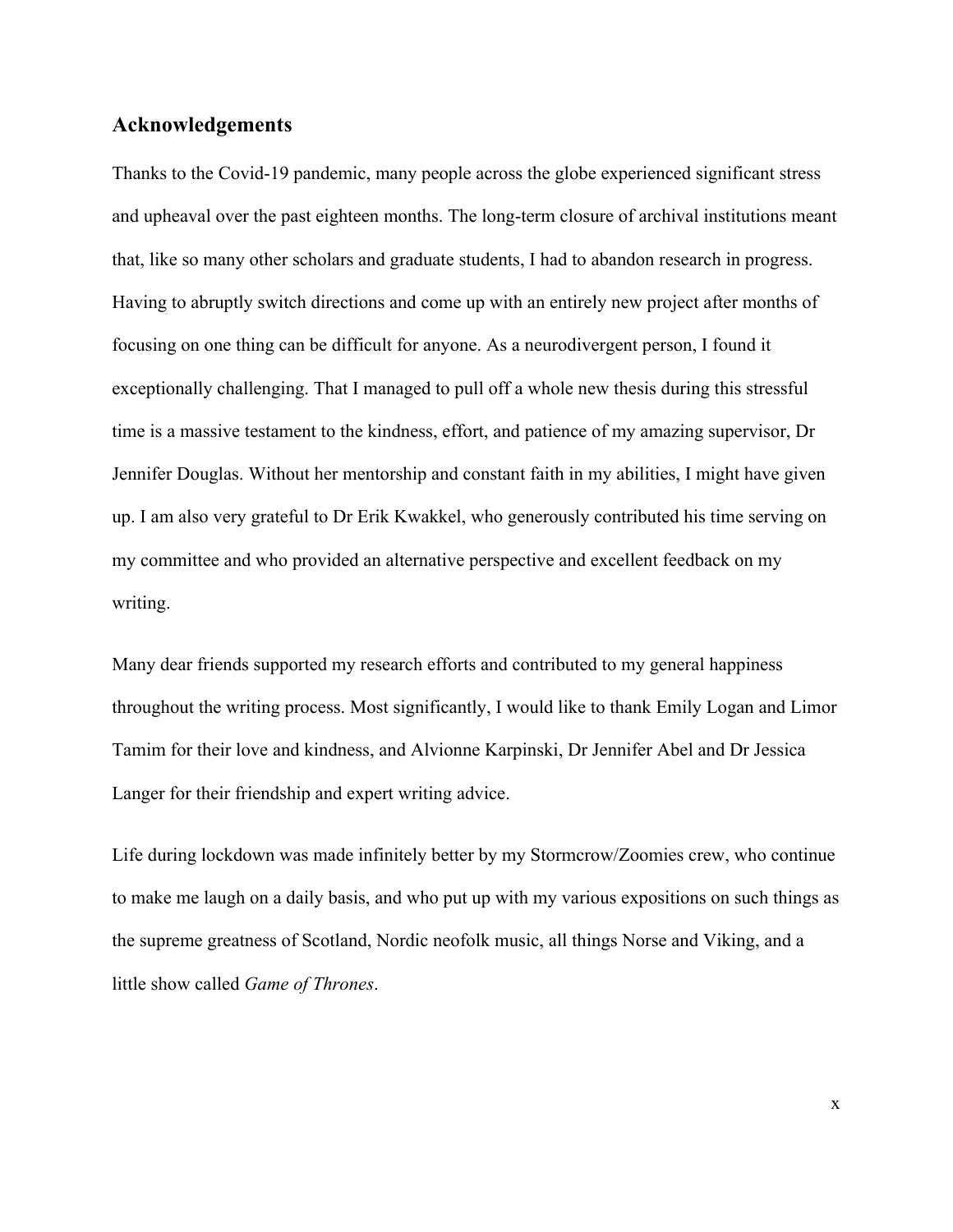## Acknowledgements

Thanks to the Covid-19 pandemic, many people across the globe experienced significant stress and upheaval over the past eighteen months. The long-term closure of archival institutions meant that, like so many other scholars and graduate students, I had to abandon research in progress. Having to abruptly switch directions and come up with an entirely new project after months of focusing on one thing can be difficult for anyone. As a neurodivergent person, I found it exceptionally challenging. That I managed to pull off a whole new thesis during this stressful time is a massive testament to the kindness, effort, and patience of my amazing supervisor, Dr Jennifer Douglas. Without her mentorship and constant faith in my abilities, I might have given up. I am also very grateful to Dr Erik Kwakkel, who generously contributed his time serving on my committee and who provided an alternative perspective and excellent feedback on my writing.

Many dear friends supported my research efforts and contributed to my general happiness throughout the writing process. Most significantly, I would like to thank Emily Logan and Limor Tamim for their love and kindness, and Alvionne Karpinski, Dr Jennifer Abel and Dr Jessica Langer for their friendship and expert writing advice.

Life during lockdown was made infinitely better by my Stormcrow/Zoomies crew, who continue to make me laugh on a daily basis, and who put up with my various expositions on such things as the supreme greatness of Scotland, Nordic neofolk music, all things Norse and Viking, and a little show called *Game of Thrones*.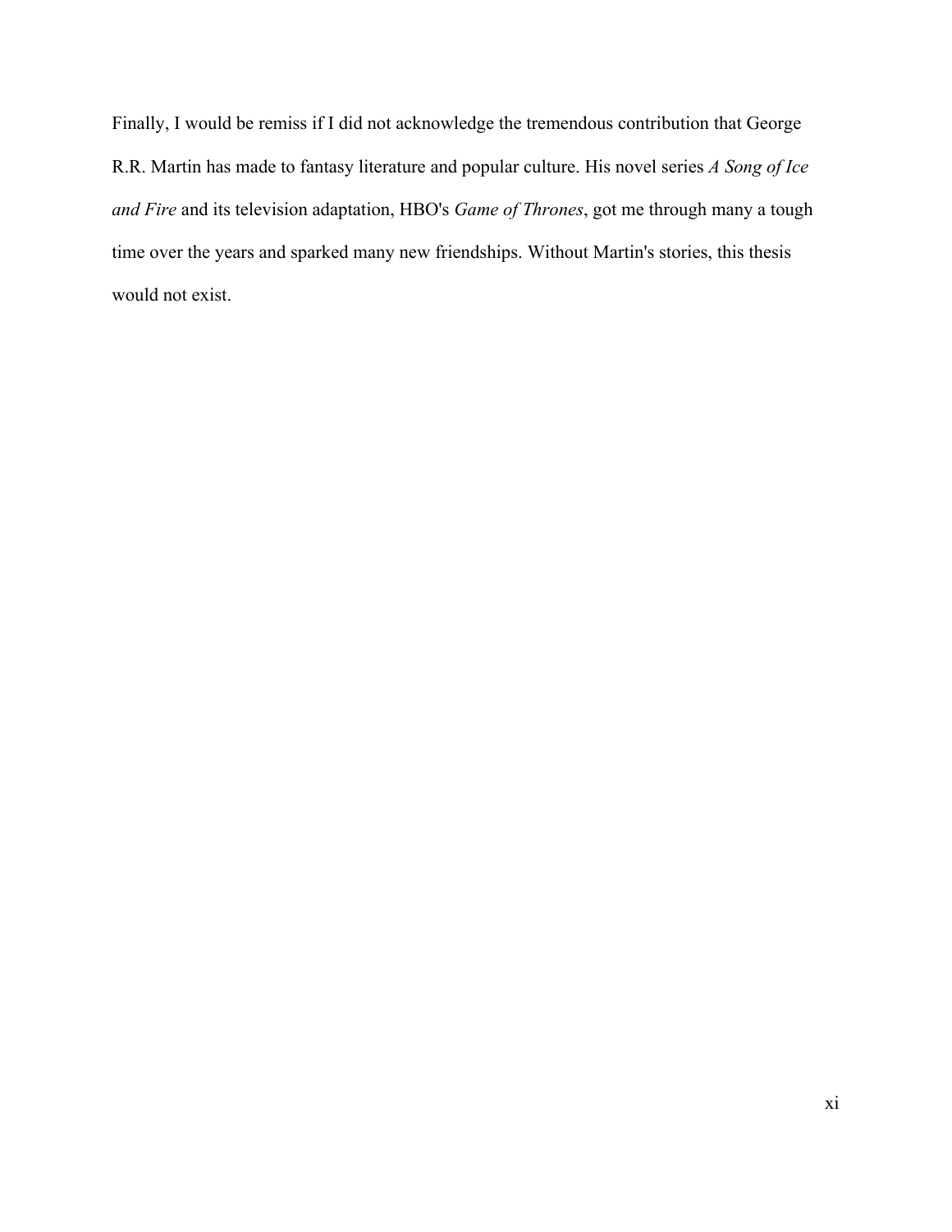Finally, I would be remiss if I did not acknowledge the tremendous contribution that George R.R. Martin has made to fantasy literature and popular culture. His novel series *A Song of Ice and Fire* and its television adaptation, HBO's *Game of Thrones*, got me through many a tough time over the years and sparked many new friendships. Without Martin's stories, this thesis would not exist.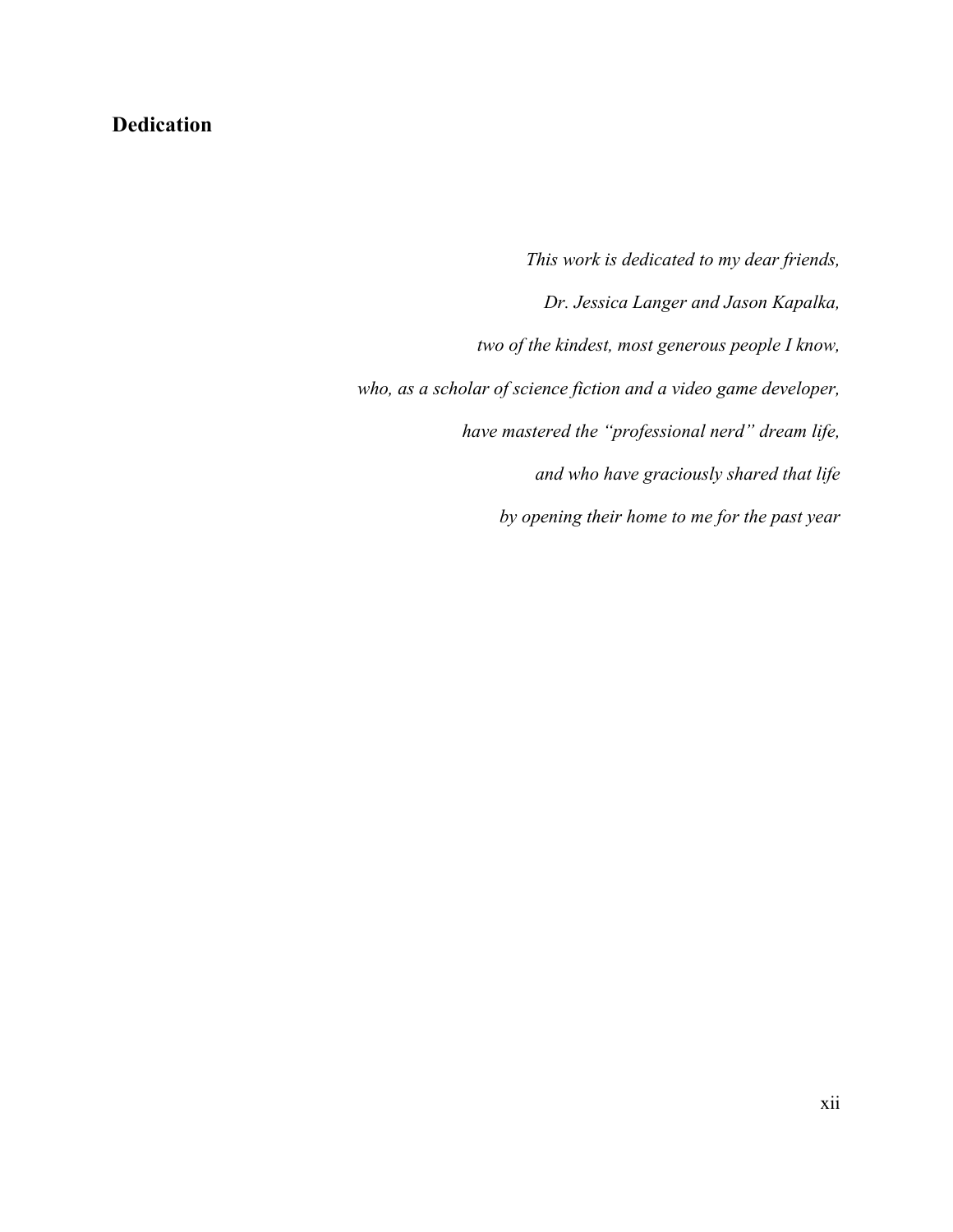## Dedication

*This work is dedicated to my dear friends,*

*Dr. Jessica Langer and Jason Kapalka,*

*two of the kindest, most generous people I know,*

*who, as a scholar of science fiction and a video game developer,*

*have mastered the "professional nerd" dream life,*

*and who have graciously shared that life*

*by opening their home to me for the past year*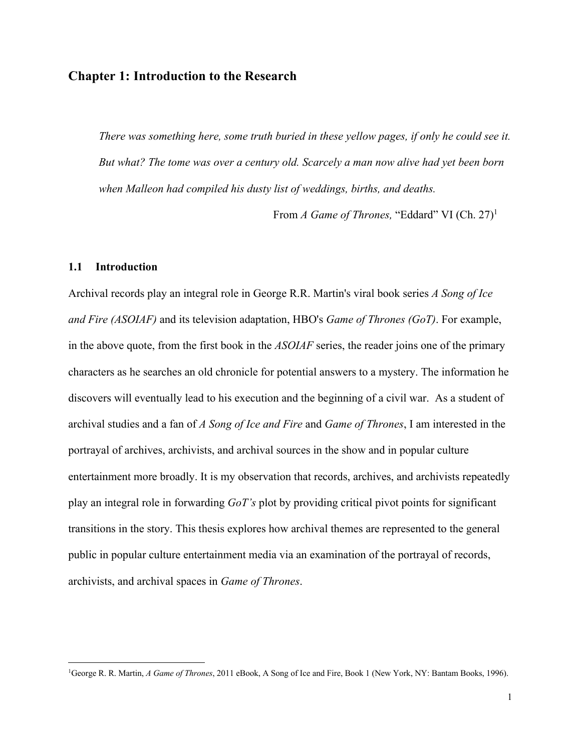## Chapter 1: Introduction to the Research

> *There was something here, some truth buried in these yellow pages, if only he could see it. But what? The tome was over a century old. Scarcely a man now alive had yet been born when Malleon had compiled his dusty list of weddings, births, and deaths.*
>
> From *A Game of Thrones,* "Eddard" VI (Ch. 27)[1]

### 1.1 Introduction

Archival records play an integral role in George R.R. Martin's viral book series *A Song of Ice and Fire (ASOIAF)* and its television adaptation, HBO's *Game of Thrones (GoT)*. For example, in the above quote, from the first book in the *ASOIAF* series, the reader joins one of the primary characters as he searches an old chronicle for potential answers to a mystery. The information he discovers will eventually lead to his execution and the beginning of a civil war. As a student of archival studies and a fan of *A Song of Ice and Fire* and *Game of Thrones*, I am interested in the portrayal of archives, archivists, and archival sources in the show and in popular culture entertainment more broadly. It is my observation that records, archives, and archivists repeatedly play an integral role in forwarding *GoT's* plot by providing critical pivot points for significant transitions in the story. This thesis explores how archival themes are represented to the general public in popular culture entertainment media via an examination of the portrayal of records, archivists, and archival spaces in *Game of Thrones*.

---

[1] George R. R. Martin, *A Game of Thrones*, 2011 eBook, A Song of Ice and Fire, Book 1 (New York, NY: Bantam Books, 1996).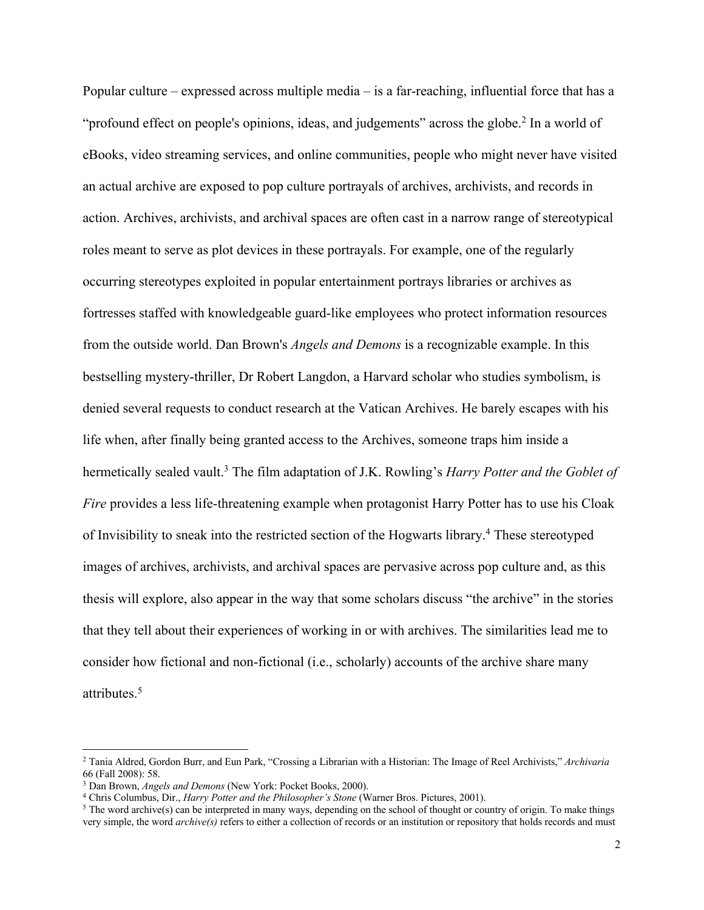Popular culture – expressed across multiple media – is a far-reaching, influential force that has a "profound effect on people's opinions, ideas, and judgements" across the globe.[2] In a world of eBooks, video streaming services, and online communities, people who might never have visited an actual archive are exposed to pop culture portrayals of archives, archivists, and records in action. Archives, archivists, and archival spaces are often cast in a narrow range of stereotypical roles meant to serve as plot devices in these portrayals. For example, one of the regularly occurring stereotypes exploited in popular entertainment portrays libraries or archives as fortresses staffed with knowledgeable guard-like employees who protect information resources from the outside world. Dan Brown's *Angels and Demons* is a recognizable example. In this bestselling mystery-thriller, Dr Robert Langdon, a Harvard scholar who studies symbolism, is denied several requests to conduct research at the Vatican Archives. He barely escapes with his life when, after finally being granted access to the Archives, someone traps him inside a hermetically sealed vault.[3] The film adaptation of J.K. Rowling's *Harry Potter and the Goblet of Fire* provides a less life-threatening example when protagonist Harry Potter has to use his Cloak of Invisibility to sneak into the restricted section of the Hogwarts library.[4] These stereotyped images of archives, archivists, and archival spaces are pervasive across pop culture and, as this thesis will explore, also appear in the way that some scholars discuss "the archive" in the stories that they tell about their experiences of working in or with archives. The similarities lead me to consider how fictional and non-fictional (i.e., scholarly) accounts of the archive share many attributes.[5]

---

[2] Tania Aldred, Gordon Burr, and Eun Park, "Crossing a Librarian with a Historian: The Image of Reel Archivists," *Archivaria* 66 (Fall 2008): 58.

[3] Dan Brown, *Angels and Demons* (New York: Pocket Books, 2000).

[4] Chris Columbus, Dir., *Harry Potter and the Philosopher's Stone* (Warner Bros. Pictures, 2001).

[5] The word archive(s) can be interpreted in many ways, depending on the school of thought or country of origin. To make things very simple, the word *archive(s)* refers to either a collection of records or an institution or repository that holds records and must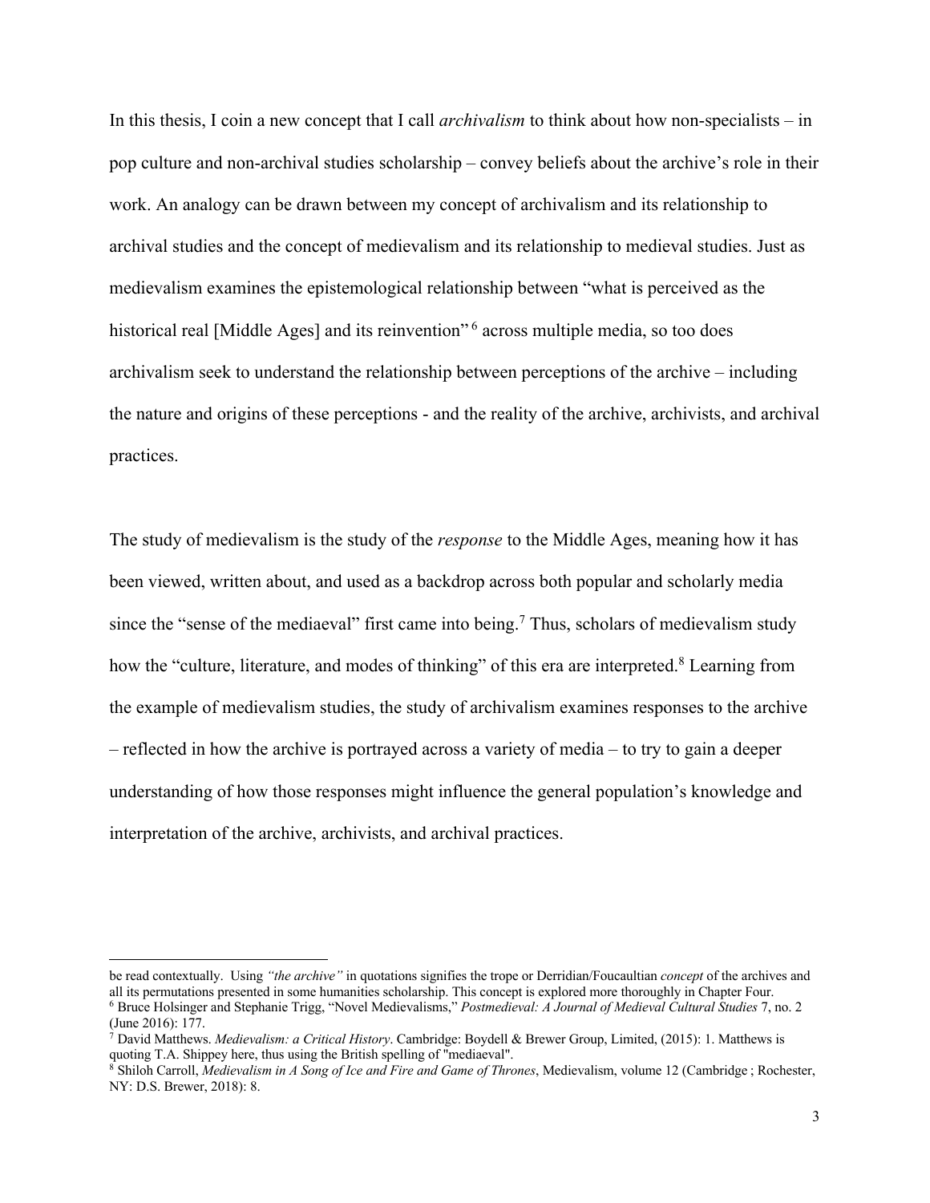In this thesis, I coin a new concept that I call *archivalism* to think about how non-specialists – in pop culture and non-archival studies scholarship – convey beliefs about the archive's role in their work. An analogy can be drawn between my concept of archivalism and its relationship to archival studies and the concept of medievalism and its relationship to medieval studies. Just as medievalism examines the epistemological relationship between "what is perceived as the historical real [Middle Ages] and its reinvention"[6] across multiple media, so too does archivalism seek to understand the relationship between perceptions of the archive – including the nature and origins of these perceptions - and the reality of the archive, archivists, and archival practices.

The study of medievalism is the study of the *response* to the Middle Ages, meaning how it has been viewed, written about, and used as a backdrop across both popular and scholarly media since the "sense of the mediaeval" first came into being.[7] Thus, scholars of medievalism study how the "culture, literature, and modes of thinking" of this era are interpreted.[8] Learning from the example of medievalism studies, the study of archivalism examines responses to the archive – reflected in how the archive is portrayed across a variety of media – to try to gain a deeper understanding of how those responses might influence the general population's knowledge and interpretation of the archive, archivists, and archival practices.

---

be read contextually. Using *"the archive"* in quotations signifies the trope or Derridian/Foucaultian *concept* of the archives and all its permutations presented in some humanities scholarship. This concept is explored more thoroughly in Chapter Four.

[6] Bruce Holsinger and Stephanie Trigg, "Novel Medievalisms," *Postmedieval: A Journal of Medieval Cultural Studies* 7, no. 2 (June 2016): 177.

[7] David Matthews. *Medievalism: a Critical History*. Cambridge: Boydell & Brewer Group, Limited, (2015): 1. Matthews is quoting T.A. Shippey here, thus using the British spelling of "mediaeval".

[8] Shiloh Carroll, *Medievalism in A Song of Ice and Fire and Game of Thrones*, Medievalism, volume 12 (Cambridge ; Rochester, NY: D.S. Brewer, 2018): 8.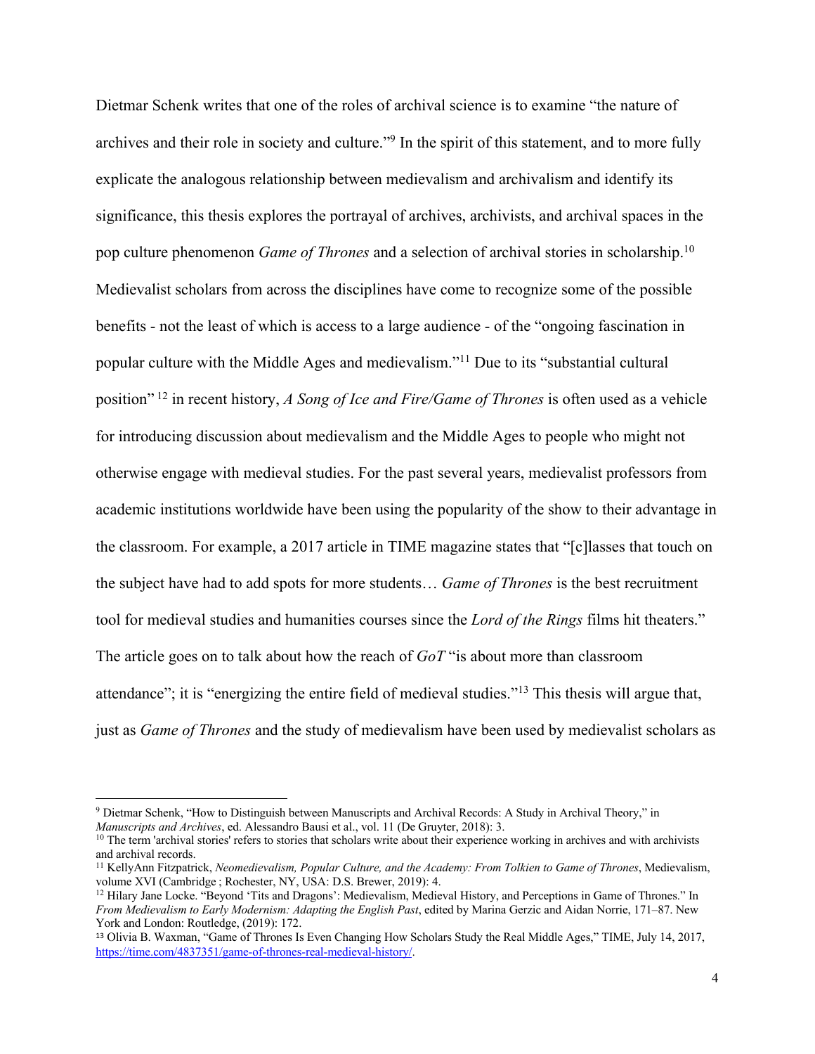Dietmar Schenk writes that one of the roles of archival science is to examine "the nature of archives and their role in society and culture."[9] In the spirit of this statement, and to more fully explicate the analogous relationship between medievalism and archivalism and identify its significance, this thesis explores the portrayal of archives, archivists, and archival spaces in the pop culture phenomenon *Game of Thrones* and a selection of archival stories in scholarship.[10] Medievalist scholars from across the disciplines have come to recognize some of the possible benefits - not the least of which is access to a large audience - of the "ongoing fascination in popular culture with the Middle Ages and medievalism."[11] Due to its "substantial cultural position" [12] in recent history, *A Song of Ice and Fire/Game of Thrones* is often used as a vehicle for introducing discussion about medievalism and the Middle Ages to people who might not otherwise engage with medieval studies. For the past several years, medievalist professors from academic institutions worldwide have been using the popularity of the show to their advantage in the classroom. For example, a 2017 article in TIME magazine states that "[c]lasses that touch on the subject have had to add spots for more students… *Game of Thrones* is the best recruitment tool for medieval studies and humanities courses since the *Lord of the Rings* films hit theaters." The article goes on to talk about how the reach of *GoT* "is about more than classroom attendance"; it is "energizing the entire field of medieval studies."[13] This thesis will argue that, just as *Game of Thrones* and the study of medievalism have been used by medievalist scholars as

---

[9] Dietmar Schenk, "How to Distinguish between Manuscripts and Archival Records: A Study in Archival Theory," in *Manuscripts and Archives*, ed. Alessandro Bausi et al., vol. 11 (De Gruyter, 2018): 3.

[10] The term 'archival stories' refers to stories that scholars write about their experience working in archives and with archivists and archival records.

[11] KellyAnn Fitzpatrick, *Neomedievalism, Popular Culture, and the Academy: From Tolkien to Game of Thrones*, Medievalism, volume XVI (Cambridge ; Rochester, NY, USA: D.S. Brewer, 2019): 4.

[12] Hilary Jane Locke. "Beyond 'Tits and Dragons': Medievalism, Medieval History, and Perceptions in Game of Thrones." In *From Medievalism to Early Modernism: Adapting the English Past*, edited by Marina Gerzic and Aidan Norrie, 171–87. New York and London: Routledge, (2019): 172.

[13] Olivia B. Waxman, "Game of Thrones Is Even Changing How Scholars Study the Real Middle Ages," TIME, July 14, 2017, https://time.com/4837351/game-of-thrones-real-medieval-history/.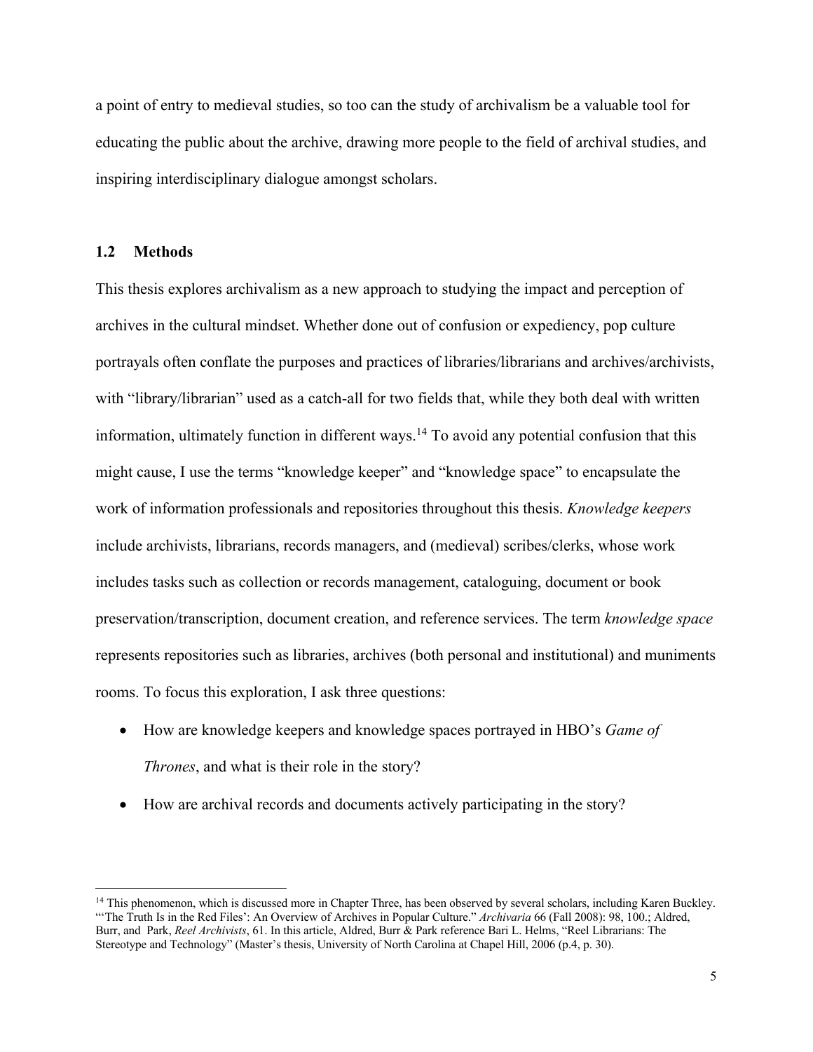a point of entry to medieval studies, so too can the study of archivalism be a valuable tool for educating the public about the archive, drawing more people to the field of archival studies, and inspiring interdisciplinary dialogue amongst scholars.

## 1.2 Methods

This thesis explores archivalism as a new approach to studying the impact and perception of archives in the cultural mindset. Whether done out of confusion or expediency, pop culture portrayals often conflate the purposes and practices of libraries/librarians and archives/archivists, with "library/librarian" used as a catch-all for two fields that, while they both deal with written information, ultimately function in different ways.[14] To avoid any potential confusion that this might cause, I use the terms "knowledge keeper" and "knowledge space" to encapsulate the work of information professionals and repositories throughout this thesis. *Knowledge keepers* include archivists, librarians, records managers, and (medieval) scribes/clerks, whose work includes tasks such as collection or records management, cataloguing, document or book preservation/transcription, document creation, and reference services. The term *knowledge space* represents repositories such as libraries, archives (both personal and institutional) and muniments rooms. To focus this exploration, I ask three questions:

- How are knowledge keepers and knowledge spaces portrayed in HBO's *Game of Thrones*, and what is their role in the story?
- How are archival records and documents actively participating in the story?

[14] This phenomenon, which is discussed more in Chapter Three, has been observed by several scholars, including Karen Buckley. "'The Truth Is in the Red Files': An Overview of Archives in Popular Culture." *Archivaria* 66 (Fall 2008): 98, 100.; Aldred, Burr, and Park, *Reel Archivists*, 61. In this article, Aldred, Burr & Park reference Bari L. Helms, "Reel Librarians: The Stereotype and Technology" (Master's thesis, University of North Carolina at Chapel Hill, 2006 (p.4, p. 30).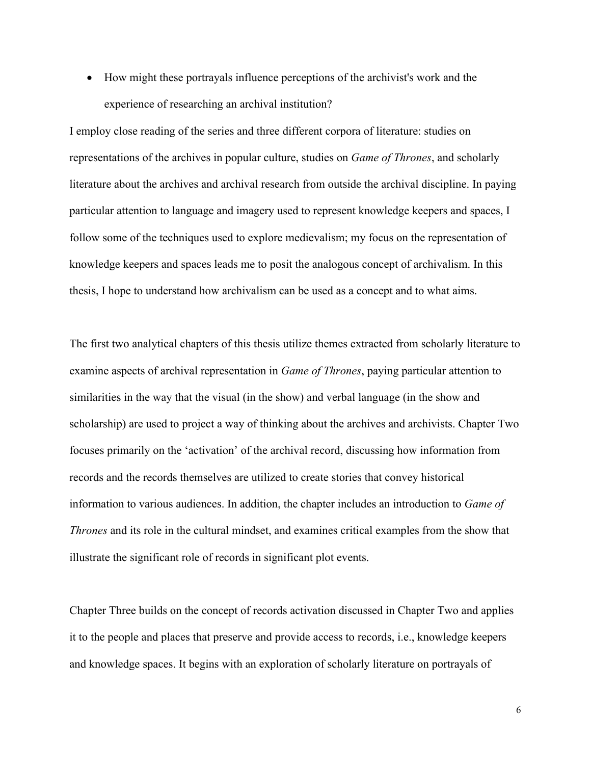- How might these portrayals influence perceptions of the archivist's work and the experience of researching an archival institution?

I employ close reading of the series and three different corpora of literature: studies on representations of the archives in popular culture, studies on *Game of Thrones*, and scholarly literature about the archives and archival research from outside the archival discipline. In paying particular attention to language and imagery used to represent knowledge keepers and spaces, I follow some of the techniques used to explore medievalism; my focus on the representation of knowledge keepers and spaces leads me to posit the analogous concept of archivalism. In this thesis, I hope to understand how archivalism can be used as a concept and to what aims.

The first two analytical chapters of this thesis utilize themes extracted from scholarly literature to examine aspects of archival representation in *Game of Thrones*, paying particular attention to similarities in the way that the visual (in the show) and verbal language (in the show and scholarship) are used to project a way of thinking about the archives and archivists. Chapter Two focuses primarily on the 'activation' of the archival record, discussing how information from records and the records themselves are utilized to create stories that convey historical information to various audiences. In addition, the chapter includes an introduction to *Game of Thrones* and its role in the cultural mindset, and examines critical examples from the show that illustrate the significant role of records in significant plot events.

Chapter Three builds on the concept of records activation discussed in Chapter Two and applies it to the people and places that preserve and provide access to records, i.e., knowledge keepers and knowledge spaces. It begins with an exploration of scholarly literature on portrayals of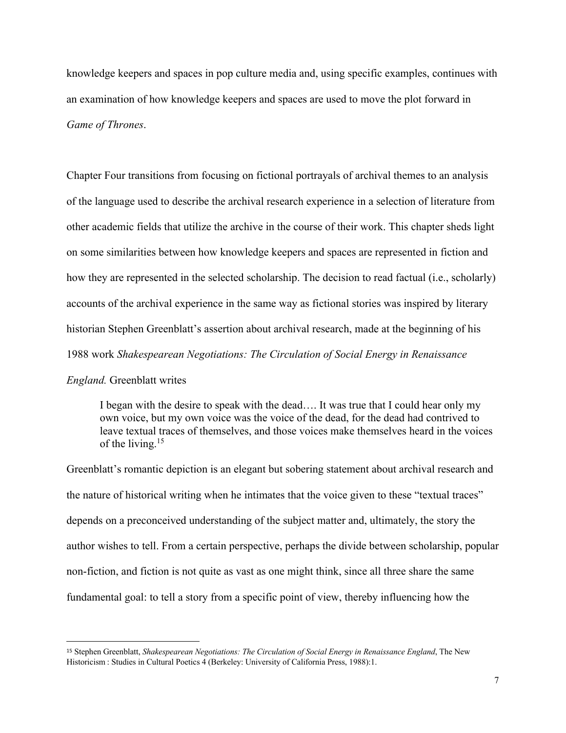knowledge keepers and spaces in pop culture media and, using specific examples, continues with an examination of how knowledge keepers and spaces are used to move the plot forward in *Game of Thrones*.

Chapter Four transitions from focusing on fictional portrayals of archival themes to an analysis of the language used to describe the archival research experience in a selection of literature from other academic fields that utilize the archive in the course of their work. This chapter sheds light on some similarities between how knowledge keepers and spaces are represented in fiction and how they are represented in the selected scholarship. The decision to read factual (i.e., scholarly) accounts of the archival experience in the same way as fictional stories was inspired by literary historian Stephen Greenblatt's assertion about archival research, made at the beginning of his 1988 work *Shakespearean Negotiations: The Circulation of Social Energy in Renaissance England.* Greenblatt writes

> I began with the desire to speak with the dead…. It was true that I could hear only my own voice, but my own voice was the voice of the dead, for the dead had contrived to leave textual traces of themselves, and those voices make themselves heard in the voices of the living.[15]

Greenblatt's romantic depiction is an elegant but sobering statement about archival research and the nature of historical writing when he intimates that the voice given to these "textual traces" depends on a preconceived understanding of the subject matter and, ultimately, the story the author wishes to tell. From a certain perspective, perhaps the divide between scholarship, popular non-fiction, and fiction is not quite as vast as one might think, since all three share the same fundamental goal: to tell a story from a specific point of view, thereby influencing how the

[15] Stephen Greenblatt, *Shakespearean Negotiations: The Circulation of Social Energy in Renaissance England*, The New Historicism : Studies in Cultural Poetics 4 (Berkeley: University of California Press, 1988):1.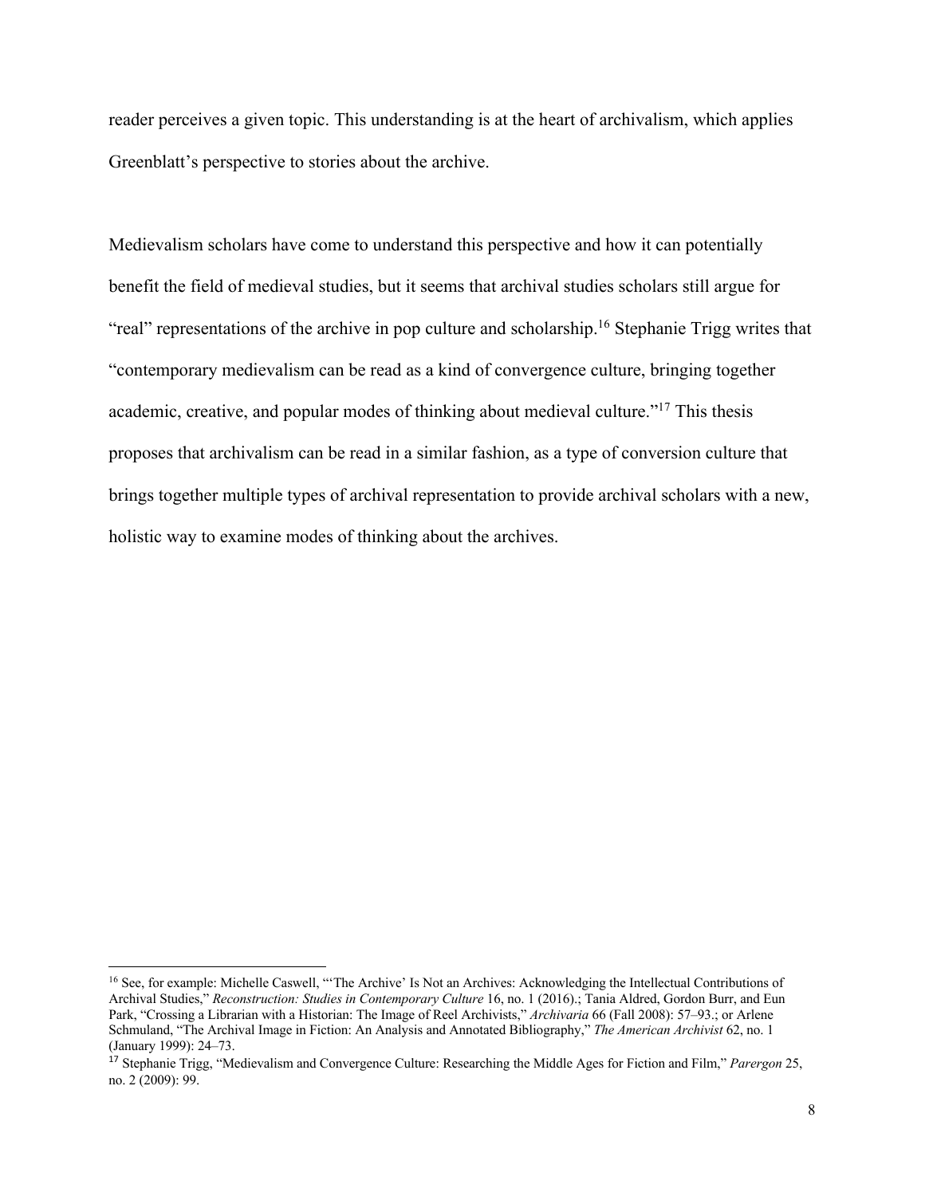reader perceives a given topic. This understanding is at the heart of archivalism, which applies Greenblatt's perspective to stories about the archive.

Medievalism scholars have come to understand this perspective and how it can potentially benefit the field of medieval studies, but it seems that archival studies scholars still argue for "real" representations of the archive in pop culture and scholarship.[16] Stephanie Trigg writes that "contemporary medievalism can be read as a kind of convergence culture, bringing together academic, creative, and popular modes of thinking about medieval culture."[17] This thesis proposes that archivalism can be read in a similar fashion, as a type of conversion culture that brings together multiple types of archival representation to provide archival scholars with a new, holistic way to examine modes of thinking about the archives.

---

[16] See, for example: Michelle Caswell, "'The Archive' Is Not an Archives: Acknowledging the Intellectual Contributions of Archival Studies," *Reconstruction: Studies in Contemporary Culture* 16, no. 1 (2016).; Tania Aldred, Gordon Burr, and Eun Park, "Crossing a Librarian with a Historian: The Image of Reel Archivists," *Archivaria* 66 (Fall 2008): 57–93.; or Arlene Schmuland, "The Archival Image in Fiction: An Analysis and Annotated Bibliography," *The American Archivist* 62, no. 1 (January 1999): 24–73.

[17] Stephanie Trigg, "Medievalism and Convergence Culture: Researching the Middle Ages for Fiction and Film," *Parergon* 25, no. 2 (2009): 99.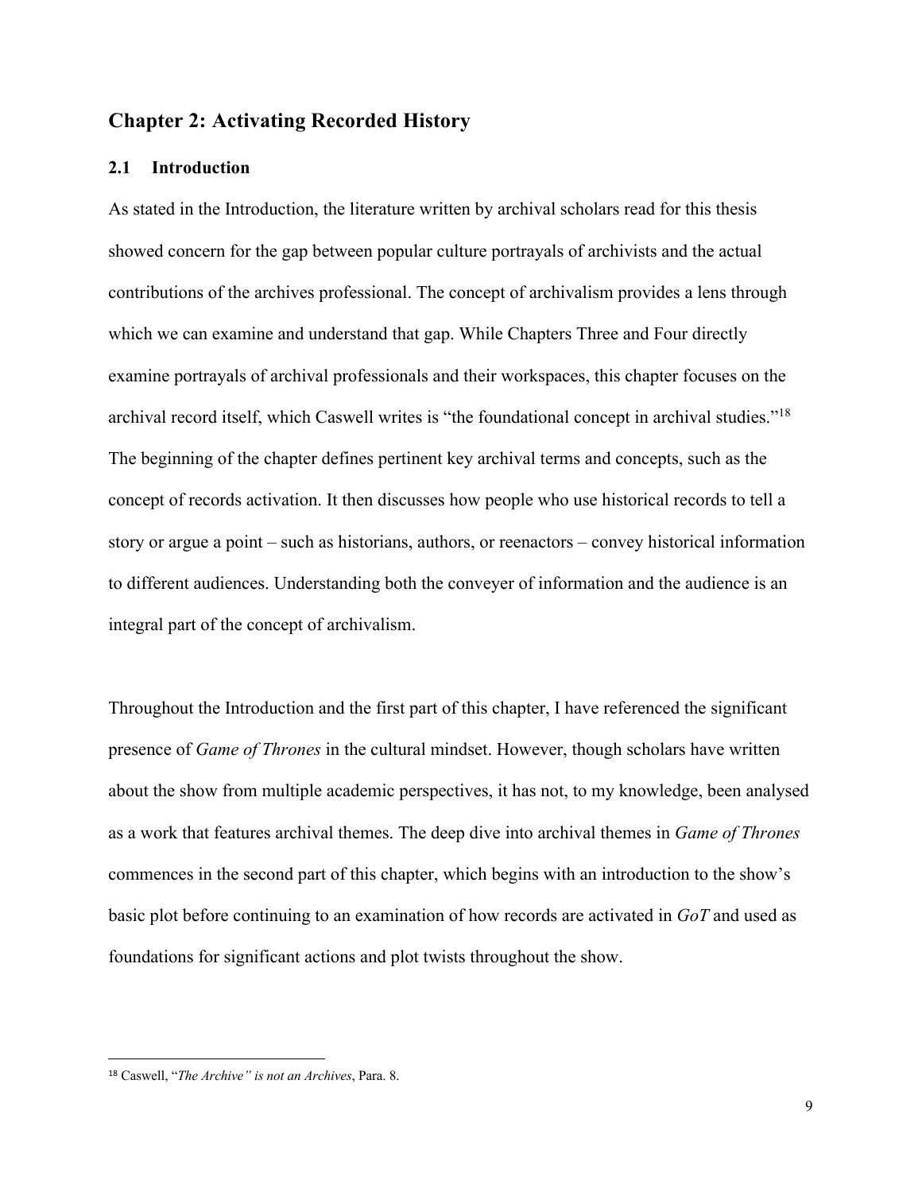## Chapter 2: Activating Recorded History

### 2.1 Introduction

As stated in the Introduction, the literature written by archival scholars read for this thesis showed concern for the gap between popular culture portrayals of archivists and the actual contributions of the archives professional. The concept of archivalism provides a lens through which we can examine and understand that gap. While Chapters Three and Four directly examine portrayals of archival professionals and their workspaces, this chapter focuses on the archival record itself, which Caswell writes is "the foundational concept in archival studies."[18] The beginning of the chapter defines pertinent key archival terms and concepts, such as the concept of records activation. It then discusses how people who use historical records to tell a story or argue a point – such as historians, authors, or reenactors – convey historical information to different audiences. Understanding both the conveyer of information and the audience is an integral part of the concept of archivalism.

Throughout the Introduction and the first part of this chapter, I have referenced the significant presence of *Game of Thrones* in the cultural mindset. However, though scholars have written about the show from multiple academic perspectives, it has not, to my knowledge, been analysed as a work that features archival themes. The deep dive into archival themes in *Game of Thrones* commences in the second part of this chapter, which begins with an introduction to the show's basic plot before continuing to an examination of how records are activated in *GoT* and used as foundations for significant actions and plot twists throughout the show.

---

[18] Caswell, "*The Archive" is not an Archives*, Para. 8.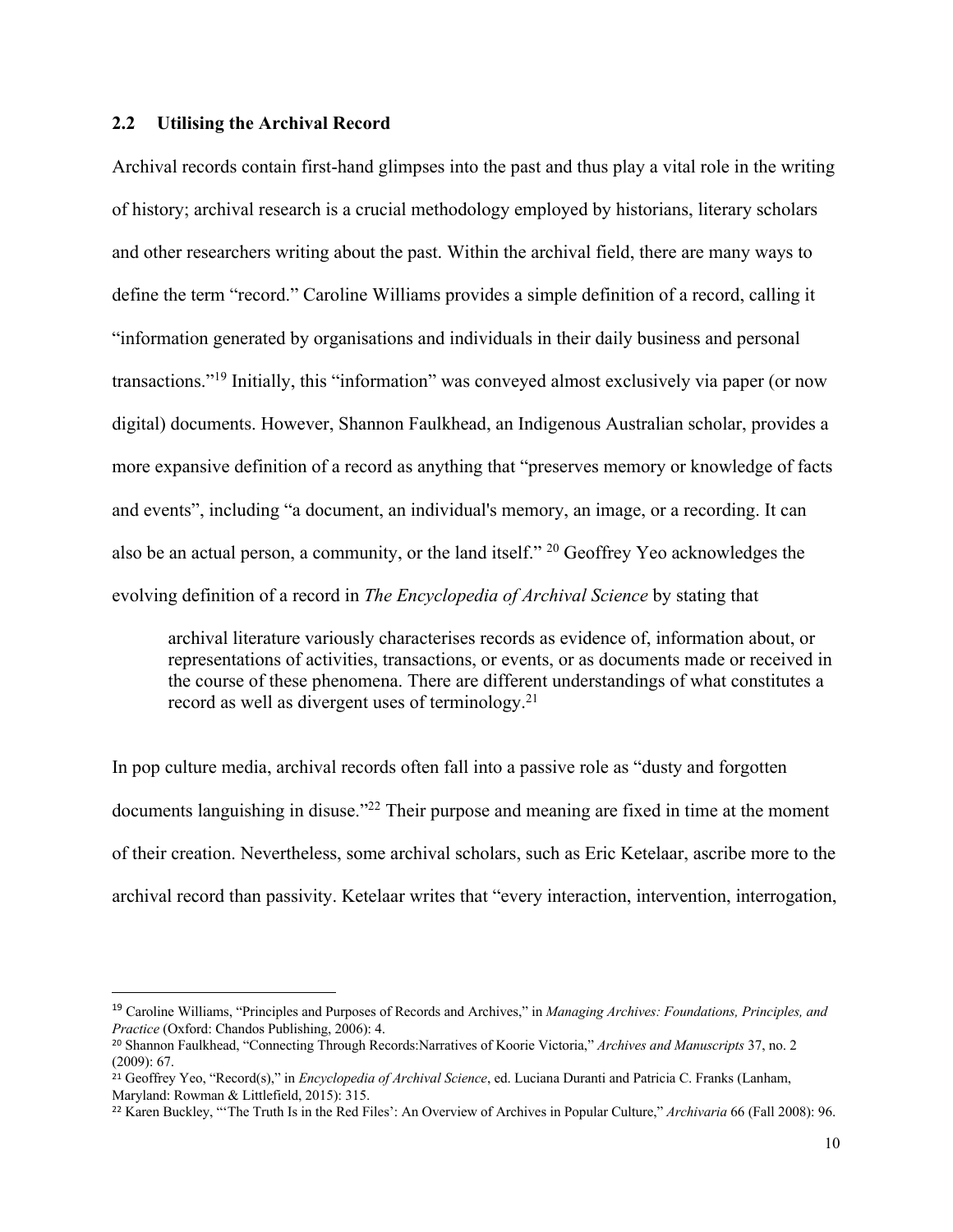## 2.2 Utilising the Archival Record

Archival records contain first-hand glimpses into the past and thus play a vital role in the writing of history; archival research is a crucial methodology employed by historians, literary scholars and other researchers writing about the past. Within the archival field, there are many ways to define the term "record." Caroline Williams provides a simple definition of a record, calling it "information generated by organisations and individuals in their daily business and personal transactions."[19] Initially, this "information" was conveyed almost exclusively via paper (or now digital) documents. However, Shannon Faulkhead, an Indigenous Australian scholar, provides a more expansive definition of a record as anything that "preserves memory or knowledge of facts and events", including "a document, an individual's memory, an image, or a recording. It can also be an actual person, a community, or the land itself." [20] Geoffrey Yeo acknowledges the evolving definition of a record in *The Encyclopedia of Archival Science* by stating that

> archival literature variously characterises records as evidence of, information about, or representations of activities, transactions, or events, or as documents made or received in the course of these phenomena. There are different understandings of what constitutes a record as well as divergent uses of terminology.[21]

In pop culture media, archival records often fall into a passive role as "dusty and forgotten documents languishing in disuse."[22] Their purpose and meaning are fixed in time at the moment of their creation. Nevertheless, some archival scholars, such as Eric Ketelaar, ascribe more to the archival record than passivity. Ketelaar writes that "every interaction, intervention, interrogation,

---

[19] Caroline Williams, "Principles and Purposes of Records and Archives," in *Managing Archives: Foundations, Principles, and Practice* (Oxford: Chandos Publishing, 2006): 4.

[20] Shannon Faulkhead, "Connecting Through Records:Narratives of Koorie Victoria," *Archives and Manuscripts* 37, no. 2 (2009): 67.

[21] Geoffrey Yeo, "Record(s)," in *Encyclopedia of Archival Science*, ed. Luciana Duranti and Patricia C. Franks (Lanham, Maryland: Rowman & Littlefield, 2015): 315.

[22] Karen Buckley, "'The Truth Is in the Red Files': An Overview of Archives in Popular Culture," *Archivaria* 66 (Fall 2008): 96.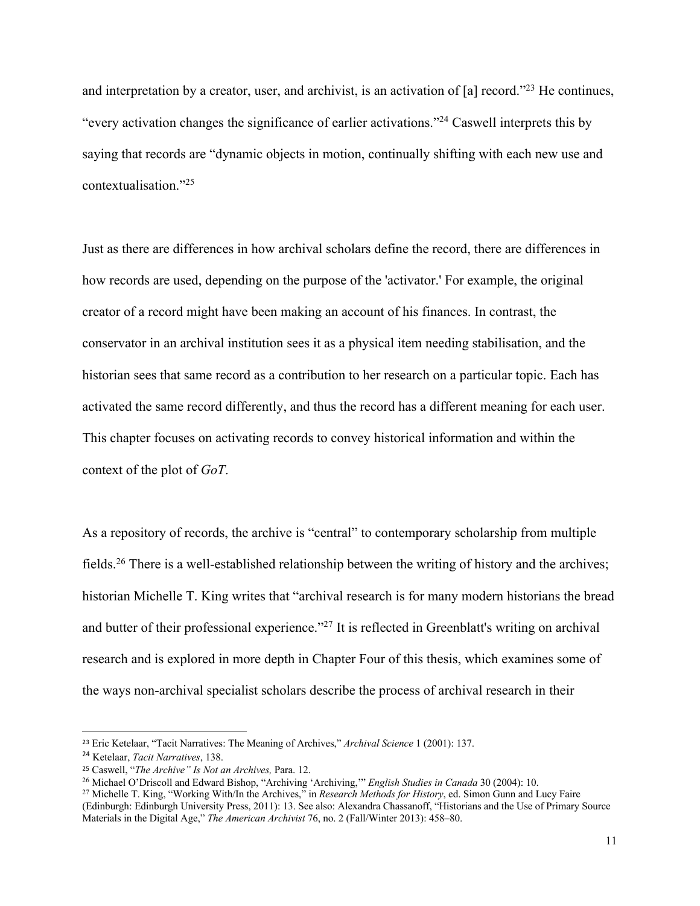and interpretation by a creator, user, and archivist, is an activation of [a] record."[23] He continues, "every activation changes the significance of earlier activations."[24] Caswell interprets this by saying that records are "dynamic objects in motion, continually shifting with each new use and contextualisation."[25]

Just as there are differences in how archival scholars define the record, there are differences in how records are used, depending on the purpose of the 'activator.' For example, the original creator of a record might have been making an account of his finances. In contrast, the conservator in an archival institution sees it as a physical item needing stabilisation, and the historian sees that same record as a contribution to her research on a particular topic. Each has activated the same record differently, and thus the record has a different meaning for each user. This chapter focuses on activating records to convey historical information and within the context of the plot of *GoT*.

As a repository of records, the archive is "central" to contemporary scholarship from multiple fields.[26] There is a well-established relationship between the writing of history and the archives; historian Michelle T. King writes that "archival research is for many modern historians the bread and butter of their professional experience."[27] It is reflected in Greenblatt's writing on archival research and is explored in more depth in Chapter Four of this thesis, which examines some of the ways non-archival specialist scholars describe the process of archival research in their

---

[23] Eric Ketelaar, "Tacit Narratives: The Meaning of Archives," *Archival Science* 1 (2001): 137.

[24] Ketelaar, *Tacit Narratives*, 138.

[25] Caswell, "*The Archive" Is Not an Archives,* Para. 12.

[26] Michael O'Driscoll and Edward Bishop, "Archiving 'Archiving,'" *English Studies in Canada* 30 (2004): 10.

[27] Michelle T. King, "Working With/In the Archives," in *Research Methods for History*, ed. Simon Gunn and Lucy Faire (Edinburgh: Edinburgh University Press, 2011): 13. See also: Alexandra Chassanoff, "Historians and the Use of Primary Source Materials in the Digital Age," *The American Archivist* 76, no. 2 (Fall/Winter 2013): 458–80.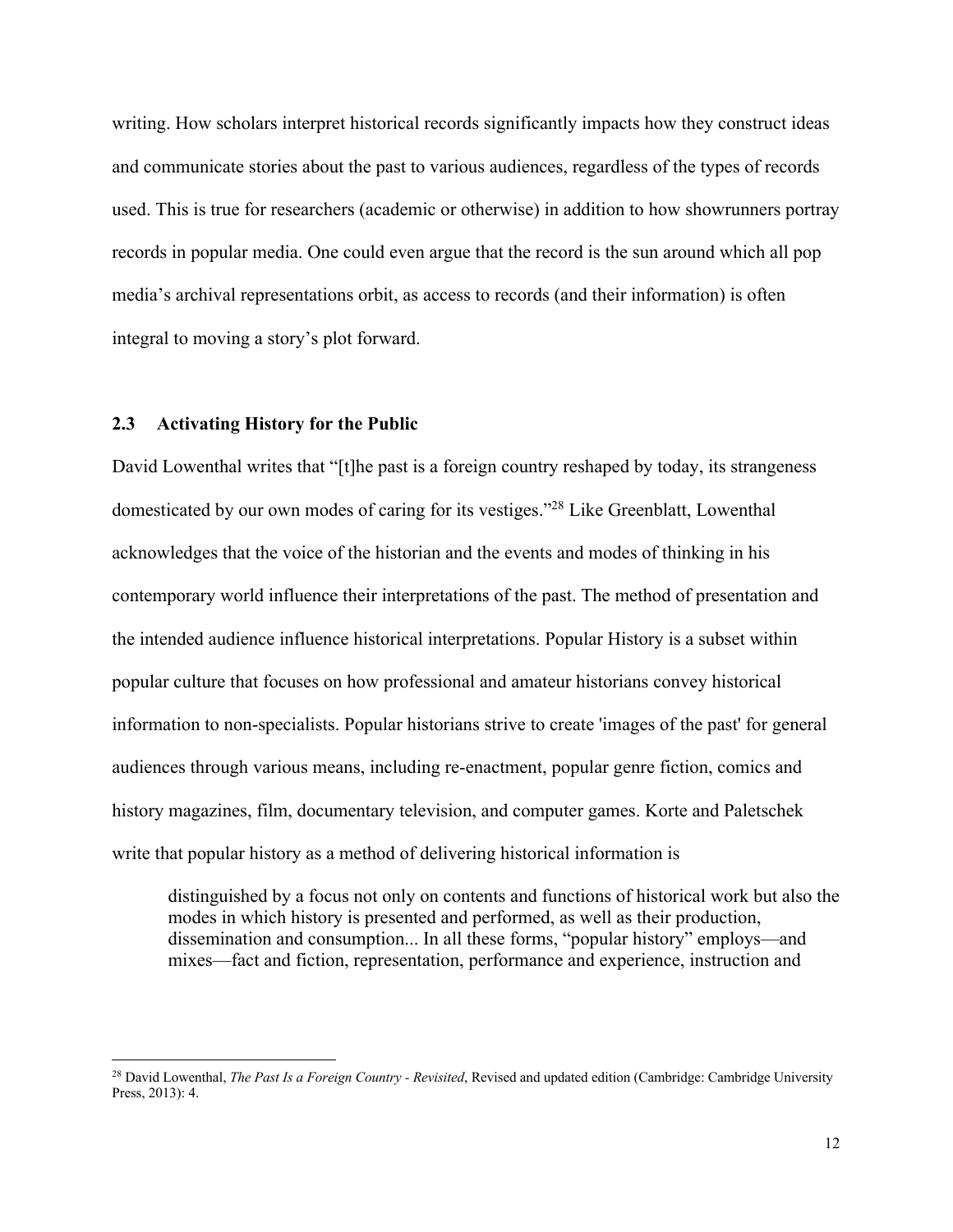writing. How scholars interpret historical records significantly impacts how they construct ideas and communicate stories about the past to various audiences, regardless of the types of records used. This is true for researchers (academic or otherwise) in addition to how showrunners portray records in popular media. One could even argue that the record is the sun around which all pop media's archival representations orbit, as access to records (and their information) is often integral to moving a story's plot forward.

### 2.3 Activating History for the Public

David Lowenthal writes that "[t]he past is a foreign country reshaped by today, its strangeness domesticated by our own modes of caring for its vestiges."[28] Like Greenblatt, Lowenthal acknowledges that the voice of the historian and the events and modes of thinking in his contemporary world influence their interpretations of the past. The method of presentation and the intended audience influence historical interpretations. Popular History is a subset within popular culture that focuses on how professional and amateur historians convey historical information to non-specialists. Popular historians strive to create 'images of the past' for general audiences through various means, including re-enactment, popular genre fiction, comics and history magazines, film, documentary television, and computer games. Korte and Paletschek write that popular history as a method of delivering historical information is

> distinguished by a focus not only on contents and functions of historical work but also the modes in which history is presented and performed, as well as their production, dissemination and consumption... In all these forms, "popular history" employs—and mixes—fact and fiction, representation, performance and experience, instruction and

[28] David Lowenthal, *The Past Is a Foreign Country - Revisited*, Revised and updated edition (Cambridge: Cambridge University Press, 2013): 4.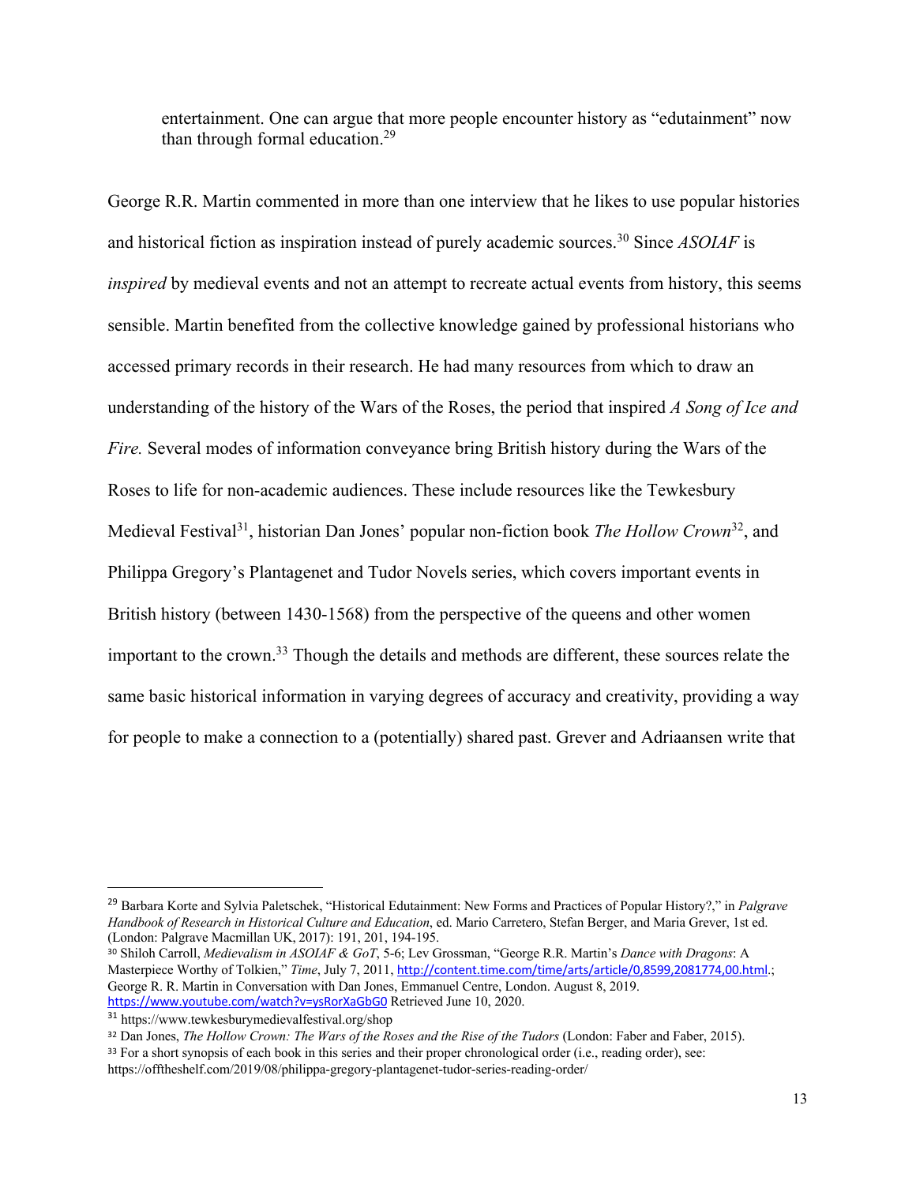> entertainment. One can argue that more people encounter history as "edutainment" now than through formal education.[29]

George R.R. Martin commented in more than one interview that he likes to use popular histories and historical fiction as inspiration instead of purely academic sources.[30] Since *ASOIAF* is *inspired* by medieval events and not an attempt to recreate actual events from history, this seems sensible. Martin benefited from the collective knowledge gained by professional historians who accessed primary records in their research. He had many resources from which to draw an understanding of the history of the Wars of the Roses, the period that inspired *A Song of Ice and Fire.* Several modes of information conveyance bring British history during the Wars of the Roses to life for non-academic audiences. These include resources like the Tewkesbury Medieval Festival[31], historian Dan Jones' popular non-fiction book *The Hollow Crown*[32], and Philippa Gregory's Plantagenet and Tudor Novels series, which covers important events in British history (between 1430-1568) from the perspective of the queens and other women important to the crown.[33] Though the details and methods are different, these sources relate the same basic historical information in varying degrees of accuracy and creativity, providing a way for people to make a connection to a (potentially) shared past. Grever and Adriaansen write that

---

[29] Barbara Korte and Sylvia Paletschek, "Historical Edutainment: New Forms and Practices of Popular History?," in *Palgrave Handbook of Research in Historical Culture and Education*, ed. Mario Carretero, Stefan Berger, and Maria Grever, 1st ed. (London: Palgrave Macmillan UK, 2017): 191, 201, 194-195.

[30] Shiloh Carroll, *Medievalism in ASOIAF & GoT*, 5-6; Lev Grossman, "George R.R. Martin's *Dance with Dragons*: A Masterpiece Worthy of Tolkien," *Time*, July 7, 2011, http://content.time.com/time/arts/article/0,8599,2081774,00.html.; George R. R. Martin in Conversation with Dan Jones, Emmanuel Centre, London. August 8, 2019. https://www.youtube.com/watch?v=ysRorXaGbG0 Retrieved June 10, 2020.

[31] https://www.tewkesburymedievalfestival.org/shop

[32] Dan Jones, *The Hollow Crown: The Wars of the Roses and the Rise of the Tudors* (London: Faber and Faber, 2015).

[33] For a short synopsis of each book in this series and their proper chronological order (i.e., reading order), see: https://offtheshelf.com/2019/08/philippa-gregory-plantagenet-tudor-series-reading-order/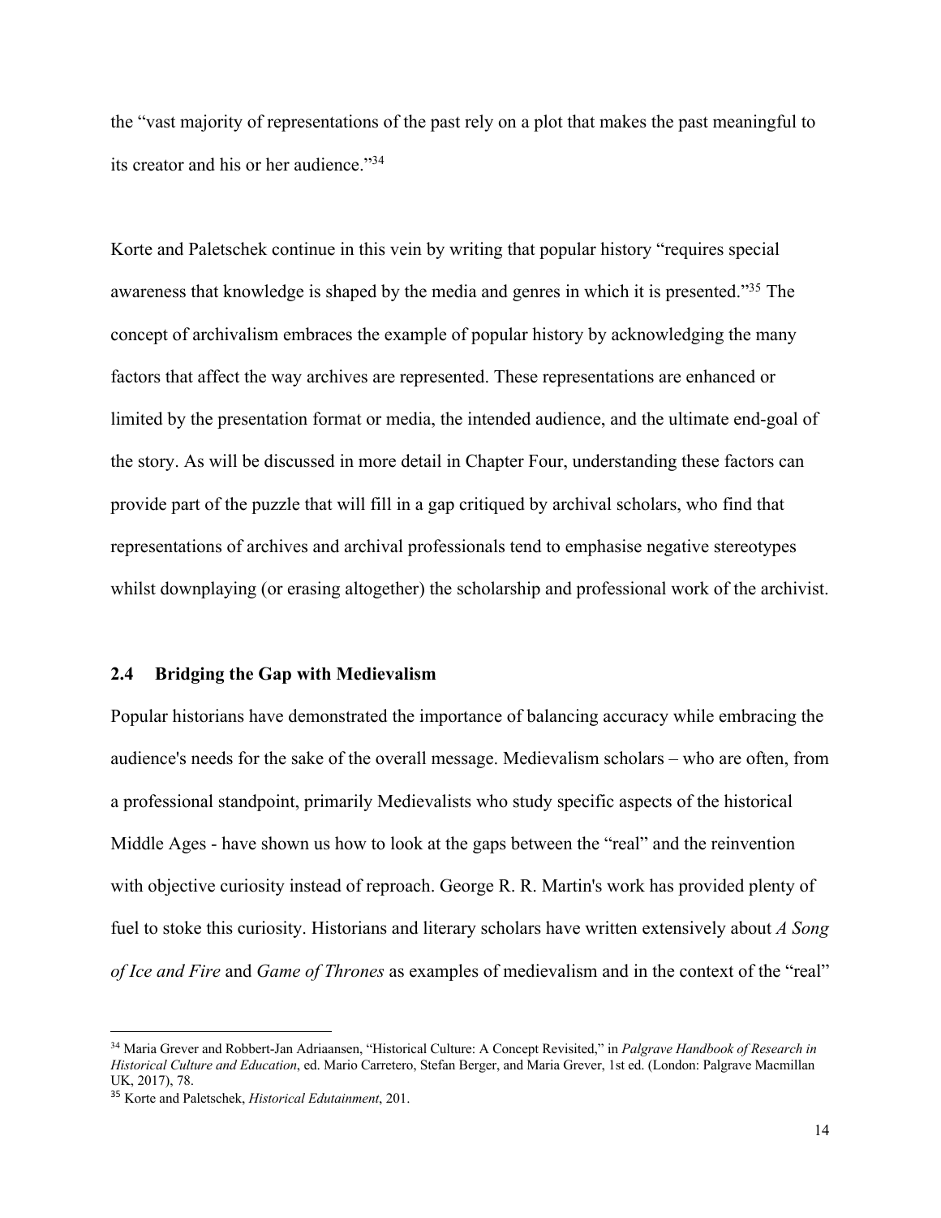the "vast majority of representations of the past rely on a plot that makes the past meaningful to its creator and his or her audience."[34]

Korte and Paletschek continue in this vein by writing that popular history "requires special awareness that knowledge is shaped by the media and genres in which it is presented."[35] The concept of archivalism embraces the example of popular history by acknowledging the many factors that affect the way archives are represented. These representations are enhanced or limited by the presentation format or media, the intended audience, and the ultimate end-goal of the story. As will be discussed in more detail in Chapter Four, understanding these factors can provide part of the puzzle that will fill in a gap critiqued by archival scholars, who find that representations of archives and archival professionals tend to emphasise negative stereotypes whilst downplaying (or erasing altogether) the scholarship and professional work of the archivist.

### 2.4 Bridging the Gap with Medievalism

Popular historians have demonstrated the importance of balancing accuracy while embracing the audience's needs for the sake of the overall message. Medievalism scholars – who are often, from a professional standpoint, primarily Medievalists who study specific aspects of the historical Middle Ages - have shown us how to look at the gaps between the "real" and the reinvention with objective curiosity instead of reproach. George R. R. Martin's work has provided plenty of fuel to stoke this curiosity. Historians and literary scholars have written extensively about *A Song of Ice and Fire* and *Game of Thrones* as examples of medievalism and in the context of the "real"

---

[34] Maria Grever and Robbert-Jan Adriaansen, "Historical Culture: A Concept Revisited," in *Palgrave Handbook of Research in Historical Culture and Education*, ed. Mario Carretero, Stefan Berger, and Maria Grever, 1st ed. (London: Palgrave Macmillan UK, 2017), 78.

[35] Korte and Paletschek, *Historical Edutainment*, 201.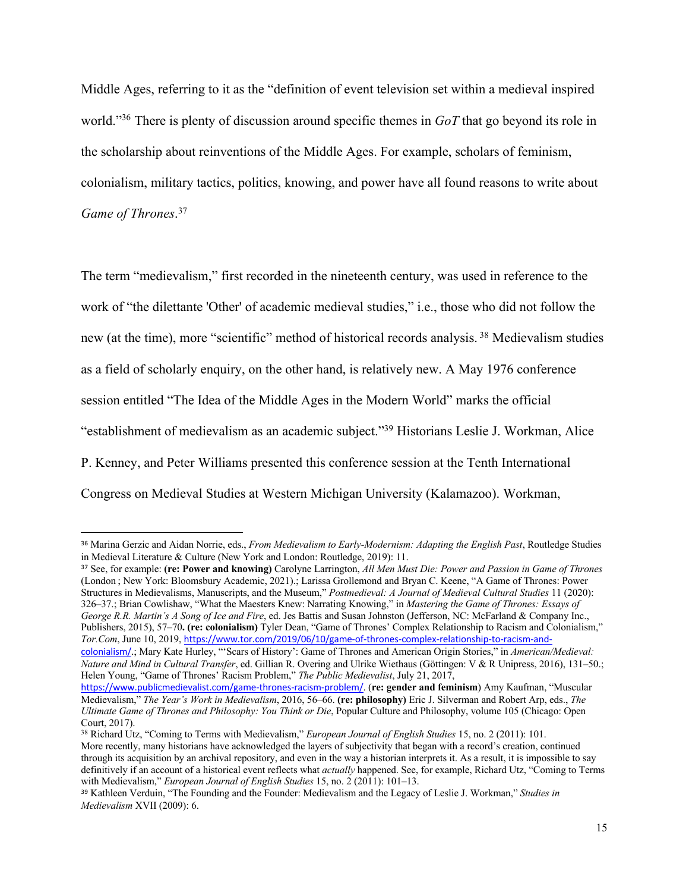Middle Ages, referring to it as the "definition of event television set within a medieval inspired world."[36] There is plenty of discussion around specific themes in *GoT* that go beyond its role in the scholarship about reinventions of the Middle Ages. For example, scholars of feminism, colonialism, military tactics, politics, knowing, and power have all found reasons to write about *Game of Thrones*.[37]

The term "medievalism," first recorded in the nineteenth century, was used in reference to the work of "the dilettante 'Other' of academic medieval studies," i.e., those who did not follow the new (at the time), more "scientific" method of historical records analysis.[38] Medievalism studies as a field of scholarly enquiry, on the other hand, is relatively new. A May 1976 conference session entitled "The Idea of the Middle Ages in the Modern World" marks the official "establishment of medievalism as an academic subject."[39] Historians Leslie J. Workman, Alice P. Kenney, and Peter Williams presented this conference session at the Tenth International Congress on Medieval Studies at Western Michigan University (Kalamazoo). Workman,

---

[36] Marina Gerzic and Aidan Norrie, eds., *From Medievalism to Early-Modernism: Adapting the English Past*, Routledge Studies in Medieval Literature & Culture (New York and London: Routledge, 2019): 11.

[37] See, for example: **(re: Power and knowing)** Carolyne Larrington, *All Men Must Die: Power and Passion in Game of Thrones* (London ; New York: Bloomsbury Academic, 2021).; Larissa Grollemond and Bryan C. Keene, "A Game of Thrones: Power Structures in Medievalisms, Manuscripts, and the Museum," *Postmedieval: A Journal of Medieval Cultural Studies* 11 (2020): 326–37.; Brian Cowlishaw, "What the Maesters Knew: Narrating Knowing," in *Mastering the Game of Thrones: Essays of George R.R. Martin's A Song of Ice and Fire*, ed. Jes Battis and Susan Johnston (Jefferson, NC: McFarland & Company Inc., Publishers, 2015), 57–70**. (re: colonialism)** Tyler Dean, "Game of Thrones' Complex Relationship to Racism and Colonialism," *Tor.Com*, June 10, 2019, https://www.tor.com/2019/06/10/game-of-thrones-complex-relationship-to-racism-and-colonialism/.; Mary Kate Hurley, "'Scars of History': Game of Thrones and American Origin Stories," in *American/Medieval: Nature and Mind in Cultural Transfer*, ed. Gillian R. Overing and Ulrike Wiethaus (Göttingen: V & R Unipress, 2016), 131–50.; Helen Young, "Game of Thrones' Racism Problem," *The Public Medievalist*, July 21, 2017, https://www.publicmedievalist.com/game-thrones-racism-problem/. (**re: gender and feminism**) Amy Kaufman, "Muscular Medievalism," *The Year's Work in Medievalism*, 2016, 56–66. **(re: philosophy)** Eric J. Silverman and Robert Arp, eds., *The Ultimate Game of Thrones and Philosophy: You Think or Die*, Popular Culture and Philosophy, volume 105 (Chicago: Open Court, 2017).

[38] Richard Utz, "Coming to Terms with Medievalism," *European Journal of English Studies* 15, no. 2 (2011): 101. More recently, many historians have acknowledged the layers of subjectivity that began with a record's creation, continued through its acquisition by an archival repository, and even in the way a historian interprets it. As a result, it is impossible to say definitively if an account of a historical event reflects what *actually* happened. See, for example, Richard Utz, "Coming to Terms with Medievalism," *European Journal of English Studies* 15, no. 2 (2011): 101–13.

[39] Kathleen Verduin, "The Founding and the Founder: Medievalism and the Legacy of Leslie J. Workman," *Studies in Medievalism* XVII (2009): 6.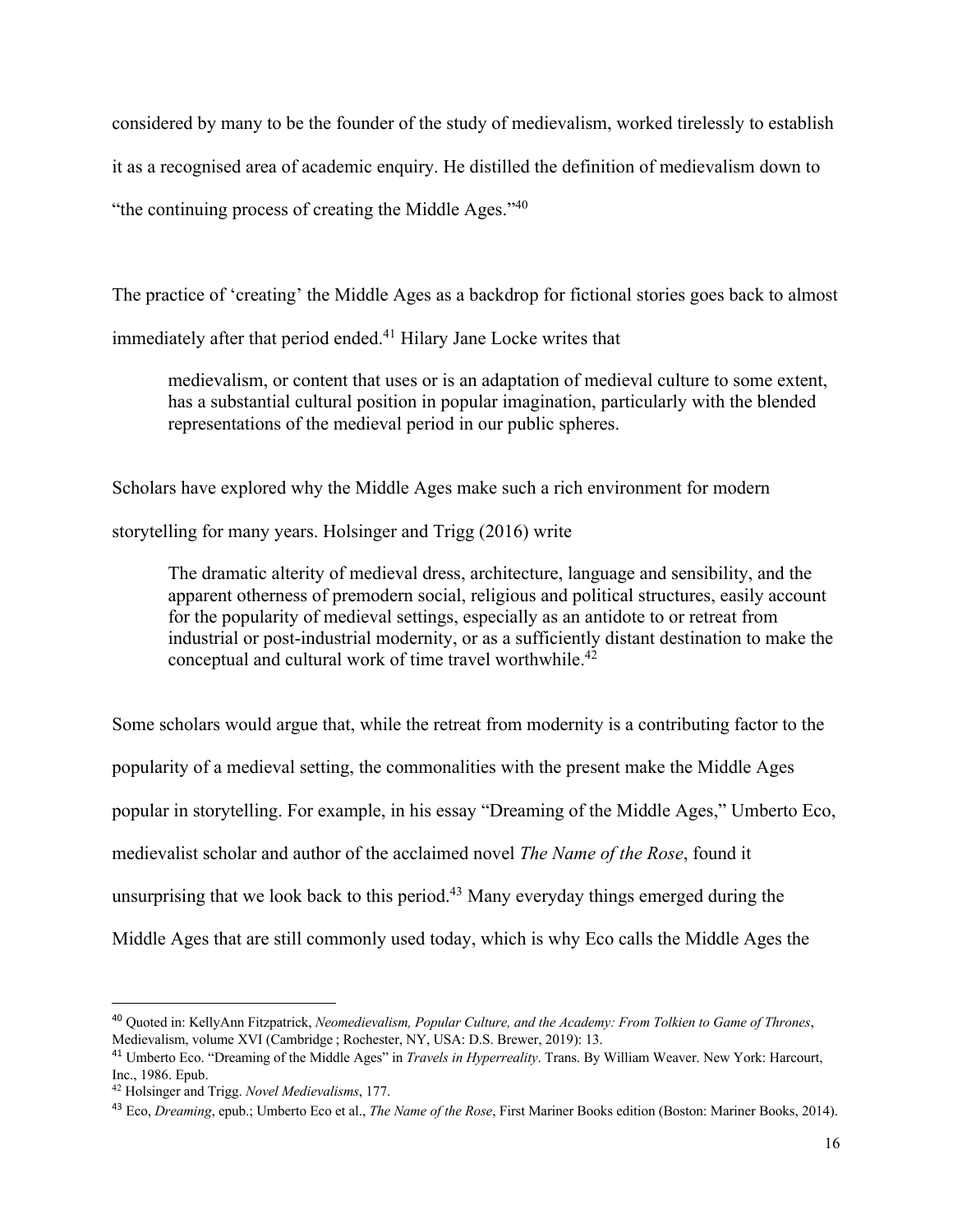considered by many to be the founder of the study of medievalism, worked tirelessly to establish it as a recognised area of academic enquiry. He distilled the definition of medievalism down to "the continuing process of creating the Middle Ages."[40]

The practice of 'creating' the Middle Ages as a backdrop for fictional stories goes back to almost immediately after that period ended.[41] Hilary Jane Locke writes that

> medievalism, or content that uses or is an adaptation of medieval culture to some extent, has a substantial cultural position in popular imagination, particularly with the blended representations of the medieval period in our public spheres.

Scholars have explored why the Middle Ages make such a rich environment for modern storytelling for many years. Holsinger and Trigg (2016) write

> The dramatic alterity of medieval dress, architecture, language and sensibility, and the apparent otherness of premodern social, religious and political structures, easily account for the popularity of medieval settings, especially as an antidote to or retreat from industrial or post-industrial modernity, or as a sufficiently distant destination to make the conceptual and cultural work of time travel worthwhile.[42]

Some scholars would argue that, while the retreat from modernity is a contributing factor to the popularity of a medieval setting, the commonalities with the present make the Middle Ages popular in storytelling. For example, in his essay "Dreaming of the Middle Ages," Umberto Eco, medievalist scholar and author of the acclaimed novel *The Name of the Rose*, found it unsurprising that we look back to this period.[43] Many everyday things emerged during the Middle Ages that are still commonly used today, which is why Eco calls the Middle Ages the

---

[40] Quoted in: KellyAnn Fitzpatrick, *Neomedievalism, Popular Culture, and the Academy: From Tolkien to Game of Thrones*, Medievalism, volume XVI (Cambridge ; Rochester, NY, USA: D.S. Brewer, 2019): 13.

[41] Umberto Eco. "Dreaming of the Middle Ages" in *Travels in Hyperreality*. Trans. By William Weaver. New York: Harcourt, Inc., 1986. Epub.

[42] Holsinger and Trigg. *Novel Medievalisms*, 177.

[43] Eco, *Dreaming*, epub.; Umberto Eco et al., *The Name of the Rose*, First Mariner Books edition (Boston: Mariner Books, 2014).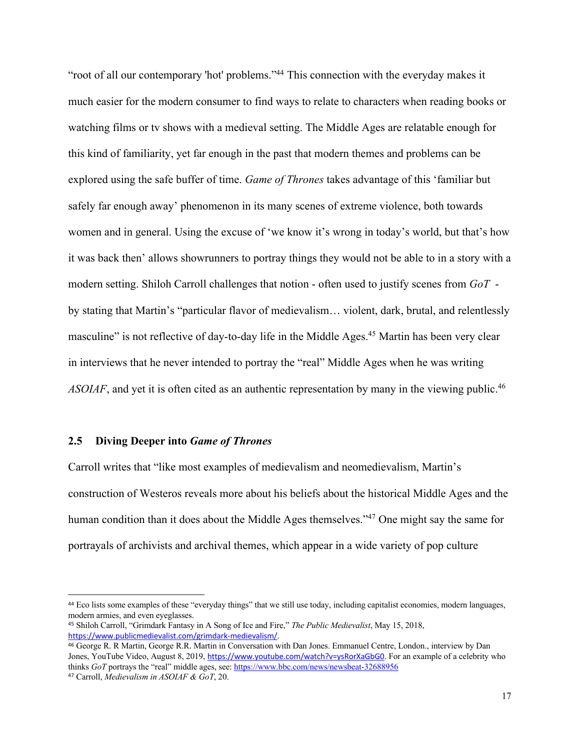"root of all our contemporary 'hot' problems."[44] This connection with the everyday makes it much easier for the modern consumer to find ways to relate to characters when reading books or watching films or tv shows with a medieval setting. The Middle Ages are relatable enough for this kind of familiarity, yet far enough in the past that modern themes and problems can be explored using the safe buffer of time. *Game of Thrones* takes advantage of this 'familiar but safely far enough away' phenomenon in its many scenes of extreme violence, both towards women and in general. Using the excuse of 'we know it's wrong in today's world, but that's how it was back then' allows showrunners to portray things they would not be able to in a story with a modern setting. Shiloh Carroll challenges that notion - often used to justify scenes from *GoT* - by stating that Martin's "particular flavor of medievalism… violent, dark, brutal, and relentlessly masculine" is not reflective of day-to-day life in the Middle Ages.[45] Martin has been very clear in interviews that he never intended to portray the "real" Middle Ages when he was writing *ASOIAF*, and yet it is often cited as an authentic representation by many in the viewing public.[46]

## 2.5 Diving Deeper into *Game of Thrones*

Carroll writes that "like most examples of medievalism and neomedievalism, Martin's construction of Westeros reveals more about his beliefs about the historical Middle Ages and the human condition than it does about the Middle Ages themselves."[47] One might say the same for portrayals of archivists and archival themes, which appear in a wide variety of pop culture

---

[44] Eco lists some examples of these "everyday things" that we still use today, including capitalist economies, modern languages, modern armies, and even eyeglasses.

[45] Shiloh Carroll, "Grimdark Fantasy in A Song of Ice and Fire," *The Public Medievalist*, May 15, 2018, https://www.publicmedievalist.com/grimdark-medievalism/.

[46] George R. R Martin, George R.R. Martin in Conversation with Dan Jones. Emmanuel Centre, London., interview by Dan Jones, YouTube Video, August 8, 2019, https://www.youtube.com/watch?v=ysRorXaGbG0. For an example of a celebrity who thinks *GoT* portrays the "real" middle ages, see: https://www.bbc.com/news/newsbeat-32688956

[47] Carroll, *Medievalism in ASOIAF & GoT*, 20.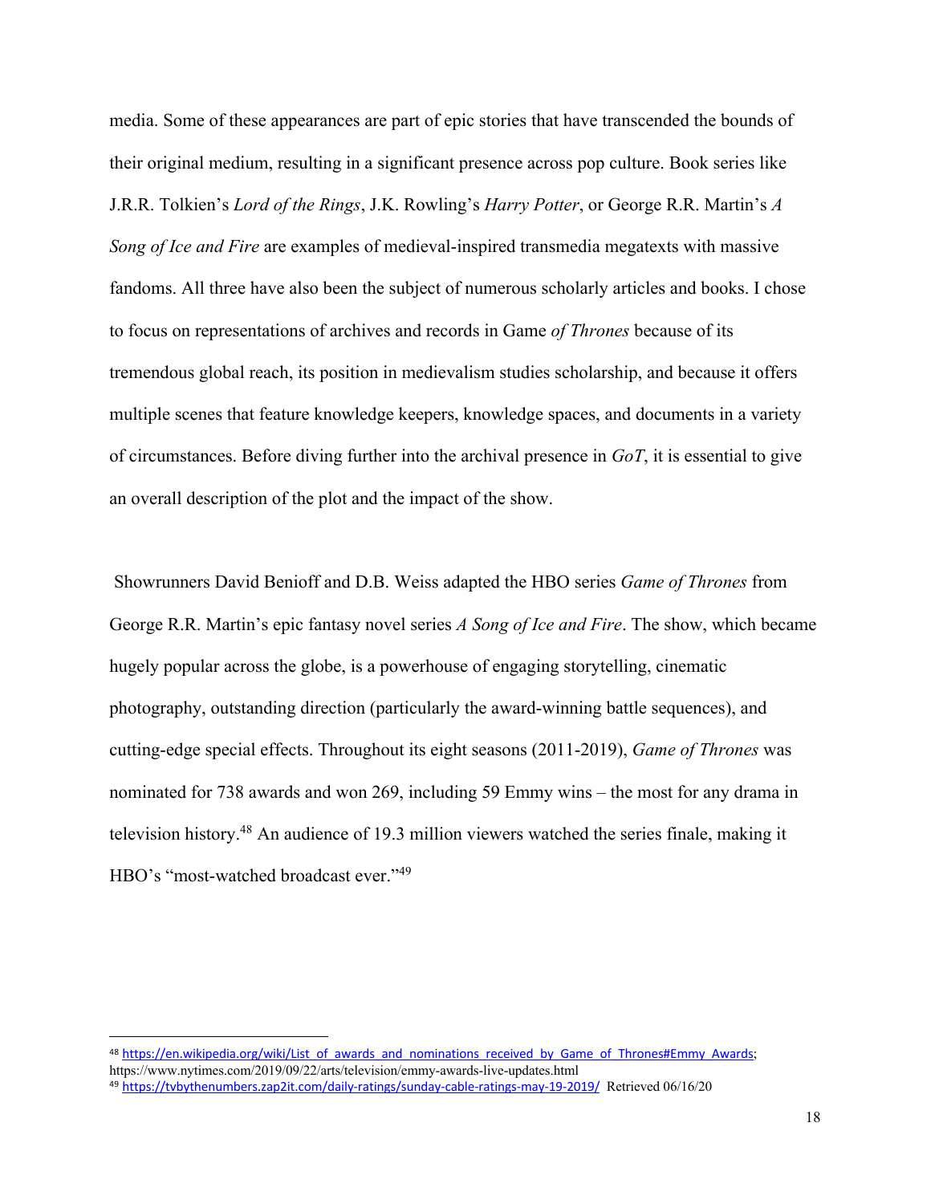media. Some of these appearances are part of epic stories that have transcended the bounds of their original medium, resulting in a significant presence across pop culture. Book series like J.R.R. Tolkien's *Lord of the Rings*, J.K. Rowling's *Harry Potter*, or George R.R. Martin's *A Song of Ice and Fire* are examples of medieval-inspired transmedia megatexts with massive fandoms. All three have also been the subject of numerous scholarly articles and books. I chose to focus on representations of archives and records in Game *of Thrones* because of its tremendous global reach, its position in medievalism studies scholarship, and because it offers multiple scenes that feature knowledge keepers, knowledge spaces, and documents in a variety of circumstances. Before diving further into the archival presence in *GoT*, it is essential to give an overall description of the plot and the impact of the show.

Showrunners David Benioff and D.B. Weiss adapted the HBO series *Game of Thrones* from George R.R. Martin's epic fantasy novel series *A Song of Ice and Fire*. The show, which became hugely popular across the globe, is a powerhouse of engaging storytelling, cinematic photography, outstanding direction (particularly the award-winning battle sequences), and cutting-edge special effects. Throughout its eight seasons (2011-2019), *Game of Thrones* was nominated for 738 awards and won 269, including 59 Emmy wins – the most for any drama in television history.[48] An audience of 19.3 million viewers watched the series finale, making it HBO's "most-watched broadcast ever."[49]

---

[48] https://en.wikipedia.org/wiki/List_of_awards_and_nominations_received_by_Game_of_Thrones#Emmy_Awards; https://www.nytimes.com/2019/09/22/arts/television/emmy-awards-live-updates.html

[49] https://tvbythenumbers.zap2it.com/daily-ratings/sunday-cable-ratings-may-19-2019/ Retrieved 06/16/20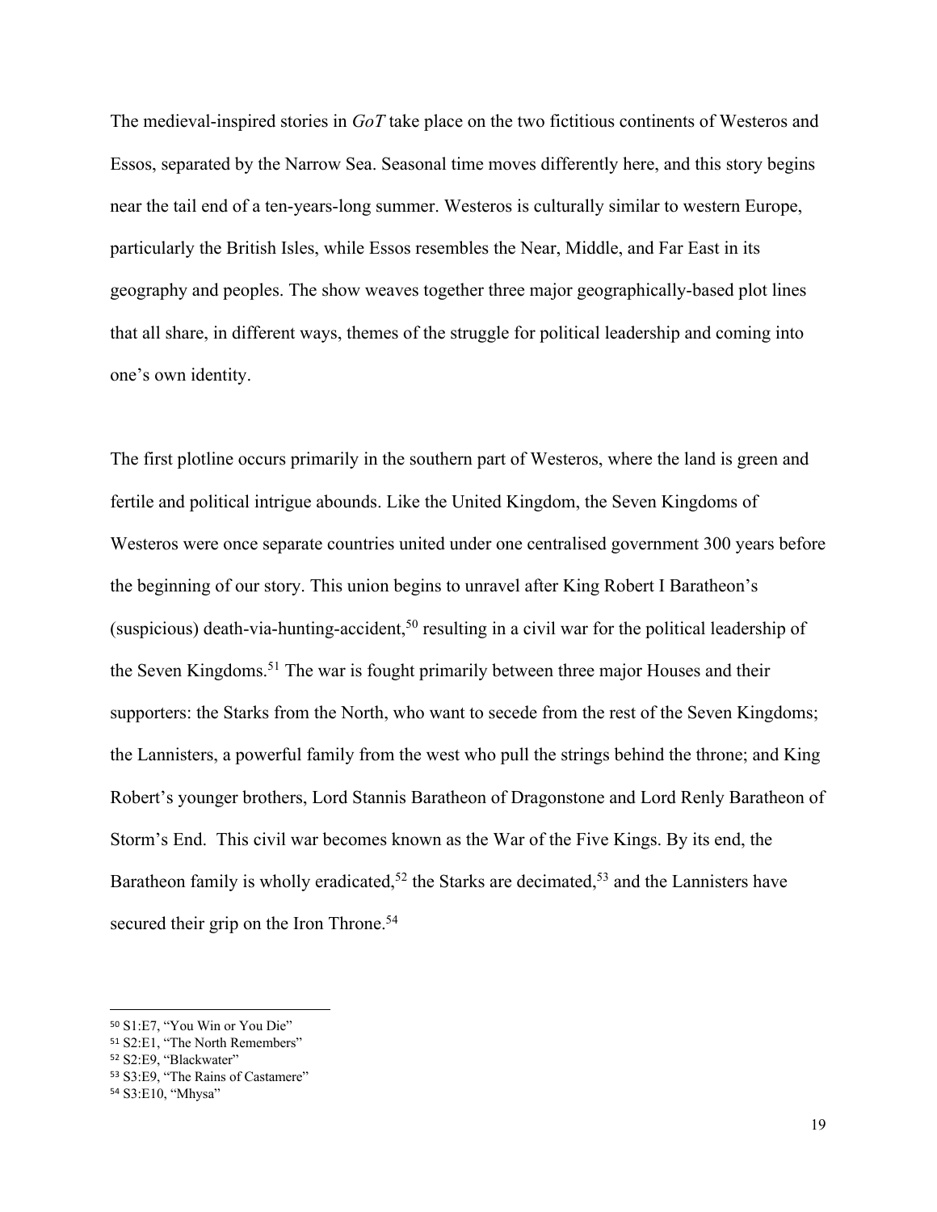The medieval-inspired stories in *GoT* take place on the two fictitious continents of Westeros and Essos, separated by the Narrow Sea. Seasonal time moves differently here, and this story begins near the tail end of a ten-years-long summer. Westeros is culturally similar to western Europe, particularly the British Isles, while Essos resembles the Near, Middle, and Far East in its geography and peoples. The show weaves together three major geographically-based plot lines that all share, in different ways, themes of the struggle for political leadership and coming into one's own identity.

The first plotline occurs primarily in the southern part of Westeros, where the land is green and fertile and political intrigue abounds. Like the United Kingdom, the Seven Kingdoms of Westeros were once separate countries united under one centralised government 300 years before the beginning of our story. This union begins to unravel after King Robert I Baratheon's (suspicious) death-via-hunting-accident,[50] resulting in a civil war for the political leadership of the Seven Kingdoms.[51] The war is fought primarily between three major Houses and their supporters: the Starks from the North, who want to secede from the rest of the Seven Kingdoms; the Lannisters, a powerful family from the west who pull the strings behind the throne; and King Robert's younger brothers, Lord Stannis Baratheon of Dragonstone and Lord Renly Baratheon of Storm's End. This civil war becomes known as the War of the Five Kings. By its end, the Baratheon family is wholly eradicated,[52] the Starks are decimated,[53] and the Lannisters have secured their grip on the Iron Throne.[54]

---

[50] S1:E7, "You Win or You Die"

[51] S2:E1, "The North Remembers"

[52] S2:E9, "Blackwater"

[53] S3:E9, "The Rains of Castamere"

[54] S3:E10, "Mhysa"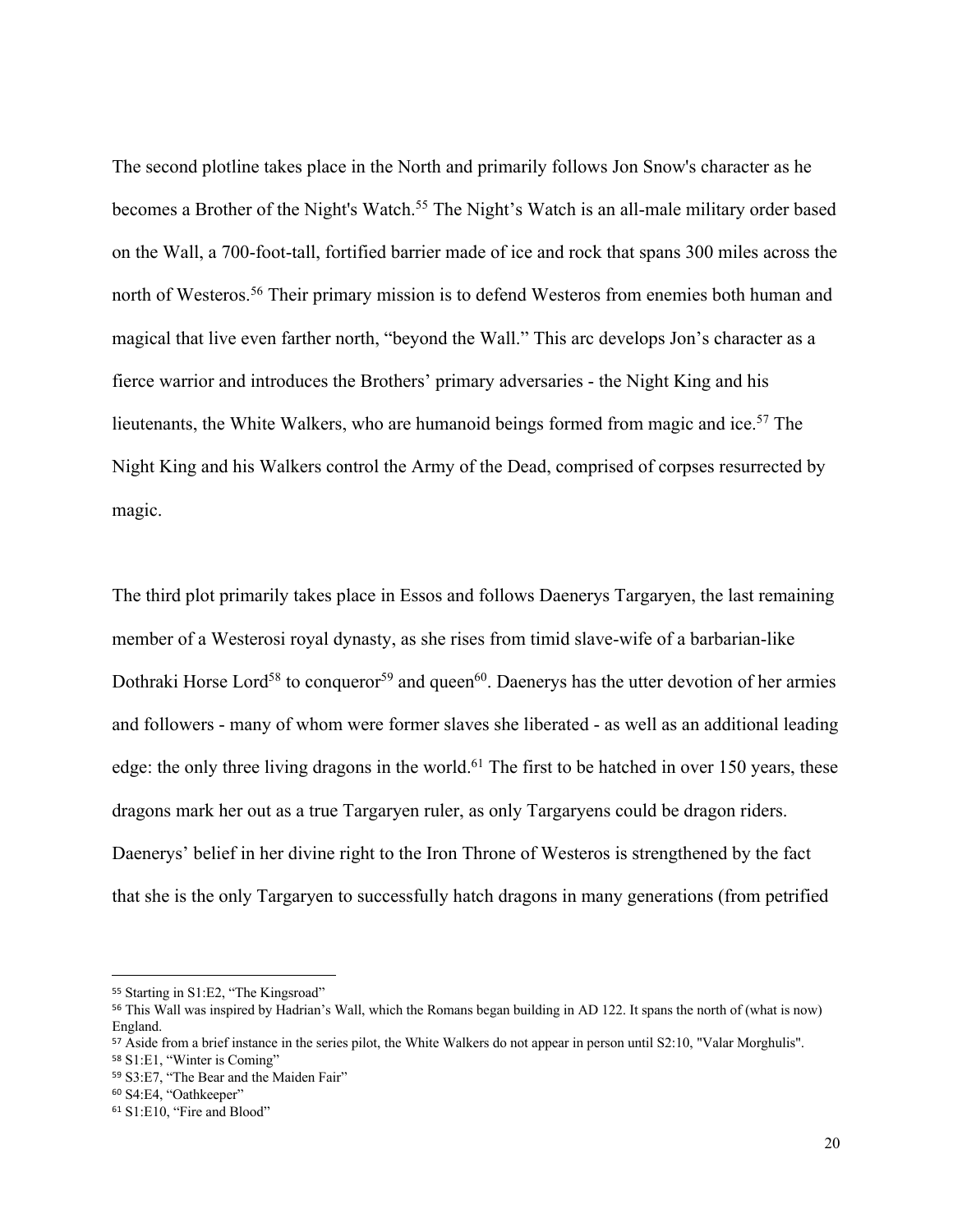The second plotline takes place in the North and primarily follows Jon Snow's character as he becomes a Brother of the Night's Watch.[55] The Night's Watch is an all-male military order based on the Wall, a 700-foot-tall, fortified barrier made of ice and rock that spans 300 miles across the north of Westeros.[56] Their primary mission is to defend Westeros from enemies both human and magical that live even farther north, "beyond the Wall." This arc develops Jon's character as a fierce warrior and introduces the Brothers' primary adversaries - the Night King and his lieutenants, the White Walkers, who are humanoid beings formed from magic and ice.[57] The Night King and his Walkers control the Army of the Dead, comprised of corpses resurrected by magic.

The third plot primarily takes place in Essos and follows Daenerys Targaryen, the last remaining member of a Westerosi royal dynasty, as she rises from timid slave-wife of a barbarian-like Dothraki Horse Lord[58] to conqueror[59] and queen[60]. Daenerys has the utter devotion of her armies and followers - many of whom were former slaves she liberated - as well as an additional leading edge: the only three living dragons in the world.[61] The first to be hatched in over 150 years, these dragons mark her out as a true Targaryen ruler, as only Targaryens could be dragon riders. Daenerys' belief in her divine right to the Iron Throne of Westeros is strengthened by the fact that she is the only Targaryen to successfully hatch dragons in many generations (from petrified

---

[55] Starting in S1:E2, "The Kingsroad"

[56] This Wall was inspired by Hadrian's Wall, which the Romans began building in AD 122. It spans the north of (what is now) England.

[57] Aside from a brief instance in the series pilot, the White Walkers do not appear in person until S2:10, "Valar Morghulis".

[58] S1:E1, "Winter is Coming"

[59] S3:E7, "The Bear and the Maiden Fair"

[60] S4:E4, "Oathkeeper"

[61] S1:E10, "Fire and Blood"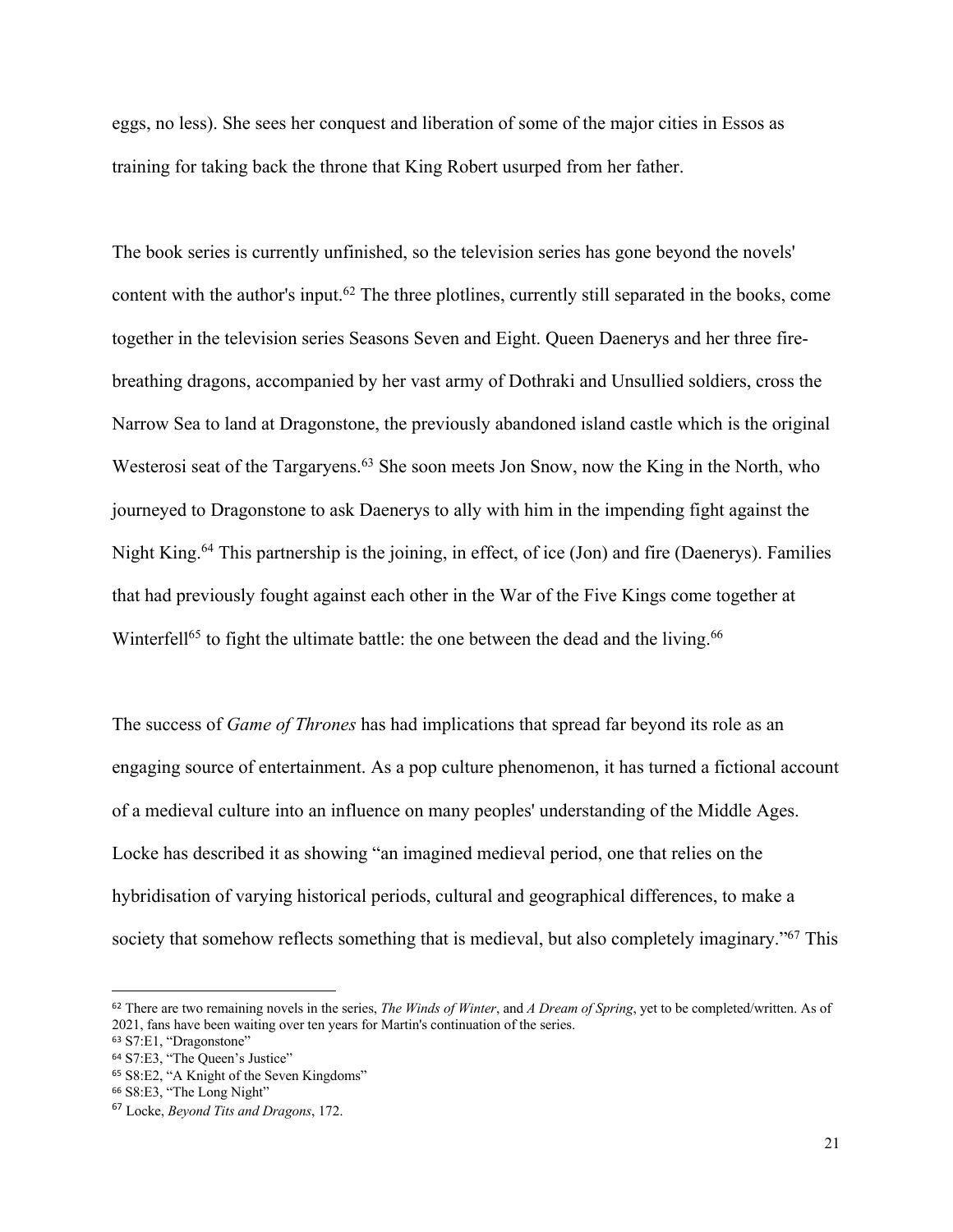eggs, no less). She sees her conquest and liberation of some of the major cities in Essos as training for taking back the throne that King Robert usurped from her father.

The book series is currently unfinished, so the television series has gone beyond the novels' content with the author's input.[62] The three plotlines, currently still separated in the books, come together in the television series Seasons Seven and Eight. Queen Daenerys and her three fire-breathing dragons, accompanied by her vast army of Dothraki and Unsullied soldiers, cross the Narrow Sea to land at Dragonstone, the previously abandoned island castle which is the original Westerosi seat of the Targaryens.[63] She soon meets Jon Snow, now the King in the North, who journeyed to Dragonstone to ask Daenerys to ally with him in the impending fight against the Night King.[64] This partnership is the joining, in effect, of ice (Jon) and fire (Daenerys). Families that had previously fought against each other in the War of the Five Kings come together at Winterfell[65] to fight the ultimate battle: the one between the dead and the living.[66]

The success of *Game of Thrones* has had implications that spread far beyond its role as an engaging source of entertainment. As a pop culture phenomenon, it has turned a fictional account of a medieval culture into an influence on many peoples' understanding of the Middle Ages. Locke has described it as showing "an imagined medieval period, one that relies on the hybridisation of varying historical periods, cultural and geographical differences, to make a society that somehow reflects something that is medieval, but also completely imaginary."[67] This

---

[62] There are two remaining novels in the series, *The Winds of Winter*, and *A Dream of Spring*, yet to be completed/written. As of 2021, fans have been waiting over ten years for Martin's continuation of the series.

[63] S7:E1, "Dragonstone"

[64] S7:E3, "The Queen's Justice"

[65] S8:E2, "A Knight of the Seven Kingdoms"

[66] S8:E3, "The Long Night"

[67] Locke, *Beyond Tits and Dragons*, 172.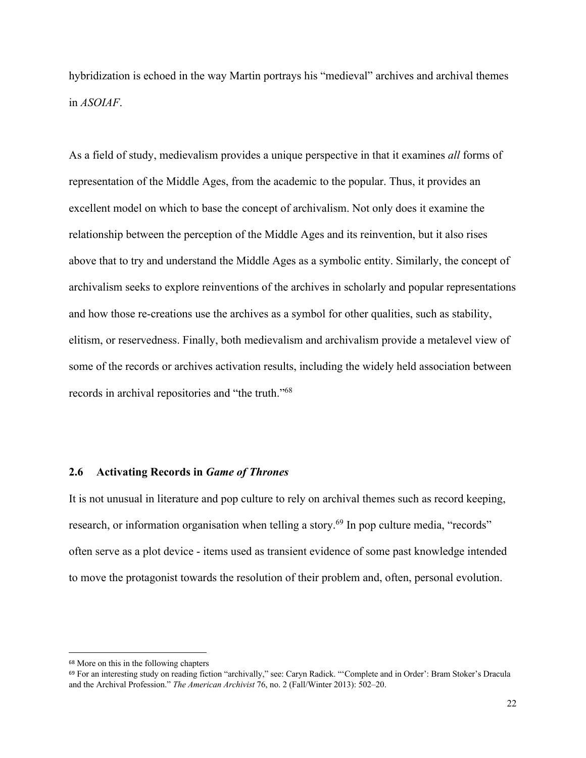hybridization is echoed in the way Martin portrays his "medieval" archives and archival themes in *ASOIAF*.

As a field of study, medievalism provides a unique perspective in that it examines *all* forms of representation of the Middle Ages, from the academic to the popular. Thus, it provides an excellent model on which to base the concept of archivalism. Not only does it examine the relationship between the perception of the Middle Ages and its reinvention, but it also rises above that to try and understand the Middle Ages as a symbolic entity. Similarly, the concept of archivalism seeks to explore reinventions of the archives in scholarly and popular representations and how those re-creations use the archives as a symbol for other qualities, such as stability, elitism, or reservedness. Finally, both medievalism and archivalism provide a metalevel view of some of the records or archives activation results, including the widely held association between records in archival repositories and "the truth."[68]

## 2.6 Activating Records in *Game of Thrones*

It is not unusual in literature and pop culture to rely on archival themes such as record keeping, research, or information organisation when telling a story.[69] In pop culture media, "records" often serve as a plot device - items used as transient evidence of some past knowledge intended to move the protagonist towards the resolution of their problem and, often, personal evolution.

---

[68] More on this in the following chapters

[69] For an interesting study on reading fiction "archivally," see: Caryn Radick. "'Complete and in Order': Bram Stoker's Dracula and the Archival Profession." *The American Archivist* 76, no. 2 (Fall/Winter 2013): 502–20.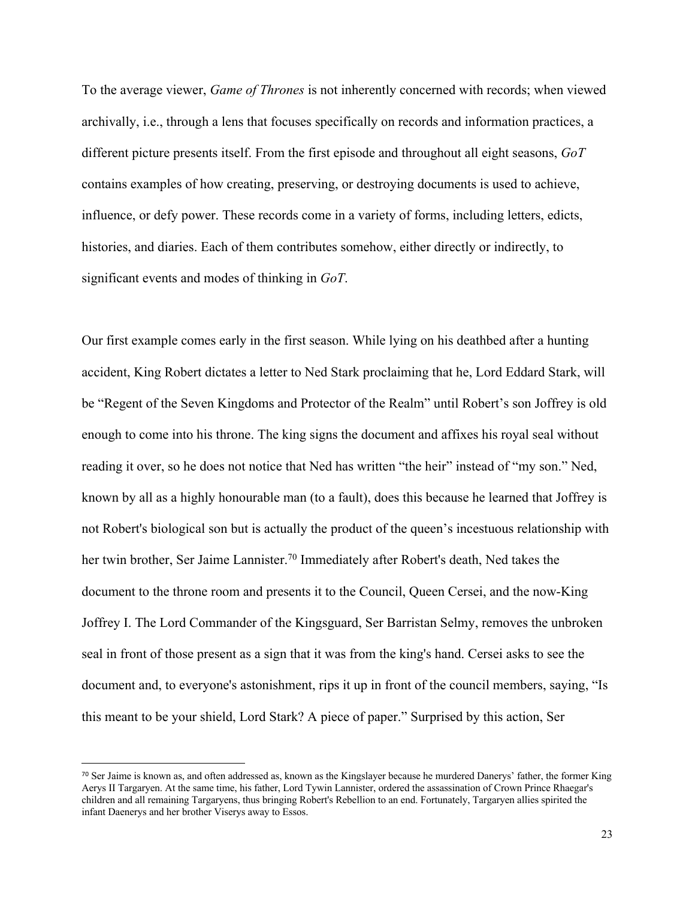To the average viewer, *Game of Thrones* is not inherently concerned with records; when viewed archivally, i.e., through a lens that focuses specifically on records and information practices, a different picture presents itself. From the first episode and throughout all eight seasons, *GoT* contains examples of how creating, preserving, or destroying documents is used to achieve, influence, or defy power. These records come in a variety of forms, including letters, edicts, histories, and diaries. Each of them contributes somehow, either directly or indirectly, to significant events and modes of thinking in *GoT*.

Our first example comes early in the first season. While lying on his deathbed after a hunting accident, King Robert dictates a letter to Ned Stark proclaiming that he, Lord Eddard Stark, will be "Regent of the Seven Kingdoms and Protector of the Realm" until Robert's son Joffrey is old enough to come into his throne. The king signs the document and affixes his royal seal without reading it over, so he does not notice that Ned has written "the heir" instead of "my son." Ned, known by all as a highly honourable man (to a fault), does this because he learned that Joffrey is not Robert's biological son but is actually the product of the queen's incestuous relationship with her twin brother, Ser Jaime Lannister.[70] Immediately after Robert's death, Ned takes the document to the throne room and presents it to the Council, Queen Cersei, and the now-King Joffrey I. The Lord Commander of the Kingsguard, Ser Barristan Selmy, removes the unbroken seal in front of those present as a sign that it was from the king's hand. Cersei asks to see the document and, to everyone's astonishment, rips it up in front of the council members, saying, "Is this meant to be your shield, Lord Stark? A piece of paper." Surprised by this action, Ser

[70] Ser Jaime is known as, and often addressed as, known as the Kingslayer because he murdered Danerys' father, the former King Aerys II Targaryen. At the same time, his father, Lord Tywin Lannister, ordered the assassination of Crown Prince Rhaegar's children and all remaining Targaryens, thus bringing Robert's Rebellion to an end. Fortunately, Targaryen allies spirited the infant Daenerys and her brother Viserys away to Essos.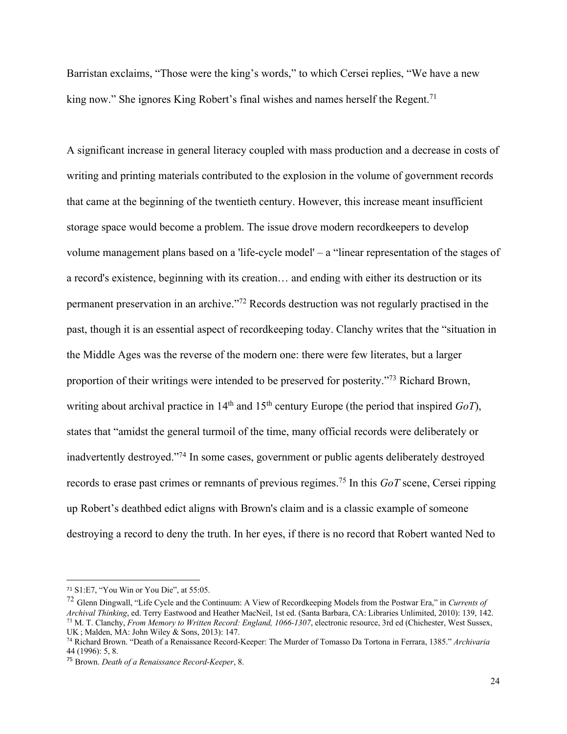Barristan exclaims, "Those were the king's words," to which Cersei replies, "We have a new king now." She ignores King Robert's final wishes and names herself the Regent.[71]

A significant increase in general literacy coupled with mass production and a decrease in costs of writing and printing materials contributed to the explosion in the volume of government records that came at the beginning of the twentieth century. However, this increase meant insufficient storage space would become a problem. The issue drove modern recordkeepers to develop volume management plans based on a 'life-cycle model' – a "linear representation of the stages of a record's existence, beginning with its creation… and ending with either its destruction or its permanent preservation in an archive."[72] Records destruction was not regularly practised in the past, though it is an essential aspect of recordkeeping today. Clanchy writes that the "situation in the Middle Ages was the reverse of the modern one: there were few literates, but a larger proportion of their writings were intended to be preserved for posterity."[73] Richard Brown, writing about archival practice in 14th and 15th century Europe (the period that inspired *GoT*), states that "amidst the general turmoil of the time, many official records were deliberately or inadvertently destroyed."[74] In some cases, government or public agents deliberately destroyed records to erase past crimes or remnants of previous regimes.[75] In this *GoT* scene, Cersei ripping up Robert's deathbed edict aligns with Brown's claim and is a classic example of someone destroying a record to deny the truth. In her eyes, if there is no record that Robert wanted Ned to

---

[71] S1:E7, "You Win or You Die", at 55:05.

[72] Glenn Dingwall, "Life Cycle and the Continuum: A View of Recordkeeping Models from the Postwar Era," in *Currents of Archival Thinking*, ed. Terry Eastwood and Heather MacNeil, 1st ed. (Santa Barbara, CA: Libraries Unlimited, 2010): 139, 142.

[73] M. T. Clanchy, *From Memory to Written Record: England, 1066-1307*, electronic resource, 3rd ed (Chichester, West Sussex, UK ; Malden, MA: John Wiley & Sons, 2013): 147.

[74] Richard Brown. "Death of a Renaissance Record-Keeper: The Murder of Tomasso Da Tortona in Ferrara, 1385." *Archivaria* 44 (1996): 5, 8.

[75] Brown. *Death of a Renaissance Record-Keeper*, 8.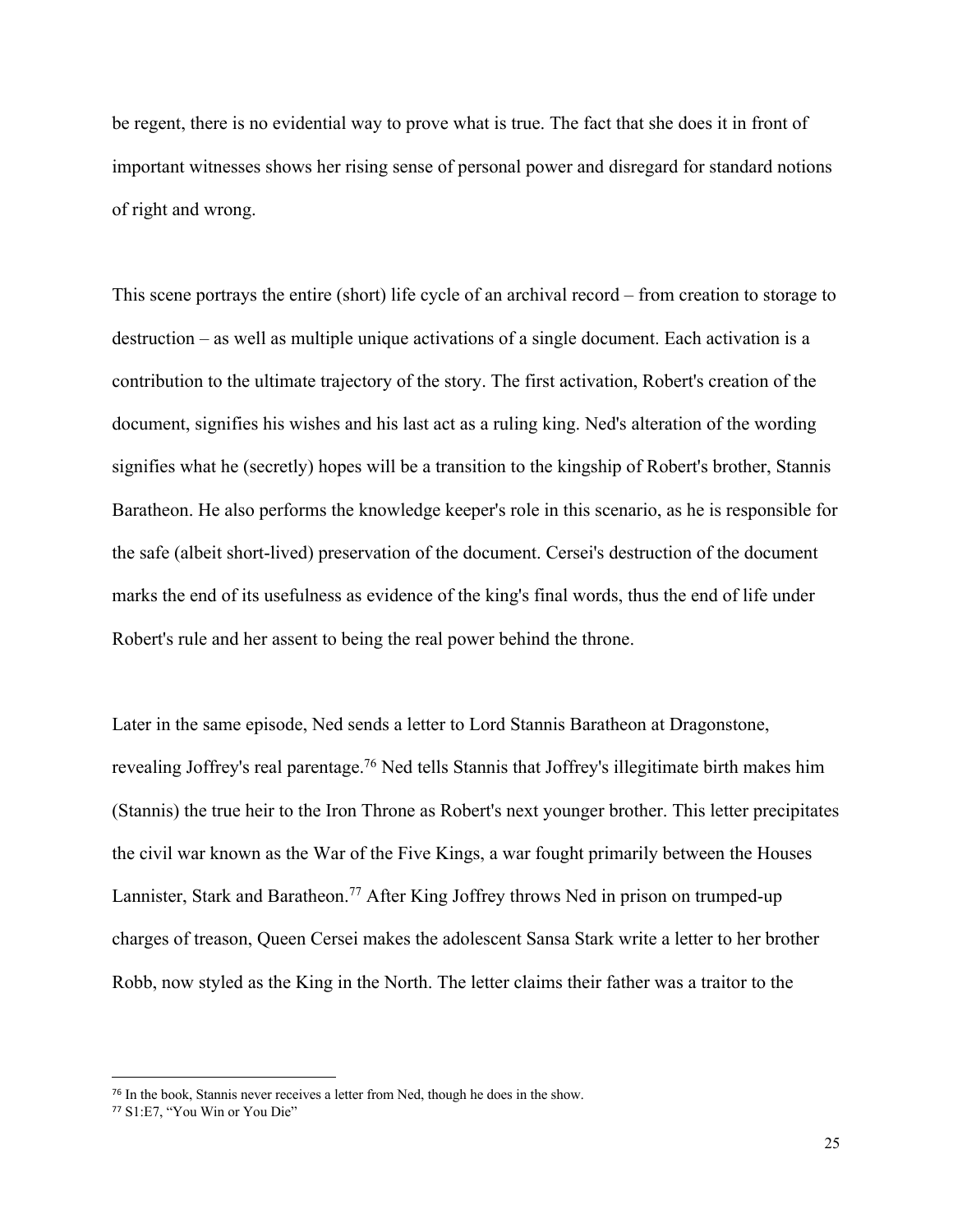be regent, there is no evidential way to prove what is true. The fact that she does it in front of important witnesses shows her rising sense of personal power and disregard for standard notions of right and wrong.

This scene portrays the entire (short) life cycle of an archival record – from creation to storage to destruction – as well as multiple unique activations of a single document. Each activation is a contribution to the ultimate trajectory of the story. The first activation, Robert's creation of the document, signifies his wishes and his last act as a ruling king. Ned's alteration of the wording signifies what he (secretly) hopes will be a transition to the kingship of Robert's brother, Stannis Baratheon. He also performs the knowledge keeper's role in this scenario, as he is responsible for the safe (albeit short-lived) preservation of the document. Cersei's destruction of the document marks the end of its usefulness as evidence of the king's final words, thus the end of life under Robert's rule and her assent to being the real power behind the throne.

Later in the same episode, Ned sends a letter to Lord Stannis Baratheon at Dragonstone, revealing Joffrey's real parentage.[76] Ned tells Stannis that Joffrey's illegitimate birth makes him (Stannis) the true heir to the Iron Throne as Robert's next younger brother. This letter precipitates the civil war known as the War of the Five Kings, a war fought primarily between the Houses Lannister, Stark and Baratheon.[77] After King Joffrey throws Ned in prison on trumped-up charges of treason, Queen Cersei makes the adolescent Sansa Stark write a letter to her brother Robb, now styled as the King in the North. The letter claims their father was a traitor to the

---

[76] In the book, Stannis never receives a letter from Ned, though he does in the show.

[77] S1:E7, "You Win or You Die"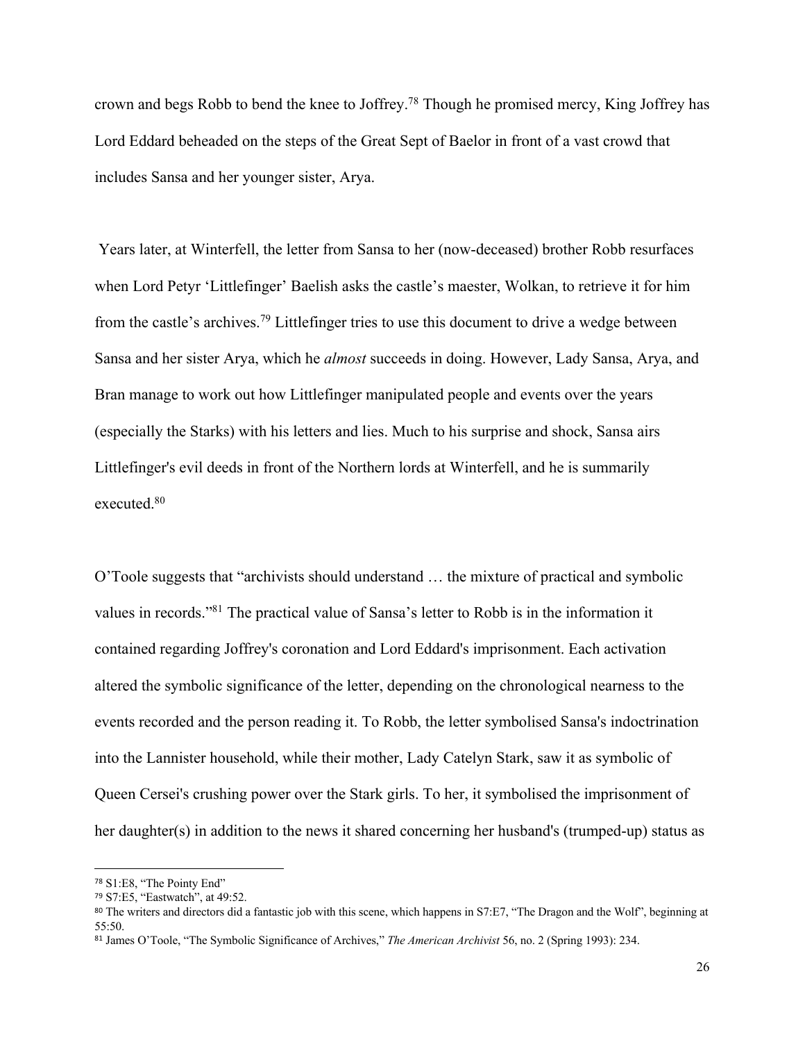crown and begs Robb to bend the knee to Joffrey.[78] Though he promised mercy, King Joffrey has Lord Eddard beheaded on the steps of the Great Sept of Baelor in front of a vast crowd that includes Sansa and her younger sister, Arya.

Years later, at Winterfell, the letter from Sansa to her (now-deceased) brother Robb resurfaces when Lord Petyr 'Littlefinger' Baelish asks the castle's maester, Wolkan, to retrieve it for him from the castle's archives.[79] Littlefinger tries to use this document to drive a wedge between Sansa and her sister Arya, which he *almost* succeeds in doing. However, Lady Sansa, Arya, and Bran manage to work out how Littlefinger manipulated people and events over the years (especially the Starks) with his letters and lies. Much to his surprise and shock, Sansa airs Littlefinger's evil deeds in front of the Northern lords at Winterfell, and he is summarily executed.[80]

O'Toole suggests that "archivists should understand … the mixture of practical and symbolic values in records."[81] The practical value of Sansa's letter to Robb is in the information it contained regarding Joffrey's coronation and Lord Eddard's imprisonment. Each activation altered the symbolic significance of the letter, depending on the chronological nearness to the events recorded and the person reading it. To Robb, the letter symbolised Sansa's indoctrination into the Lannister household, while their mother, Lady Catelyn Stark, saw it as symbolic of Queen Cersei's crushing power over the Stark girls. To her, it symbolised the imprisonment of her daughter(s) in addition to the news it shared concerning her husband's (trumped-up) status as

---

[78] S1:E8, "The Pointy End"

[79] S7:E5, "Eastwatch", at 49:52.

[80] The writers and directors did a fantastic job with this scene, which happens in S7:E7, "The Dragon and the Wolf", beginning at 55:50.

[81] James O'Toole, "The Symbolic Significance of Archives," *The American Archivist* 56, no. 2 (Spring 1993): 234.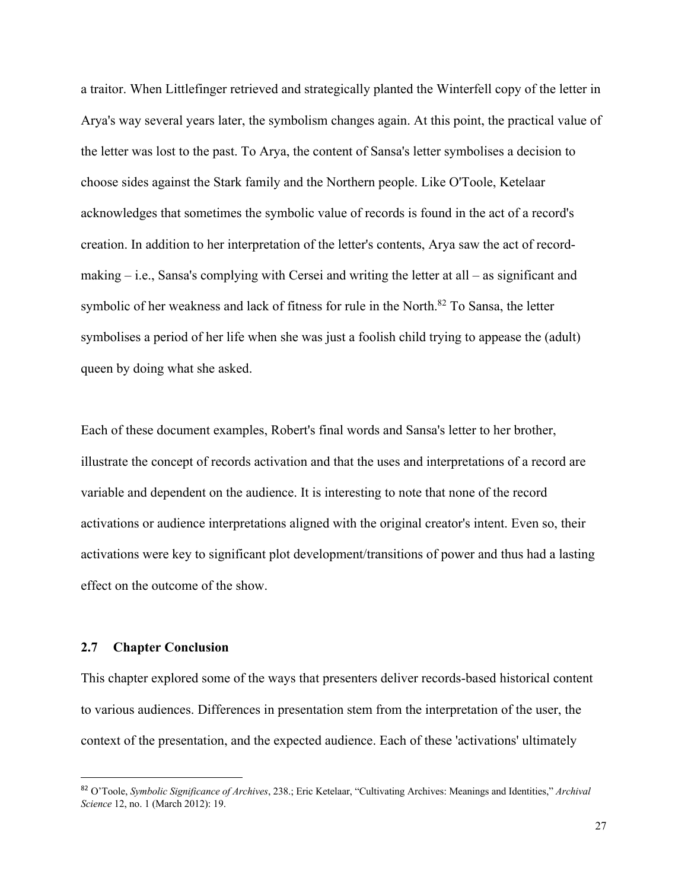a traitor. When Littlefinger retrieved and strategically planted the Winterfell copy of the letter in Arya's way several years later, the symbolism changes again. At this point, the practical value of the letter was lost to the past. To Arya, the content of Sansa's letter symbolises a decision to choose sides against the Stark family and the Northern people. Like O'Toole, Ketelaar acknowledges that sometimes the symbolic value of records is found in the act of a record's creation. In addition to her interpretation of the letter's contents, Arya saw the act of record-making – i.e., Sansa's complying with Cersei and writing the letter at all – as significant and symbolic of her weakness and lack of fitness for rule in the North.[82] To Sansa, the letter symbolises a period of her life when she was just a foolish child trying to appease the (adult) queen by doing what she asked.

Each of these document examples, Robert's final words and Sansa's letter to her brother, illustrate the concept of records activation and that the uses and interpretations of a record are variable and dependent on the audience. It is interesting to note that none of the record activations or audience interpretations aligned with the original creator's intent. Even so, their activations were key to significant plot development/transitions of power and thus had a lasting effect on the outcome of the show.

### 2.7 Chapter Conclusion

This chapter explored some of the ways that presenters deliver records-based historical content to various audiences. Differences in presentation stem from the interpretation of the user, the context of the presentation, and the expected audience. Each of these 'activations' ultimately

---

[82] O'Toole, *Symbolic Significance of Archives*, 238.; Eric Ketelaar, "Cultivating Archives: Meanings and Identities," *Archival Science* 12, no. 1 (March 2012): 19.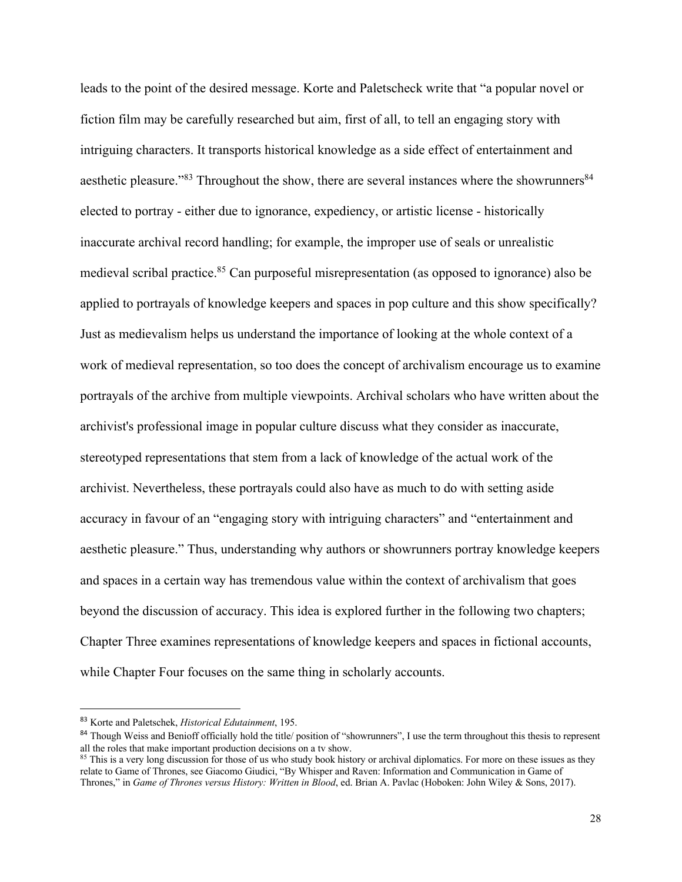leads to the point of the desired message. Korte and Paletscheck write that "a popular novel or fiction film may be carefully researched but aim, first of all, to tell an engaging story with intriguing characters. It transports historical knowledge as a side effect of entertainment and aesthetic pleasure."[83] Throughout the show, there are several instances where the showrunners[84] elected to portray - either due to ignorance, expediency, or artistic license - historically inaccurate archival record handling; for example, the improper use of seals or unrealistic medieval scribal practice.[85] Can purposeful misrepresentation (as opposed to ignorance) also be applied to portrayals of knowledge keepers and spaces in pop culture and this show specifically? Just as medievalism helps us understand the importance of looking at the whole context of a work of medieval representation, so too does the concept of archivalism encourage us to examine portrayals of the archive from multiple viewpoints. Archival scholars who have written about the archivist's professional image in popular culture discuss what they consider as inaccurate, stereotyped representations that stem from a lack of knowledge of the actual work of the archivist. Nevertheless, these portrayals could also have as much to do with setting aside accuracy in favour of an "engaging story with intriguing characters" and "entertainment and aesthetic pleasure." Thus, understanding why authors or showrunners portray knowledge keepers and spaces in a certain way has tremendous value within the context of archivalism that goes beyond the discussion of accuracy. This idea is explored further in the following two chapters; Chapter Three examines representations of knowledge keepers and spaces in fictional accounts, while Chapter Four focuses on the same thing in scholarly accounts.

---

[83] Korte and Paletschek, *Historical Edutainment*, 195.

[84] Though Weiss and Benioff officially hold the title/ position of "showrunners", I use the term throughout this thesis to represent all the roles that make important production decisions on a tv show.

[85] This is a very long discussion for those of us who study book history or archival diplomatics. For more on these issues as they relate to Game of Thrones, see Giacomo Giudici, "By Whisper and Raven: Information and Communication in Game of Thrones," in *Game of Thrones versus History: Written in Blood*, ed. Brian A. Pavlac (Hoboken: John Wiley & Sons, 2017).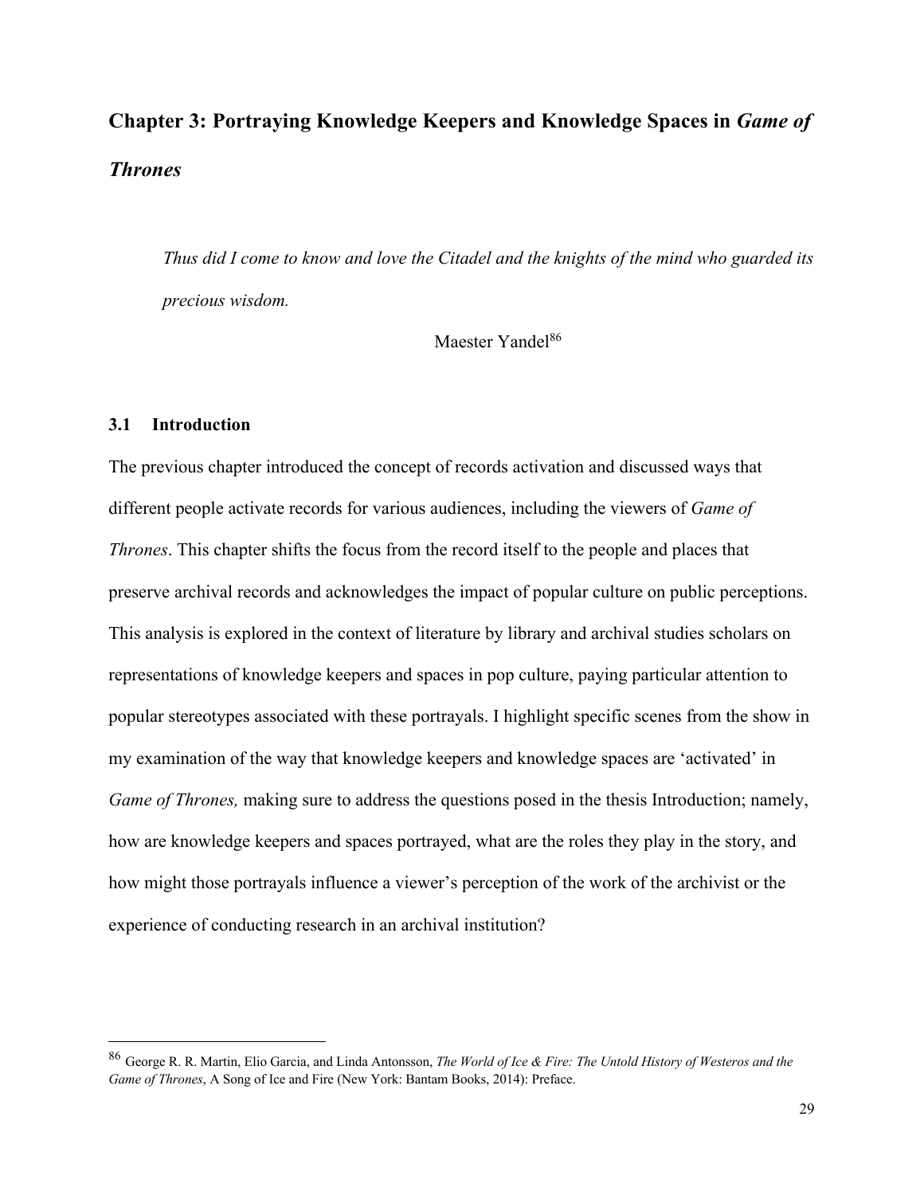# Chapter 3: Portraying Knowledge Keepers and Knowledge Spaces in *Game of Thrones*

> *Thus did I come to know and love the Citadel and the knights of the mind who guarded its precious wisdom.*
>
> Maester Yandel[86]

## 3.1 Introduction

The previous chapter introduced the concept of records activation and discussed ways that different people activate records for various audiences, including the viewers of *Game of Thrones*. This chapter shifts the focus from the record itself to the people and places that preserve archival records and acknowledges the impact of popular culture on public perceptions. This analysis is explored in the context of literature by library and archival studies scholars on representations of knowledge keepers and spaces in pop culture, paying particular attention to popular stereotypes associated with these portrayals. I highlight specific scenes from the show in my examination of the way that knowledge keepers and knowledge spaces are 'activated' in *Game of Thrones,* making sure to address the questions posed in the thesis Introduction; namely, how are knowledge keepers and spaces portrayed, what are the roles they play in the story, and how might those portrayals influence a viewer's perception of the work of the archivist or the experience of conducting research in an archival institution?

---

[86] George R. R. Martin, Elio Garcia, and Linda Antonsson, *The World of Ice & Fire: The Untold History of Westeros and the Game of Thrones*, A Song of Ice and Fire (New York: Bantam Books, 2014): Preface.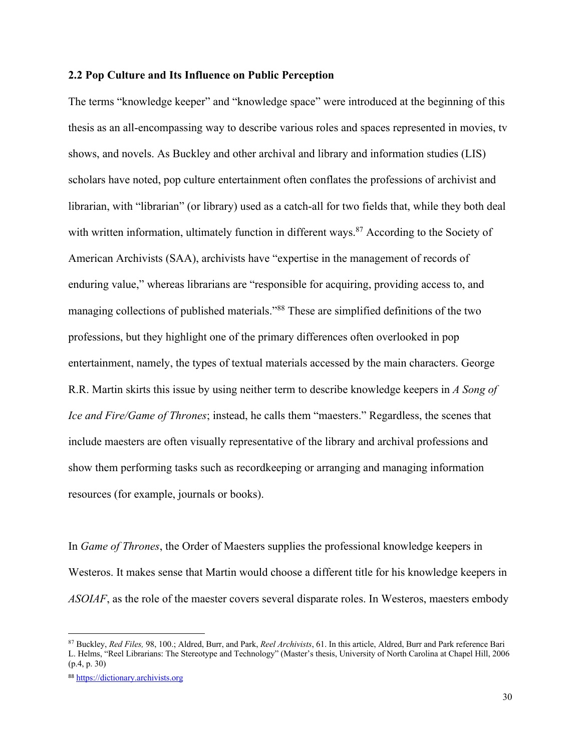### 2.2 Pop Culture and Its Influence on Public Perception

The terms "knowledge keeper" and "knowledge space" were introduced at the beginning of this thesis as an all-encompassing way to describe various roles and spaces represented in movies, tv shows, and novels. As Buckley and other archival and library and information studies (LIS) scholars have noted, pop culture entertainment often conflates the professions of archivist and librarian, with "librarian" (or library) used as a catch-all for two fields that, while they both deal with written information, ultimately function in different ways.[87] According to the Society of American Archivists (SAA), archivists have "expertise in the management of records of enduring value," whereas librarians are "responsible for acquiring, providing access to, and managing collections of published materials."[88] These are simplified definitions of the two professions, but they highlight one of the primary differences often overlooked in pop entertainment, namely, the types of textual materials accessed by the main characters. George R.R. Martin skirts this issue by using neither term to describe knowledge keepers in *A Song of Ice and Fire/Game of Thrones*; instead, he calls them "maesters." Regardless, the scenes that include maesters are often visually representative of the library and archival professions and show them performing tasks such as recordkeeping or arranging and managing information resources (for example, journals or books).

In *Game of Thrones*, the Order of Maesters supplies the professional knowledge keepers in Westeros. It makes sense that Martin would choose a different title for his knowledge keepers in *ASOIAF*, as the role of the maester covers several disparate roles. In Westeros, maesters embody

---

[87] Buckley, *Red Files,* 98, 100.; Aldred, Burr, and Park, *Reel Archivists*, 61. In this article, Aldred, Burr and Park reference Bari L. Helms, "Reel Librarians: The Stereotype and Technology" (Master's thesis, University of North Carolina at Chapel Hill, 2006 (p.4, p. 30)

[88] https://dictionary.archivists.org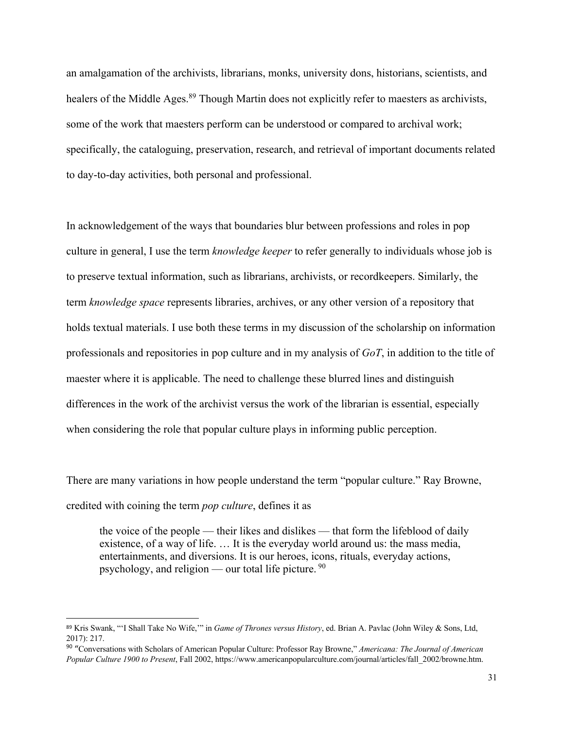an amalgamation of the archivists, librarians, monks, university dons, historians, scientists, and healers of the Middle Ages.[89] Though Martin does not explicitly refer to maesters as archivists, some of the work that maesters perform can be understood or compared to archival work; specifically, the cataloguing, preservation, research, and retrieval of important documents related to day-to-day activities, both personal and professional.

In acknowledgement of the ways that boundaries blur between professions and roles in pop culture in general, I use the term *knowledge keeper* to refer generally to individuals whose job is to preserve textual information, such as librarians, archivists, or recordkeepers. Similarly, the term *knowledge space* represents libraries, archives, or any other version of a repository that holds textual materials. I use both these terms in my discussion of the scholarship on information professionals and repositories in pop culture and in my analysis of *GoT*, in addition to the title of maester where it is applicable. The need to challenge these blurred lines and distinguish differences in the work of the archivist versus the work of the librarian is essential, especially when considering the role that popular culture plays in informing public perception.

There are many variations in how people understand the term "popular culture." Ray Browne, credited with coining the term *pop culture*, defines it as

> the voice of the people — their likes and dislikes — that form the lifeblood of daily existence, of a way of life. … It is the everyday world around us: the mass media, entertainments, and diversions. It is our heroes, icons, rituals, everyday actions, psychology, and religion — our total life picture. [90]

---

[89] Kris Swank, "'I Shall Take No Wife,'" in *Game of Thrones versus History*, ed. Brian A. Pavlac (John Wiley & Sons, Ltd, 2017): 217.

[90] "Conversations with Scholars of American Popular Culture: Professor Ray Browne," *Americana: The Journal of American Popular Culture 1900 to Present*, Fall 2002, https://www.americanpopularculture.com/journal/articles/fall_2002/browne.htm.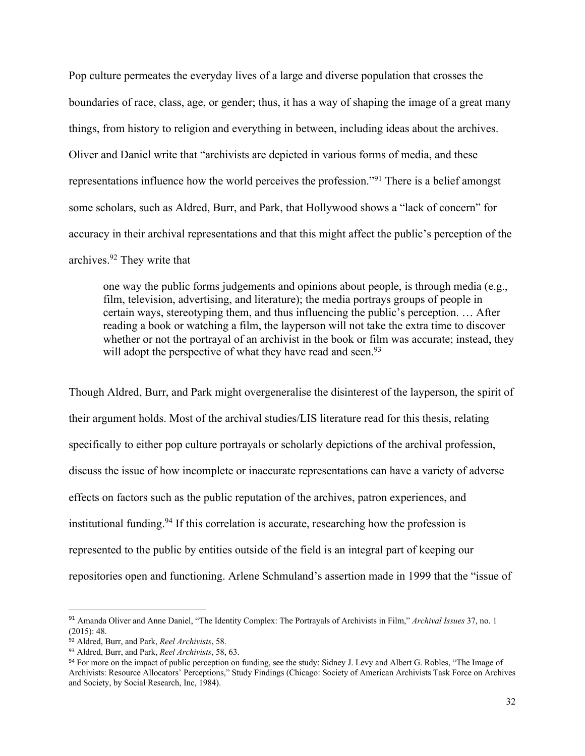Pop culture permeates the everyday lives of a large and diverse population that crosses the boundaries of race, class, age, or gender; thus, it has a way of shaping the image of a great many things, from history to religion and everything in between, including ideas about the archives. Oliver and Daniel write that "archivists are depicted in various forms of media, and these representations influence how the world perceives the profession."[91] There is a belief amongst some scholars, such as Aldred, Burr, and Park, that Hollywood shows a "lack of concern" for accuracy in their archival representations and that this might affect the public's perception of the archives.[92] They write that

> one way the public forms judgements and opinions about people, is through media (e.g., film, television, advertising, and literature); the media portrays groups of people in certain ways, stereotyping them, and thus influencing the public's perception. … After reading a book or watching a film, the layperson will not take the extra time to discover whether or not the portrayal of an archivist in the book or film was accurate; instead, they will adopt the perspective of what they have read and seen.[93]

Though Aldred, Burr, and Park might overgeneralise the disinterest of the layperson, the spirit of their argument holds. Most of the archival studies/LIS literature read for this thesis, relating specifically to either pop culture portrayals or scholarly depictions of the archival profession, discuss the issue of how incomplete or inaccurate representations can have a variety of adverse effects on factors such as the public reputation of the archives, patron experiences, and institutional funding.[94] If this correlation is accurate, researching how the profession is represented to the public by entities outside of the field is an integral part of keeping our repositories open and functioning. Arlene Schmuland's assertion made in 1999 that the "issue of

---

[91] Amanda Oliver and Anne Daniel, "The Identity Complex: The Portrayals of Archivists in Film," *Archival Issues* 37, no. 1 (2015): 48.

[92] Aldred, Burr, and Park, *Reel Archivists*, 58.

[93] Aldred, Burr, and Park, *Reel Archivists*, 58, 63.

[94] For more on the impact of public perception on funding, see the study: Sidney J. Levy and Albert G. Robles, "The Image of Archivists: Resource Allocators' Perceptions," Study Findings (Chicago: Society of American Archivists Task Force on Archives and Society, by Social Research, Inc, 1984).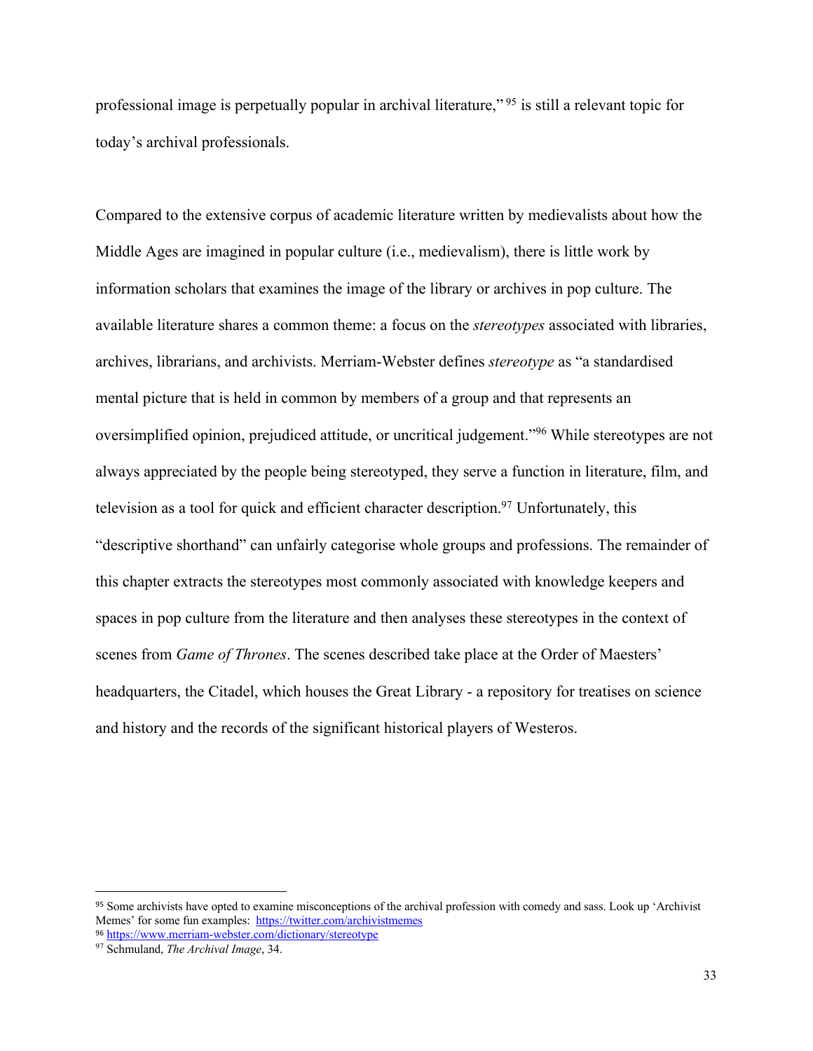professional image is perpetually popular in archival literature,"[95] is still a relevant topic for today's archival professionals.

Compared to the extensive corpus of academic literature written by medievalists about how the Middle Ages are imagined in popular culture (i.e., medievalism), there is little work by information scholars that examines the image of the library or archives in pop culture. The available literature shares a common theme: a focus on the *stereotypes* associated with libraries, archives, librarians, and archivists. Merriam-Webster defines *stereotype* as "a standardised mental picture that is held in common by members of a group and that represents an oversimplified opinion, prejudiced attitude, or uncritical judgement."[96] While stereotypes are not always appreciated by the people being stereotyped, they serve a function in literature, film, and television as a tool for quick and efficient character description.[97] Unfortunately, this "descriptive shorthand" can unfairly categorise whole groups and professions. The remainder of this chapter extracts the stereotypes most commonly associated with knowledge keepers and spaces in pop culture from the literature and then analyses these stereotypes in the context of scenes from *Game of Thrones*. The scenes described take place at the Order of Maesters' headquarters, the Citadel, which houses the Great Library - a repository for treatises on science and history and the records of the significant historical players of Westeros.

---

[95] Some archivists have opted to examine misconceptions of the archival profession with comedy and sass. Look up 'Archivist Memes' for some fun examples: https://twitter.com/archivistmemes

[96] https://www.merriam-webster.com/dictionary/stereotype

[97] Schmuland, *The Archival Image*, 34.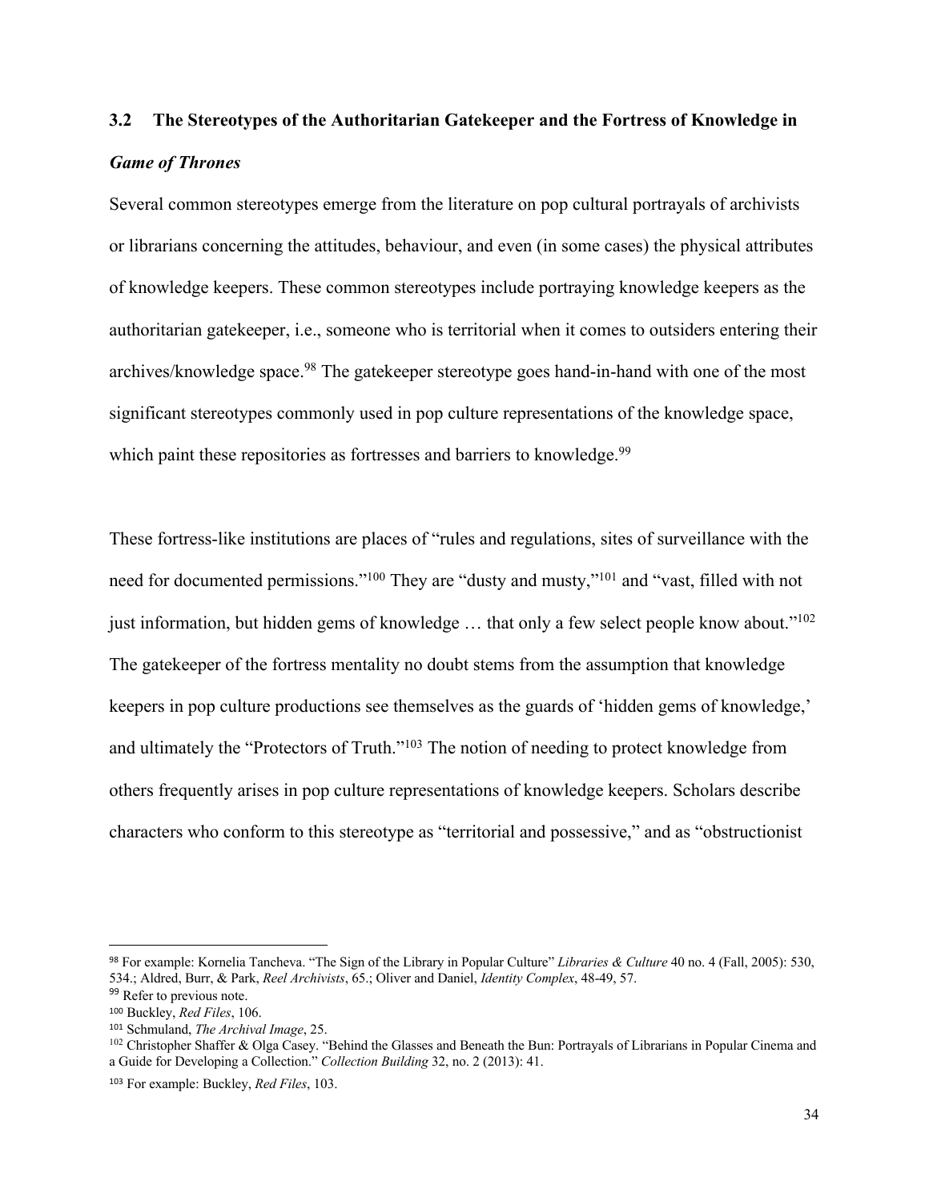### 3.2 The Stereotypes of the Authoritarian Gatekeeper and the Fortress of Knowledge in *Game of Thrones*

Several common stereotypes emerge from the literature on pop cultural portrayals of archivists or librarians concerning the attitudes, behaviour, and even (in some cases) the physical attributes of knowledge keepers. These common stereotypes include portraying knowledge keepers as the authoritarian gatekeeper, i.e., someone who is territorial when it comes to outsiders entering their archives/knowledge space.[98] The gatekeeper stereotype goes hand-in-hand with one of the most significant stereotypes commonly used in pop culture representations of the knowledge space, which paint these repositories as fortresses and barriers to knowledge.[99]

These fortress-like institutions are places of "rules and regulations, sites of surveillance with the need for documented permissions."[100] They are "dusty and musty,"[101] and "vast, filled with not just information, but hidden gems of knowledge … that only a few select people know about."[102] The gatekeeper of the fortress mentality no doubt stems from the assumption that knowledge keepers in pop culture productions see themselves as the guards of 'hidden gems of knowledge,' and ultimately the "Protectors of Truth."[103] The notion of needing to protect knowledge from others frequently arises in pop culture representations of knowledge keepers. Scholars describe characters who conform to this stereotype as "territorial and possessive," and as "obstructionist

---

[98] For example: Kornelia Tancheva. "The Sign of the Library in Popular Culture" *Libraries & Culture* 40 no. 4 (Fall, 2005): 530, 534.; Aldred, Burr, & Park, *Reel Archivists*, 65.; Oliver and Daniel, *Identity Complex*, 48-49, 57.

[99] Refer to previous note.

[100] Buckley, *Red Files*, 106.

[101] Schmuland, *The Archival Image*, 25.

[102] Christopher Shaffer & Olga Casey. "Behind the Glasses and Beneath the Bun: Portrayals of Librarians in Popular Cinema and a Guide for Developing a Collection." *Collection Building* 32, no. 2 (2013): 41.

[103] For example: Buckley, *Red Files*, 103.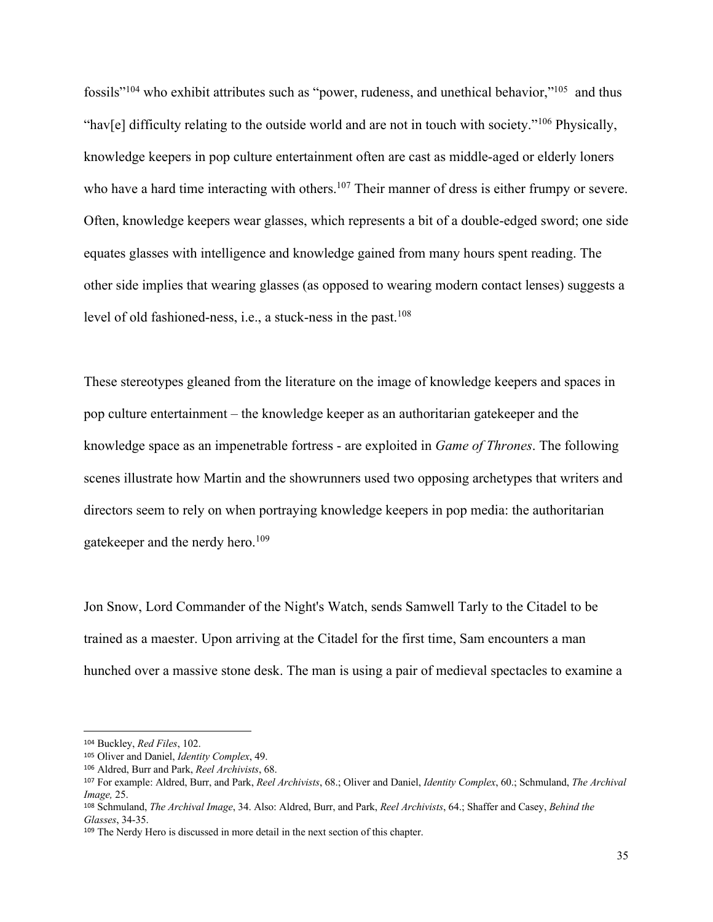fossils"[104] who exhibit attributes such as "power, rudeness, and unethical behavior,"[105] and thus "hav[e] difficulty relating to the outside world and are not in touch with society."[106] Physically, knowledge keepers in pop culture entertainment often are cast as middle-aged or elderly loners who have a hard time interacting with others.[107] Their manner of dress is either frumpy or severe. Often, knowledge keepers wear glasses, which represents a bit of a double-edged sword; one side equates glasses with intelligence and knowledge gained from many hours spent reading. The other side implies that wearing glasses (as opposed to wearing modern contact lenses) suggests a level of old fashioned-ness, i.e., a stuck-ness in the past.[108]

These stereotypes gleaned from the literature on the image of knowledge keepers and spaces in pop culture entertainment – the knowledge keeper as an authoritarian gatekeeper and the knowledge space as an impenetrable fortress - are exploited in *Game of Thrones*. The following scenes illustrate how Martin and the showrunners used two opposing archetypes that writers and directors seem to rely on when portraying knowledge keepers in pop media: the authoritarian gatekeeper and the nerdy hero.[109]

Jon Snow, Lord Commander of the Night's Watch, sends Samwell Tarly to the Citadel to be trained as a maester. Upon arriving at the Citadel for the first time, Sam encounters a man hunched over a massive stone desk. The man is using a pair of medieval spectacles to examine a

---

[104] Buckley, *Red Files*, 102.

[105] Oliver and Daniel, *Identity Complex*, 49.

[106] Aldred, Burr and Park, *Reel Archivists*, 68.

[107] For example: Aldred, Burr, and Park, *Reel Archivists*, 68.; Oliver and Daniel, *Identity Complex*, 60.; Schmuland, *The Archival Image,* 25.

[108] Schmuland, *The Archival Image*, 34. Also: Aldred, Burr, and Park, *Reel Archivists*, 64.; Shaffer and Casey, *Behind the Glasses*, 34-35.

[109] The Nerdy Hero is discussed in more detail in the next section of this chapter.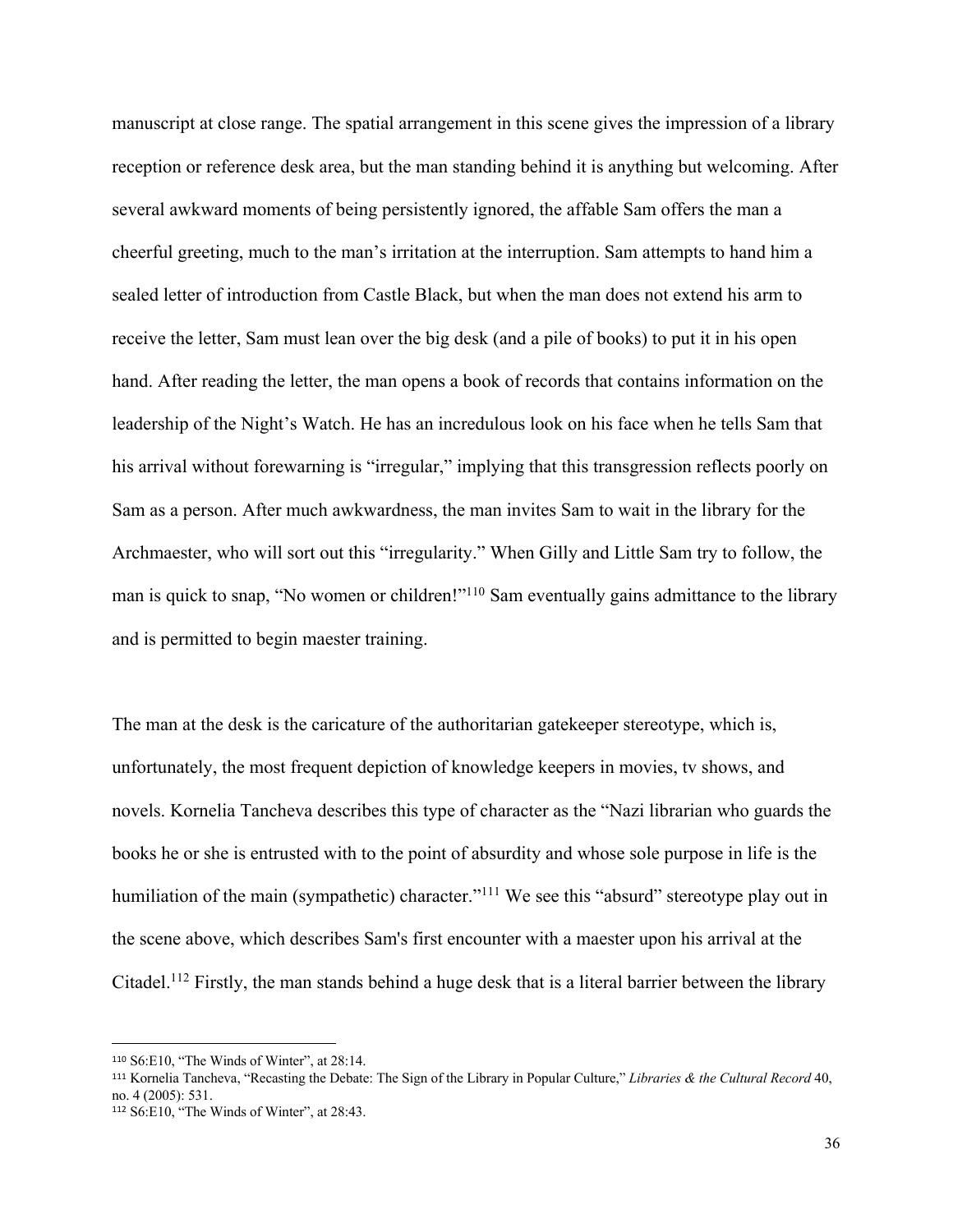manuscript at close range. The spatial arrangement in this scene gives the impression of a library reception or reference desk area, but the man standing behind it is anything but welcoming. After several awkward moments of being persistently ignored, the affable Sam offers the man a cheerful greeting, much to the man's irritation at the interruption. Sam attempts to hand him a sealed letter of introduction from Castle Black, but when the man does not extend his arm to receive the letter, Sam must lean over the big desk (and a pile of books) to put it in his open hand. After reading the letter, the man opens a book of records that contains information on the leadership of the Night's Watch. He has an incredulous look on his face when he tells Sam that his arrival without forewarning is "irregular," implying that this transgression reflects poorly on Sam as a person. After much awkwardness, the man invites Sam to wait in the library for the Archmaester, who will sort out this "irregularity." When Gilly and Little Sam try to follow, the man is quick to snap, "No women or children!"[110] Sam eventually gains admittance to the library and is permitted to begin maester training.

The man at the desk is the caricature of the authoritarian gatekeeper stereotype, which is, unfortunately, the most frequent depiction of knowledge keepers in movies, tv shows, and novels. Kornelia Tancheva describes this type of character as the "Nazi librarian who guards the books he or she is entrusted with to the point of absurdity and whose sole purpose in life is the humiliation of the main (sympathetic) character."[111] We see this "absurd" stereotype play out in the scene above, which describes Sam's first encounter with a maester upon his arrival at the Citadel.[112] Firstly, the man stands behind a huge desk that is a literal barrier between the library

---

[110] S6:E10, "The Winds of Winter", at 28:14.

[111] Kornelia Tancheva, "Recasting the Debate: The Sign of the Library in Popular Culture," *Libraries & the Cultural Record* 40, no. 4 (2005): 531.

[112] S6:E10, "The Winds of Winter", at 28:43.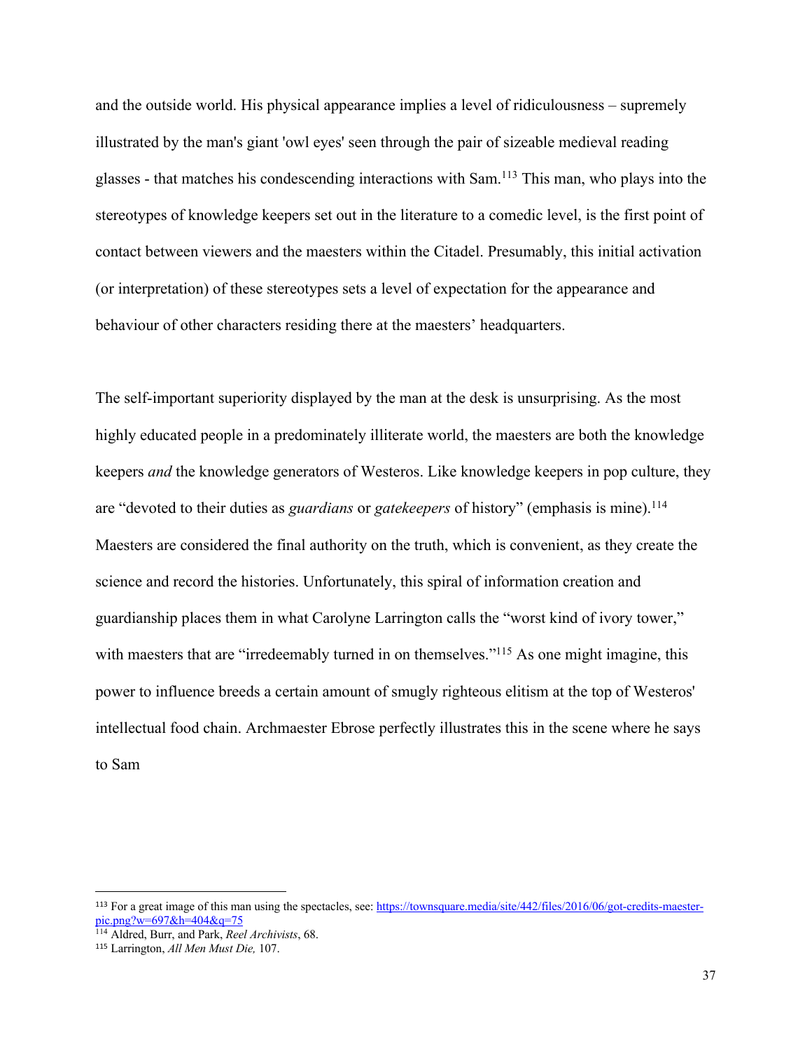and the outside world. His physical appearance implies a level of ridiculousness – supremely illustrated by the man's giant 'owl eyes' seen through the pair of sizeable medieval reading glasses - that matches his condescending interactions with Sam.[113] This man, who plays into the stereotypes of knowledge keepers set out in the literature to a comedic level, is the first point of contact between viewers and the maesters within the Citadel. Presumably, this initial activation (or interpretation) of these stereotypes sets a level of expectation for the appearance and behaviour of other characters residing there at the maesters' headquarters.

The self-important superiority displayed by the man at the desk is unsurprising. As the most highly educated people in a predominately illiterate world, the maesters are both the knowledge keepers *and* the knowledge generators of Westeros. Like knowledge keepers in pop culture, they are "devoted to their duties as *guardians* or *gatekeepers* of history" (emphasis is mine).[114] Maesters are considered the final authority on the truth, which is convenient, as they create the science and record the histories. Unfortunately, this spiral of information creation and guardianship places them in what Carolyne Larrington calls the "worst kind of ivory tower," with maesters that are "irredeemably turned in on themselves."[115] As one might imagine, this power to influence breeds a certain amount of smugly righteous elitism at the top of Westeros' intellectual food chain. Archmaester Ebrose perfectly illustrates this in the scene where he says to Sam

---

[113] For a great image of this man using the spectacles, see: https://townsquare.media/site/442/files/2016/06/got-credits-maester-pic.png?w=697&h=404&q=75

[114] Aldred, Burr, and Park, *Reel Archivists*, 68.

[115] Larrington, *All Men Must Die,* 107.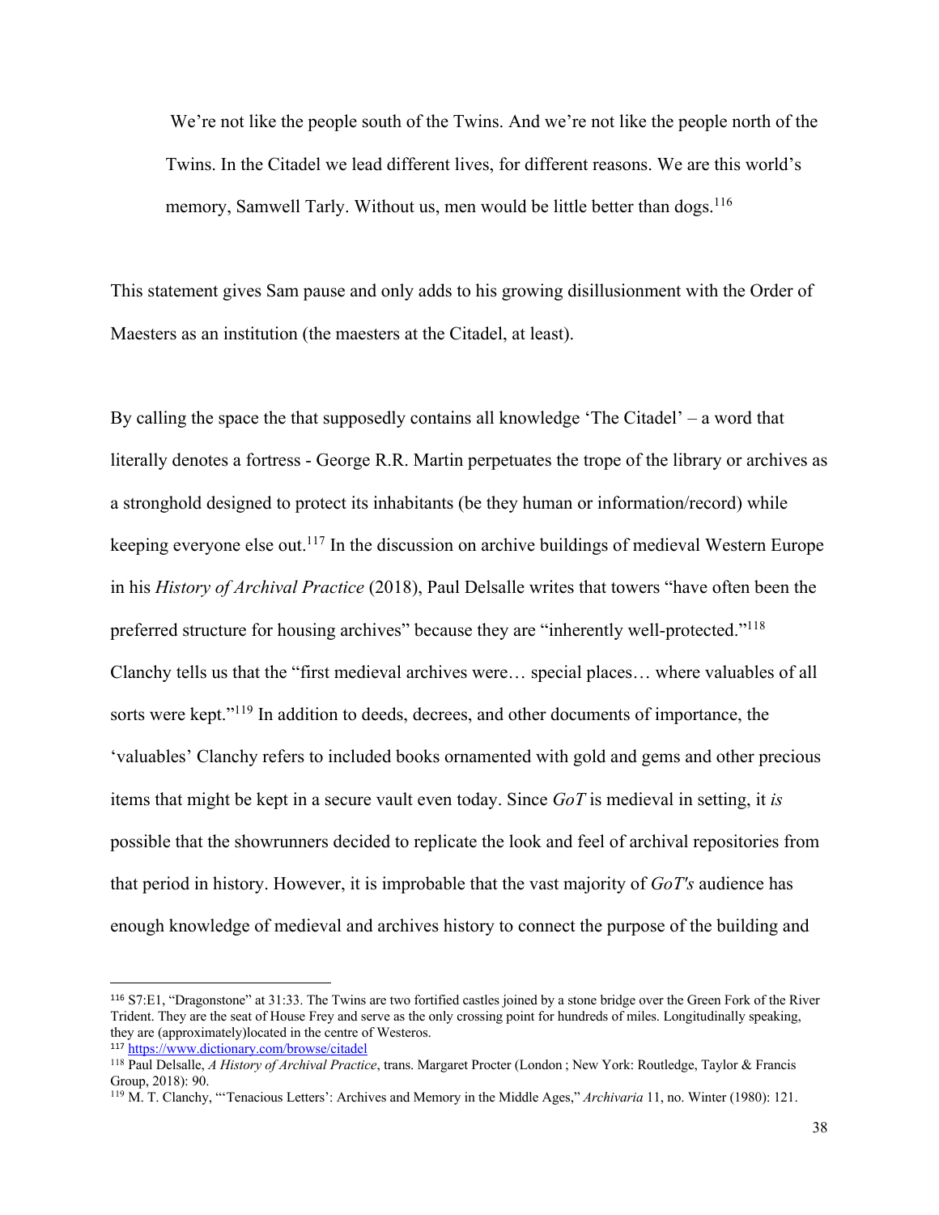> We're not like the people south of the Twins. And we're not like the people north of the Twins. In the Citadel we lead different lives, for different reasons. We are this world's memory, Samwell Tarly. Without us, men would be little better than dogs.[116]

This statement gives Sam pause and only adds to his growing disillusionment with the Order of Maesters as an institution (the maesters at the Citadel, at least).

By calling the space the that supposedly contains all knowledge 'The Citadel' – a word that literally denotes a fortress - George R.R. Martin perpetuates the trope of the library or archives as a stronghold designed to protect its inhabitants (be they human or information/record) while keeping everyone else out.[117] In the discussion on archive buildings of medieval Western Europe in his *History of Archival Practice* (2018), Paul Delsalle writes that towers "have often been the preferred structure for housing archives" because they are "inherently well-protected."[118] Clanchy tells us that the "first medieval archives were… special places… where valuables of all sorts were kept."[119] In addition to deeds, decrees, and other documents of importance, the 'valuables' Clanchy refers to included books ornamented with gold and gems and other precious items that might be kept in a secure vault even today. Since *GoT* is medieval in setting, it *is* possible that the showrunners decided to replicate the look and feel of archival repositories from that period in history. However, it is improbable that the vast majority of *GoT's* audience has enough knowledge of medieval and archives history to connect the purpose of the building and

---

[116] S7:E1, "Dragonstone" at 31:33. The Twins are two fortified castles joined by a stone bridge over the Green Fork of the River Trident. They are the seat of House Frey and serve as the only crossing point for hundreds of miles. Longitudinally speaking, they are (approximately)located in the centre of Westeros.

[117] https://www.dictionary.com/browse/citadel

[118] Paul Delsalle, *A History of Archival Practice*, trans. Margaret Procter (London ; New York: Routledge, Taylor & Francis Group, 2018): 90.

[119] M. T. Clanchy, "'Tenacious Letters': Archives and Memory in the Middle Ages," *Archivaria* 11, no. Winter (1980): 121.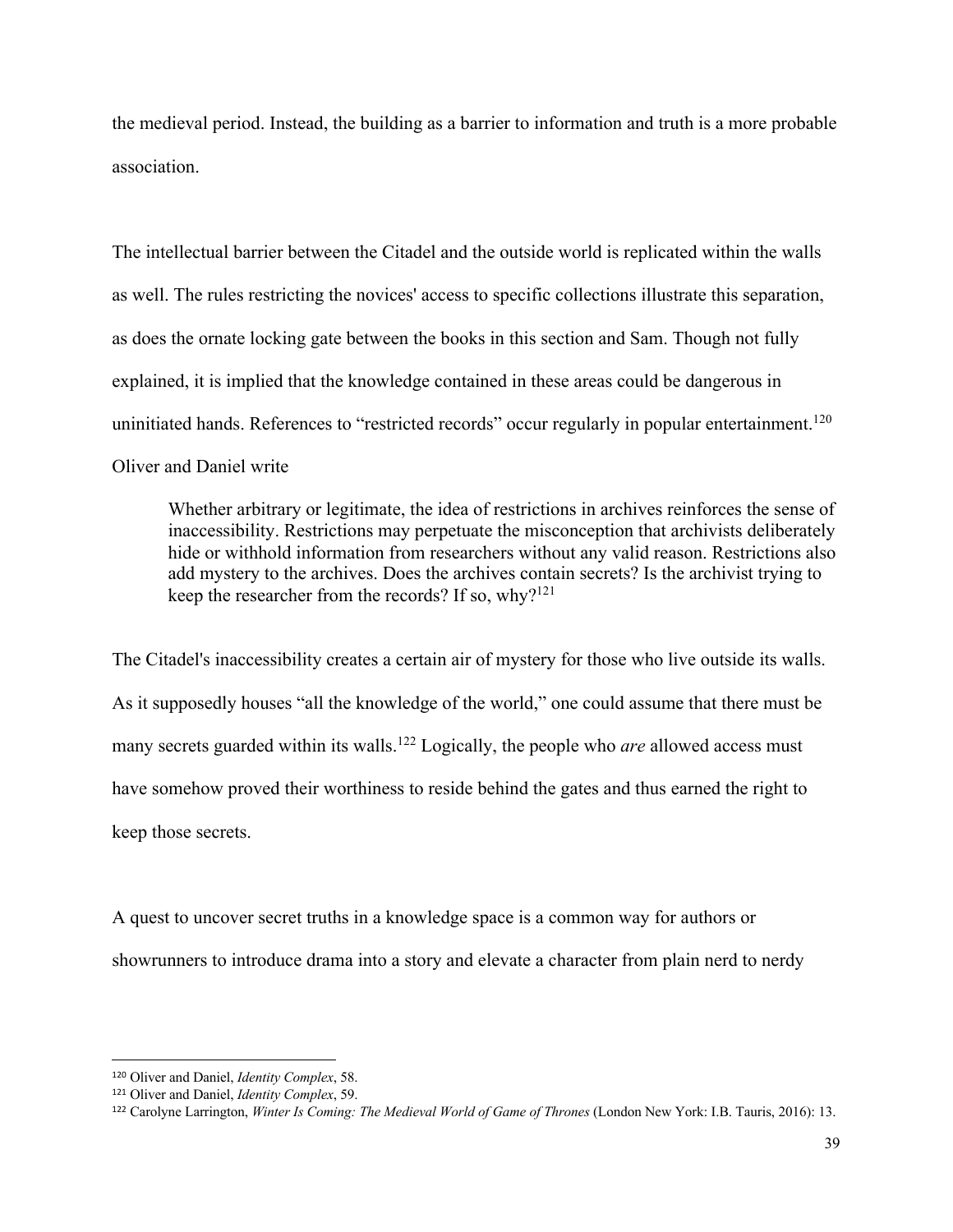the medieval period. Instead, the building as a barrier to information and truth is a more probable association.

The intellectual barrier between the Citadel and the outside world is replicated within the walls as well. The rules restricting the novices' access to specific collections illustrate this separation, as does the ornate locking gate between the books in this section and Sam. Though not fully explained, it is implied that the knowledge contained in these areas could be dangerous in uninitiated hands. References to "restricted records" occur regularly in popular entertainment.[120] Oliver and Daniel write

> Whether arbitrary or legitimate, the idea of restrictions in archives reinforces the sense of inaccessibility. Restrictions may perpetuate the misconception that archivists deliberately hide or withhold information from researchers without any valid reason. Restrictions also add mystery to the archives. Does the archives contain secrets? Is the archivist trying to keep the researcher from the records? If so, why?[121]

The Citadel's inaccessibility creates a certain air of mystery for those who live outside its walls. As it supposedly houses "all the knowledge of the world," one could assume that there must be many secrets guarded within its walls.[122] Logically, the people who *are* allowed access must have somehow proved their worthiness to reside behind the gates and thus earned the right to keep those secrets.

A quest to uncover secret truths in a knowledge space is a common way for authors or showrunners to introduce drama into a story and elevate a character from plain nerd to nerdy

---

[120] Oliver and Daniel, *Identity Complex*, 58.
[121] Oliver and Daniel, *Identity Complex*, 59.
[122] Carolyne Larrington, *Winter Is Coming: The Medieval World of Game of Thrones* (London New York: I.B. Tauris, 2016): 13.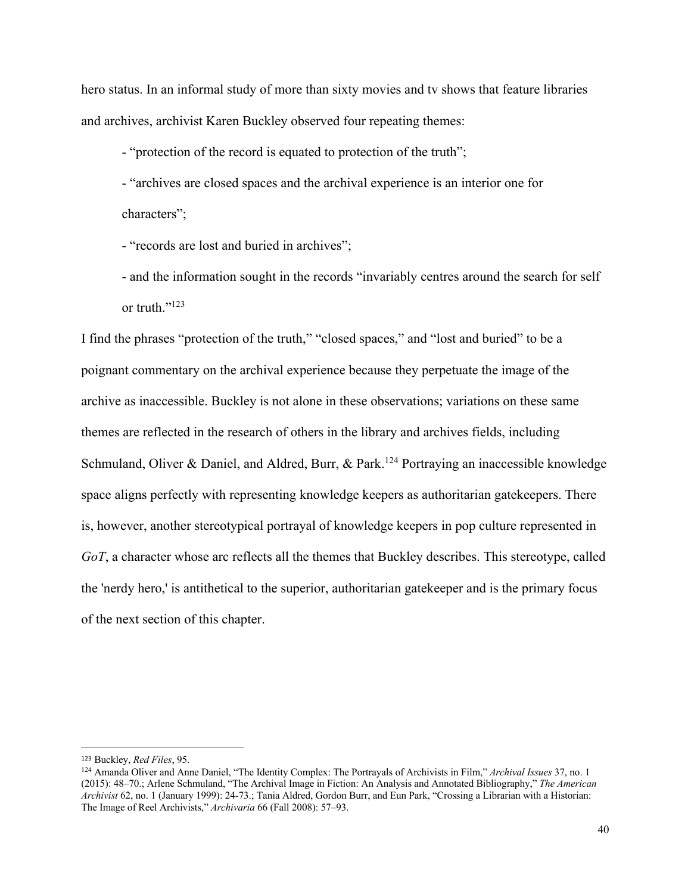hero status. In an informal study of more than sixty movies and tv shows that feature libraries and archives, archivist Karen Buckley observed four repeating themes:

- "protection of the record is equated to protection of the truth";
- "archives are closed spaces and the archival experience is an interior one for characters";
- "records are lost and buried in archives";
- and the information sought in the records "invariably centres around the search for self or truth."[123]

I find the phrases "protection of the truth," "closed spaces," and "lost and buried" to be a poignant commentary on the archival experience because they perpetuate the image of the archive as inaccessible. Buckley is not alone in these observations; variations on these same themes are reflected in the research of others in the library and archives fields, including Schmuland, Oliver & Daniel, and Aldred, Burr, & Park.[124] Portraying an inaccessible knowledge space aligns perfectly with representing knowledge keepers as authoritarian gatekeepers. There is, however, another stereotypical portrayal of knowledge keepers in pop culture represented in *GoT*, a character whose arc reflects all the themes that Buckley describes. This stereotype, called the 'nerdy hero,' is antithetical to the superior, authoritarian gatekeeper and is the primary focus of the next section of this chapter.

---

[123] Buckley, *Red Files*, 95.

[124] Amanda Oliver and Anne Daniel, "The Identity Complex: The Portrayals of Archivists in Film," *Archival Issues* 37, no. 1 (2015): 48–70.; Arlene Schmuland, "The Archival Image in Fiction: An Analysis and Annotated Bibliography," *The American Archivist* 62, no. 1 (January 1999): 24-73.; Tania Aldred, Gordon Burr, and Eun Park, "Crossing a Librarian with a Historian: The Image of Reel Archivists," *Archivaria* 66 (Fall 2008): 57–93.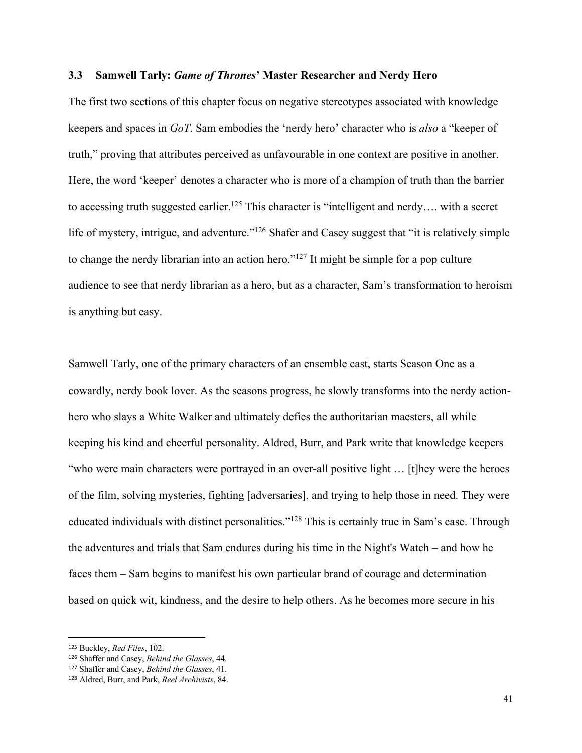### 3.3 Samwell Tarly: *Game of Thrones*' Master Researcher and Nerdy Hero

The first two sections of this chapter focus on negative stereotypes associated with knowledge keepers and spaces in *GoT*. Sam embodies the 'nerdy hero' character who is *also* a "keeper of truth," proving that attributes perceived as unfavourable in one context are positive in another. Here, the word 'keeper' denotes a character who is more of a champion of truth than the barrier to accessing truth suggested earlier.[125] This character is "intelligent and nerdy…. with a secret life of mystery, intrigue, and adventure."[126] Shafer and Casey suggest that "it is relatively simple to change the nerdy librarian into an action hero."[127] It might be simple for a pop culture audience to see that nerdy librarian as a hero, but as a character, Sam's transformation to heroism is anything but easy.

Samwell Tarly, one of the primary characters of an ensemble cast, starts Season One as a cowardly, nerdy book lover. As the seasons progress, he slowly transforms into the nerdy action-hero who slays a White Walker and ultimately defies the authoritarian maesters, all while keeping his kind and cheerful personality. Aldred, Burr, and Park write that knowledge keepers "who were main characters were portrayed in an over-all positive light … [t]hey were the heroes of the film, solving mysteries, fighting [adversaries], and trying to help those in need. They were educated individuals with distinct personalities."[128] This is certainly true in Sam's case. Through the adventures and trials that Sam endures during his time in the Night's Watch – and how he faces them – Sam begins to manifest his own particular brand of courage and determination based on quick wit, kindness, and the desire to help others. As he becomes more secure in his

---

[125] Buckley, *Red Files*, 102.

[126] Shaffer and Casey, *Behind the Glasses*, 44.

[127] Shaffer and Casey, *Behind the Glasses*, 41.

[128] Aldred, Burr, and Park, *Reel Archivists*, 84.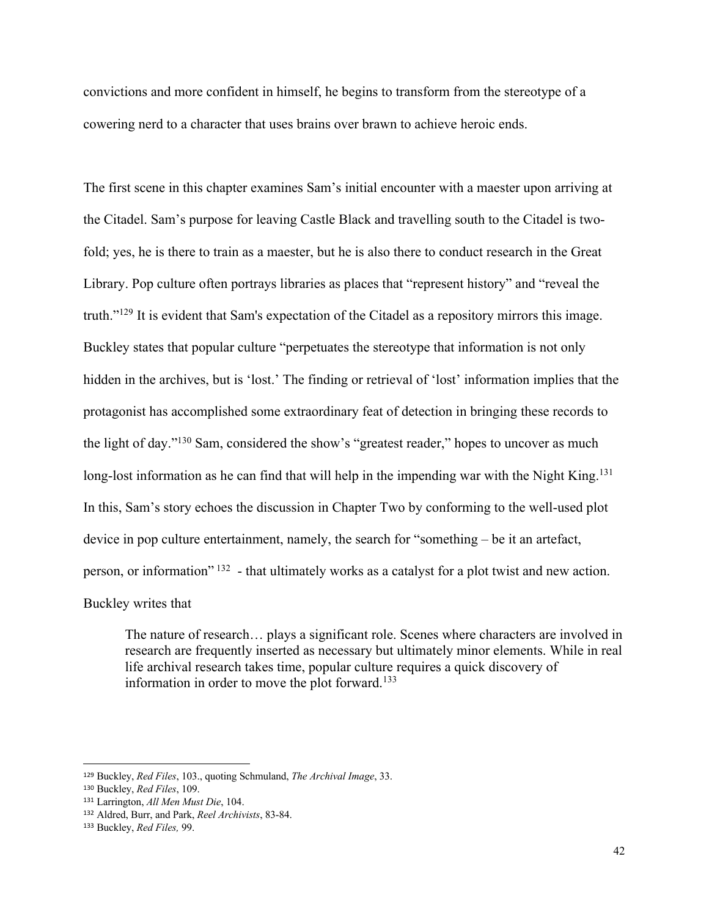convictions and more confident in himself, he begins to transform from the stereotype of a cowering nerd to a character that uses brains over brawn to achieve heroic ends.

The first scene in this chapter examines Sam's initial encounter with a maester upon arriving at the Citadel. Sam's purpose for leaving Castle Black and travelling south to the Citadel is two-fold; yes, he is there to train as a maester, but he is also there to conduct research in the Great Library. Pop culture often portrays libraries as places that "represent history" and "reveal the truth."[129] It is evident that Sam's expectation of the Citadel as a repository mirrors this image. Buckley states that popular culture "perpetuates the stereotype that information is not only hidden in the archives, but is 'lost.' The finding or retrieval of 'lost' information implies that the protagonist has accomplished some extraordinary feat of detection in bringing these records to the light of day."[130] Sam, considered the show's "greatest reader," hopes to uncover as much long-lost information as he can find that will help in the impending war with the Night King.[131] In this, Sam's story echoes the discussion in Chapter Two by conforming to the well-used plot device in pop culture entertainment, namely, the search for "something – be it an artefact, person, or information"[132] - that ultimately works as a catalyst for a plot twist and new action. Buckley writes that

> The nature of research… plays a significant role. Scenes where characters are involved in research are frequently inserted as necessary but ultimately minor elements. While in real life archival research takes time, popular culture requires a quick discovery of information in order to move the plot forward.[133]

---

[129] Buckley, *Red Files*, 103., quoting Schmuland, *The Archival Image*, 33.

[130] Buckley, *Red Files*, 109.

[131] Larrington, *All Men Must Die*, 104.

[132] Aldred, Burr, and Park, *Reel Archivists*, 83-84.

[133] Buckley, *Red Files,* 99.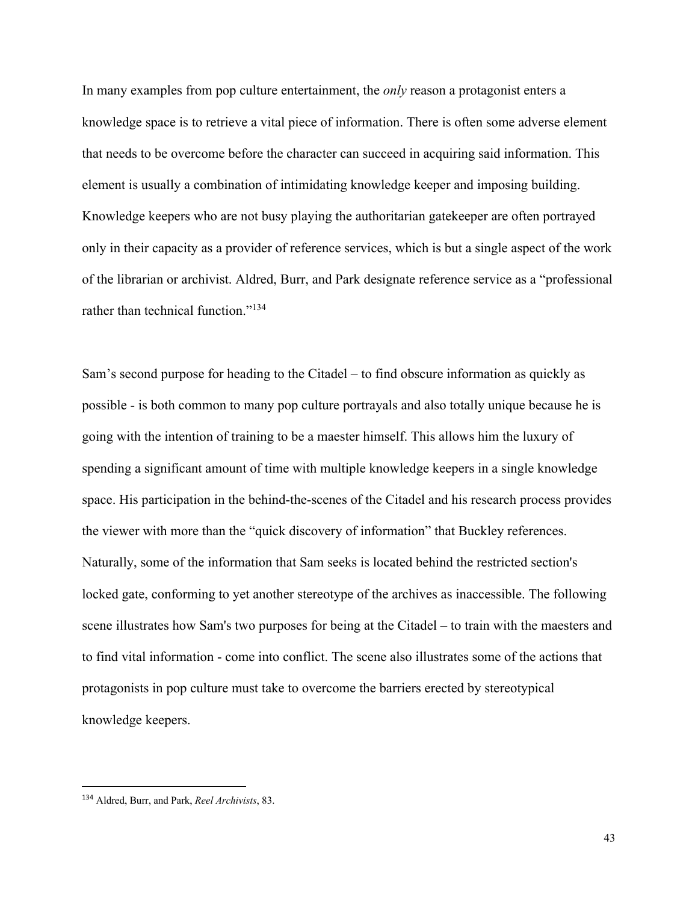In many examples from pop culture entertainment, the *only* reason a protagonist enters a knowledge space is to retrieve a vital piece of information. There is often some adverse element that needs to be overcome before the character can succeed in acquiring said information. This element is usually a combination of intimidating knowledge keeper and imposing building. Knowledge keepers who are not busy playing the authoritarian gatekeeper are often portrayed only in their capacity as a provider of reference services, which is but a single aspect of the work of the librarian or archivist. Aldred, Burr, and Park designate reference service as a "professional rather than technical function."[134]

Sam's second purpose for heading to the Citadel – to find obscure information as quickly as possible - is both common to many pop culture portrayals and also totally unique because he is going with the intention of training to be a maester himself. This allows him the luxury of spending a significant amount of time with multiple knowledge keepers in a single knowledge space. His participation in the behind-the-scenes of the Citadel and his research process provides the viewer with more than the "quick discovery of information" that Buckley references. Naturally, some of the information that Sam seeks is located behind the restricted section's locked gate, conforming to yet another stereotype of the archives as inaccessible. The following scene illustrates how Sam's two purposes for being at the Citadel – to train with the maesters and to find vital information - come into conflict. The scene also illustrates some of the actions that protagonists in pop culture must take to overcome the barriers erected by stereotypical knowledge keepers.

---

[134] Aldred, Burr, and Park, *Reel Archivists*, 83.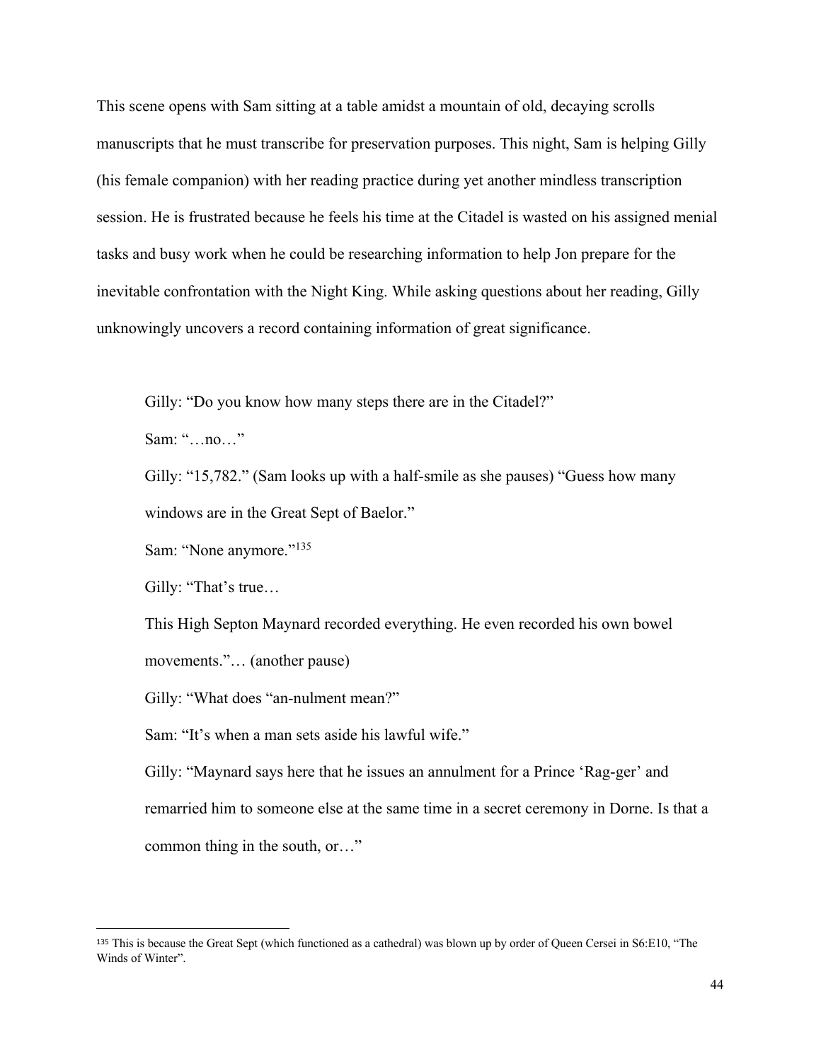This scene opens with Sam sitting at a table amidst a mountain of old, decaying scrolls manuscripts that he must transcribe for preservation purposes. This night, Sam is helping Gilly (his female companion) with her reading practice during yet another mindless transcription session. He is frustrated because he feels his time at the Citadel is wasted on his assigned menial tasks and busy work when he could be researching information to help Jon prepare for the inevitable confrontation with the Night King. While asking questions about her reading, Gilly unknowingly uncovers a record containing information of great significance.

> Gilly: "Do you know how many steps there are in the Citadel?"
>
> Sam: "…no…"
>
> Gilly: "15,782." (Sam looks up with a half-smile as she pauses) "Guess how many windows are in the Great Sept of Baelor."
>
> Sam: "None anymore."[135]
>
> Gilly: "That's true…
>
> This High Septon Maynard recorded everything. He even recorded his own bowel movements."… (another pause)
>
> Gilly: "What does "an-nulment mean?"
>
> Sam: "It's when a man sets aside his lawful wife."
>
> Gilly: "Maynard says here that he issues an annulment for a Prince 'Rag-ger' and remarried him to someone else at the same time in a secret ceremony in Dorne. Is that a common thing in the south, or…"

---

[135] This is because the Great Sept (which functioned as a cathedral) was blown up by order of Queen Cersei in S6:E10, "The Winds of Winter".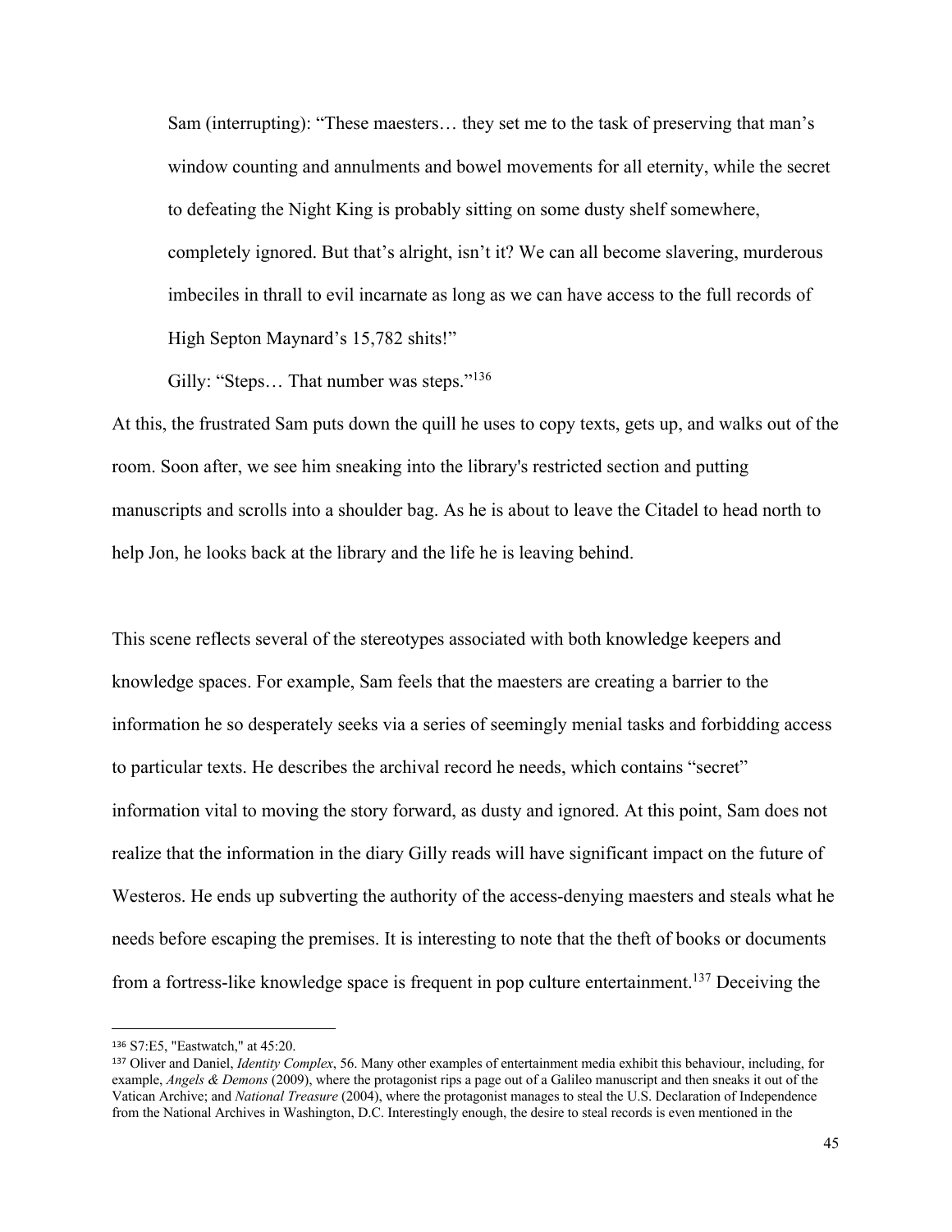> Sam (interrupting): "These maesters… they set me to the task of preserving that man's window counting and annulments and bowel movements for all eternity, while the secret to defeating the Night King is probably sitting on some dusty shelf somewhere, completely ignored. But that's alright, isn't it? We can all become slavering, murderous imbeciles in thrall to evil incarnate as long as we can have access to the full records of High Septon Maynard's 15,782 shits!"
>
> Gilly: "Steps… That number was steps."[136]

At this, the frustrated Sam puts down the quill he uses to copy texts, gets up, and walks out of the room. Soon after, we see him sneaking into the library's restricted section and putting manuscripts and scrolls into a shoulder bag. As he is about to leave the Citadel to head north to help Jon, he looks back at the library and the life he is leaving behind.

This scene reflects several of the stereotypes associated with both knowledge keepers and knowledge spaces. For example, Sam feels that the maesters are creating a barrier to the information he so desperately seeks via a series of seemingly menial tasks and forbidding access to particular texts. He describes the archival record he needs, which contains "secret" information vital to moving the story forward, as dusty and ignored. At this point, Sam does not realize that the information in the diary Gilly reads will have significant impact on the future of Westeros. He ends up subverting the authority of the access-denying maesters and steals what he needs before escaping the premises. It is interesting to note that the theft of books or documents from a fortress-like knowledge space is frequent in pop culture entertainment.[137] Deceiving the

---

[136] S7:E5, "Eastwatch," at 45:20.

[137] Oliver and Daniel, *Identity Complex*, 56. Many other examples of entertainment media exhibit this behaviour, including, for example, *Angels & Demons* (2009), where the protagonist rips a page out of a Galileo manuscript and then sneaks it out of the Vatican Archive; and *National Treasure* (2004), where the protagonist manages to steal the U.S. Declaration of Independence from the National Archives in Washington, D.C. Interestingly enough, the desire to steal records is even mentioned in the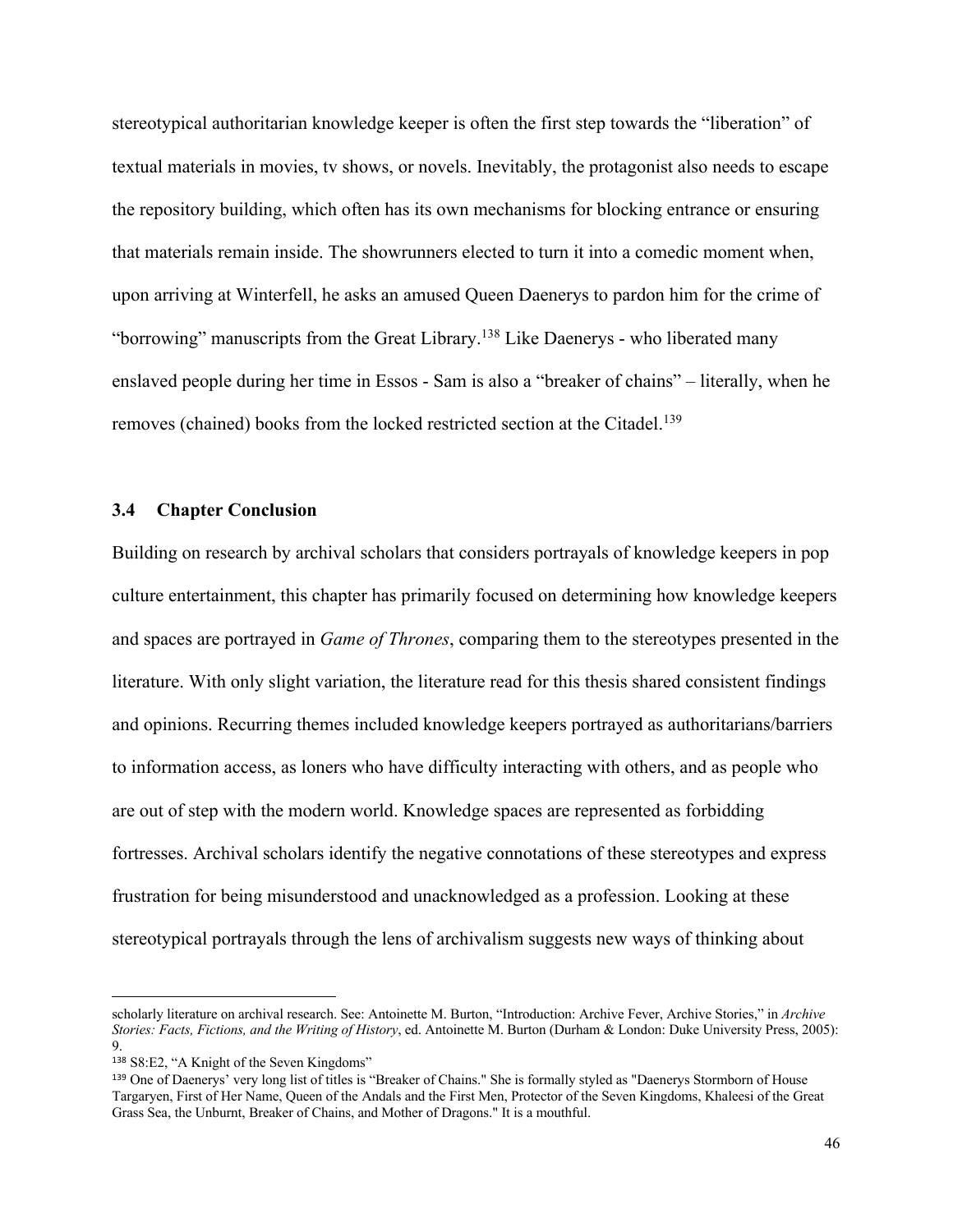stereotypical authoritarian knowledge keeper is often the first step towards the "liberation" of textual materials in movies, tv shows, or novels. Inevitably, the protagonist also needs to escape the repository building, which often has its own mechanisms for blocking entrance or ensuring that materials remain inside. The showrunners elected to turn it into a comedic moment when, upon arriving at Winterfell, he asks an amused Queen Daenerys to pardon him for the crime of "borrowing" manuscripts from the Great Library.[138] Like Daenerys - who liberated many enslaved people during her time in Essos - Sam is also a "breaker of chains" – literally, when he removes (chained) books from the locked restricted section at the Citadel.[139]

### 3.4 Chapter Conclusion

Building on research by archival scholars that considers portrayals of knowledge keepers in pop culture entertainment, this chapter has primarily focused on determining how knowledge keepers and spaces are portrayed in *Game of Thrones*, comparing them to the stereotypes presented in the literature. With only slight variation, the literature read for this thesis shared consistent findings and opinions. Recurring themes included knowledge keepers portrayed as authoritarians/barriers to information access, as loners who have difficulty interacting with others, and as people who are out of step with the modern world. Knowledge spaces are represented as forbidding fortresses. Archival scholars identify the negative connotations of these stereotypes and express frustration for being misunderstood and unacknowledged as a profession. Looking at these stereotypical portrayals through the lens of archivalism suggests new ways of thinking about

---

scholarly literature on archival research. See: Antoinette M. Burton, "Introduction: Archive Fever, Archive Stories," in *Archive Stories: Facts, Fictions, and the Writing of History*, ed. Antoinette M. Burton (Durham & London: Duke University Press, 2005): 9.

[138] S8:E2, "A Knight of the Seven Kingdoms"

[139] One of Daenerys' very long list of titles is "Breaker of Chains." She is formally styled as "Daenerys Stormborn of House Targaryen, First of Her Name, Queen of the Andals and the First Men, Protector of the Seven Kingdoms, Khaleesi of the Great Grass Sea, the Unburnt, Breaker of Chains, and Mother of Dragons." It is a mouthful.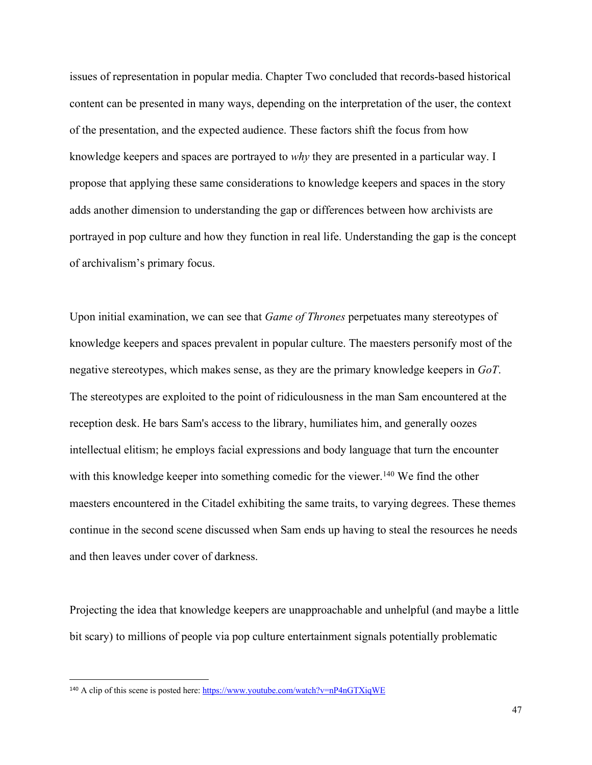issues of representation in popular media. Chapter Two concluded that records-based historical content can be presented in many ways, depending on the interpretation of the user, the context of the presentation, and the expected audience. These factors shift the focus from how knowledge keepers and spaces are portrayed to *why* they are presented in a particular way. I propose that applying these same considerations to knowledge keepers and spaces in the story adds another dimension to understanding the gap or differences between how archivists are portrayed in pop culture and how they function in real life. Understanding the gap is the concept of archivalism's primary focus.

Upon initial examination, we can see that *Game of Thrones* perpetuates many stereotypes of knowledge keepers and spaces prevalent in popular culture. The maesters personify most of the negative stereotypes, which makes sense, as they are the primary knowledge keepers in *GoT*. The stereotypes are exploited to the point of ridiculousness in the man Sam encountered at the reception desk. He bars Sam's access to the library, humiliates him, and generally oozes intellectual elitism; he employs facial expressions and body language that turn the encounter with this knowledge keeper into something comedic for the viewer.[140] We find the other maesters encountered in the Citadel exhibiting the same traits, to varying degrees. These themes continue in the second scene discussed when Sam ends up having to steal the resources he needs and then leaves under cover of darkness.

Projecting the idea that knowledge keepers are unapproachable and unhelpful (and maybe a little bit scary) to millions of people via pop culture entertainment signals potentially problematic

---

[140] A clip of this scene is posted here: https://www.youtube.com/watch?v=nP4nGTXiqWE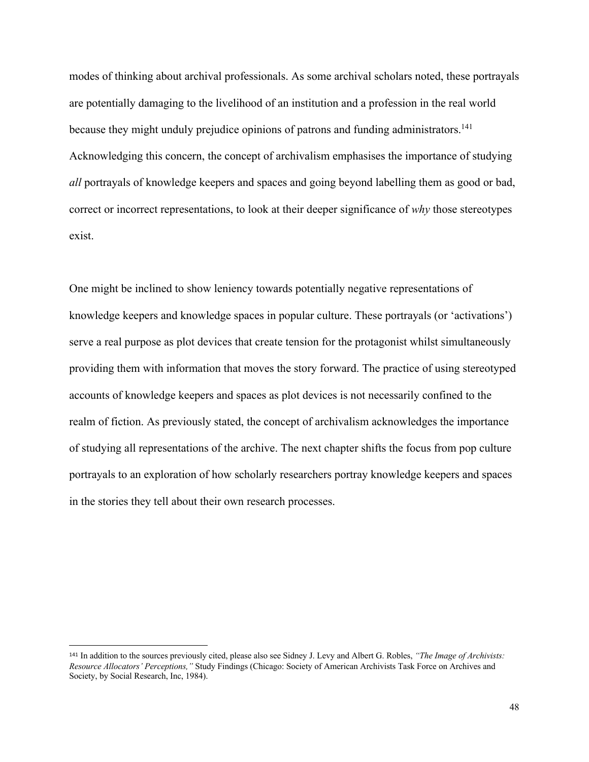modes of thinking about archival professionals. As some archival scholars noted, these portrayals are potentially damaging to the livelihood of an institution and a profession in the real world because they might unduly prejudice opinions of patrons and funding administrators.[141] Acknowledging this concern, the concept of archivalism emphasises the importance of studying *all* portrayals of knowledge keepers and spaces and going beyond labelling them as good or bad, correct or incorrect representations, to look at their deeper significance of *why* those stereotypes exist.

One might be inclined to show leniency towards potentially negative representations of knowledge keepers and knowledge spaces in popular culture. These portrayals (or 'activations') serve a real purpose as plot devices that create tension for the protagonist whilst simultaneously providing them with information that moves the story forward. The practice of using stereotyped accounts of knowledge keepers and spaces as plot devices is not necessarily confined to the realm of fiction. As previously stated, the concept of archivalism acknowledges the importance of studying all representations of the archive. The next chapter shifts the focus from pop culture portrayals to an exploration of how scholarly researchers portray knowledge keepers and spaces in the stories they tell about their own research processes.

---

[141] In addition to the sources previously cited, please also see Sidney J. Levy and Albert G. Robles, *"The Image of Archivists: Resource Allocators' Perceptions,"* Study Findings (Chicago: Society of American Archivists Task Force on Archives and Society, by Social Research, Inc, 1984).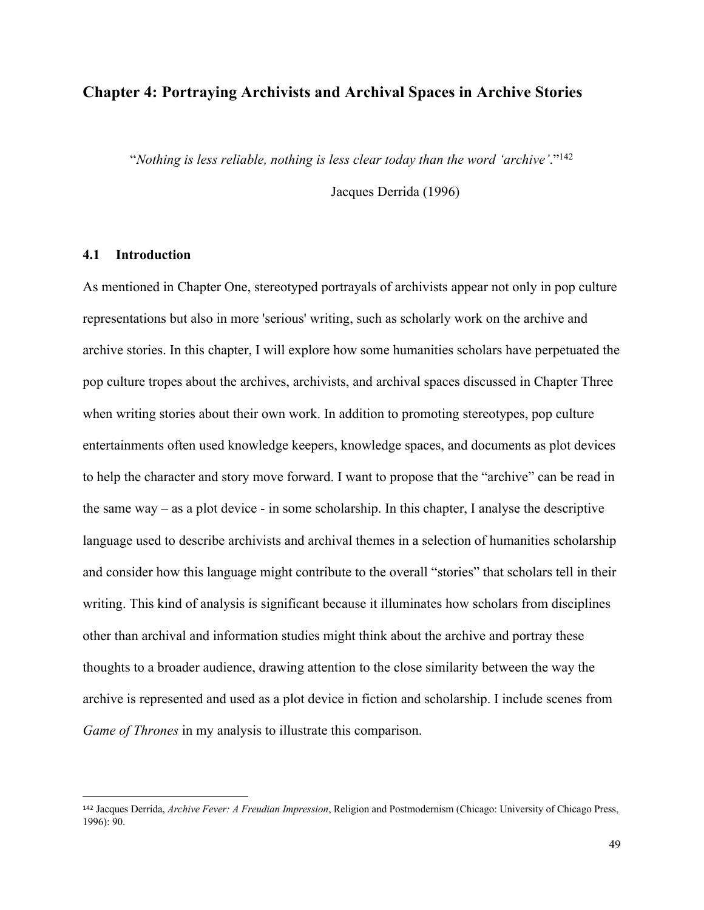## Chapter 4: Portraying Archivists and Archival Spaces in Archive Stories

"*Nothing is less reliable, nothing is less clear today than the word 'archive'*."[142]

Jacques Derrida (1996)

### 4.1 Introduction

As mentioned in Chapter One, stereotyped portrayals of archivists appear not only in pop culture representations but also in more 'serious' writing, such as scholarly work on the archive and archive stories. In this chapter, I will explore how some humanities scholars have perpetuated the pop culture tropes about the archives, archivists, and archival spaces discussed in Chapter Three when writing stories about their own work. In addition to promoting stereotypes, pop culture entertainments often used knowledge keepers, knowledge spaces, and documents as plot devices to help the character and story move forward. I want to propose that the "archive" can be read in the same way – as a plot device - in some scholarship. In this chapter, I analyse the descriptive language used to describe archivists and archival themes in a selection of humanities scholarship and consider how this language might contribute to the overall "stories" that scholars tell in their writing. This kind of analysis is significant because it illuminates how scholars from disciplines other than archival and information studies might think about the archive and portray these thoughts to a broader audience, drawing attention to the close similarity between the way the archive is represented and used as a plot device in fiction and scholarship. I include scenes from *Game of Thrones* in my analysis to illustrate this comparison.

---

[142] Jacques Derrida, *Archive Fever: A Freudian Impression*, Religion and Postmodernism (Chicago: University of Chicago Press, 1996): 90.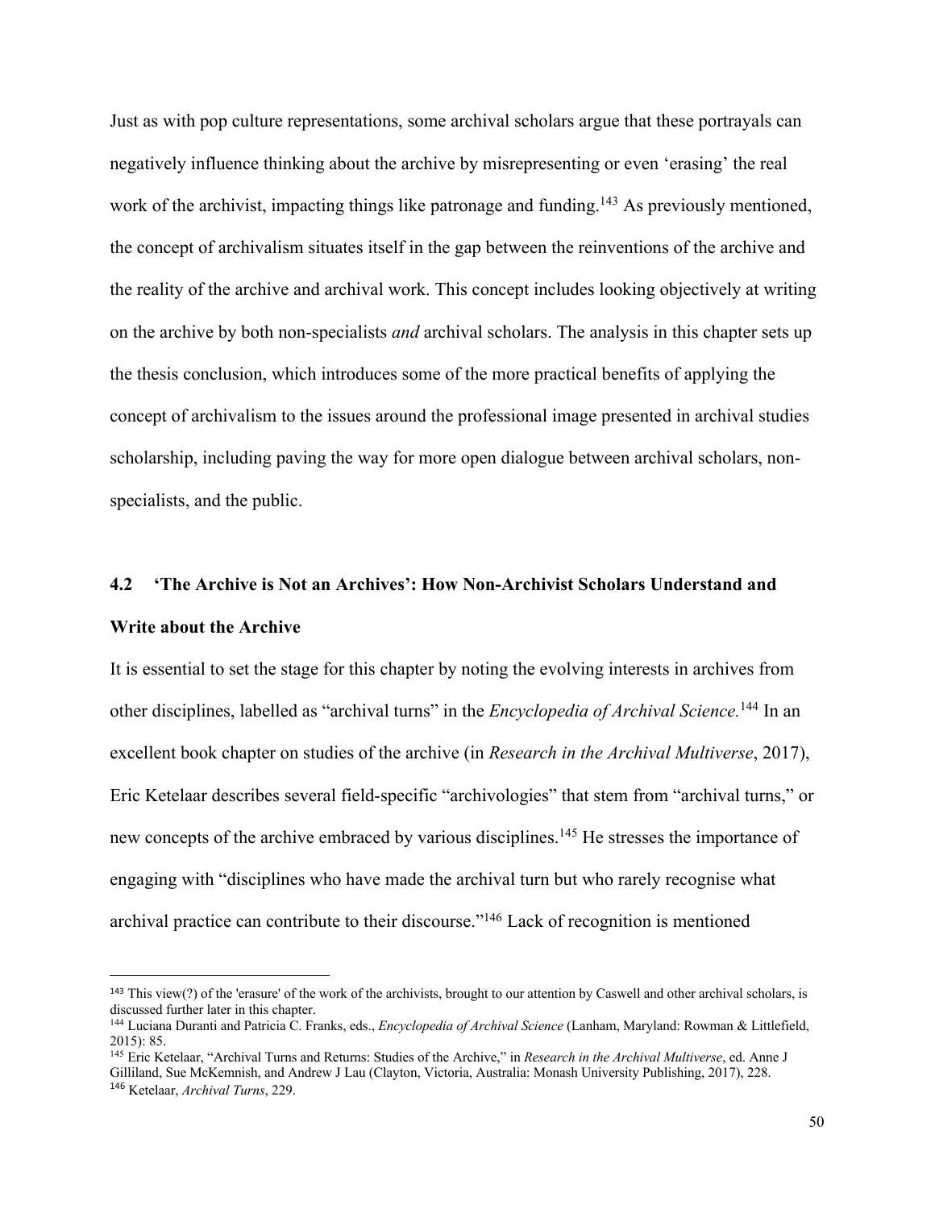Just as with pop culture representations, some archival scholars argue that these portrayals can negatively influence thinking about the archive by misrepresenting or even 'erasing' the real work of the archivist, impacting things like patronage and funding.[143] As previously mentioned, the concept of archivalism situates itself in the gap between the reinventions of the archive and the reality of the archive and archival work. This concept includes looking objectively at writing on the archive by both non-specialists *and* archival scholars. The analysis in this chapter sets up the thesis conclusion, which introduces some of the more practical benefits of applying the concept of archivalism to the issues around the professional image presented in archival studies scholarship, including paving the way for more open dialogue between archival scholars, non-specialists, and the public.

## 4.2 'The Archive is Not an Archives': How Non-Archivist Scholars Understand and Write about the Archive

It is essential to set the stage for this chapter by noting the evolving interests in archives from other disciplines, labelled as "archival turns" in the *Encyclopedia of Archival Science.*[144] In an excellent book chapter on studies of the archive (in *Research in the Archival Multiverse*, 2017), Eric Ketelaar describes several field-specific "archivologies" that stem from "archival turns," or new concepts of the archive embraced by various disciplines.[145] He stresses the importance of engaging with "disciplines who have made the archival turn but who rarely recognise what archival practice can contribute to their discourse."[146] Lack of recognition is mentioned

---

[143] This view(?) of the 'erasure' of the work of the archivists, brought to our attention by Caswell and other archival scholars, is discussed further later in this chapter.

[144] Luciana Duranti and Patricia C. Franks, eds., *Encyclopedia of Archival Science* (Lanham, Maryland: Rowman & Littlefield, 2015): 85.

[145] Eric Ketelaar, "Archival Turns and Returns: Studies of the Archive," in *Research in the Archival Multiverse*, ed. Anne J Gilliland, Sue McKemnish, and Andrew J Lau (Clayton, Victoria, Australia: Monash University Publishing, 2017), 228.

[146] Ketelaar, *Archival Turns*, 229.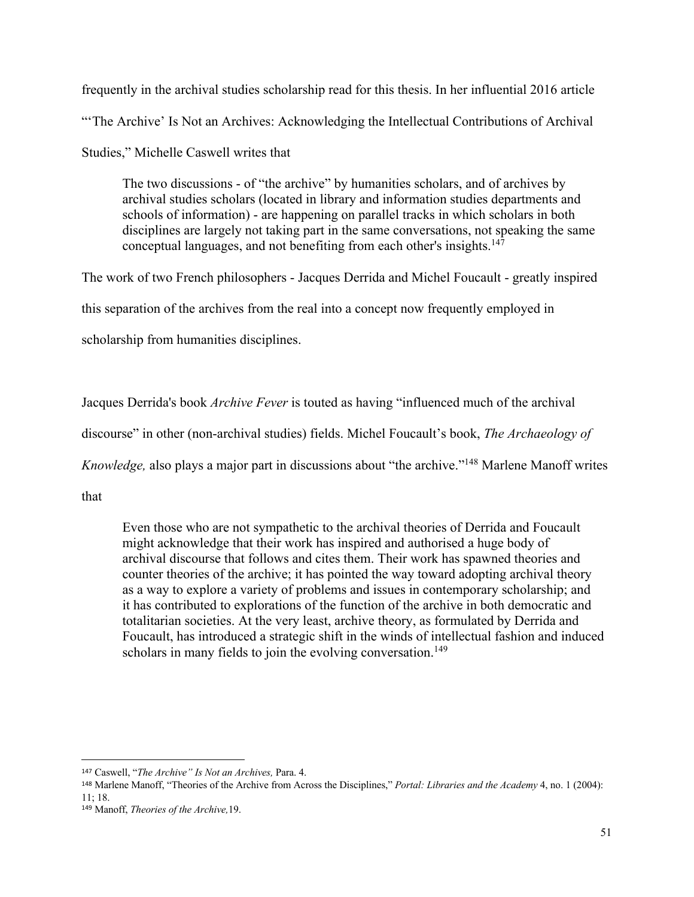frequently in the archival studies scholarship read for this thesis. In her influential 2016 article "'The Archive' Is Not an Archives: Acknowledging the Intellectual Contributions of Archival Studies," Michelle Caswell writes that

> The two discussions - of "the archive" by humanities scholars, and of archives by archival studies scholars (located in library and information studies departments and schools of information) - are happening on parallel tracks in which scholars in both disciplines are largely not taking part in the same conversations, not speaking the same conceptual languages, and not benefiting from each other's insights.[147]

The work of two French philosophers - Jacques Derrida and Michel Foucault - greatly inspired this separation of the archives from the real into a concept now frequently employed in scholarship from humanities disciplines.

Jacques Derrida's book *Archive Fever* is touted as having "influenced much of the archival discourse" in other (non-archival studies) fields. Michel Foucault's book, *The Archaeology of Knowledge,* also plays a major part in discussions about "the archive."[148] Marlene Manoff writes that

> Even those who are not sympathetic to the archival theories of Derrida and Foucault might acknowledge that their work has inspired and authorised a huge body of archival discourse that follows and cites them. Their work has spawned theories and counter theories of the archive; it has pointed the way toward adopting archival theory as a way to explore a variety of problems and issues in contemporary scholarship; and it has contributed to explorations of the function of the archive in both democratic and totalitarian societies. At the very least, archive theory, as formulated by Derrida and Foucault, has introduced a strategic shift in the winds of intellectual fashion and induced scholars in many fields to join the evolving conversation.[149]

---

[147] Caswell, "*The Archive" Is Not an Archives,* Para. 4.

[148] Marlene Manoff, "Theories of the Archive from Across the Disciplines," *Portal: Libraries and the Academy* 4, no. 1 (2004): 11; 18.

[149] Manoff, *Theories of the Archive,*19.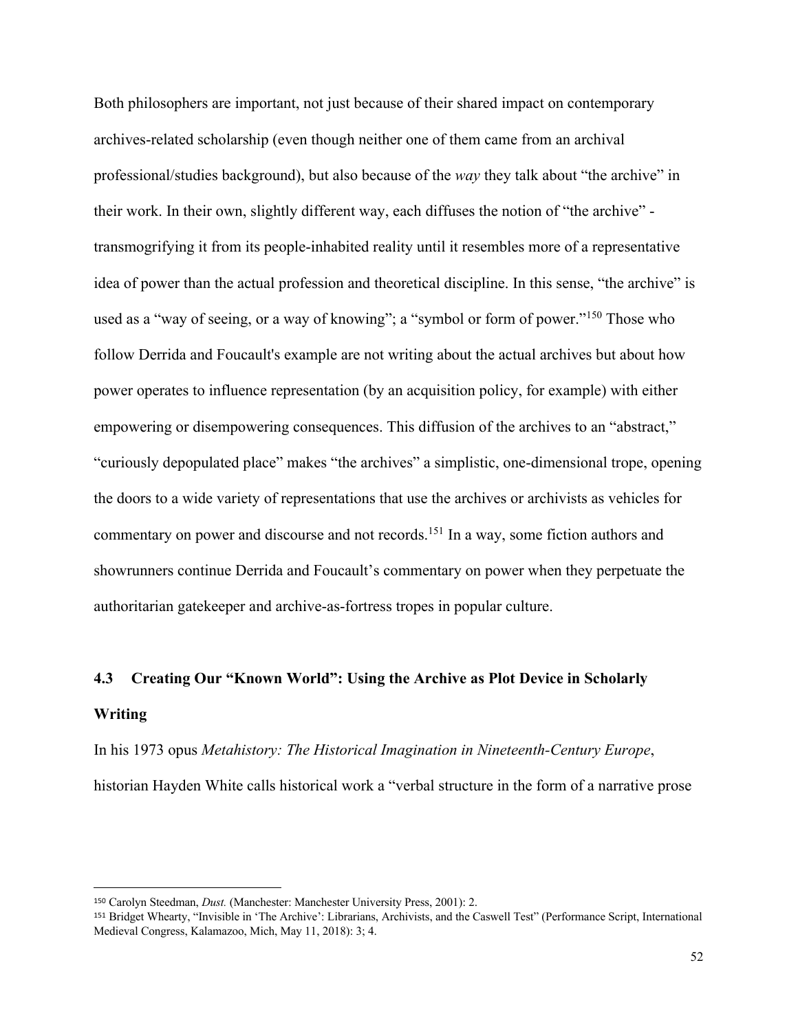Both philosophers are important, not just because of their shared impact on contemporary archives-related scholarship (even though neither one of them came from an archival professional/studies background), but also because of the *way* they talk about "the archive" in their work. In their own, slightly different way, each diffuses the notion of "the archive" - transmogrifying it from its people-inhabited reality until it resembles more of a representative idea of power than the actual profession and theoretical discipline. In this sense, "the archive" is used as a "way of seeing, or a way of knowing"; a "symbol or form of power."[150] Those who follow Derrida and Foucault's example are not writing about the actual archives but about how power operates to influence representation (by an acquisition policy, for example) with either empowering or disempowering consequences. This diffusion of the archives to an "abstract," "curiously depopulated place" makes "the archives" a simplistic, one-dimensional trope, opening the doors to a wide variety of representations that use the archives or archivists as vehicles for commentary on power and discourse and not records.[151] In a way, some fiction authors and showrunners continue Derrida and Foucault's commentary on power when they perpetuate the authoritarian gatekeeper and archive-as-fortress tropes in popular culture.

### 4.3 Creating Our "Known World": Using the Archive as Plot Device in Scholarly Writing

In his 1973 opus *Metahistory: The Historical Imagination in Nineteenth-Century Europe*, historian Hayden White calls historical work a "verbal structure in the form of a narrative prose

---

[150] Carolyn Steedman, *Dust.* (Manchester: Manchester University Press, 2001): 2.

[151] Bridget Whearty, "Invisible in 'The Archive': Librarians, Archivists, and the Caswell Test" (Performance Script, International Medieval Congress, Kalamazoo, Mich, May 11, 2018): 3; 4.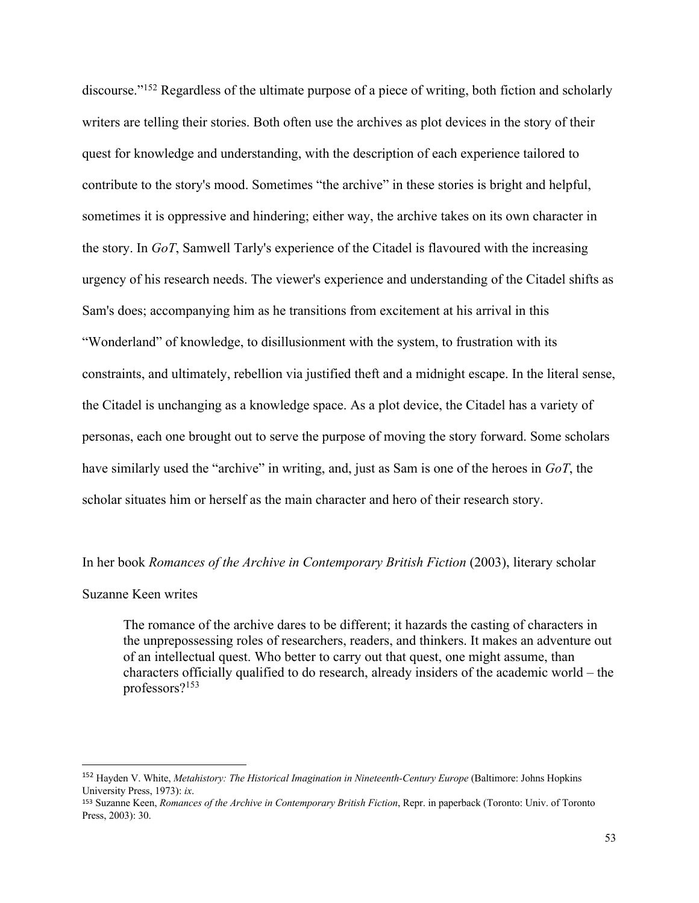discourse."[152] Regardless of the ultimate purpose of a piece of writing, both fiction and scholarly writers are telling their stories. Both often use the archives as plot devices in the story of their quest for knowledge and understanding, with the description of each experience tailored to contribute to the story's mood. Sometimes "the archive" in these stories is bright and helpful, sometimes it is oppressive and hindering; either way, the archive takes on its own character in the story. In *GoT*, Samwell Tarly's experience of the Citadel is flavoured with the increasing urgency of his research needs. The viewer's experience and understanding of the Citadel shifts as Sam's does; accompanying him as he transitions from excitement at his arrival in this "Wonderland" of knowledge, to disillusionment with the system, to frustration with its constraints, and ultimately, rebellion via justified theft and a midnight escape. In the literal sense, the Citadel is unchanging as a knowledge space. As a plot device, the Citadel has a variety of personas, each one brought out to serve the purpose of moving the story forward. Some scholars have similarly used the "archive" in writing, and, just as Sam is one of the heroes in *GoT*, the scholar situates him or herself as the main character and hero of their research story.

In her book *Romances of the Archive in Contemporary British Fiction* (2003), literary scholar Suzanne Keen writes

> The romance of the archive dares to be different; it hazards the casting of characters in the unprepossessing roles of researchers, readers, and thinkers. It makes an adventure out of an intellectual quest. Who better to carry out that quest, one might assume, than characters officially qualified to do research, already insiders of the academic world – the professors?[153]

---

[152] Hayden V. White, *Metahistory: The Historical Imagination in Nineteenth-Century Europe* (Baltimore: Johns Hopkins University Press, 1973): *ix*.

[153] Suzanne Keen, *Romances of the Archive in Contemporary British Fiction*, Repr. in paperback (Toronto: Univ. of Toronto Press, 2003): 30.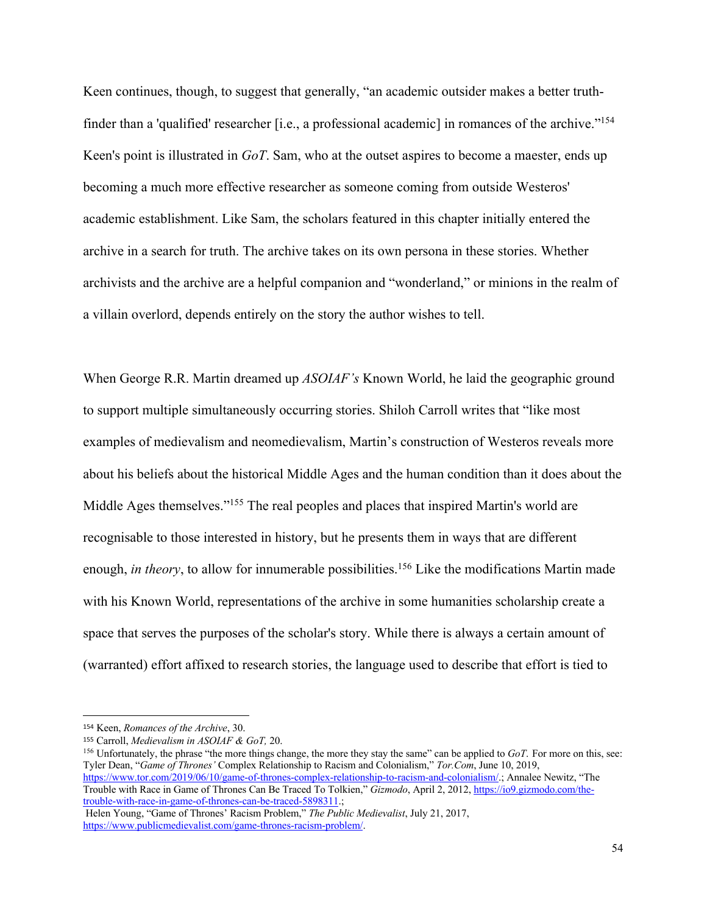Keen continues, though, to suggest that generally, "an academic outsider makes a better truth-finder than a 'qualified' researcher [i.e., a professional academic] in romances of the archive."[154] Keen's point is illustrated in *GoT*. Sam, who at the outset aspires to become a maester, ends up becoming a much more effective researcher as someone coming from outside Westeros' academic establishment. Like Sam, the scholars featured in this chapter initially entered the archive in a search for truth. The archive takes on its own persona in these stories. Whether archivists and the archive are a helpful companion and "wonderland," or minions in the realm of a villain overlord, depends entirely on the story the author wishes to tell.

When George R.R. Martin dreamed up *ASOIAF's* Known World, he laid the geographic ground to support multiple simultaneously occurring stories. Shiloh Carroll writes that "like most examples of medievalism and neomedievalism, Martin's construction of Westeros reveals more about his beliefs about the historical Middle Ages and the human condition than it does about the Middle Ages themselves."[155] The real peoples and places that inspired Martin's world are recognisable to those interested in history, but he presents them in ways that are different enough, *in theory*, to allow for innumerable possibilities.[156] Like the modifications Martin made with his Known World, representations of the archive in some humanities scholarship create a space that serves the purposes of the scholar's story. While there is always a certain amount of (warranted) effort affixed to research stories, the language used to describe that effort is tied to

---

[154] Keen, *Romances of the Archive*, 30.

[155] Carroll, *Medievalism in ASOIAF & GoT,* 20.

[156] Unfortunately, the phrase "the more things change, the more they stay the same" can be applied to *GoT*. For more on this, see: Tyler Dean, "*Game of Thrones'* Complex Relationship to Racism and Colonialism," *Tor.Com*, June 10, 2019, https://www.tor.com/2019/06/10/game-of-thrones-complex-relationship-to-racism-and-colonialism/.; Annalee Newitz, "The Trouble with Race in Game of Thrones Can Be Traced To Tolkien," *Gizmodo*, April 2, 2012, https://io9.gizmodo.com/the-trouble-with-race-in-game-of-thrones-can-be-traced-5898311.; Helen Young, "Game of Thrones' Racism Problem," *The Public Medievalist*, July 21, 2017, https://www.publicmedievalist.com/game-thrones-racism-problem/.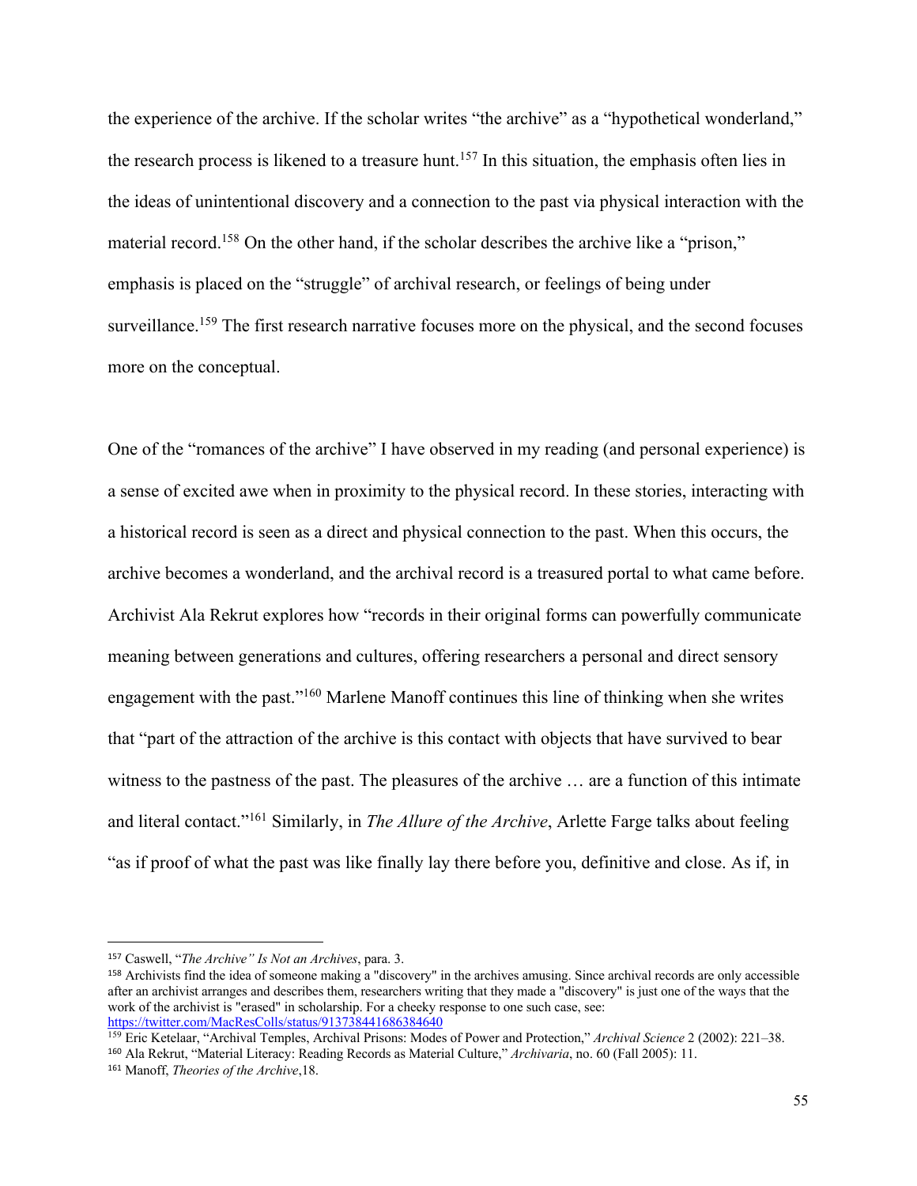the experience of the archive. If the scholar writes "the archive" as a "hypothetical wonderland," the research process is likened to a treasure hunt.[157] In this situation, the emphasis often lies in the ideas of unintentional discovery and a connection to the past via physical interaction with the material record.[158] On the other hand, if the scholar describes the archive like a "prison," emphasis is placed on the "struggle" of archival research, or feelings of being under surveillance.[159] The first research narrative focuses more on the physical, and the second focuses more on the conceptual.

One of the "romances of the archive" I have observed in my reading (and personal experience) is a sense of excited awe when in proximity to the physical record. In these stories, interacting with a historical record is seen as a direct and physical connection to the past. When this occurs, the archive becomes a wonderland, and the archival record is a treasured portal to what came before. Archivist Ala Rekrut explores how "records in their original forms can powerfully communicate meaning between generations and cultures, offering researchers a personal and direct sensory engagement with the past."[160] Marlene Manoff continues this line of thinking when she writes that "part of the attraction of the archive is this contact with objects that have survived to bear witness to the pastness of the past. The pleasures of the archive … are a function of this intimate and literal contact."[161] Similarly, in *The Allure of the Archive*, Arlette Farge talks about feeling "as if proof of what the past was like finally lay there before you, definitive and close. As if, in

---

[157] Caswell, "*The Archive" Is Not an Archives*, para. 3.

[158] Archivists find the idea of someone making a "discovery" in the archives amusing. Since archival records are only accessible after an archivist arranges and describes them, researchers writing that they made a "discovery" is just one of the ways that the work of the archivist is "erased" in scholarship. For a cheeky response to one such case, see: https://twitter.com/MacResColls/status/913738441686384640

[159] Eric Ketelaar, "Archival Temples, Archival Prisons: Modes of Power and Protection," *Archival Science* 2 (2002): 221–38.

[160] Ala Rekrut, "Material Literacy: Reading Records as Material Culture," *Archivaria*, no. 60 (Fall 2005): 11.

[161] Manoff, *Theories of the Archive*,18.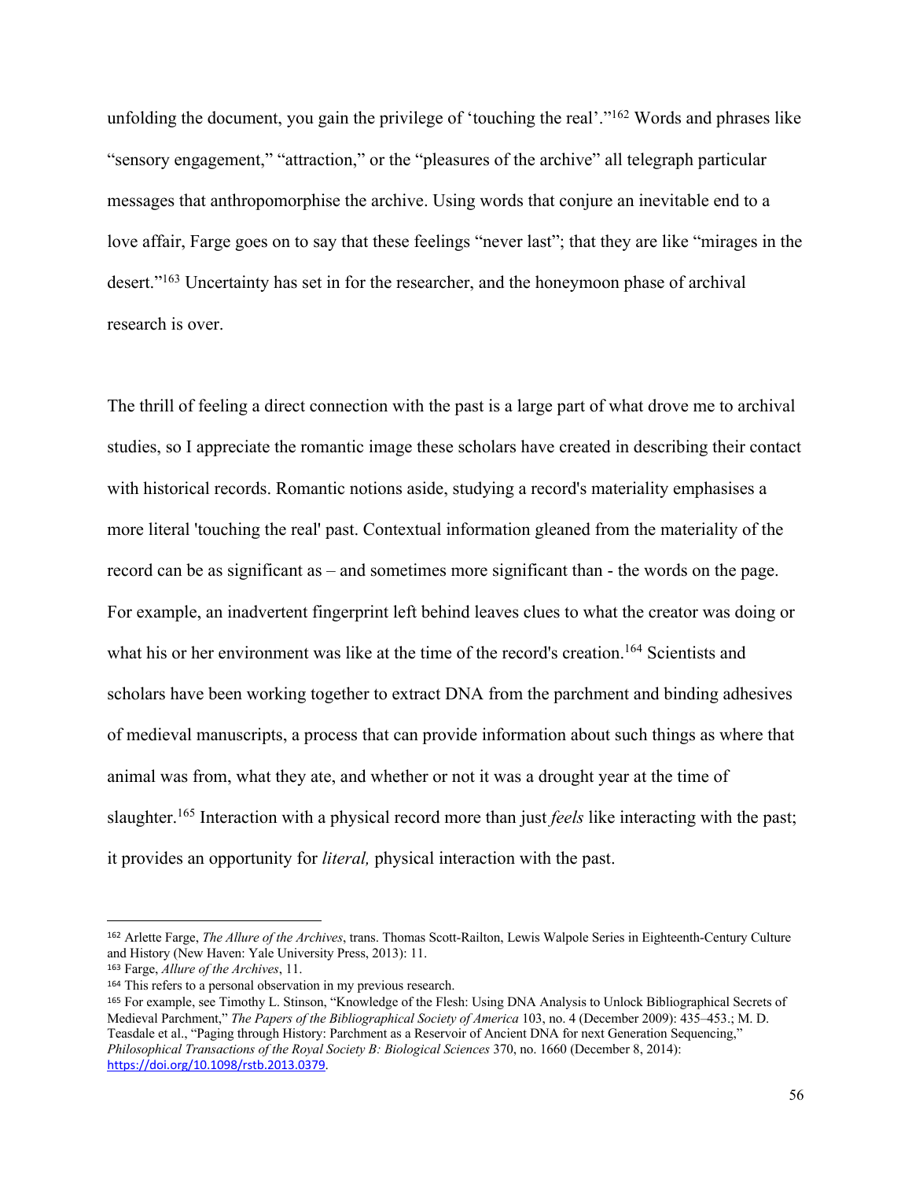unfolding the document, you gain the privilege of 'touching the real'."[162] Words and phrases like "sensory engagement," "attraction," or the "pleasures of the archive" all telegraph particular messages that anthropomorphise the archive. Using words that conjure an inevitable end to a love affair, Farge goes on to say that these feelings "never last"; that they are like "mirages in the desert."[163] Uncertainty has set in for the researcher, and the honeymoon phase of archival research is over.

The thrill of feeling a direct connection with the past is a large part of what drove me to archival studies, so I appreciate the romantic image these scholars have created in describing their contact with historical records. Romantic notions aside, studying a record's materiality emphasises a more literal 'touching the real' past. Contextual information gleaned from the materiality of the record can be as significant as – and sometimes more significant than - the words on the page. For example, an inadvertent fingerprint left behind leaves clues to what the creator was doing or what his or her environment was like at the time of the record's creation.[164] Scientists and scholars have been working together to extract DNA from the parchment and binding adhesives of medieval manuscripts, a process that can provide information about such things as where that animal was from, what they ate, and whether or not it was a drought year at the time of slaughter.[165] Interaction with a physical record more than just *feels* like interacting with the past; it provides an opportunity for *literal,* physical interaction with the past.

---

[162] Arlette Farge, *The Allure of the Archives*, trans. Thomas Scott-Railton, Lewis Walpole Series in Eighteenth-Century Culture and History (New Haven: Yale University Press, 2013): 11.

[163] Farge, *Allure of the Archives*, 11.

[164] This refers to a personal observation in my previous research.

[165] For example, see Timothy L. Stinson, "Knowledge of the Flesh: Using DNA Analysis to Unlock Bibliographical Secrets of Medieval Parchment," *The Papers of the Bibliographical Society of America* 103, no. 4 (December 2009): 435–453.; M. D. Teasdale et al., "Paging through History: Parchment as a Reservoir of Ancient DNA for next Generation Sequencing," *Philosophical Transactions of the Royal Society B: Biological Sciences* 370, no. 1660 (December 8, 2014): https://doi.org/10.1098/rstb.2013.0379.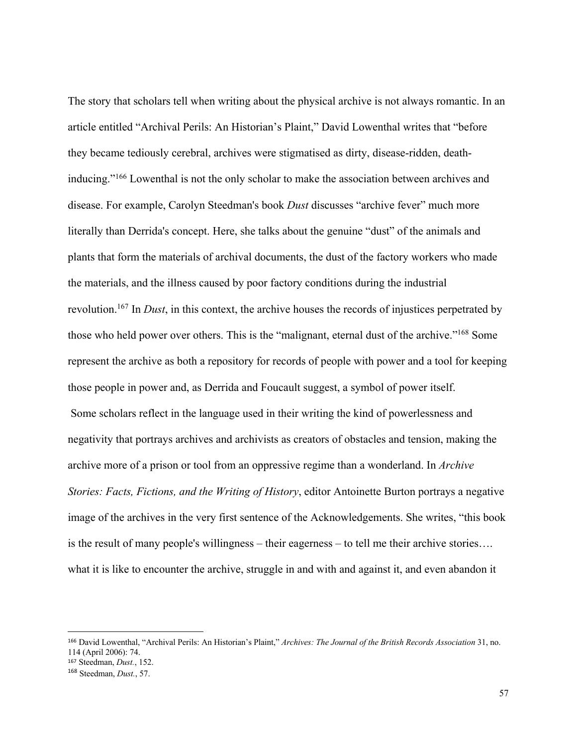The story that scholars tell when writing about the physical archive is not always romantic. In an article entitled "Archival Perils: An Historian's Plaint," David Lowenthal writes that "before they became tediously cerebral, archives were stigmatised as dirty, disease-ridden, death-inducing."[166] Lowenthal is not the only scholar to make the association between archives and disease. For example, Carolyn Steedman's book *Dust* discusses "archive fever" much more literally than Derrida's concept. Here, she talks about the genuine "dust" of the animals and plants that form the materials of archival documents, the dust of the factory workers who made the materials, and the illness caused by poor factory conditions during the industrial revolution.[167] In *Dust*, in this context, the archive houses the records of injustices perpetrated by those who held power over others. This is the "malignant, eternal dust of the archive."[168] Some represent the archive as both a repository for records of people with power and a tool for keeping those people in power and, as Derrida and Foucault suggest, a symbol of power itself.

Some scholars reflect in the language used in their writing the kind of powerlessness and negativity that portrays archives and archivists as creators of obstacles and tension, making the archive more of a prison or tool from an oppressive regime than a wonderland. In *Archive Stories: Facts, Fictions, and the Writing of History*, editor Antoinette Burton portrays a negative image of the archives in the very first sentence of the Acknowledgements. She writes, "this book is the result of many people's willingness – their eagerness – to tell me their archive stories…. what it is like to encounter the archive, struggle in and with and against it, and even abandon it

---

[166] David Lowenthal, "Archival Perils: An Historian's Plaint," *Archives: The Journal of the British Records Association* 31, no. 114 (April 2006): 74.

[167] Steedman, *Dust.*, 152.

[168] Steedman, *Dust.*, 57.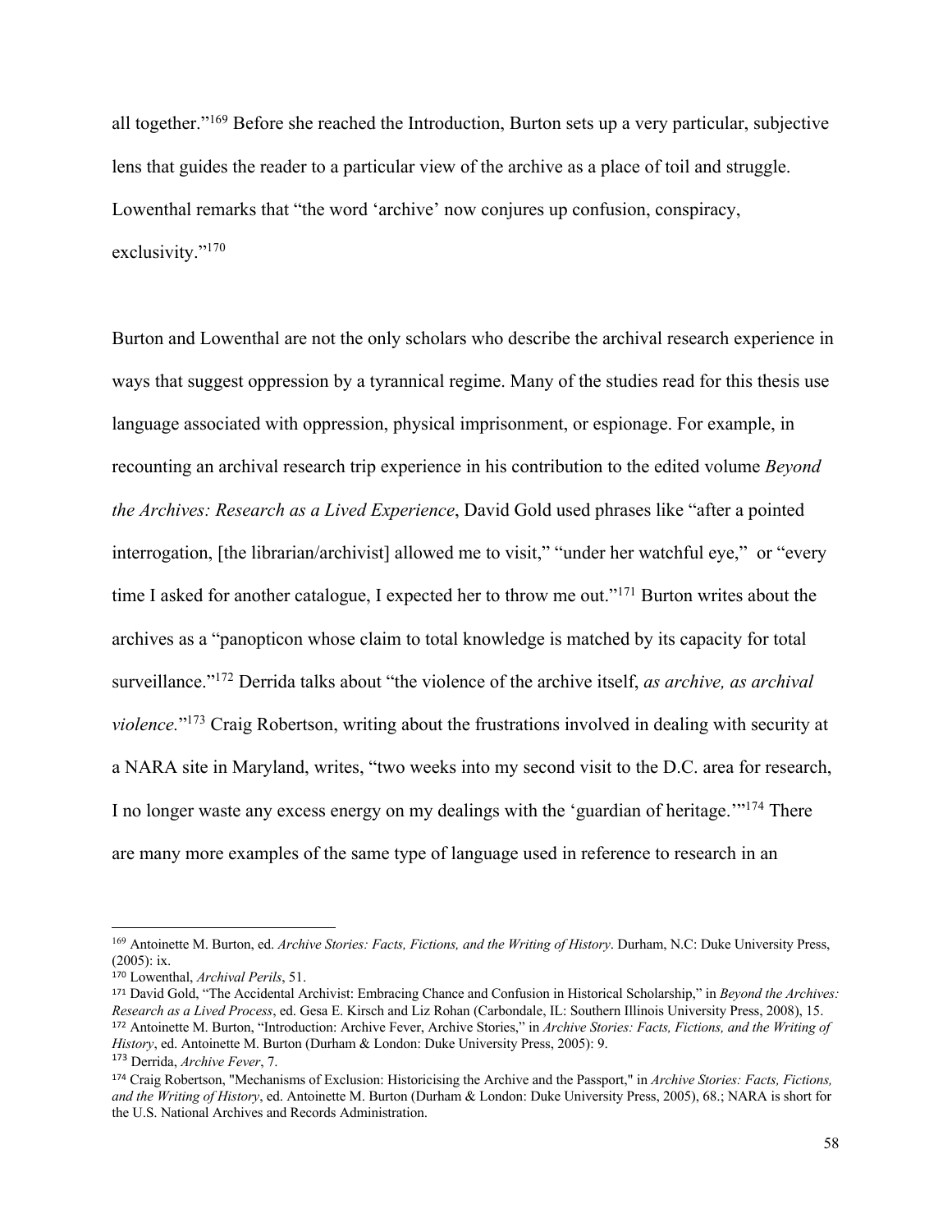all together."[169] Before she reached the Introduction, Burton sets up a very particular, subjective lens that guides the reader to a particular view of the archive as a place of toil and struggle. Lowenthal remarks that "the word 'archive' now conjures up confusion, conspiracy, exclusivity."[170]

Burton and Lowenthal are not the only scholars who describe the archival research experience in ways that suggest oppression by a tyrannical regime. Many of the studies read for this thesis use language associated with oppression, physical imprisonment, or espionage. For example, in recounting an archival research trip experience in his contribution to the edited volume *Beyond the Archives: Research as a Lived Experience*, David Gold used phrases like "after a pointed interrogation, [the librarian/archivist] allowed me to visit," "under her watchful eye," or "every time I asked for another catalogue, I expected her to throw me out."[171] Burton writes about the archives as a "panopticon whose claim to total knowledge is matched by its capacity for total surveillance."[172] Derrida talks about "the violence of the archive itself, *as archive, as archival violence*."[173] Craig Robertson, writing about the frustrations involved in dealing with security at a NARA site in Maryland, writes, "two weeks into my second visit to the D.C. area for research, I no longer waste any excess energy on my dealings with the 'guardian of heritage.'"[174] There are many more examples of the same type of language used in reference to research in an

---

[169] Antoinette M. Burton, ed. *Archive Stories: Facts, Fictions, and the Writing of History*. Durham, N.C: Duke University Press, (2005): ix.

[170] Lowenthal, *Archival Perils*, 51.

[171] David Gold, "The Accidental Archivist: Embracing Chance and Confusion in Historical Scholarship," in *Beyond the Archives: Research as a Lived Process*, ed. Gesa E. Kirsch and Liz Rohan (Carbondale, IL: Southern Illinois University Press, 2008), 15.

[172] Antoinette M. Burton, "Introduction: Archive Fever, Archive Stories," in *Archive Stories: Facts, Fictions, and the Writing of History*, ed. Antoinette M. Burton (Durham & London: Duke University Press, 2005): 9.

[173] Derrida, *Archive Fever*, 7.

[174] Craig Robertson, "Mechanisms of Exclusion: Historicising the Archive and the Passport," in *Archive Stories: Facts, Fictions, and the Writing of History*, ed. Antoinette M. Burton (Durham & London: Duke University Press, 2005), 68.; NARA is short for the U.S. National Archives and Records Administration.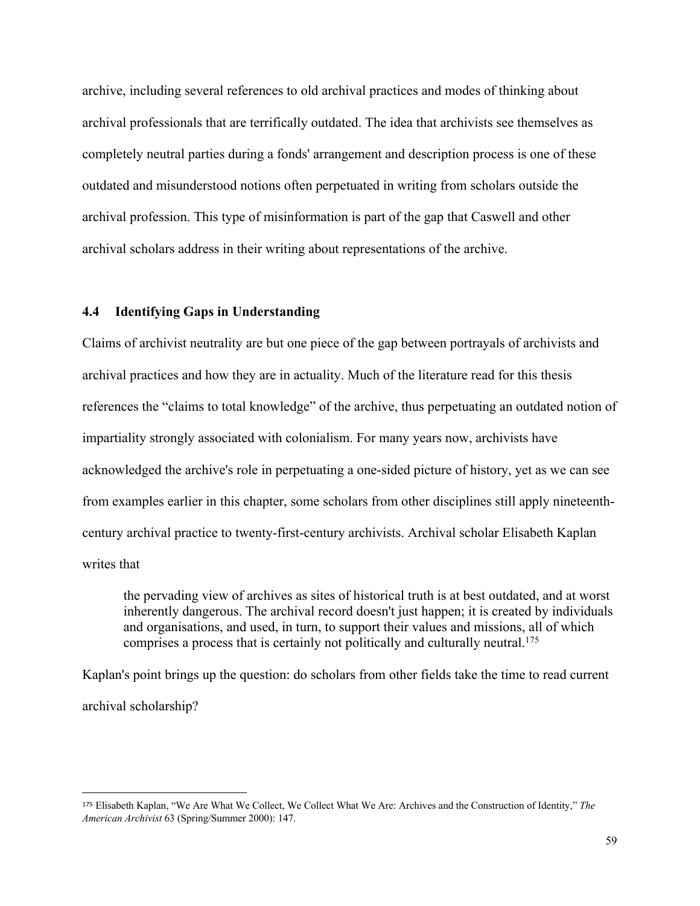archive, including several references to old archival practices and modes of thinking about archival professionals that are terrifically outdated. The idea that archivists see themselves as completely neutral parties during a fonds' arrangement and description process is one of these outdated and misunderstood notions often perpetuated in writing from scholars outside the archival profession. This type of misinformation is part of the gap that Caswell and other archival scholars address in their writing about representations of the archive.

## 4.4 Identifying Gaps in Understanding

Claims of archivist neutrality are but one piece of the gap between portrayals of archivists and archival practices and how they are in actuality. Much of the literature read for this thesis references the "claims to total knowledge" of the archive, thus perpetuating an outdated notion of impartiality strongly associated with colonialism. For many years now, archivists have acknowledged the archive's role in perpetuating a one-sided picture of history, yet as we can see from examples earlier in this chapter, some scholars from other disciplines still apply nineteenth-century archival practice to twenty-first-century archivists. Archival scholar Elisabeth Kaplan writes that

> the pervading view of archives as sites of historical truth is at best outdated, and at worst inherently dangerous. The archival record doesn't just happen; it is created by individuals and organisations, and used, in turn, to support their values and missions, all of which comprises a process that is certainly not politically and culturally neutral.[175]

Kaplan's point brings up the question: do scholars from other fields take the time to read current archival scholarship?

---

[175] Elisabeth Kaplan, "We Are What We Collect, We Collect What We Are: Archives and the Construction of Identity," *The American Archivist* 63 (Spring/Summer 2000): 147.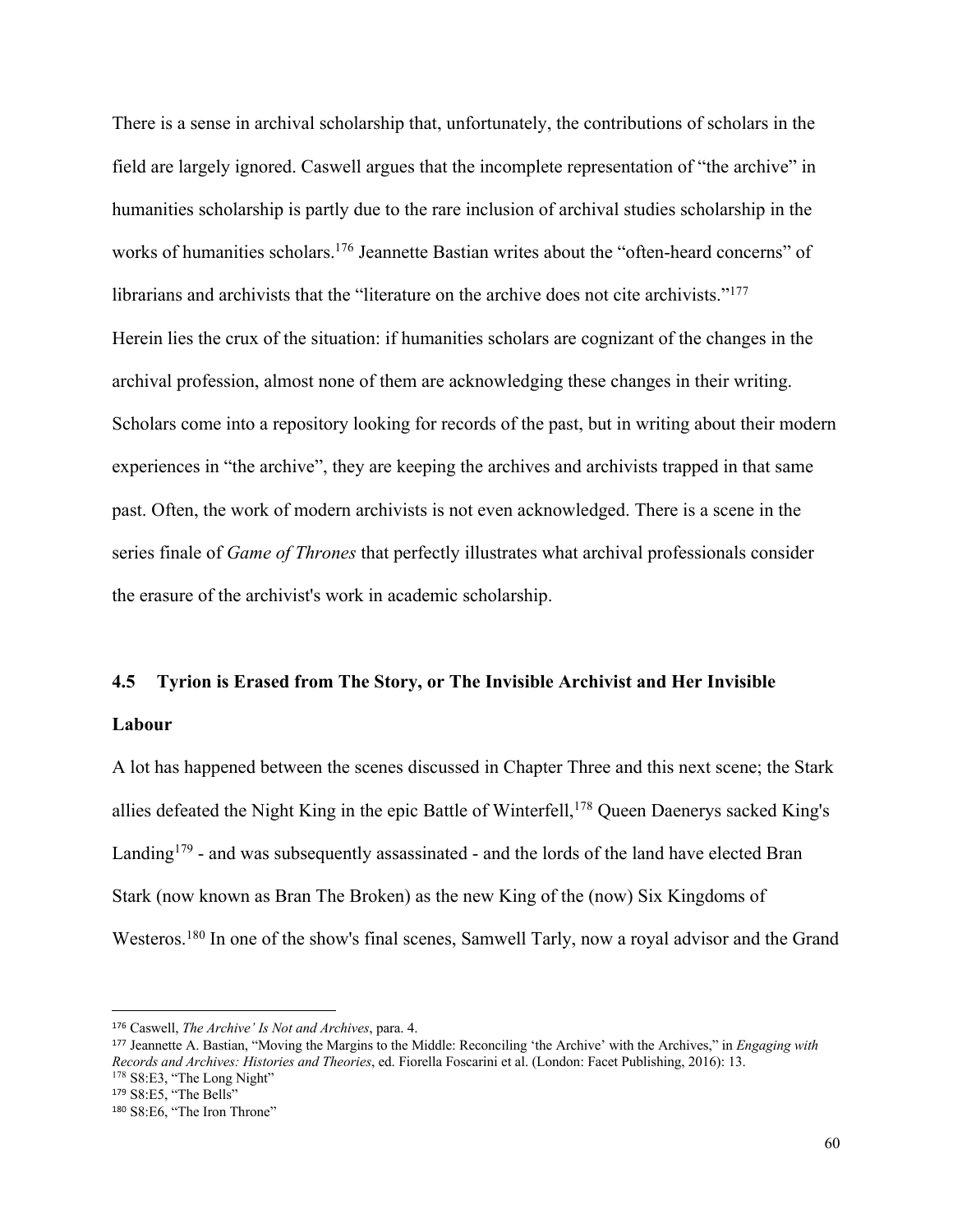There is a sense in archival scholarship that, unfortunately, the contributions of scholars in the field are largely ignored. Caswell argues that the incomplete representation of "the archive" in humanities scholarship is partly due to the rare inclusion of archival studies scholarship in the works of humanities scholars.[176] Jeannette Bastian writes about the "often-heard concerns" of librarians and archivists that the "literature on the archive does not cite archivists."[177] Herein lies the crux of the situation: if humanities scholars are cognizant of the changes in the archival profession, almost none of them are acknowledging these changes in their writing. Scholars come into a repository looking for records of the past, but in writing about their modern experiences in "the archive", they are keeping the archives and archivists trapped in that same past. Often, the work of modern archivists is not even acknowledged. There is a scene in the series finale of *Game of Thrones* that perfectly illustrates what archival professionals consider the erasure of the archivist's work in academic scholarship.

### 4.5 Tyrion is Erased from The Story, or The Invisible Archivist and Her Invisible Labour

A lot has happened between the scenes discussed in Chapter Three and this next scene; the Stark allies defeated the Night King in the epic Battle of Winterfell,[178] Queen Daenerys sacked King's Landing[179] - and was subsequently assassinated - and the lords of the land have elected Bran Stark (now known as Bran The Broken) as the new King of the (now) Six Kingdoms of Westeros.[180] In one of the show's final scenes, Samwell Tarly, now a royal advisor and the Grand

---

[176] Caswell, *The Archive' Is Not and Archives*, para. 4.

[177] Jeannette A. Bastian, "Moving the Margins to the Middle: Reconciling 'the Archive' with the Archives," in *Engaging with Records and Archives: Histories and Theories*, ed. Fiorella Foscarini et al. (London: Facet Publishing, 2016): 13.

[178] S8:E3, "The Long Night"

[179] S8:E5, "The Bells"

[180] S8:E6, "The Iron Throne"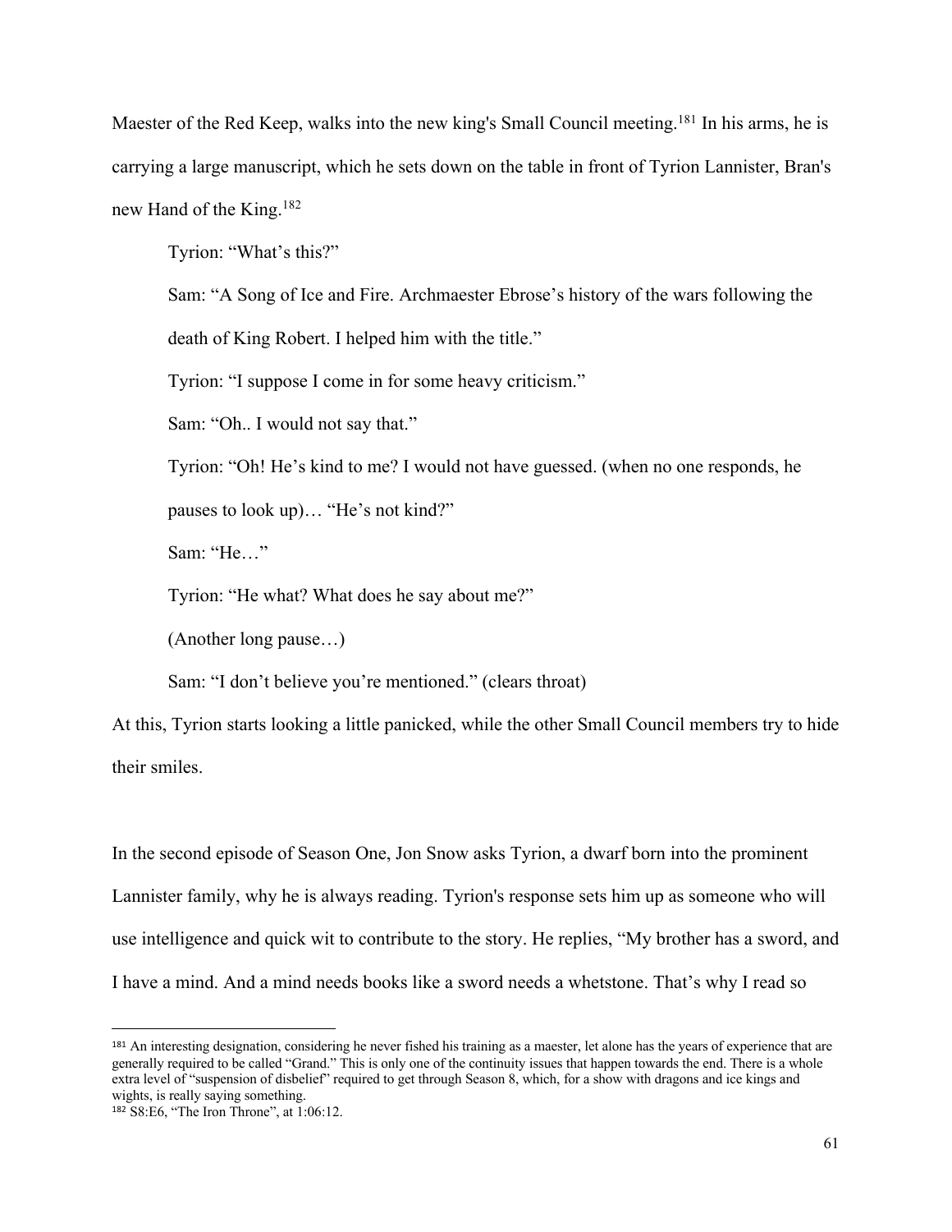Maester of the Red Keep, walks into the new king's Small Council meeting.[181] In his arms, he is carrying a large manuscript, which he sets down on the table in front of Tyrion Lannister, Bran's new Hand of the King.[182]

Tyrion: "What's this?"

Sam: "A Song of Ice and Fire. Archmaester Ebrose's history of the wars following the death of King Robert. I helped him with the title."

Tyrion: "I suppose I come in for some heavy criticism."

Sam: "Oh.. I would not say that."

Tyrion: "Oh! He's kind to me? I would not have guessed. (when no one responds, he pauses to look up)… "He's not kind?"

Sam: "He…"

Tyrion: "He what? What does he say about me?"

(Another long pause…)

Sam: "I don't believe you're mentioned." (clears throat)

At this, Tyrion starts looking a little panicked, while the other Small Council members try to hide their smiles.

In the second episode of Season One, Jon Snow asks Tyrion, a dwarf born into the prominent Lannister family, why he is always reading. Tyrion's response sets him up as someone who will use intelligence and quick wit to contribute to the story. He replies, "My brother has a sword, and I have a mind. And a mind needs books like a sword needs a whetstone. That's why I read so

---

[181] An interesting designation, considering he never fished his training as a maester, let alone has the years of experience that are generally required to be called "Grand." This is only one of the continuity issues that happen towards the end. There is a whole extra level of "suspension of disbelief" required to get through Season 8, which, for a show with dragons and ice kings and wights, is really saying something.

[182] S8:E6, "The Iron Throne", at 1:06:12.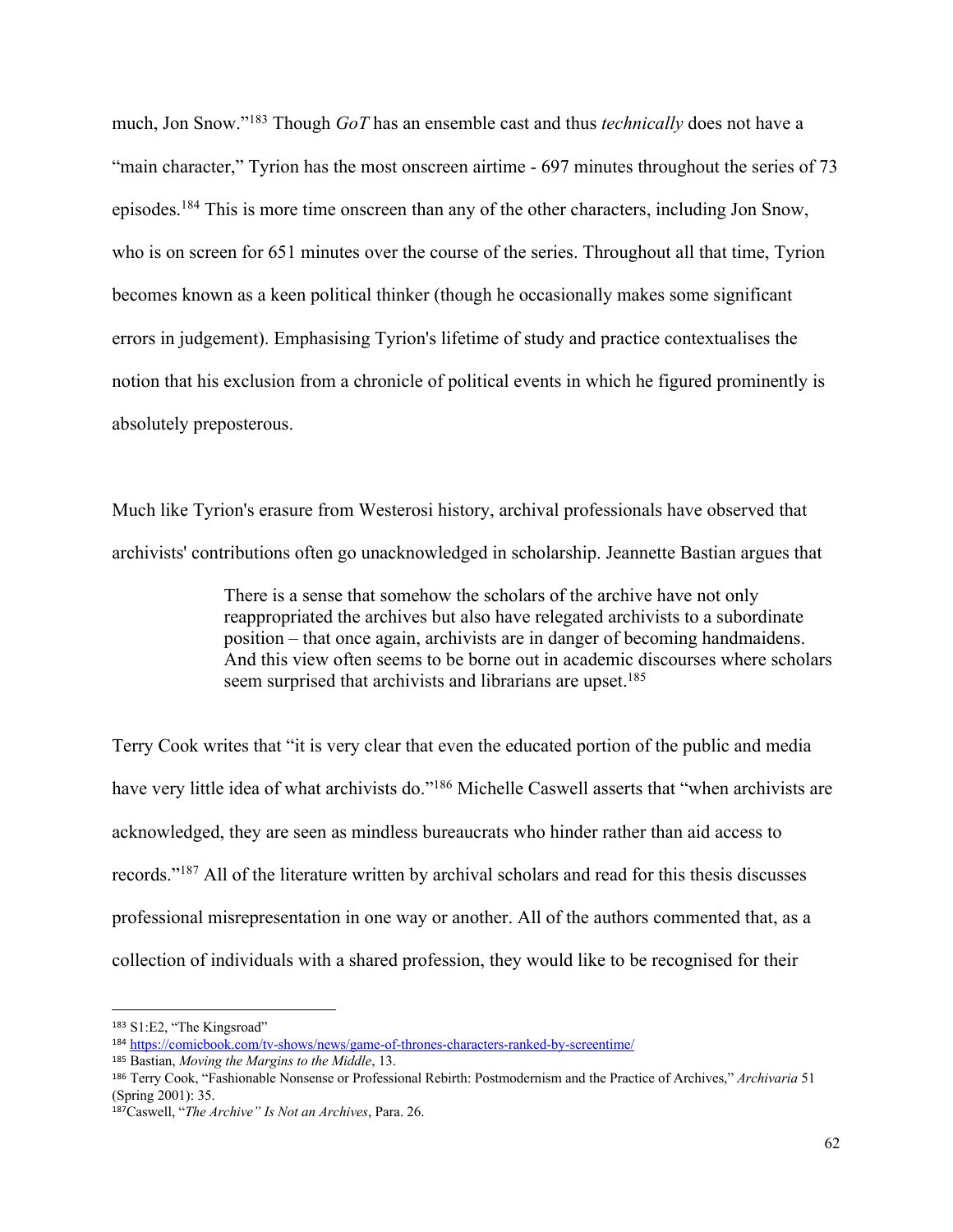much, Jon Snow."[183] Though *GoT* has an ensemble cast and thus *technically* does not have a "main character," Tyrion has the most onscreen airtime - 697 minutes throughout the series of 73 episodes.[184] This is more time onscreen than any of the other characters, including Jon Snow, who is on screen for 651 minutes over the course of the series. Throughout all that time, Tyrion becomes known as a keen political thinker (though he occasionally makes some significant errors in judgement). Emphasising Tyrion's lifetime of study and practice contextualises the notion that his exclusion from a chronicle of political events in which he figured prominently is absolutely preposterous.

Much like Tyrion's erasure from Westerosi history, archival professionals have observed that archivists' contributions often go unacknowledged in scholarship. Jeannette Bastian argues that

> There is a sense that somehow the scholars of the archive have not only reappropriated the archives but also have relegated archivists to a subordinate position – that once again, archivists are in danger of becoming handmaidens. And this view often seems to be borne out in academic discourses where scholars seem surprised that archivists and librarians are upset.[185]

Terry Cook writes that "it is very clear that even the educated portion of the public and media have very little idea of what archivists do."[186] Michelle Caswell asserts that "when archivists are acknowledged, they are seen as mindless bureaucrats who hinder rather than aid access to records."[187] All of the literature written by archival scholars and read for this thesis discusses professional misrepresentation in one way or another. All of the authors commented that, as a collection of individuals with a shared profession, they would like to be recognised for their

---

[183] S1:E2, "The Kingsroad"

[184] https://comicbook.com/tv-shows/news/game-of-thrones-characters-ranked-by-screentime/

[185] Bastian, *Moving the Margins to the Middle*, 13.

[186] Terry Cook, "Fashionable Nonsense or Professional Rebirth: Postmodernism and the Practice of Archives," *Archivaria* 51 (Spring 2001): 35.

[187] Caswell, "*The Archive" Is Not an Archives*, Para. 26.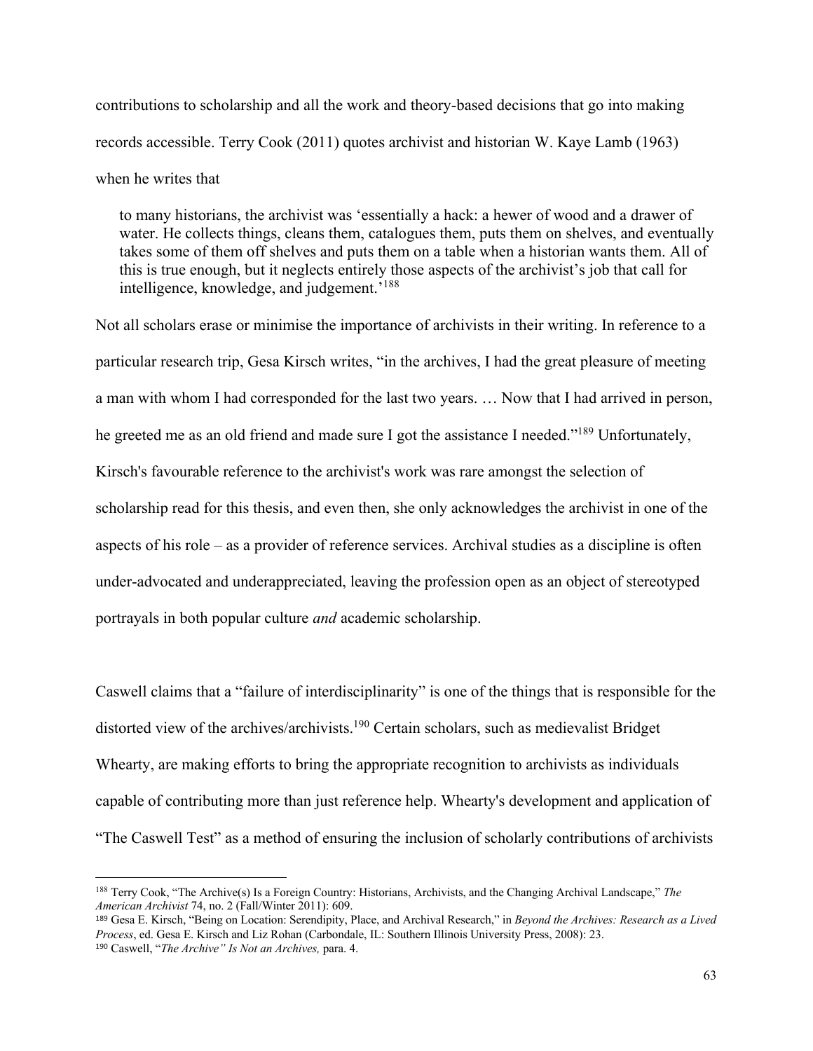contributions to scholarship and all the work and theory-based decisions that go into making records accessible. Terry Cook (2011) quotes archivist and historian W. Kaye Lamb (1963) when he writes that

> to many historians, the archivist was 'essentially a hack: a hewer of wood and a drawer of water. He collects things, cleans them, catalogues them, puts them on shelves, and eventually takes some of them off shelves and puts them on a table when a historian wants them. All of this is true enough, but it neglects entirely those aspects of the archivist's job that call for intelligence, knowledge, and judgement.'[188]

Not all scholars erase or minimise the importance of archivists in their writing. In reference to a particular research trip, Gesa Kirsch writes, "in the archives, I had the great pleasure of meeting a man with whom I had corresponded for the last two years. … Now that I had arrived in person, he greeted me as an old friend and made sure I got the assistance I needed."[189] Unfortunately, Kirsch's favourable reference to the archivist's work was rare amongst the selection of scholarship read for this thesis, and even then, she only acknowledges the archivist in one of the aspects of his role – as a provider of reference services. Archival studies as a discipline is often under-advocated and underappreciated, leaving the profession open as an object of stereotyped portrayals in both popular culture *and* academic scholarship.

Caswell claims that a "failure of interdisciplinarity" is one of the things that is responsible for the distorted view of the archives/archivists.[190] Certain scholars, such as medievalist Bridget Whearty, are making efforts to bring the appropriate recognition to archivists as individuals capable of contributing more than just reference help. Whearty's development and application of "The Caswell Test" as a method of ensuring the inclusion of scholarly contributions of archivists

---

[188] Terry Cook, "The Archive(s) Is a Foreign Country: Historians, Archivists, and the Changing Archival Landscape," *The American Archivist* 74, no. 2 (Fall/Winter 2011): 609.

[189] Gesa E. Kirsch, "Being on Location: Serendipity, Place, and Archival Research," in *Beyond the Archives: Research as a Lived Process*, ed. Gesa E. Kirsch and Liz Rohan (Carbondale, IL: Southern Illinois University Press, 2008): 23.

[190] Caswell, "*The Archive" Is Not an Archives,* para. 4.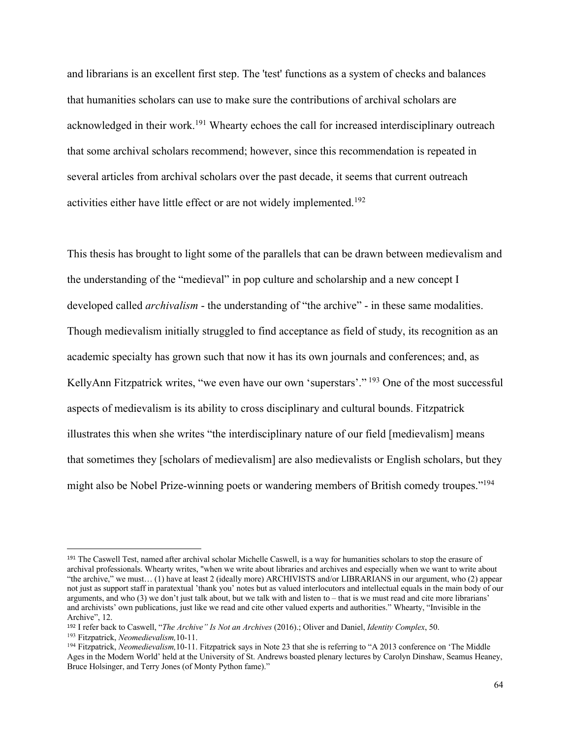and librarians is an excellent first step. The 'test' functions as a system of checks and balances that humanities scholars can use to make sure the contributions of archival scholars are acknowledged in their work.[191] Whearty echoes the call for increased interdisciplinary outreach that some archival scholars recommend; however, since this recommendation is repeated in several articles from archival scholars over the past decade, it seems that current outreach activities either have little effect or are not widely implemented.[192]

This thesis has brought to light some of the parallels that can be drawn between medievalism and the understanding of the "medieval" in pop culture and scholarship and a new concept I developed called *archivalism* - the understanding of "the archive" - in these same modalities. Though medievalism initially struggled to find acceptance as field of study, its recognition as an academic specialty has grown such that now it has its own journals and conferences; and, as KellyAnn Fitzpatrick writes, "we even have our own 'superstars'." [193] One of the most successful aspects of medievalism is its ability to cross disciplinary and cultural bounds. Fitzpatrick illustrates this when she writes "the interdisciplinary nature of our field [medievalism] means that sometimes they [scholars of medievalism] are also medievalists or English scholars, but they might also be Nobel Prize-winning poets or wandering members of British comedy troupes."[194]

---

[191] The Caswell Test, named after archival scholar Michelle Caswell, is a way for humanities scholars to stop the erasure of archival professionals. Whearty writes, "when we write about libraries and archives and especially when we want to write about "the archive," we must… (1) have at least 2 (ideally more) ARCHIVISTS and/or LIBRARIANS in our argument, who (2) appear not just as support staff in paratextual 'thank you' notes but as valued interlocutors and intellectual equals in the main body of our arguments, and who (3) we don't just talk about, but we talk with and listen to – that is we must read and cite more librarians' and archivists' own publications, just like we read and cite other valued experts and authorities." Whearty, "Invisible in the Archive", 12.

[192] I refer back to Caswell, "*The Archive" Is Not an Archives* (2016).; Oliver and Daniel, *Identity Complex*, 50.

[193] Fitzpatrick, *Neomedievalism,*10-11.

[194] Fitzpatrick, *Neomedievalism,*10-11. Fitzpatrick says in Note 23 that she is referring to "A 2013 conference on 'The Middle Ages in the Modern World' held at the University of St. Andrews boasted plenary lectures by Carolyn Dinshaw, Seamus Heaney, Bruce Holsinger, and Terry Jones (of Monty Python fame)."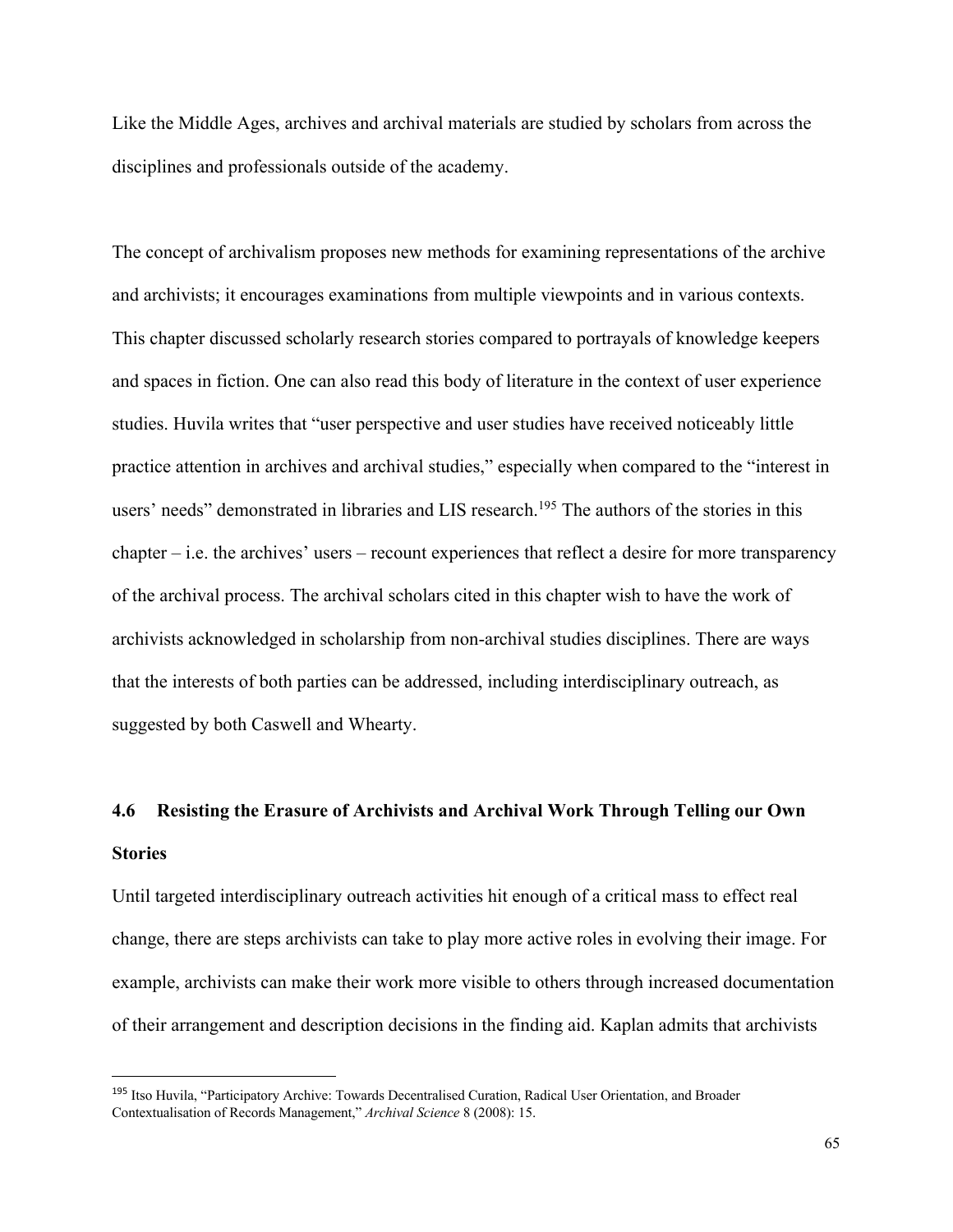Like the Middle Ages, archives and archival materials are studied by scholars from across the disciplines and professionals outside of the academy.

The concept of archivalism proposes new methods for examining representations of the archive and archivists; it encourages examinations from multiple viewpoints and in various contexts. This chapter discussed scholarly research stories compared to portrayals of knowledge keepers and spaces in fiction. One can also read this body of literature in the context of user experience studies. Huvila writes that "user perspective and user studies have received noticeably little practice attention in archives and archival studies," especially when compared to the "interest in users' needs" demonstrated in libraries and LIS research.[195] The authors of the stories in this chapter – i.e. the archives' users – recount experiences that reflect a desire for more transparency of the archival process. The archival scholars cited in this chapter wish to have the work of archivists acknowledged in scholarship from non-archival studies disciplines. There are ways that the interests of both parties can be addressed, including interdisciplinary outreach, as suggested by both Caswell and Whearty.

### 4.6 Resisting the Erasure of Archivists and Archival Work Through Telling our Own Stories

Until targeted interdisciplinary outreach activities hit enough of a critical mass to effect real change, there are steps archivists can take to play more active roles in evolving their image. For example, archivists can make their work more visible to others through increased documentation of their arrangement and description decisions in the finding aid. Kaplan admits that archivists

---

[195] Itso Huvila, "Participatory Archive: Towards Decentralised Curation, Radical User Orientation, and Broader Contextualisation of Records Management," *Archival Science* 8 (2008): 15.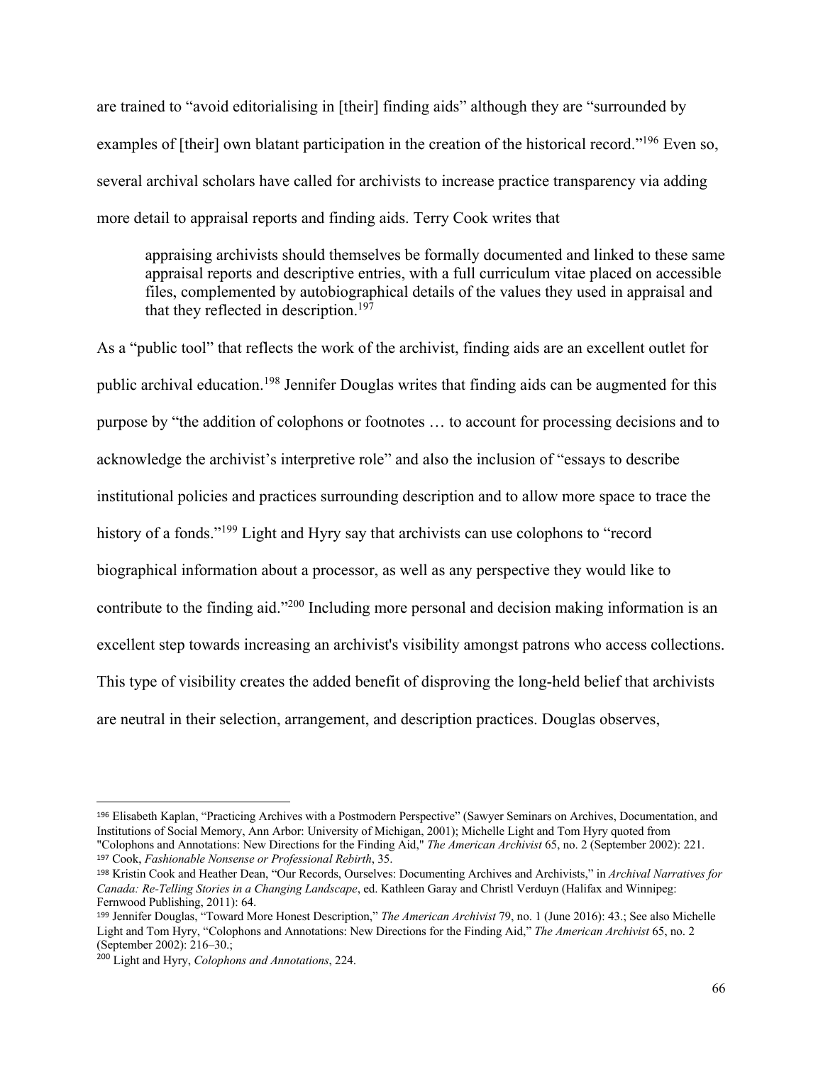are trained to "avoid editorialising in [their] finding aids" although they are "surrounded by examples of [their] own blatant participation in the creation of the historical record."[196] Even so, several archival scholars have called for archivists to increase practice transparency via adding more detail to appraisal reports and finding aids. Terry Cook writes that

> appraising archivists should themselves be formally documented and linked to these same appraisal reports and descriptive entries, with a full curriculum vitae placed on accessible files, complemented by autobiographical details of the values they used in appraisal and that they reflected in description.[197]

As a "public tool" that reflects the work of the archivist, finding aids are an excellent outlet for public archival education.[198] Jennifer Douglas writes that finding aids can be augmented for this purpose by "the addition of colophons or footnotes … to account for processing decisions and to acknowledge the archivist's interpretive role" and also the inclusion of "essays to describe institutional policies and practices surrounding description and to allow more space to trace the history of a fonds."[199] Light and Hyry say that archivists can use colophons to "record biographical information about a processor, as well as any perspective they would like to contribute to the finding aid."[200] Including more personal and decision making information is an excellent step towards increasing an archivist's visibility amongst patrons who access collections. This type of visibility creates the added benefit of disproving the long-held belief that archivists are neutral in their selection, arrangement, and description practices. Douglas observes,

---

[196] Elisabeth Kaplan, "Practicing Archives with a Postmodern Perspective" (Sawyer Seminars on Archives, Documentation, and Institutions of Social Memory, Ann Arbor: University of Michigan, 2001); Michelle Light and Tom Hyry quoted from "Colophons and Annotations: New Directions for the Finding Aid," *The American Archivist* 65, no. 2 (September 2002): 221.

[197] Cook, *Fashionable Nonsense or Professional Rebirth*, 35.

[198] Kristin Cook and Heather Dean, "Our Records, Ourselves: Documenting Archives and Archivists," in *Archival Narratives for Canada: Re-Telling Stories in a Changing Landscape*, ed. Kathleen Garay and Christl Verduyn (Halifax and Winnipeg: Fernwood Publishing, 2011): 64.

[199] Jennifer Douglas, "Toward More Honest Description," *The American Archivist* 79, no. 1 (June 2016): 43.; See also Michelle Light and Tom Hyry, "Colophons and Annotations: New Directions for the Finding Aid," *The American Archivist* 65, no. 2 (September 2002): 216–30.;

[200] Light and Hyry, *Colophons and Annotations*, 224.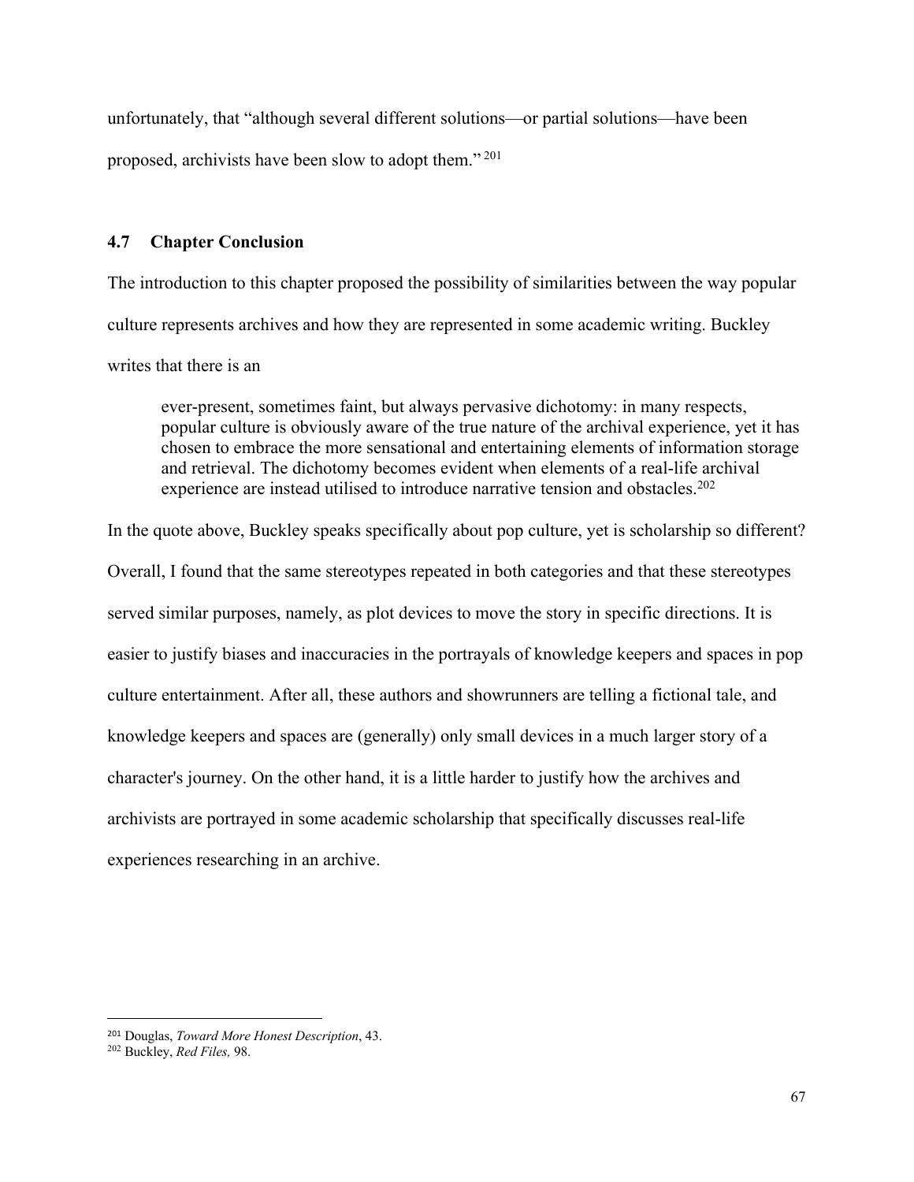unfortunately, that “although several different solutions—or partial solutions—have been proposed, archivists have been slow to adopt them.”[201]

### 4.7 Chapter Conclusion

The introduction to this chapter proposed the possibility of similarities between the way popular culture represents archives and how they are represented in some academic writing. Buckley writes that there is an

> ever-present, sometimes faint, but always pervasive dichotomy: in many respects, popular culture is obviously aware of the true nature of the archival experience, yet it has chosen to embrace the more sensational and entertaining elements of information storage and retrieval. The dichotomy becomes evident when elements of a real-life archival experience are instead utilised to introduce narrative tension and obstacles.[202]

In the quote above, Buckley speaks specifically about pop culture, yet is scholarship so different? Overall, I found that the same stereotypes repeated in both categories and that these stereotypes served similar purposes, namely, as plot devices to move the story in specific directions. It is easier to justify biases and inaccuracies in the portrayals of knowledge keepers and spaces in pop culture entertainment. After all, these authors and showrunners are telling a fictional tale, and knowledge keepers and spaces are (generally) only small devices in a much larger story of a character's journey. On the other hand, it is a little harder to justify how the archives and archivists are portrayed in some academic scholarship that specifically discusses real-life experiences researching in an archive.

---

[201] Douglas, *Toward More Honest Description*, 43.

[202] Buckley, *Red Files,* 98.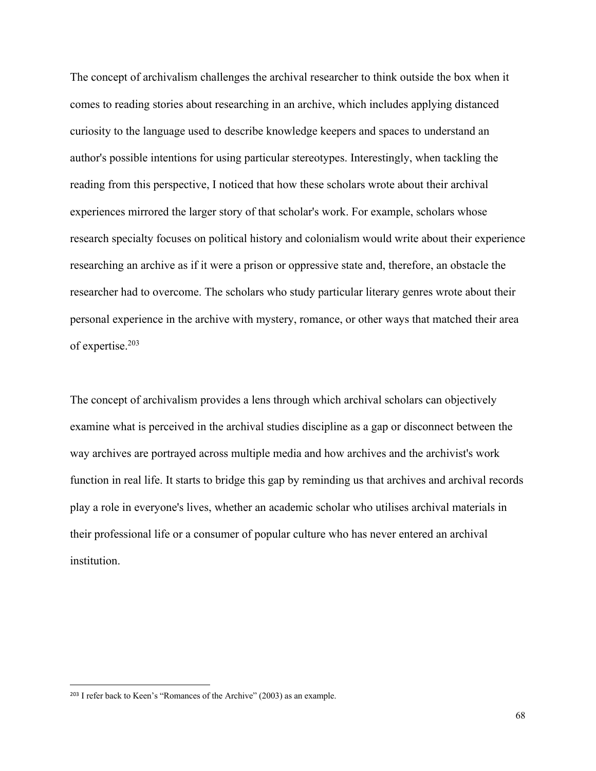The concept of archivalism challenges the archival researcher to think outside the box when it comes to reading stories about researching in an archive, which includes applying distanced curiosity to the language used to describe knowledge keepers and spaces to understand an author's possible intentions for using particular stereotypes. Interestingly, when tackling the reading from this perspective, I noticed that how these scholars wrote about their archival experiences mirrored the larger story of that scholar's work. For example, scholars whose research specialty focuses on political history and colonialism would write about their experience researching an archive as if it were a prison or oppressive state and, therefore, an obstacle the researcher had to overcome. The scholars who study particular literary genres wrote about their personal experience in the archive with mystery, romance, or other ways that matched their area of expertise.[203]

The concept of archivalism provides a lens through which archival scholars can objectively examine what is perceived in the archival studies discipline as a gap or disconnect between the way archives are portrayed across multiple media and how archives and the archivist's work function in real life. It starts to bridge this gap by reminding us that archives and archival records play a role in everyone's lives, whether an academic scholar who utilises archival materials in their professional life or a consumer of popular culture who has never entered an archival institution.

---

[203] I refer back to Keen's "Romances of the Archive" (2003) as an example.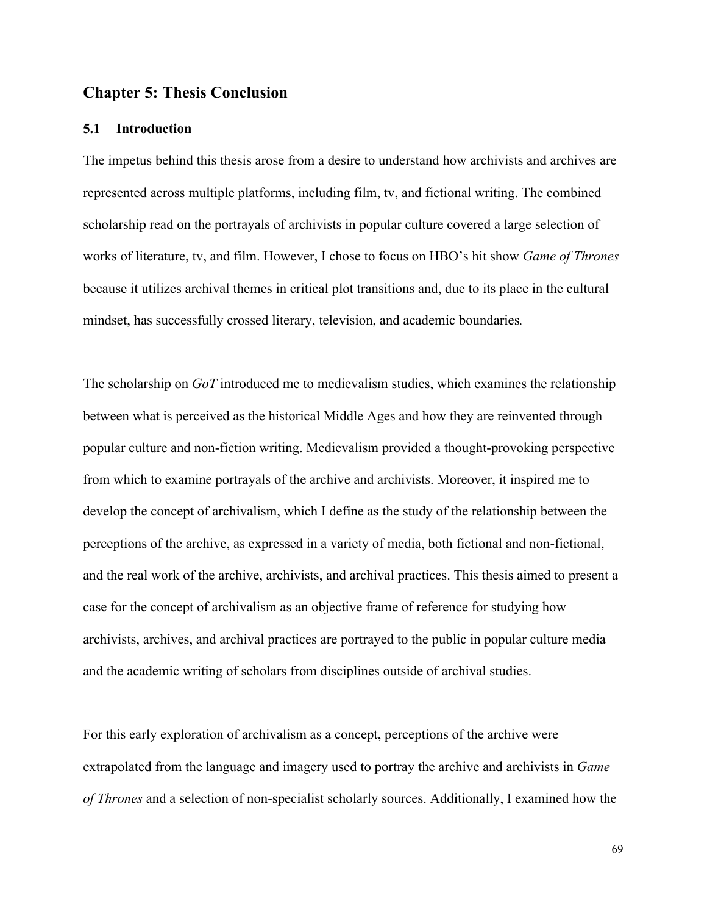## Chapter 5: Thesis Conclusion

### 5.1 Introduction

The impetus behind this thesis arose from a desire to understand how archivists and archives are represented across multiple platforms, including film, tv, and fictional writing. The combined scholarship read on the portrayals of archivists in popular culture covered a large selection of works of literature, tv, and film. However, I chose to focus on HBO's hit show *Game of Thrones* because it utilizes archival themes in critical plot transitions and, due to its place in the cultural mindset, has successfully crossed literary, television, and academic boundaries*.*

The scholarship on *GoT* introduced me to medievalism studies, which examines the relationship between what is perceived as the historical Middle Ages and how they are reinvented through popular culture and non-fiction writing. Medievalism provided a thought-provoking perspective from which to examine portrayals of the archive and archivists. Moreover, it inspired me to develop the concept of archivalism, which I define as the study of the relationship between the perceptions of the archive, as expressed in a variety of media, both fictional and non-fictional, and the real work of the archive, archivists, and archival practices. This thesis aimed to present a case for the concept of archivalism as an objective frame of reference for studying how archivists, archives, and archival practices are portrayed to the public in popular culture media and the academic writing of scholars from disciplines outside of archival studies.

For this early exploration of archivalism as a concept, perceptions of the archive were extrapolated from the language and imagery used to portray the archive and archivists in *Game of Thrones* and a selection of non-specialist scholarly sources. Additionally, I examined how the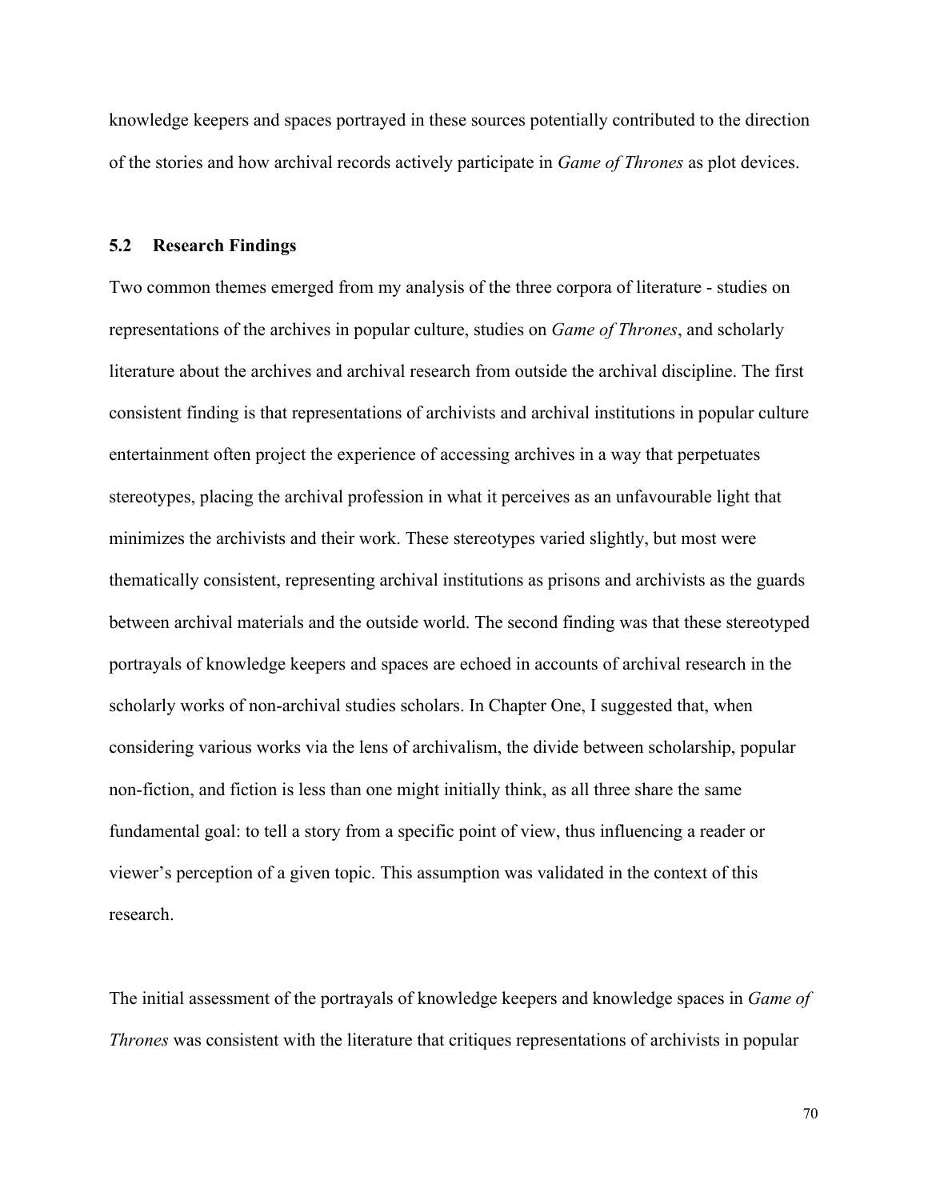knowledge keepers and spaces portrayed in these sources potentially contributed to the direction of the stories and how archival records actively participate in *Game of Thrones* as plot devices.

## 5.2 Research Findings

Two common themes emerged from my analysis of the three corpora of literature - studies on representations of the archives in popular culture, studies on *Game of Thrones*, and scholarly literature about the archives and archival research from outside the archival discipline. The first consistent finding is that representations of archivists and archival institutions in popular culture entertainment often project the experience of accessing archives in a way that perpetuates stereotypes, placing the archival profession in what it perceives as an unfavourable light that minimizes the archivists and their work. These stereotypes varied slightly, but most were thematically consistent, representing archival institutions as prisons and archivists as the guards between archival materials and the outside world. The second finding was that these stereotyped portrayals of knowledge keepers and spaces are echoed in accounts of archival research in the scholarly works of non-archival studies scholars. In Chapter One, I suggested that, when considering various works via the lens of archivalism, the divide between scholarship, popular non-fiction, and fiction is less than one might initially think, as all three share the same fundamental goal: to tell a story from a specific point of view, thus influencing a reader or viewer's perception of a given topic. This assumption was validated in the context of this research.

The initial assessment of the portrayals of knowledge keepers and knowledge spaces in *Game of Thrones* was consistent with the literature that critiques representations of archivists in popular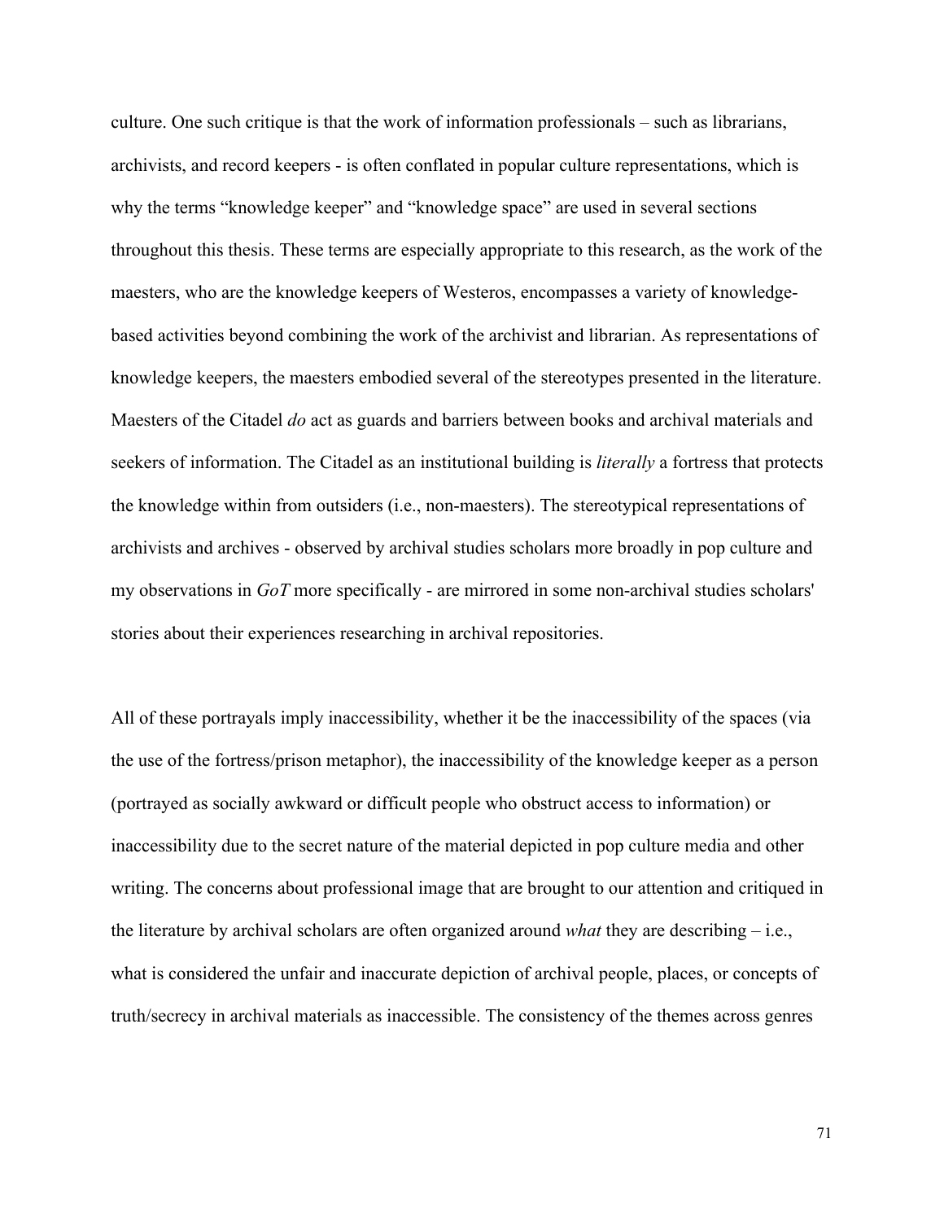culture. One such critique is that the work of information professionals – such as librarians, archivists, and record keepers - is often conflated in popular culture representations, which is why the terms "knowledge keeper" and "knowledge space" are used in several sections throughout this thesis. These terms are especially appropriate to this research, as the work of the maesters, who are the knowledge keepers of Westeros, encompasses a variety of knowledge-based activities beyond combining the work of the archivist and librarian. As representations of knowledge keepers, the maesters embodied several of the stereotypes presented in the literature. Maesters of the Citadel *do* act as guards and barriers between books and archival materials and seekers of information. The Citadel as an institutional building is *literally* a fortress that protects the knowledge within from outsiders (i.e., non-maesters). The stereotypical representations of archivists and archives - observed by archival studies scholars more broadly in pop culture and my observations in *GoT* more specifically - are mirrored in some non-archival studies scholars' stories about their experiences researching in archival repositories.

All of these portrayals imply inaccessibility, whether it be the inaccessibility of the spaces (via the use of the fortress/prison metaphor), the inaccessibility of the knowledge keeper as a person (portrayed as socially awkward or difficult people who obstruct access to information) or inaccessibility due to the secret nature of the material depicted in pop culture media and other writing. The concerns about professional image that are brought to our attention and critiqued in the literature by archival scholars are often organized around *what* they are describing – i.e., what is considered the unfair and inaccurate depiction of archival people, places, or concepts of truth/secrecy in archival materials as inaccessible. The consistency of the themes across genres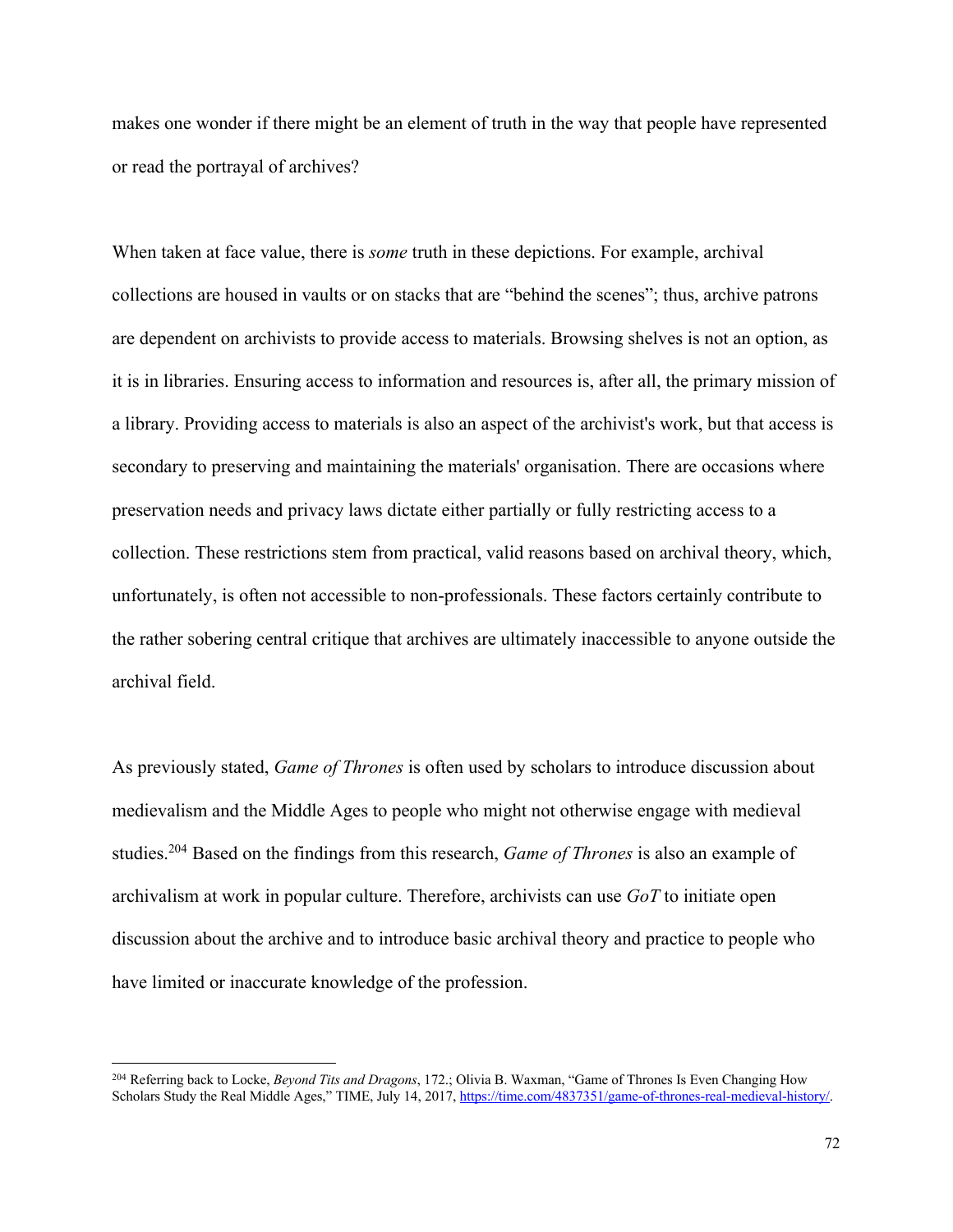makes one wonder if there might be an element of truth in the way that people have represented or read the portrayal of archives?

When taken at face value, there is *some* truth in these depictions. For example, archival collections are housed in vaults or on stacks that are "behind the scenes"; thus, archive patrons are dependent on archivists to provide access to materials. Browsing shelves is not an option, as it is in libraries. Ensuring access to information and resources is, after all, the primary mission of a library. Providing access to materials is also an aspect of the archivist's work, but that access is secondary to preserving and maintaining the materials' organisation. There are occasions where preservation needs and privacy laws dictate either partially or fully restricting access to a collection. These restrictions stem from practical, valid reasons based on archival theory, which, unfortunately, is often not accessible to non-professionals. These factors certainly contribute to the rather sobering central critique that archives are ultimately inaccessible to anyone outside the archival field.

As previously stated, *Game of Thrones* is often used by scholars to introduce discussion about medievalism and the Middle Ages to people who might not otherwise engage with medieval studies.[204] Based on the findings from this research, *Game of Thrones* is also an example of archivalism at work in popular culture. Therefore, archivists can use *GoT* to initiate open discussion about the archive and to introduce basic archival theory and practice to people who have limited or inaccurate knowledge of the profession.

---

[204] Referring back to Locke, *Beyond Tits and Dragons*, 172.; Olivia B. Waxman, "Game of Thrones Is Even Changing How Scholars Study the Real Middle Ages," TIME, July 14, 2017, https://time.com/4837351/game-of-thrones-real-medieval-history/.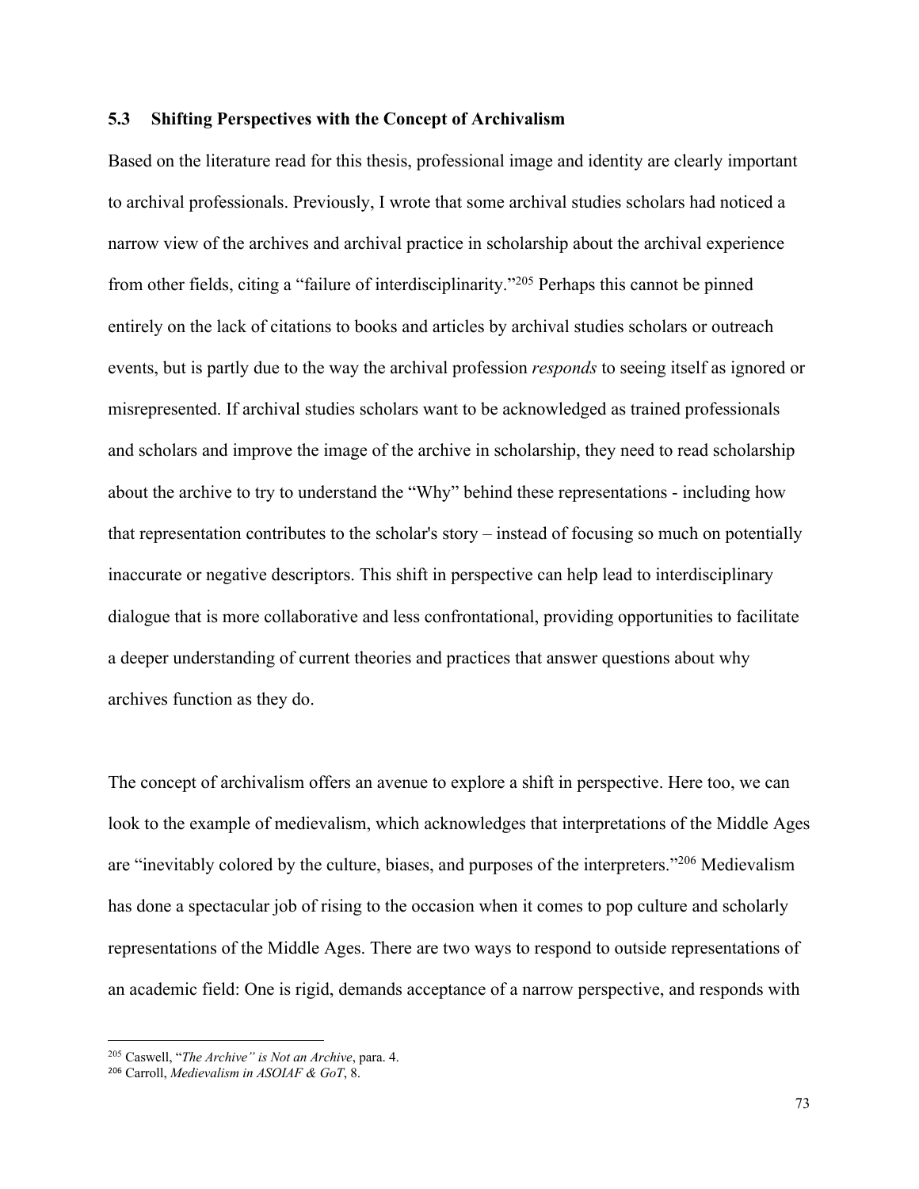### 5.3 Shifting Perspectives with the Concept of Archivalism

Based on the literature read for this thesis, professional image and identity are clearly important to archival professionals. Previously, I wrote that some archival studies scholars had noticed a narrow view of the archives and archival practice in scholarship about the archival experience from other fields, citing a "failure of interdisciplinarity."[205] Perhaps this cannot be pinned entirely on the lack of citations to books and articles by archival studies scholars or outreach events, but is partly due to the way the archival profession *responds* to seeing itself as ignored or misrepresented. If archival studies scholars want to be acknowledged as trained professionals and scholars and improve the image of the archive in scholarship, they need to read scholarship about the archive to try to understand the "Why" behind these representations - including how that representation contributes to the scholar's story – instead of focusing so much on potentially inaccurate or negative descriptors. This shift in perspective can help lead to interdisciplinary dialogue that is more collaborative and less confrontational, providing opportunities to facilitate a deeper understanding of current theories and practices that answer questions about why archives function as they do.

The concept of archivalism offers an avenue to explore a shift in perspective. Here too, we can look to the example of medievalism, which acknowledges that interpretations of the Middle Ages are "inevitably colored by the culture, biases, and purposes of the interpreters."[206] Medievalism has done a spectacular job of rising to the occasion when it comes to pop culture and scholarly representations of the Middle Ages. There are two ways to respond to outside representations of an academic field: One is rigid, demands acceptance of a narrow perspective, and responds with

---

[205] Caswell, "*The Archive" is Not an Archive*, para. 4.

[206] Carroll, *Medievalism in ASOIAF & GoT*, 8.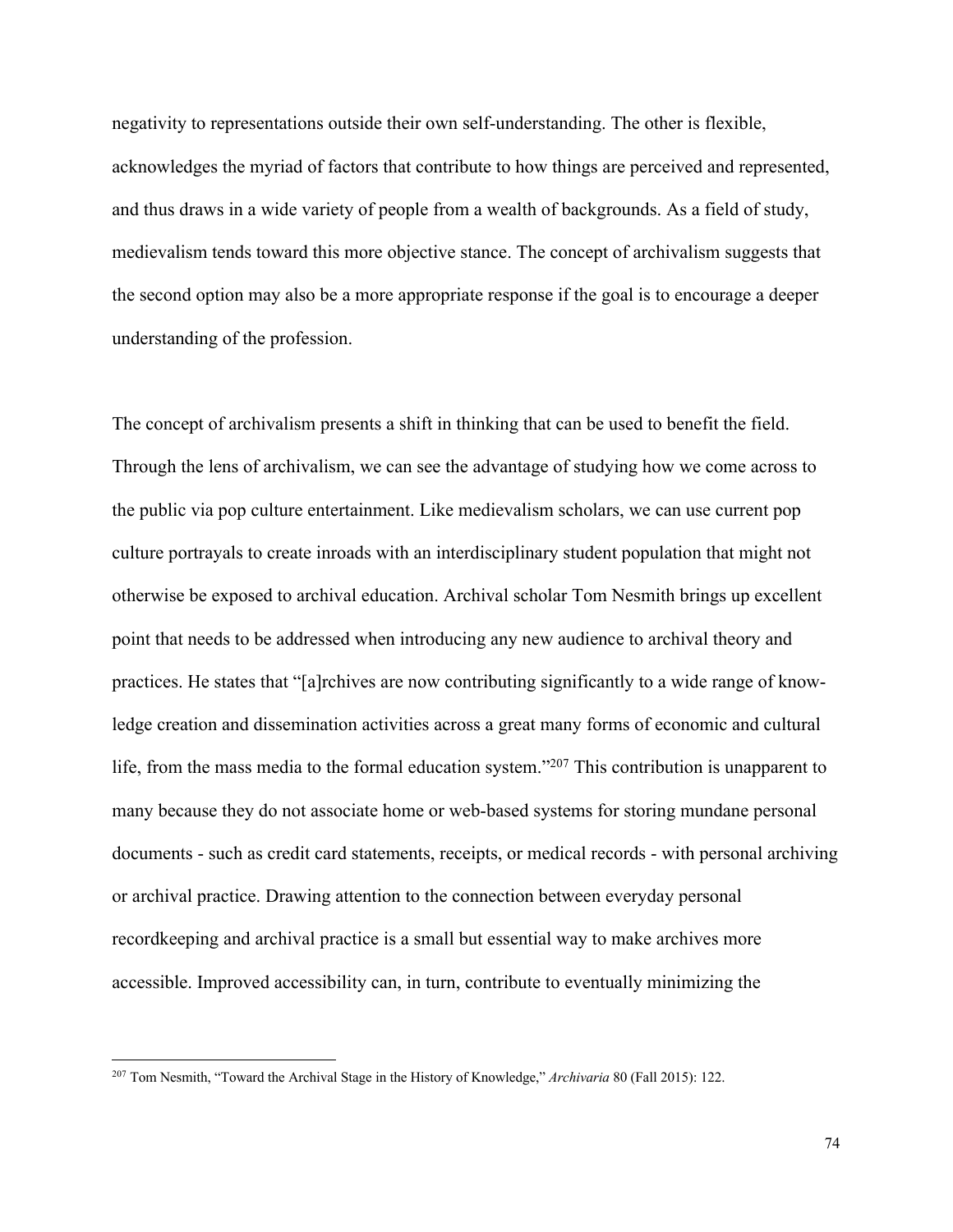negativity to representations outside their own self-understanding. The other is flexible, acknowledges the myriad of factors that contribute to how things are perceived and represented, and thus draws in a wide variety of people from a wealth of backgrounds. As a field of study, medievalism tends toward this more objective stance. The concept of archivalism suggests that the second option may also be a more appropriate response if the goal is to encourage a deeper understanding of the profession.

The concept of archivalism presents a shift in thinking that can be used to benefit the field. Through the lens of archivalism, we can see the advantage of studying how we come across to the public via pop culture entertainment. Like medievalism scholars, we can use current pop culture portrayals to create inroads with an interdisciplinary student population that might not otherwise be exposed to archival education. Archival scholar Tom Nesmith brings up excellent point that needs to be addressed when introducing any new audience to archival theory and practices. He states that "[a]rchives are now contributing significantly to a wide range of knowledge creation and dissemination activities across a great many forms of economic and cultural life, from the mass media to the formal education system."[207] This contribution is unapparent to many because they do not associate home or web-based systems for storing mundane personal documents - such as credit card statements, receipts, or medical records - with personal archiving or archival practice. Drawing attention to the connection between everyday personal recordkeeping and archival practice is a small but essential way to make archives more accessible. Improved accessibility can, in turn, contribute to eventually minimizing the

[207] Tom Nesmith, "Toward the Archival Stage in the History of Knowledge," *Archivaria* 80 (Fall 2015): 122.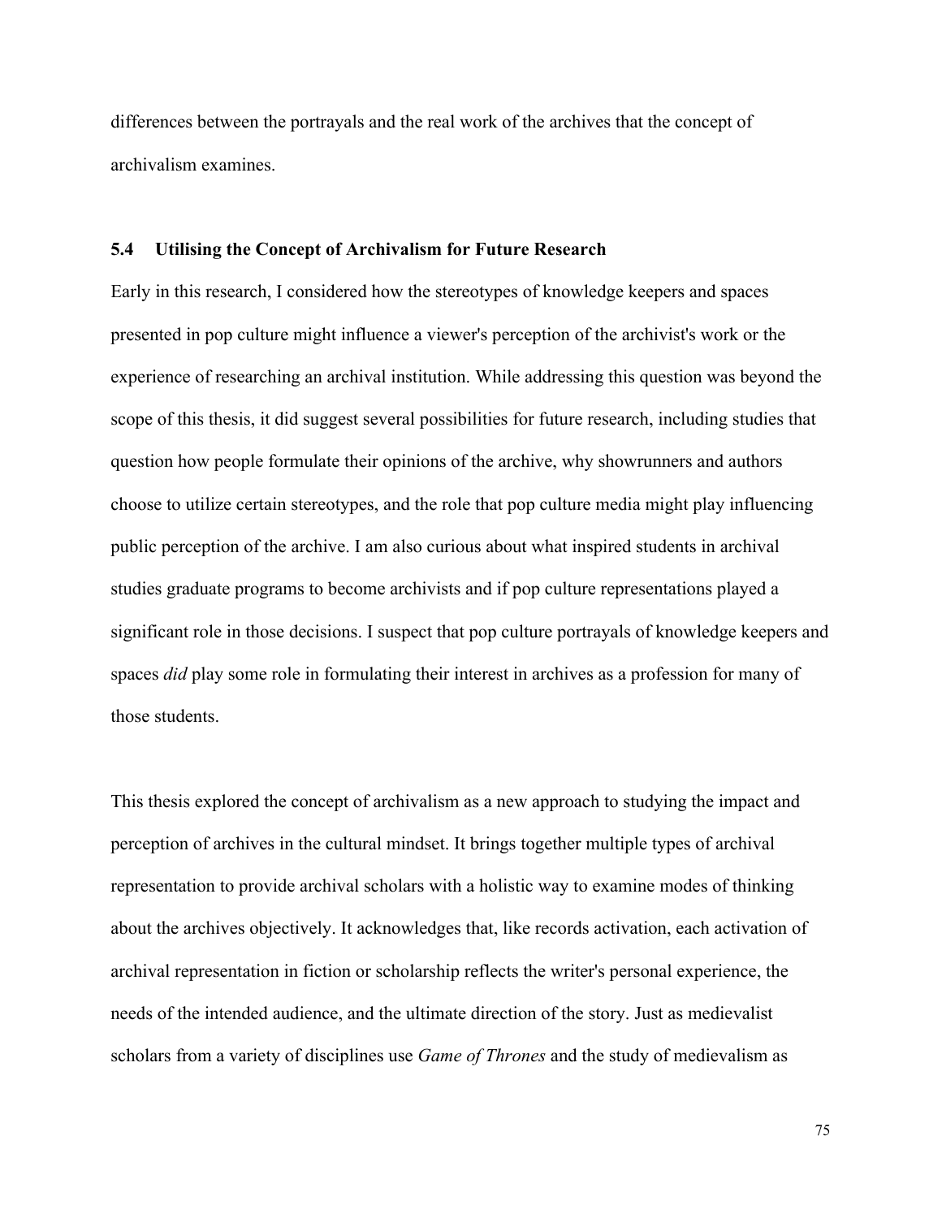differences between the portrayals and the real work of the archives that the concept of archivalism examines.

### 5.4 Utilising the Concept of Archivalism for Future Research

Early in this research, I considered how the stereotypes of knowledge keepers and spaces presented in pop culture might influence a viewer's perception of the archivist's work or the experience of researching an archival institution. While addressing this question was beyond the scope of this thesis, it did suggest several possibilities for future research, including studies that question how people formulate their opinions of the archive, why showrunners and authors choose to utilize certain stereotypes, and the role that pop culture media might play influencing public perception of the archive. I am also curious about what inspired students in archival studies graduate programs to become archivists and if pop culture representations played a significant role in those decisions. I suspect that pop culture portrayals of knowledge keepers and spaces *did* play some role in formulating their interest in archives as a profession for many of those students.

This thesis explored the concept of archivalism as a new approach to studying the impact and perception of archives in the cultural mindset. It brings together multiple types of archival representation to provide archival scholars with a holistic way to examine modes of thinking about the archives objectively. It acknowledges that, like records activation, each activation of archival representation in fiction or scholarship reflects the writer's personal experience, the needs of the intended audience, and the ultimate direction of the story. Just as medievalist scholars from a variety of disciplines use *Game of Thrones* and the study of medievalism as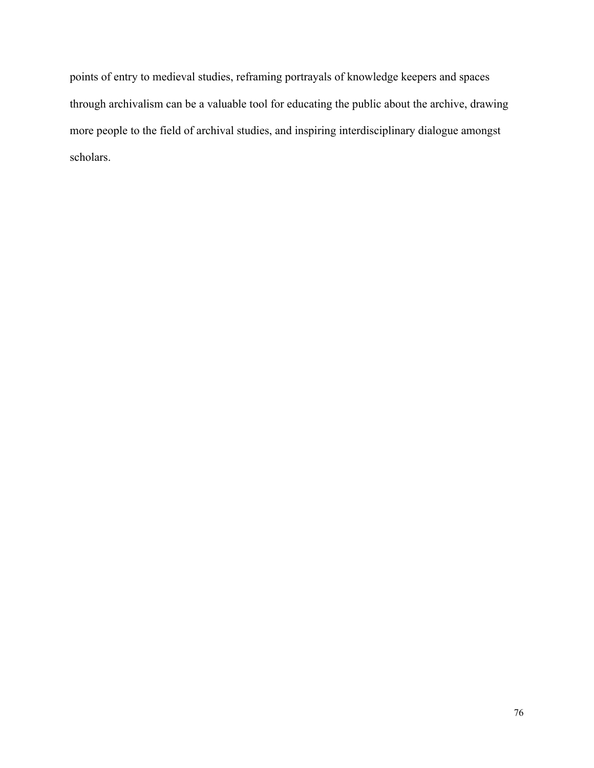points of entry to medieval studies, reframing portrayals of knowledge keepers and spaces through archivalism can be a valuable tool for educating the public about the archive, drawing more people to the field of archival studies, and inspiring interdisciplinary dialogue amongst scholars.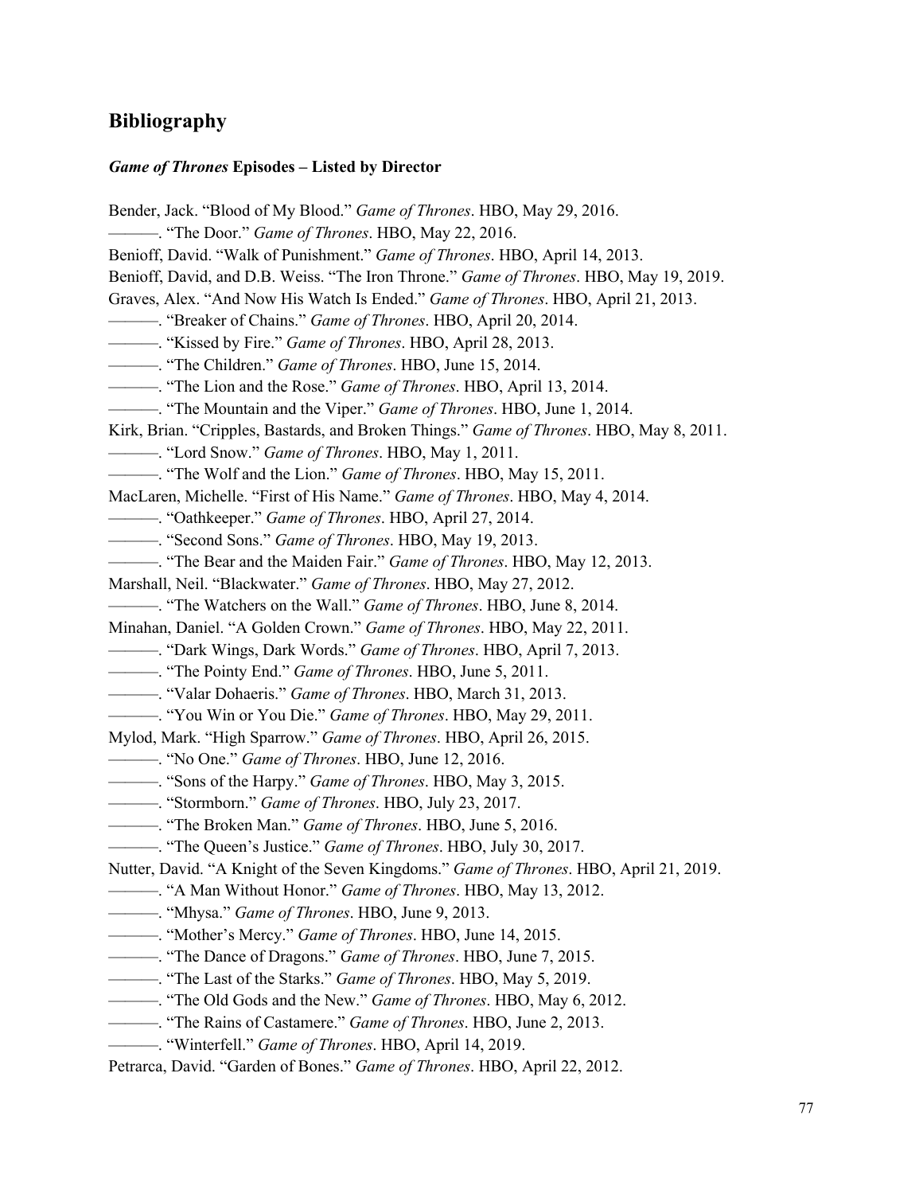## Bibliography

### *Game of Thrones* Episodes – Listed by Director

Bender, Jack. "Blood of My Blood." *Game of Thrones*. HBO, May 29, 2016.

———. "The Door." *Game of Thrones*. HBO, May 22, 2016.

Benioff, David. "Walk of Punishment." *Game of Thrones*. HBO, April 14, 2013.

Benioff, David, and D.B. Weiss. "The Iron Throne." *Game of Thrones*. HBO, May 19, 2019.

Graves, Alex. "And Now His Watch Is Ended." *Game of Thrones*. HBO, April 21, 2013.

———. "Breaker of Chains." *Game of Thrones*. HBO, April 20, 2014.

———. "Kissed by Fire." *Game of Thrones*. HBO, April 28, 2013.

———. "The Children." *Game of Thrones*. HBO, June 15, 2014.

———. "The Lion and the Rose." *Game of Thrones*. HBO, April 13, 2014.

———. "The Mountain and the Viper." *Game of Thrones*. HBO, June 1, 2014.

Kirk, Brian. "Cripples, Bastards, and Broken Things." *Game of Thrones*. HBO, May 8, 2011.

———. "Lord Snow." *Game of Thrones*. HBO, May 1, 2011.

———. "The Wolf and the Lion." *Game of Thrones*. HBO, May 15, 2011.

MacLaren, Michelle. "First of His Name." *Game of Thrones*. HBO, May 4, 2014.

———. "Oathkeeper." *Game of Thrones*. HBO, April 27, 2014.

———. "Second Sons." *Game of Thrones*. HBO, May 19, 2013.

———. "The Bear and the Maiden Fair." *Game of Thrones*. HBO, May 12, 2013.

Marshall, Neil. "Blackwater." *Game of Thrones*. HBO, May 27, 2012.

———. "The Watchers on the Wall." *Game of Thrones*. HBO, June 8, 2014.

Minahan, Daniel. "A Golden Crown." *Game of Thrones*. HBO, May 22, 2011.

———. "Dark Wings, Dark Words." *Game of Thrones*. HBO, April 7, 2013.

———. "The Pointy End." *Game of Thrones*. HBO, June 5, 2011.

———. "Valar Dohaeris." *Game of Thrones*. HBO, March 31, 2013.

———. "You Win or You Die." *Game of Thrones*. HBO, May 29, 2011.

Mylod, Mark. "High Sparrow." *Game of Thrones*. HBO, April 26, 2015.

———. "No One." *Game of Thrones*. HBO, June 12, 2016.

———. "Sons of the Harpy." *Game of Thrones*. HBO, May 3, 2015.

———. "Stormborn." *Game of Thrones*. HBO, July 23, 2017.

———. "The Broken Man." *Game of Thrones*. HBO, June 5, 2016.

———. "The Queen's Justice." *Game of Thrones*. HBO, July 30, 2017.

Nutter, David. "A Knight of the Seven Kingdoms." *Game of Thrones*. HBO, April 21, 2019.

———. "A Man Without Honor." *Game of Thrones*. HBO, May 13, 2012.

———. "Mhysa." *Game of Thrones*. HBO, June 9, 2013.

———. "Mother's Mercy." *Game of Thrones*. HBO, June 14, 2015.

———. "The Dance of Dragons." *Game of Thrones*. HBO, June 7, 2015.

———. "The Last of the Starks." *Game of Thrones*. HBO, May 5, 2019.

———. "The Old Gods and the New." *Game of Thrones*. HBO, May 6, 2012.

———. "The Rains of Castamere." *Game of Thrones*. HBO, June 2, 2013.

———. "Winterfell." *Game of Thrones*. HBO, April 14, 2019.

Petrarca, David. "Garden of Bones." *Game of Thrones*. HBO, April 22, 2012.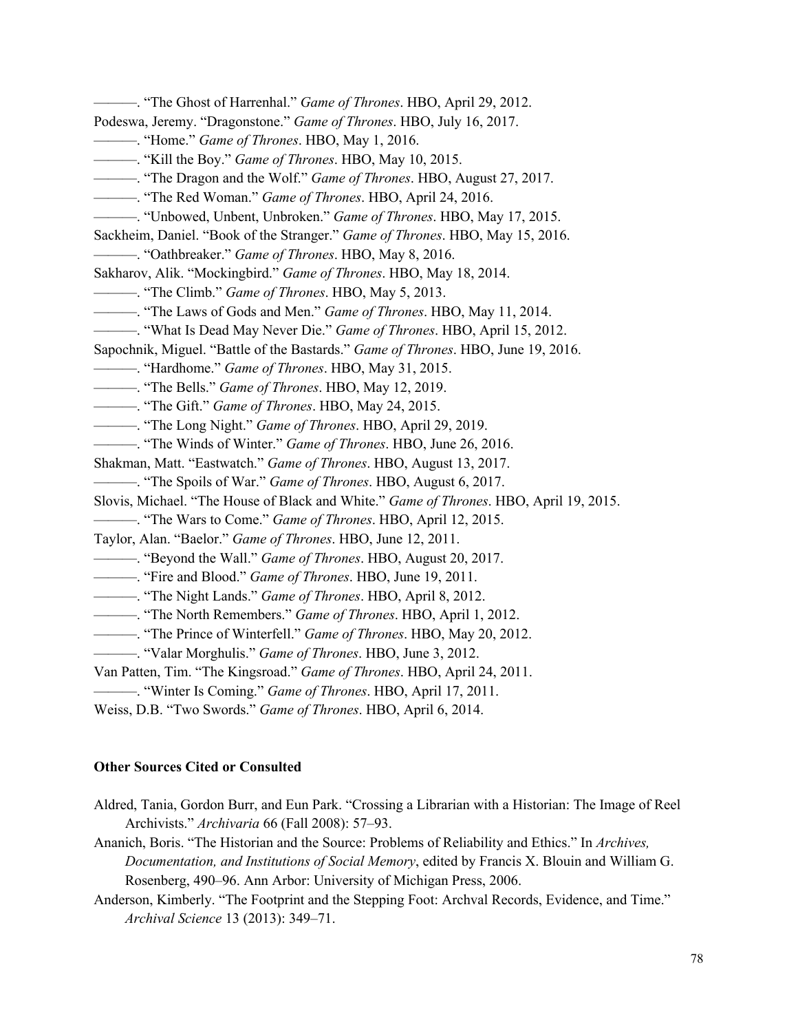———. "The Ghost of Harrenhal." *Game of Thrones*. HBO, April 29, 2012.

Podeswa, Jeremy. "Dragonstone." *Game of Thrones*. HBO, July 16, 2017.

———. "Home." *Game of Thrones*. HBO, May 1, 2016.

———. "Kill the Boy." *Game of Thrones*. HBO, May 10, 2015.

———. "The Dragon and the Wolf." *Game of Thrones*. HBO, August 27, 2017.

———. "The Red Woman." *Game of Thrones*. HBO, April 24, 2016.

———. "Unbowed, Unbent, Unbroken." *Game of Thrones*. HBO, May 17, 2015.

Sackheim, Daniel. "Book of the Stranger." *Game of Thrones*. HBO, May 15, 2016.

———. "Oathbreaker." *Game of Thrones*. HBO, May 8, 2016.

Sakharov, Alik. "Mockingbird." *Game of Thrones*. HBO, May 18, 2014.

———. "The Climb." *Game of Thrones*. HBO, May 5, 2013.

———. "The Laws of Gods and Men." *Game of Thrones*. HBO, May 11, 2014.

———. "What Is Dead May Never Die." *Game of Thrones*. HBO, April 15, 2012.

Sapochnik, Miguel. "Battle of the Bastards." *Game of Thrones*. HBO, June 19, 2016.

———. "Hardhome." *Game of Thrones*. HBO, May 31, 2015.

———. "The Bells." *Game of Thrones*. HBO, May 12, 2019.

———. "The Gift." *Game of Thrones*. HBO, May 24, 2015.

———. "The Long Night." *Game of Thrones*. HBO, April 29, 2019.

———. "The Winds of Winter." *Game of Thrones*. HBO, June 26, 2016.

Shakman, Matt. "Eastwatch." *Game of Thrones*. HBO, August 13, 2017.

———. "The Spoils of War." *Game of Thrones*. HBO, August 6, 2017.

Slovis, Michael. "The House of Black and White." *Game of Thrones*. HBO, April 19, 2015.

———. "The Wars to Come." *Game of Thrones*. HBO, April 12, 2015.

Taylor, Alan. "Baelor." *Game of Thrones*. HBO, June 12, 2011.

———. "Beyond the Wall." *Game of Thrones*. HBO, August 20, 2017.

———. "Fire and Blood." *Game of Thrones*. HBO, June 19, 2011.

———. "The Night Lands." *Game of Thrones*. HBO, April 8, 2012.

———. "The North Remembers." *Game of Thrones*. HBO, April 1, 2012.

———. "The Prince of Winterfell." *Game of Thrones*. HBO, May 20, 2012.

———. "Valar Morghulis." *Game of Thrones*. HBO, June 3, 2012.

Van Patten, Tim. "The Kingsroad." *Game of Thrones*. HBO, April 24, 2011.

———. "Winter Is Coming." *Game of Thrones*. HBO, April 17, 2011.

Weiss, D.B. "Two Swords." *Game of Thrones*. HBO, April 6, 2014.

**Other Sources Cited or Consulted**

Aldred, Tania, Gordon Burr, and Eun Park. "Crossing a Librarian with a Historian: The Image of Reel Archivists." *Archivaria* 66 (Fall 2008): 57–93.

Ananich, Boris. "The Historian and the Source: Problems of Reliability and Ethics." In *Archives, Documentation, and Institutions of Social Memory*, edited by Francis X. Blouin and William G. Rosenberg, 490–96. Ann Arbor: University of Michigan Press, 2006.

Anderson, Kimberly. "The Footprint and the Stepping Foot: Archval Records, Evidence, and Time." *Archival Science* 13 (2013): 349–71.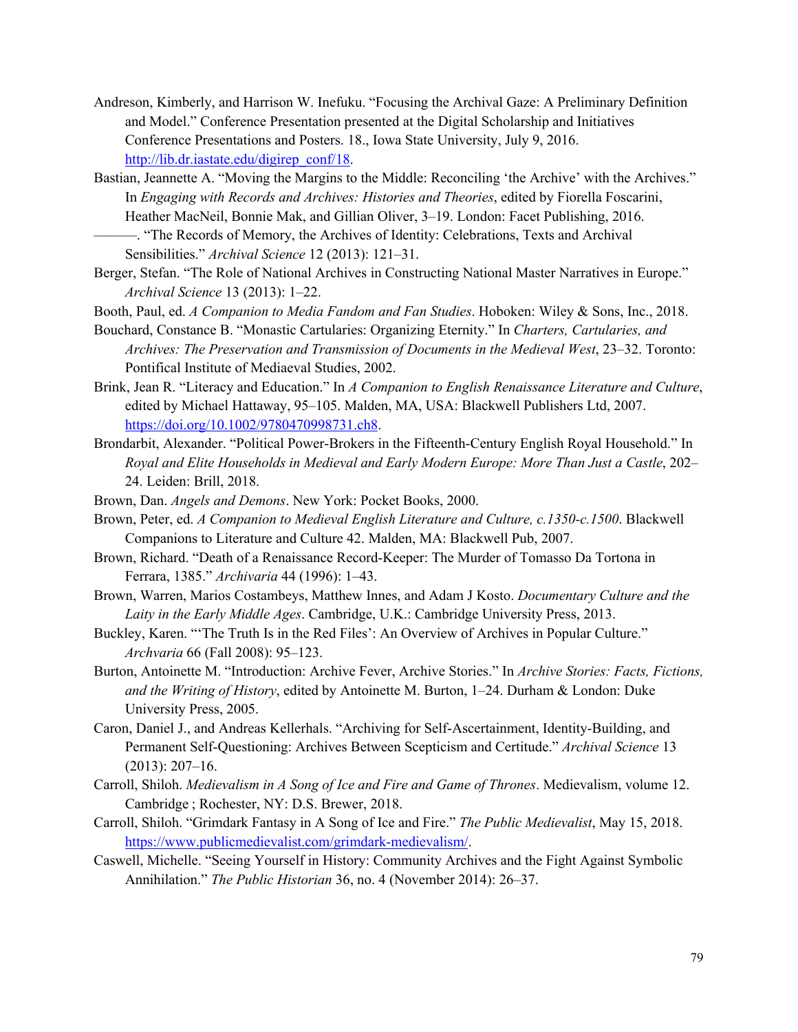Andreson, Kimberly, and Harrison W. Inefuku. "Focusing the Archival Gaze: A Preliminary Definition and Model." Conference Presentation presented at the Digital Scholarship and Initiatives Conference Presentations and Posters. 18., Iowa State University, July 9, 2016. http://lib.dr.iastate.edu/digirep_conf/18.

Bastian, Jeannette A. "Moving the Margins to the Middle: Reconciling 'the Archive' with the Archives." In *Engaging with Records and Archives: Histories and Theories*, edited by Fiorella Foscarini, Heather MacNeil, Bonnie Mak, and Gillian Oliver, 3–19. London: Facet Publishing, 2016.

———. "The Records of Memory, the Archives of Identity: Celebrations, Texts and Archival Sensibilities." *Archival Science* 12 (2013): 121–31.

Berger, Stefan. "The Role of National Archives in Constructing National Master Narratives in Europe." *Archival Science* 13 (2013): 1–22.

Booth, Paul, ed. *A Companion to Media Fandom and Fan Studies*. Hoboken: Wiley & Sons, Inc., 2018.

Bouchard, Constance B. "Monastic Cartularies: Organizing Eternity." In *Charters, Cartularies, and Archives: The Preservation and Transmission of Documents in the Medieval West*, 23–32. Toronto: Pontifical Institute of Mediaeval Studies, 2002.

Brink, Jean R. "Literacy and Education." In *A Companion to English Renaissance Literature and Culture*, edited by Michael Hattaway, 95–105. Malden, MA, USA: Blackwell Publishers Ltd, 2007. https://doi.org/10.1002/9780470998731.ch8.

Brondarbit, Alexander. "Political Power-Brokers in the Fifteenth-Century English Royal Household." In *Royal and Elite Households in Medieval and Early Modern Europe: More Than Just a Castle*, 202–24. Leiden: Brill, 2018.

Brown, Dan. *Angels and Demons*. New York: Pocket Books, 2000.

Brown, Peter, ed. *A Companion to Medieval English Literature and Culture, c.1350-c.1500*. Blackwell Companions to Literature and Culture 42. Malden, MA: Blackwell Pub, 2007.

Brown, Richard. "Death of a Renaissance Record-Keeper: The Murder of Tomasso Da Tortona in Ferrara, 1385." *Archivaria* 44 (1996): 1–43.

Brown, Warren, Marios Costambeys, Matthew Innes, and Adam J Kosto. *Documentary Culture and the Laity in the Early Middle Ages*. Cambridge, U.K.: Cambridge University Press, 2013.

Buckley, Karen. "'The Truth Is in the Red Files': An Overview of Archives in Popular Culture." *Archvaria* 66 (Fall 2008): 95–123.

Burton, Antoinette M. "Introduction: Archive Fever, Archive Stories." In *Archive Stories: Facts, Fictions, and the Writing of History*, edited by Antoinette M. Burton, 1–24. Durham & London: Duke University Press, 2005.

Caron, Daniel J., and Andreas Kellerhals. "Archiving for Self-Ascertainment, Identity-Building, and Permanent Self-Questioning: Archives Between Scepticism and Certitude." *Archival Science* 13 (2013): 207–16.

Carroll, Shiloh. *Medievalism in A Song of Ice and Fire and Game of Thrones*. Medievalism, volume 12. Cambridge ; Rochester, NY: D.S. Brewer, 2018.

Carroll, Shiloh. "Grimdark Fantasy in A Song of Ice and Fire." *The Public Medievalist*, May 15, 2018. https://www.publicmedievalist.com/grimdark-medievalism/.

Caswell, Michelle. "Seeing Yourself in History: Community Archives and the Fight Against Symbolic Annihilation." *The Public Historian* 36, no. 4 (November 2014): 26–37.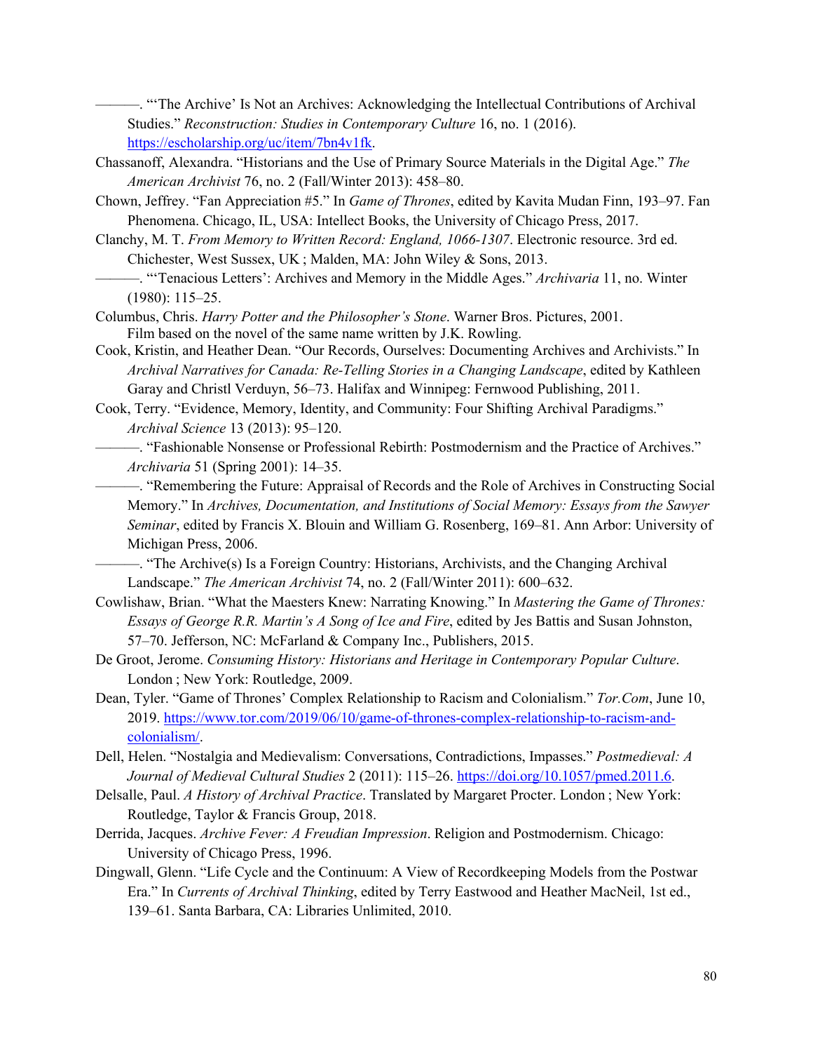———. "'The Archive' Is Not an Archives: Acknowledging the Intellectual Contributions of Archival Studies." *Reconstruction: Studies in Contemporary Culture* 16, no. 1 (2016). https://escholarship.org/uc/item/7bn4v1fk.

Chassanoff, Alexandra. "Historians and the Use of Primary Source Materials in the Digital Age." *The American Archivist* 76, no. 2 (Fall/Winter 2013): 458–80.

Chown, Jeffrey. "Fan Appreciation #5." In *Game of Thrones*, edited by Kavita Mudan Finn, 193–97. Fan Phenomena. Chicago, IL, USA: Intellect Books, the University of Chicago Press, 2017.

Clanchy, M. T. *From Memory to Written Record: England, 1066-1307*. Electronic resource. 3rd ed. Chichester, West Sussex, UK ; Malden, MA: John Wiley & Sons, 2013.

———. "'Tenacious Letters': Archives and Memory in the Middle Ages." *Archivaria* 11, no. Winter (1980): 115–25.

Columbus, Chris. *Harry Potter and the Philosopher's Stone*. Warner Bros. Pictures, 2001. Film based on the novel of the same name written by J.K. Rowling.

Cook, Kristin, and Heather Dean. "Our Records, Ourselves: Documenting Archives and Archivists." In *Archival Narratives for Canada: Re-Telling Stories in a Changing Landscape*, edited by Kathleen Garay and Christl Verduyn, 56–73. Halifax and Winnipeg: Fernwood Publishing, 2011.

Cook, Terry. "Evidence, Memory, Identity, and Community: Four Shifting Archival Paradigms." *Archival Science* 13 (2013): 95–120.

———. "Fashionable Nonsense or Professional Rebirth: Postmodernism and the Practice of Archives." *Archivaria* 51 (Spring 2001): 14–35.

———. "Remembering the Future: Appraisal of Records and the Role of Archives in Constructing Social Memory." In *Archives, Documentation, and Institutions of Social Memory: Essays from the Sawyer Seminar*, edited by Francis X. Blouin and William G. Rosenberg, 169–81. Ann Arbor: University of Michigan Press, 2006.

———. "The Archive(s) Is a Foreign Country: Historians, Archivists, and the Changing Archival Landscape." *The American Archivist* 74, no. 2 (Fall/Winter 2011): 600–632.

Cowlishaw, Brian. "What the Maesters Knew: Narrating Knowing." In *Mastering the Game of Thrones: Essays of George R.R. Martin's A Song of Ice and Fire*, edited by Jes Battis and Susan Johnston, 57–70. Jefferson, NC: McFarland & Company Inc., Publishers, 2015.

De Groot, Jerome. *Consuming History: Historians and Heritage in Contemporary Popular Culture*. London ; New York: Routledge, 2009.

Dean, Tyler. "Game of Thrones' Complex Relationship to Racism and Colonialism." *Tor.Com*, June 10, 2019. https://www.tor.com/2019/06/10/game-of-thrones-complex-relationship-to-racism-and-colonialism/.

Dell, Helen. "Nostalgia and Medievalism: Conversations, Contradictions, Impasses." *Postmedieval: A Journal of Medieval Cultural Studies* 2 (2011): 115–26. https://doi.org/10.1057/pmed.2011.6.

Delsalle, Paul. *A History of Archival Practice*. Translated by Margaret Procter. London ; New York: Routledge, Taylor & Francis Group, 2018.

Derrida, Jacques. *Archive Fever: A Freudian Impression*. Religion and Postmodernism. Chicago: University of Chicago Press, 1996.

Dingwall, Glenn. "Life Cycle and the Continuum: A View of Recordkeeping Models from the Postwar Era." In *Currents of Archival Thinking*, edited by Terry Eastwood and Heather MacNeil, 1st ed., 139–61. Santa Barbara, CA: Libraries Unlimited, 2010.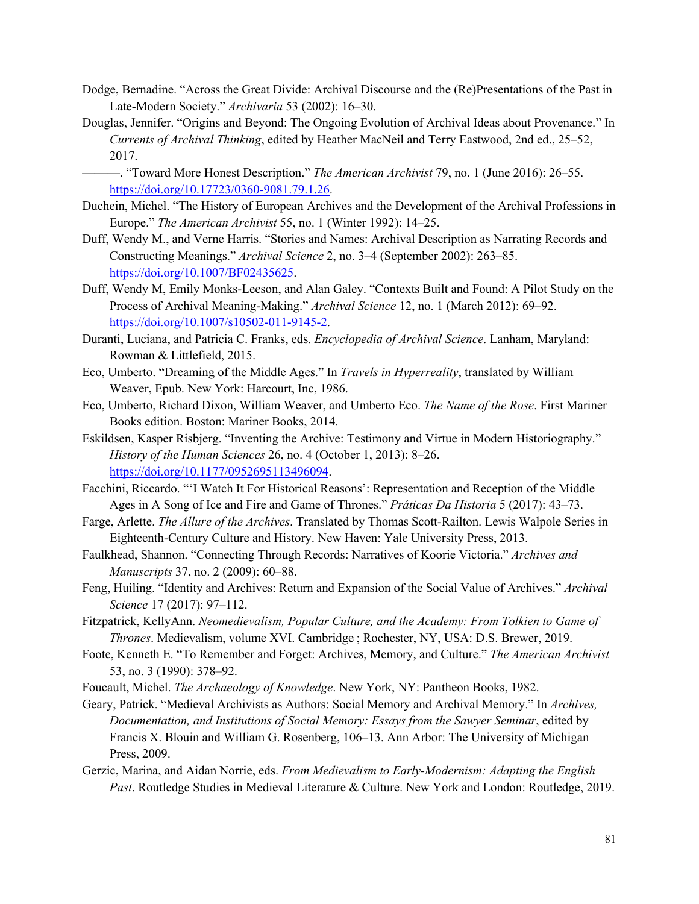Dodge, Bernadine. "Across the Great Divide: Archival Discourse and the (Re)Presentations of the Past in Late-Modern Society." *Archivaria* 53 (2002): 16–30.

Douglas, Jennifer. "Origins and Beyond: The Ongoing Evolution of Archival Ideas about Provenance." In *Currents of Archival Thinking*, edited by Heather MacNeil and Terry Eastwood, 2nd ed., 25–52, 2017.

———. "Toward More Honest Description." *The American Archivist* 79, no. 1 (June 2016): 26–55. https://doi.org/10.17723/0360-9081.79.1.26.

Duchein, Michel. "The History of European Archives and the Development of the Archival Professions in Europe." *The American Archivist* 55, no. 1 (Winter 1992): 14–25.

Duff, Wendy M., and Verne Harris. "Stories and Names: Archival Description as Narrating Records and Constructing Meanings." *Archival Science* 2, no. 3–4 (September 2002): 263–85. https://doi.org/10.1007/BF02435625.

Duff, Wendy M, Emily Monks-Leeson, and Alan Galey. "Contexts Built and Found: A Pilot Study on the Process of Archival Meaning-Making." *Archival Science* 12, no. 1 (March 2012): 69–92. https://doi.org/10.1007/s10502-011-9145-2.

Duranti, Luciana, and Patricia C. Franks, eds. *Encyclopedia of Archival Science*. Lanham, Maryland: Rowman & Littlefield, 2015.

Eco, Umberto. "Dreaming of the Middle Ages." In *Travels in Hyperreality*, translated by William Weaver, Epub. New York: Harcourt, Inc, 1986.

Eco, Umberto, Richard Dixon, William Weaver, and Umberto Eco. *The Name of the Rose*. First Mariner Books edition. Boston: Mariner Books, 2014.

Eskildsen, Kasper Risbjerg. "Inventing the Archive: Testimony and Virtue in Modern Historiography." *History of the Human Sciences* 26, no. 4 (October 1, 2013): 8–26. https://doi.org/10.1177/0952695113496094.

Facchini, Riccardo. "'I Watch It For Historical Reasons': Representation and Reception of the Middle Ages in A Song of Ice and Fire and Game of Thrones." *Práticas Da Historia* 5 (2017): 43–73.

Farge, Arlette. *The Allure of the Archives*. Translated by Thomas Scott-Railton. Lewis Walpole Series in Eighteenth-Century Culture and History. New Haven: Yale University Press, 2013.

Faulkhead, Shannon. "Connecting Through Records: Narratives of Koorie Victoria." *Archives and Manuscripts* 37, no. 2 (2009): 60–88.

Feng, Huiling. "Identity and Archives: Return and Expansion of the Social Value of Archives." *Archival Science* 17 (2017): 97–112.

Fitzpatrick, KellyAnn. *Neomedievalism, Popular Culture, and the Academy: From Tolkien to Game of Thrones*. Medievalism, volume XVI. Cambridge ; Rochester, NY, USA: D.S. Brewer, 2019.

Foote, Kenneth E. "To Remember and Forget: Archives, Memory, and Culture." *The American Archivist* 53, no. 3 (1990): 378–92.

Foucault, Michel. *The Archaeology of Knowledge*. New York, NY: Pantheon Books, 1982.

Geary, Patrick. "Medieval Archivists as Authors: Social Memory and Archival Memory." In *Archives, Documentation, and Institutions of Social Memory: Essays from the Sawyer Seminar*, edited by Francis X. Blouin and William G. Rosenberg, 106–13. Ann Arbor: The University of Michigan Press, 2009.

Gerzic, Marina, and Aidan Norrie, eds. *From Medievalism to Early-Modernism: Adapting the English Past*. Routledge Studies in Medieval Literature & Culture. New York and London: Routledge, 2019.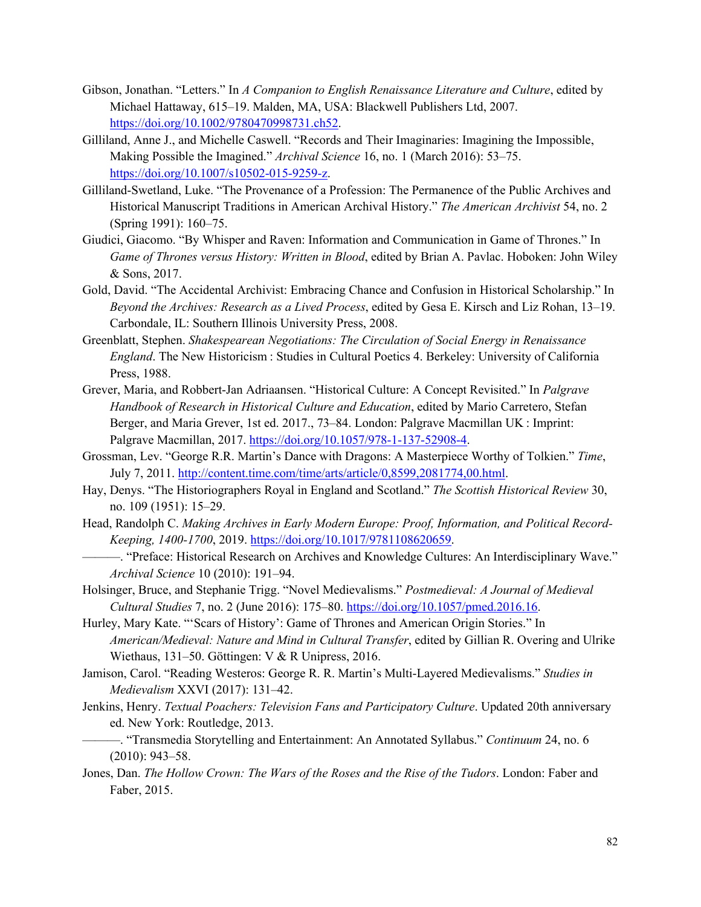Gibson, Jonathan. "Letters." In *A Companion to English Renaissance Literature and Culture*, edited by Michael Hattaway, 615–19. Malden, MA, USA: Blackwell Publishers Ltd, 2007. https://doi.org/10.1002/9780470998731.ch52.

Gilliland, Anne J., and Michelle Caswell. "Records and Their Imaginaries: Imagining the Impossible, Making Possible the Imagined." *Archival Science* 16, no. 1 (March 2016): 53–75. https://doi.org/10.1007/s10502-015-9259-z.

Gilliland-Swetland, Luke. "The Provenance of a Profession: The Permanence of the Public Archives and Historical Manuscript Traditions in American Archival History." *The American Archivist* 54, no. 2 (Spring 1991): 160–75.

Giudici, Giacomo. "By Whisper and Raven: Information and Communication in Game of Thrones." In *Game of Thrones versus History: Written in Blood*, edited by Brian A. Pavlac. Hoboken: John Wiley & Sons, 2017.

Gold, David. "The Accidental Archivist: Embracing Chance and Confusion in Historical Scholarship." In *Beyond the Archives: Research as a Lived Process*, edited by Gesa E. Kirsch and Liz Rohan, 13–19. Carbondale, IL: Southern Illinois University Press, 2008.

Greenblatt, Stephen. *Shakespearean Negotiations: The Circulation of Social Energy in Renaissance England*. The New Historicism : Studies in Cultural Poetics 4. Berkeley: University of California Press, 1988.

Grever, Maria, and Robbert-Jan Adriaansen. "Historical Culture: A Concept Revisited." In *Palgrave Handbook of Research in Historical Culture and Education*, edited by Mario Carretero, Stefan Berger, and Maria Grever, 1st ed. 2017., 73–84. London: Palgrave Macmillan UK : Imprint: Palgrave Macmillan, 2017. https://doi.org/10.1057/978-1-137-52908-4.

Grossman, Lev. "George R.R. Martin's Dance with Dragons: A Masterpiece Worthy of Tolkien." *Time*, July 7, 2011. http://content.time.com/time/arts/article/0,8599,2081774,00.html.

Hay, Denys. "The Historiographers Royal in England and Scotland." *The Scottish Historical Review* 30, no. 109 (1951): 15–29.

Head, Randolph C. *Making Archives in Early Modern Europe: Proof, Information, and Political Record-Keeping, 1400-1700*, 2019. https://doi.org/10.1017/9781108620659.

———. "Preface: Historical Research on Archives and Knowledge Cultures: An Interdisciplinary Wave." *Archival Science* 10 (2010): 191–94.

Holsinger, Bruce, and Stephanie Trigg. "Novel Medievalisms." *Postmedieval: A Journal of Medieval Cultural Studies* 7, no. 2 (June 2016): 175–80. https://doi.org/10.1057/pmed.2016.16.

Hurley, Mary Kate. "'Scars of History': Game of Thrones and American Origin Stories." In *American/Medieval: Nature and Mind in Cultural Transfer*, edited by Gillian R. Overing and Ulrike Wiethaus, 131–50. Göttingen: V & R Unipress, 2016.

Jamison, Carol. "Reading Westeros: George R. R. Martin's Multi-Layered Medievalisms." *Studies in Medievalism* XXVI (2017): 131–42.

Jenkins, Henry. *Textual Poachers: Television Fans and Participatory Culture*. Updated 20th anniversary ed. New York: Routledge, 2013.

———. "Transmedia Storytelling and Entertainment: An Annotated Syllabus." *Continuum* 24, no. 6 (2010): 943–58.

Jones, Dan. *The Hollow Crown: The Wars of the Roses and the Rise of the Tudors*. London: Faber and Faber, 2015.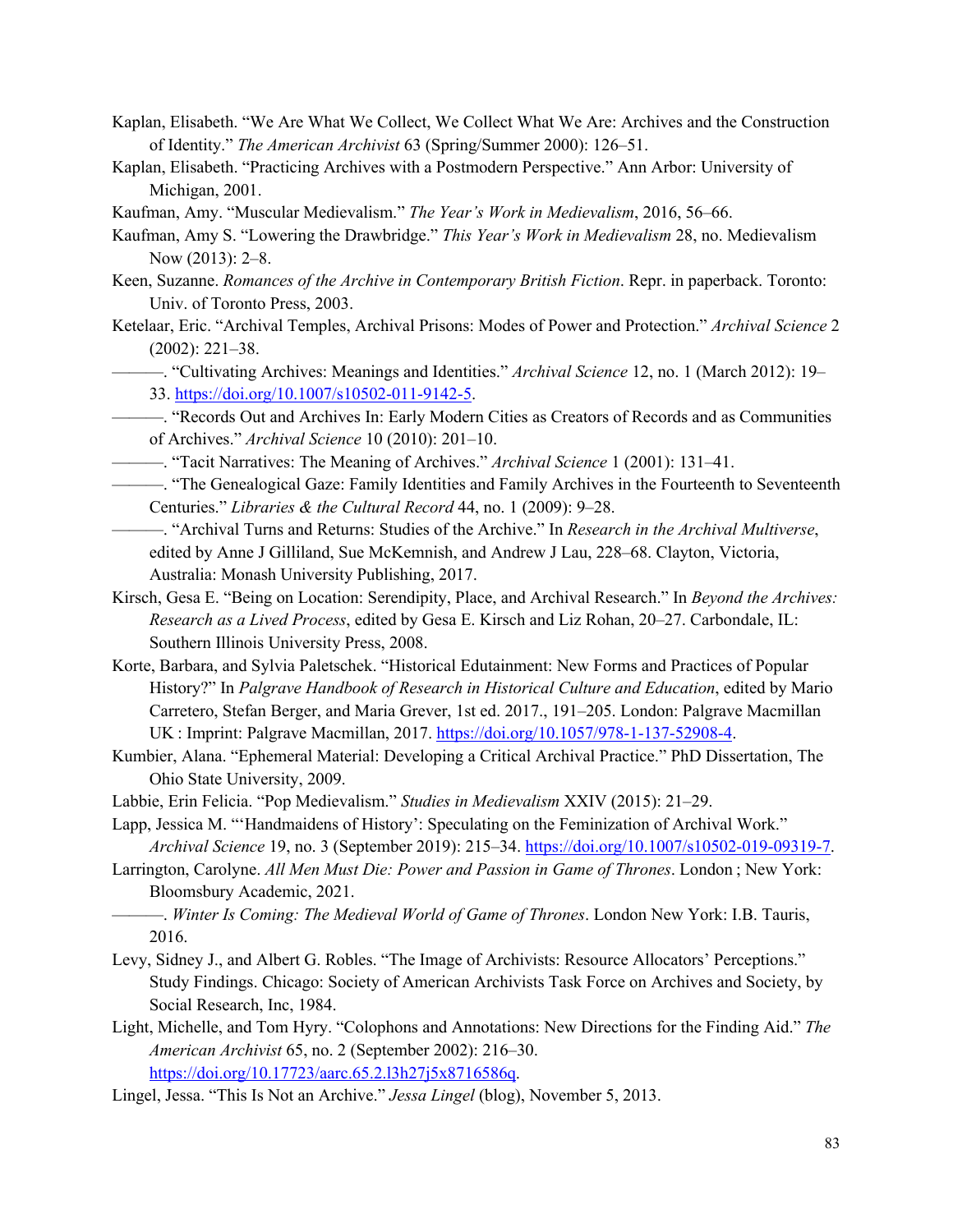Kaplan, Elisabeth. "We Are What We Collect, We Collect What We Are: Archives and the Construction of Identity." *The American Archivist* 63 (Spring/Summer 2000): 126–51.

Kaplan, Elisabeth. "Practicing Archives with a Postmodern Perspective." Ann Arbor: University of Michigan, 2001.

Kaufman, Amy. "Muscular Medievalism." *The Year's Work in Medievalism*, 2016, 56–66.

Kaufman, Amy S. "Lowering the Drawbridge." *This Year's Work in Medievalism* 28, no. Medievalism Now (2013): 2–8.

Keen, Suzanne. *Romances of the Archive in Contemporary British Fiction*. Repr. in paperback. Toronto: Univ. of Toronto Press, 2003.

Ketelaar, Eric. "Archival Temples, Archival Prisons: Modes of Power and Protection." *Archival Science* 2 (2002): 221–38.

———. "Cultivating Archives: Meanings and Identities." *Archival Science* 12, no. 1 (March 2012): 19–33. https://doi.org/10.1007/s10502-011-9142-5.

———. "Records Out and Archives In: Early Modern Cities as Creators of Records and as Communities of Archives." *Archival Science* 10 (2010): 201–10.

———. "Tacit Narratives: The Meaning of Archives." *Archival Science* 1 (2001): 131–41.

———. "The Genealogical Gaze: Family Identities and Family Archives in the Fourteenth to Seventeenth Centuries." *Libraries & the Cultural Record* 44, no. 1 (2009): 9–28.

———. "Archival Turns and Returns: Studies of the Archive." In *Research in the Archival Multiverse*, edited by Anne J Gilliland, Sue McKemnish, and Andrew J Lau, 228–68. Clayton, Victoria, Australia: Monash University Publishing, 2017.

Kirsch, Gesa E. "Being on Location: Serendipity, Place, and Archival Research." In *Beyond the Archives: Research as a Lived Process*, edited by Gesa E. Kirsch and Liz Rohan, 20–27. Carbondale, IL: Southern Illinois University Press, 2008.

Korte, Barbara, and Sylvia Paletschek. "Historical Edutainment: New Forms and Practices of Popular History?" In *Palgrave Handbook of Research in Historical Culture and Education*, edited by Mario Carretero, Stefan Berger, and Maria Grever, 1st ed. 2017., 191–205. London: Palgrave Macmillan UK : Imprint: Palgrave Macmillan, 2017. https://doi.org/10.1057/978-1-137-52908-4.

Kumbier, Alana. "Ephemeral Material: Developing a Critical Archival Practice." PhD Dissertation, The Ohio State University, 2009.

Labbie, Erin Felicia. "Pop Medievalism." *Studies in Medievalism* XXIV (2015): 21–29.

Lapp, Jessica M. "'Handmaidens of History': Speculating on the Feminization of Archival Work." *Archival Science* 19, no. 3 (September 2019): 215–34. https://doi.org/10.1007/s10502-019-09319-7.

Larrington, Carolyne. *All Men Must Die: Power and Passion in Game of Thrones*. London ; New York: Bloomsbury Academic, 2021.

———. *Winter Is Coming: The Medieval World of Game of Thrones*. London New York: I.B. Tauris, 2016.

Levy, Sidney J., and Albert G. Robles. "The Image of Archivists: Resource Allocators' Perceptions." Study Findings. Chicago: Society of American Archivists Task Force on Archives and Society, by Social Research, Inc, 1984.

Light, Michelle, and Tom Hyry. "Colophons and Annotations: New Directions for the Finding Aid." *The American Archivist* 65, no. 2 (September 2002): 216–30. https://doi.org/10.17723/aarc.65.2.l3h27j5x8716586q.

Lingel, Jessa. "This Is Not an Archive." *Jessa Lingel* (blog), November 5, 2013.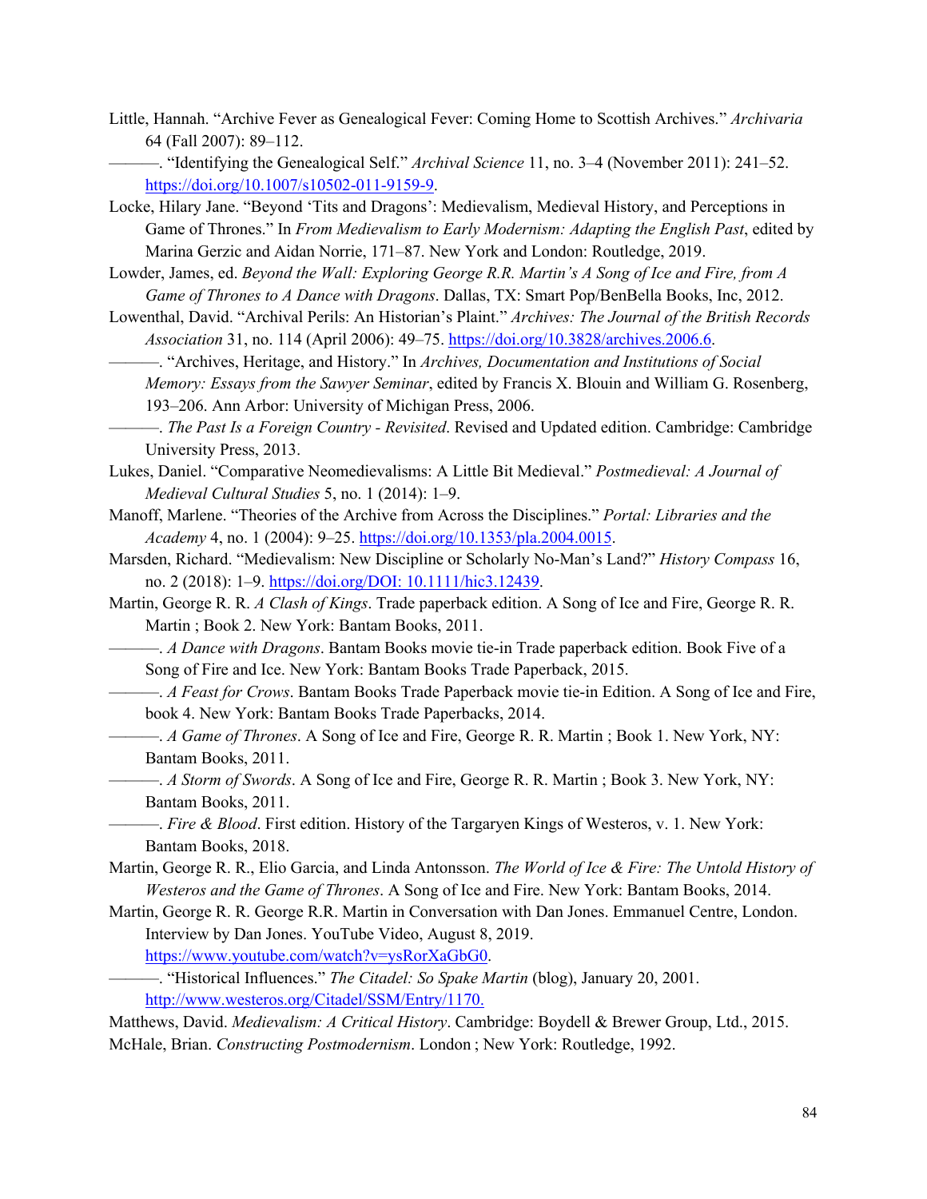Little, Hannah. "Archive Fever as Genealogical Fever: Coming Home to Scottish Archives." *Archivaria* 64 (Fall 2007): 89–112.

———. "Identifying the Genealogical Self." *Archival Science* 11, no. 3–4 (November 2011): 241–52. https://doi.org/10.1007/s10502-011-9159-9.

Locke, Hilary Jane. "Beyond 'Tits and Dragons': Medievalism, Medieval History, and Perceptions in Game of Thrones." In *From Medievalism to Early Modernism: Adapting the English Past*, edited by Marina Gerzic and Aidan Norrie, 171–87. New York and London: Routledge, 2019.

Lowder, James, ed. *Beyond the Wall: Exploring George R.R. Martin's A Song of Ice and Fire, from A Game of Thrones to A Dance with Dragons*. Dallas, TX: Smart Pop/BenBella Books, Inc, 2012.

Lowenthal, David. "Archival Perils: An Historian's Plaint." *Archives: The Journal of the British Records Association* 31, no. 114 (April 2006): 49–75. https://doi.org/10.3828/archives.2006.6.

———. "Archives, Heritage, and History." In *Archives, Documentation and Institutions of Social Memory: Essays from the Sawyer Seminar*, edited by Francis X. Blouin and William G. Rosenberg, 193–206. Ann Arbor: University of Michigan Press, 2006.

———. *The Past Is a Foreign Country - Revisited*. Revised and Updated edition. Cambridge: Cambridge University Press, 2013.

Lukes, Daniel. "Comparative Neomedievalisms: A Little Bit Medieval." *Postmedieval: A Journal of Medieval Cultural Studies* 5, no. 1 (2014): 1–9.

Manoff, Marlene. "Theories of the Archive from Across the Disciplines." *Portal: Libraries and the Academy* 4, no. 1 (2004): 9–25. https://doi.org/10.1353/pla.2004.0015.

Marsden, Richard. "Medievalism: New Discipline or Scholarly No-Man's Land?" *History Compass* 16, no. 2 (2018): 1–9. https://doi.org/DOI: 10.1111/hic3.12439.

Martin, George R. R. *A Clash of Kings*. Trade paperback edition. A Song of Ice and Fire, George R. R. Martin ; Book 2. New York: Bantam Books, 2011.

———. *A Dance with Dragons*. Bantam Books movie tie-in Trade paperback edition. Book Five of a Song of Fire and Ice. New York: Bantam Books Trade Paperback, 2015.

———. *A Feast for Crows*. Bantam Books Trade Paperback movie tie-in Edition. A Song of Ice and Fire, book 4. New York: Bantam Books Trade Paperbacks, 2014.

———. *A Game of Thrones*. A Song of Ice and Fire, George R. R. Martin ; Book 1. New York, NY: Bantam Books, 2011.

———. *A Storm of Swords*. A Song of Ice and Fire, George R. R. Martin ; Book 3. New York, NY: Bantam Books, 2011.

———. *Fire & Blood*. First edition. History of the Targaryen Kings of Westeros, v. 1. New York: Bantam Books, 2018.

Martin, George R. R., Elio Garcia, and Linda Antonsson. *The World of Ice & Fire: The Untold History of Westeros and the Game of Thrones*. A Song of Ice and Fire. New York: Bantam Books, 2014.

Martin, George R. R. George R.R. Martin in Conversation with Dan Jones. Emmanuel Centre, London. Interview by Dan Jones. YouTube Video, August 8, 2019. https://www.youtube.com/watch?v=ysRorXaGbG0.

———. "Historical Influences." *The Citadel: So Spake Martin* (blog), January 20, 2001. http://www.westeros.org/Citadel/SSM/Entry/1170.

Matthews, David. *Medievalism: A Critical History*. Cambridge: Boydell & Brewer Group, Ltd., 2015.

McHale, Brian. *Constructing Postmodernism*. London ; New York: Routledge, 1992.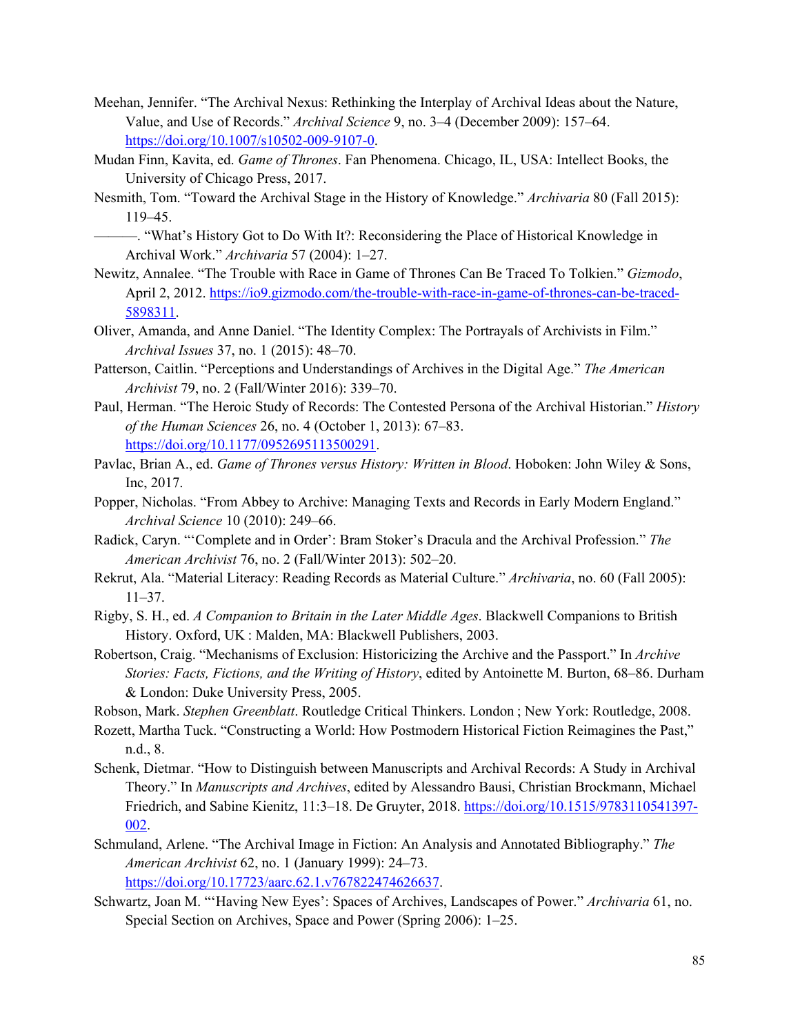Meehan, Jennifer. "The Archival Nexus: Rethinking the Interplay of Archival Ideas about the Nature, Value, and Use of Records." *Archival Science* 9, no. 3–4 (December 2009): 157–64. https://doi.org/10.1007/s10502-009-9107-0.

Mudan Finn, Kavita, ed. *Game of Thrones*. Fan Phenomena. Chicago, IL, USA: Intellect Books, the University of Chicago Press, 2017.

Nesmith, Tom. "Toward the Archival Stage in the History of Knowledge." *Archivaria* 80 (Fall 2015): 119–45.

———. "What's History Got to Do With It?: Reconsidering the Place of Historical Knowledge in Archival Work." *Archivaria* 57 (2004): 1–27.

Newitz, Annalee. "The Trouble with Race in Game of Thrones Can Be Traced To Tolkien." *Gizmodo*, April 2, 2012. https://io9.gizmodo.com/the-trouble-with-race-in-game-of-thrones-can-be-traced-5898311.

Oliver, Amanda, and Anne Daniel. "The Identity Complex: The Portrayals of Archivists in Film." *Archival Issues* 37, no. 1 (2015): 48–70.

Patterson, Caitlin. "Perceptions and Understandings of Archives in the Digital Age." *The American Archivist* 79, no. 2 (Fall/Winter 2016): 339–70.

Paul, Herman. "The Heroic Study of Records: The Contested Persona of the Archival Historian." *History of the Human Sciences* 26, no. 4 (October 1, 2013): 67–83. https://doi.org/10.1177/0952695113500291.

Pavlac, Brian A., ed. *Game of Thrones versus History: Written in Blood*. Hoboken: John Wiley & Sons, Inc, 2017.

Popper, Nicholas. "From Abbey to Archive: Managing Texts and Records in Early Modern England." *Archival Science* 10 (2010): 249–66.

Radick, Caryn. "'Complete and in Order': Bram Stoker's Dracula and the Archival Profession." *The American Archivist* 76, no. 2 (Fall/Winter 2013): 502–20.

Rekrut, Ala. "Material Literacy: Reading Records as Material Culture." *Archivaria*, no. 60 (Fall 2005): 11–37.

Rigby, S. H., ed. *A Companion to Britain in the Later Middle Ages*. Blackwell Companions to British History. Oxford, UK : Malden, MA: Blackwell Publishers, 2003.

Robertson, Craig. "Mechanisms of Exclusion: Historicizing the Archive and the Passport." In *Archive Stories: Facts, Fictions, and the Writing of History*, edited by Antoinette M. Burton, 68–86. Durham & London: Duke University Press, 2005.

Robson, Mark. *Stephen Greenblatt*. Routledge Critical Thinkers. London ; New York: Routledge, 2008.

Rozett, Martha Tuck. "Constructing a World: How Postmodern Historical Fiction Reimagines the Past," n.d., 8.

Schenk, Dietmar. "How to Distinguish between Manuscripts and Archival Records: A Study in Archival Theory." In *Manuscripts and Archives*, edited by Alessandro Bausi, Christian Brockmann, Michael Friedrich, and Sabine Kienitz, 11:3–18. De Gruyter, 2018. https://doi.org/10.1515/9783110541397-002.

Schmuland, Arlene. "The Archival Image in Fiction: An Analysis and Annotated Bibliography." *The American Archivist* 62, no. 1 (January 1999): 24–73. https://doi.org/10.17723/aarc.62.1.v767822474626637.

Schwartz, Joan M. "'Having New Eyes': Spaces of Archives, Landscapes of Power." *Archivaria* 61, no. Special Section on Archives, Space and Power (Spring 2006): 1–25.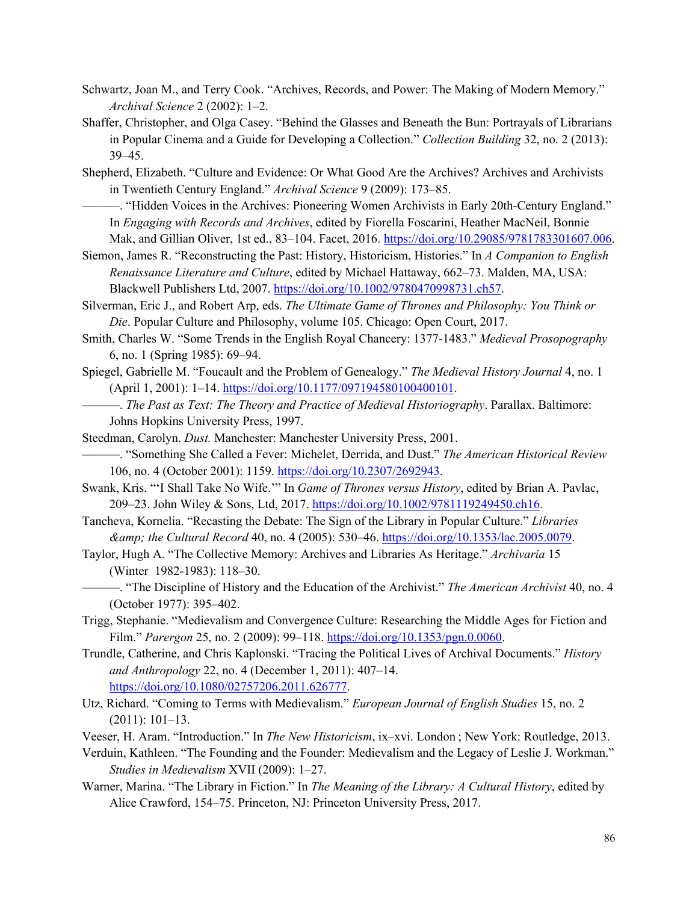Schwartz, Joan M., and Terry Cook. “Archives, Records, and Power: The Making of Modern Memory.” *Archival Science* 2 (2002): 1–2.

Shaffer, Christopher, and Olga Casey. “Behind the Glasses and Beneath the Bun: Portrayals of Librarians in Popular Cinema and a Guide for Developing a Collection.” *Collection Building* 32, no. 2 (2013): 39–45.

Shepherd, Elizabeth. “Culture and Evidence: Or What Good Are the Archives? Archives and Archivists in Twentieth Century England.” *Archival Science* 9 (2009): 173–85.

———. “Hidden Voices in the Archives: Pioneering Women Archivists in Early 20th-Century England.” In *Engaging with Records and Archives*, edited by Fiorella Foscarini, Heather MacNeil, Bonnie Mak, and Gillian Oliver, 1st ed., 83–104. Facet, 2016. https://doi.org/10.29085/9781783301607.006.

Siemon, James R. “Reconstructing the Past: History, Historicism, Histories.” In *A Companion to English Renaissance Literature and Culture*, edited by Michael Hattaway, 662–73. Malden, MA, USA: Blackwell Publishers Ltd, 2007. https://doi.org/10.1002/9780470998731.ch57.

Silverman, Eric J., and Robert Arp, eds. *The Ultimate Game of Thrones and Philosophy: You Think or Die*. Popular Culture and Philosophy, volume 105. Chicago: Open Court, 2017.

Smith, Charles W. “Some Trends in the English Royal Chancery: 1377-1483.” *Medieval Prosopography* 6, no. 1 (Spring 1985): 69–94.

Spiegel, Gabrielle M. “Foucault and the Problem of Genealogy.” *The Medieval History Journal* 4, no. 1 (April 1, 2001): 1–14. https://doi.org/10.1177/097194580100400101.

———. *The Past as Text: The Theory and Practice of Medieval Historiography*. Parallax. Baltimore: Johns Hopkins University Press, 1997.

Steedman, Carolyn. *Dust.* Manchester: Manchester University Press, 2001.

———. “Something She Called a Fever: Michelet, Derrida, and Dust.” *The American Historical Review* 106, no. 4 (October 2001): 1159. https://doi.org/10.2307/2692943.

Swank, Kris. “‘I Shall Take No Wife.’” In *Game of Thrones versus History*, edited by Brian A. Pavlac, 209–23. John Wiley & Sons, Ltd, 2017. https://doi.org/10.1002/9781119249450.ch16.

Tancheva, Kornelia. “Recasting the Debate: The Sign of the Library in Popular Culture.” *Libraries &amp; the Cultural Record* 40, no. 4 (2005): 530–46. https://doi.org/10.1353/lac.2005.0079.

Taylor, Hugh A. “The Collective Memory: Archives and Libraries As Heritage.” *Archivaria* 15 (Winter 1982-1983): 118–30.

———. “The Discipline of History and the Education of the Archivist.” *The American Archivist* 40, no. 4 (October 1977): 395–402.

Trigg, Stephanie. “Medievalism and Convergence Culture: Researching the Middle Ages for Fiction and Film.” *Parergon* 25, no. 2 (2009): 99–118. https://doi.org/10.1353/pgn.0.0060.

Trundle, Catherine, and Chris Kaplonski. “Tracing the Political Lives of Archival Documents.” *History and Anthropology* 22, no. 4 (December 1, 2011): 407–14. https://doi.org/10.1080/02757206.2011.626777.

Utz, Richard. “Coming to Terms with Medievalism.” *European Journal of English Studies* 15, no. 2 (2011): 101–13.

Veeser, H. Aram. “Introduction.” In *The New Historicism*, ix–xvi. London ; New York: Routledge, 2013.

Verduin, Kathleen. “The Founding and the Founder: Medievalism and the Legacy of Leslie J. Workman.” *Studies in Medievalism* XVII (2009): 1–27.

Warner, Marina. “The Library in Fiction.” In *The Meaning of the Library: A Cultural History*, edited by Alice Crawford, 154–75. Princeton, NJ: Princeton University Press, 2017.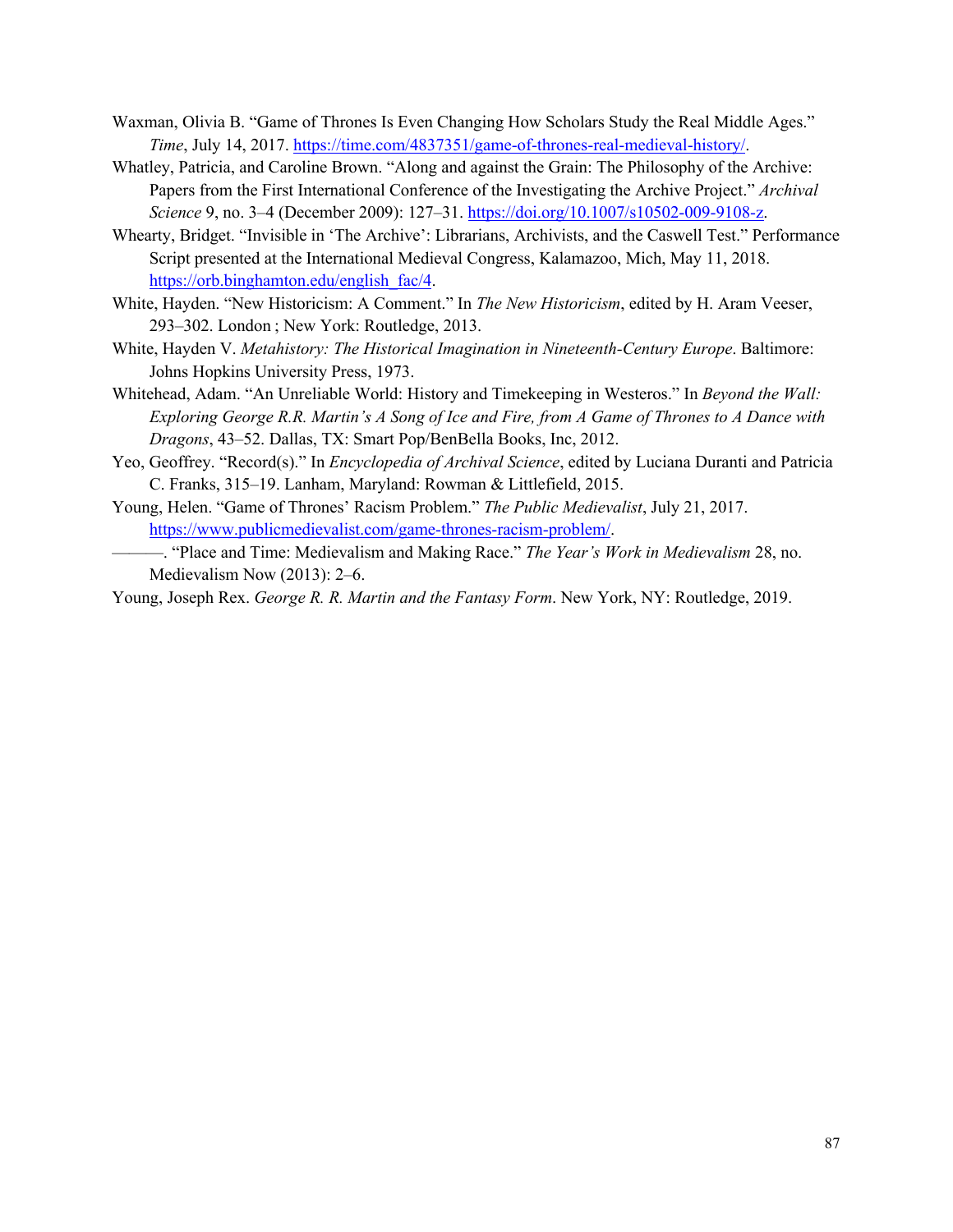Waxman, Olivia B. “Game of Thrones Is Even Changing How Scholars Study the Real Middle Ages.” *Time*, July 14, 2017. https://time.com/4837351/game-of-thrones-real-medieval-history/.

Whatley, Patricia, and Caroline Brown. “Along and against the Grain: The Philosophy of the Archive: Papers from the First International Conference of the Investigating the Archive Project.” *Archival Science* 9, no. 3–4 (December 2009): 127–31. https://doi.org/10.1007/s10502-009-9108-z.

Whearty, Bridget. “Invisible in ‘The Archive’: Librarians, Archivists, and the Caswell Test.” Performance Script presented at the International Medieval Congress, Kalamazoo, Mich, May 11, 2018. https://orb.binghamton.edu/english_fac/4.

White, Hayden. “New Historicism: A Comment.” In *The New Historicism*, edited by H. Aram Veeser, 293–302. London ; New York: Routledge, 2013.

White, Hayden V. *Metahistory: The Historical Imagination in Nineteenth-Century Europe*. Baltimore: Johns Hopkins University Press, 1973.

Whitehead, Adam. “An Unreliable World: History and Timekeeping in Westeros.” In *Beyond the Wall: Exploring George R.R. Martin’s A Song of Ice and Fire, from A Game of Thrones to A Dance with Dragons*, 43–52. Dallas, TX: Smart Pop/BenBella Books, Inc, 2012.

Yeo, Geoffrey. “Record(s).” In *Encyclopedia of Archival Science*, edited by Luciana Duranti and Patricia C. Franks, 315–19. Lanham, Maryland: Rowman & Littlefield, 2015.

Young, Helen. “Game of Thrones’ Racism Problem.” *The Public Medievalist*, July 21, 2017. https://www.publicmedievalist.com/game-thrones-racism-problem/.

———. “Place and Time: Medievalism and Making Race.” *The Year’s Work in Medievalism* 28, no. Medievalism Now (2013): 2–6.

Young, Joseph Rex. *George R. R. Martin and the Fantasy Form*. New York, NY: Routledge, 2019.